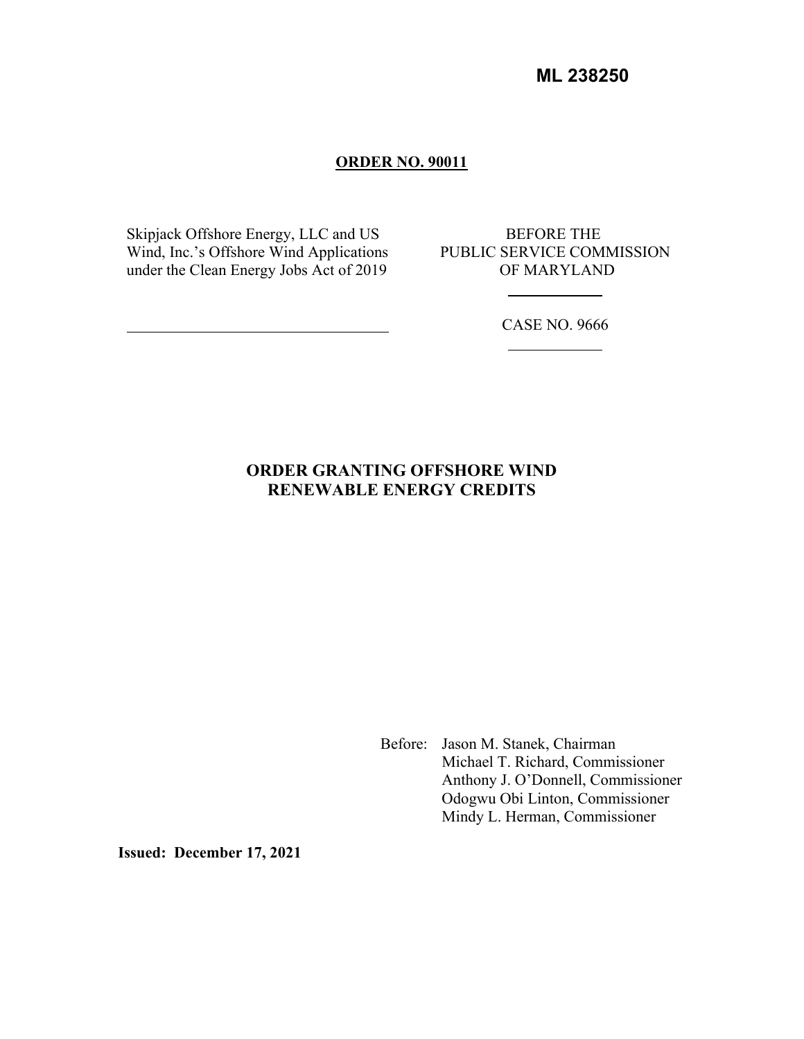**ML 238250**

**ORDER NO. 90011**

| | |
|---|---|
| Skipjack Offshore Energy, LLC and US Wind, Inc.'s Offshore Wind Applications under the Clean Energy Jobs Act of 2019 | BEFORE THE PUBLIC SERVICE COMMISSION OF MARYLAND |
| | CASE NO. 9666 |

## ORDER GRANTING OFFSHORE WIND RENEWABLE ENERGY CREDITS

Before: Jason M. Stanek, Chairman
Michael T. Richard, Commissioner
Anthony J. O'Donnell, Commissioner
Odogwu Obi Linton, Commissioner
Mindy L. Herman, Commissioner

**Issued: December 17, 2021**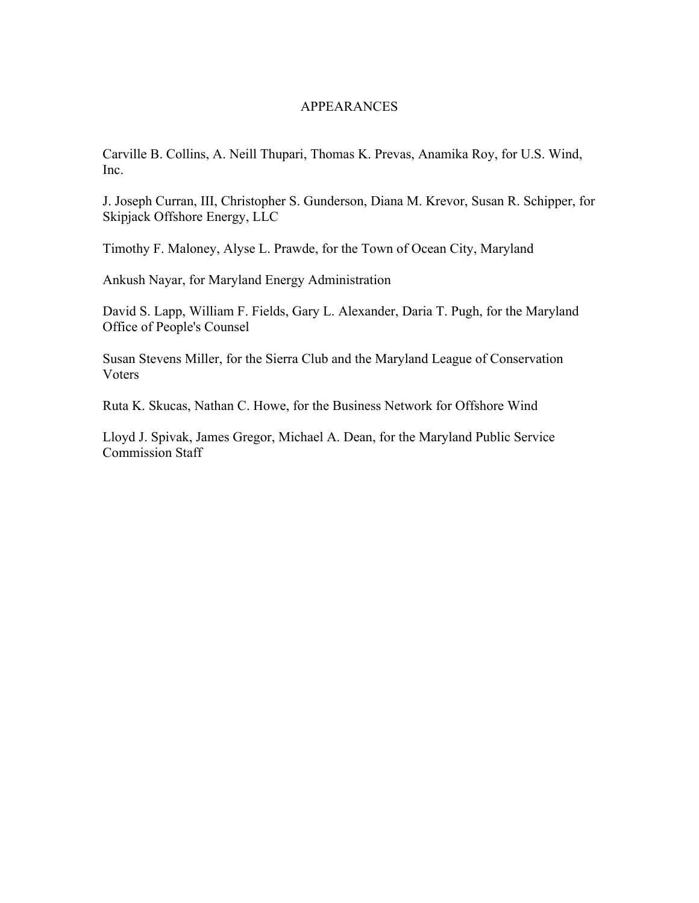# APPEARANCES

Carville B. Collins, A. Neill Thupari, Thomas K. Prevas, Anamika Roy, for U.S. Wind, Inc.

J. Joseph Curran, III, Christopher S. Gunderson, Diana M. Krevor, Susan R. Schipper, for Skipjack Offshore Energy, LLC

Timothy F. Maloney, Alyse L. Prawde, for the Town of Ocean City, Maryland

Ankush Nayar, for Maryland Energy Administration

David S. Lapp, William F. Fields, Gary L. Alexander, Daria T. Pugh, for the Maryland Office of People's Counsel

Susan Stevens Miller, for the Sierra Club and the Maryland League of Conservation Voters

Ruta K. Skucas, Nathan C. Howe, for the Business Network for Offshore Wind

Lloyd J. Spivak, James Gregor, Michael A. Dean, for the Maryland Public Service Commission Staff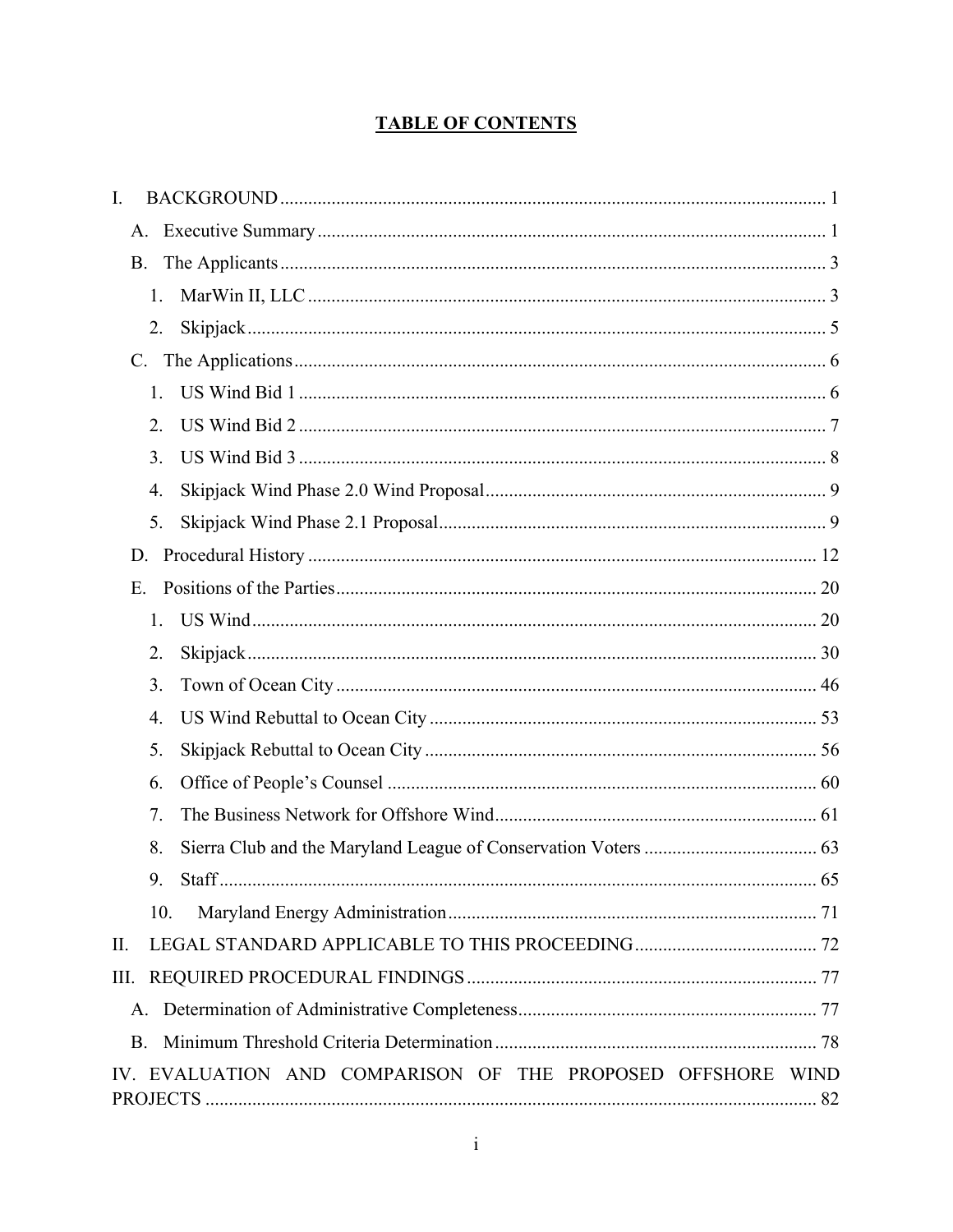# TABLE OF CONTENTS

I. BACKGROUND ..... 1

A. Executive Summary ..... 1

B. The Applicants ..... 3

1. MarWin II, LLC ..... 3
2. Skipjack ..... 5

C. The Applications ..... 6

1. US Wind Bid 1 ..... 6
2. US Wind Bid 2 ..... 7
3. US Wind Bid 3 ..... 8
4. Skipjack Wind Phase 2.0 Wind Proposal ..... 9
5. Skipjack Wind Phase 2.1 Proposal ..... 9

D. Procedural History ..... 12

E. Positions of the Parties ..... 20

1. US Wind ..... 20
2. Skipjack ..... 30
3. Town of Ocean City ..... 46
4. US Wind Rebuttal to Ocean City ..... 53
5. Skipjack Rebuttal to Ocean City ..... 56
6. Office of People's Counsel ..... 60
7. The Business Network for Offshore Wind ..... 61
8. Sierra Club and the Maryland League of Conservation Voters ..... 63
9. Staff ..... 65
10. Maryland Energy Administration ..... 71

II. LEGAL STANDARD APPLICABLE TO THIS PROCEEDING ..... 72

III. REQUIRED PROCEDURAL FINDINGS ..... 77

A. Determination of Administrative Completeness ..... 77

B. Minimum Threshold Criteria Determination ..... 78

IV. EVALUATION AND COMPARISON OF THE PROPOSED OFFSHORE WIND PROJECTS ..... 82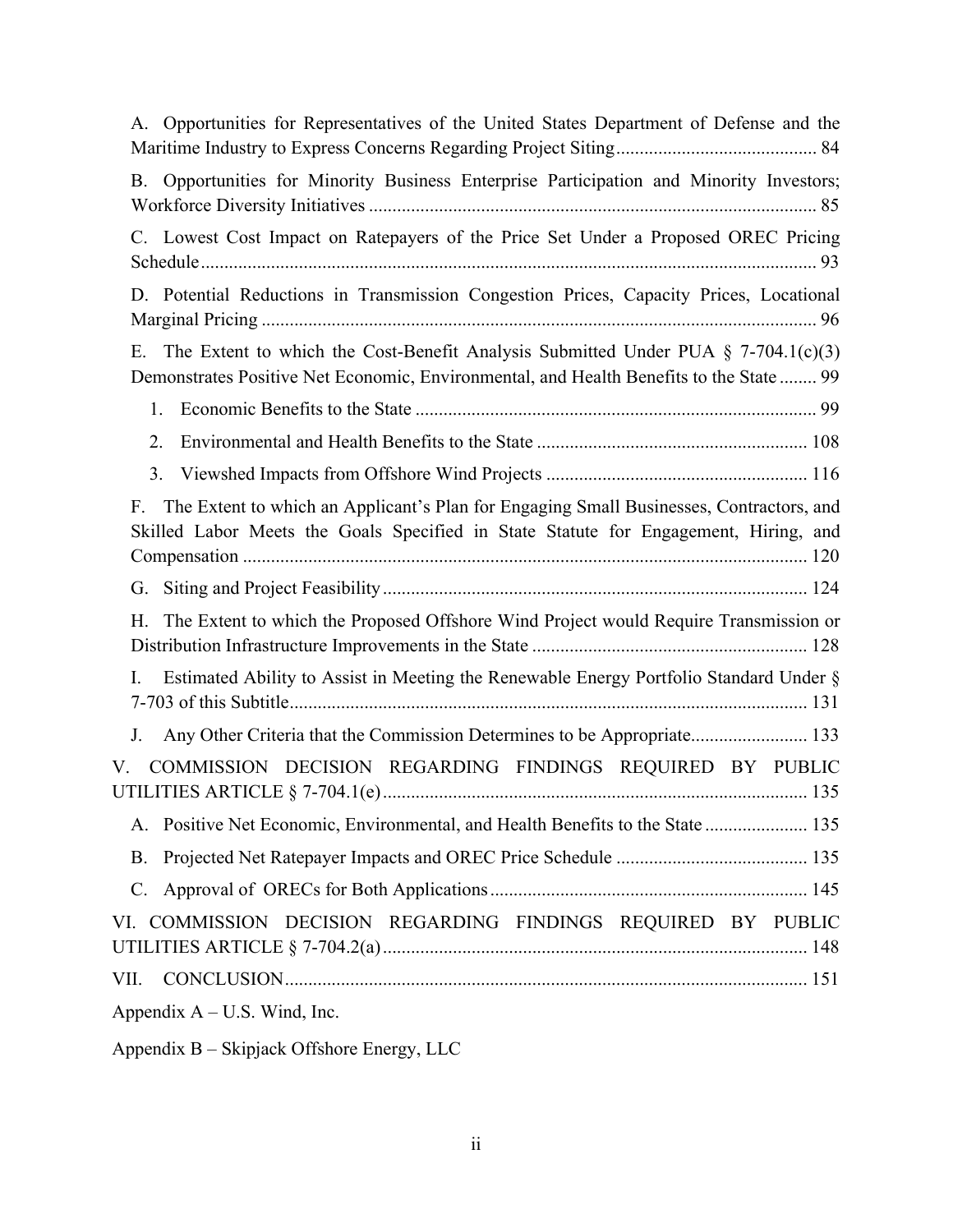A. Opportunities for Representatives of the United States Department of Defense and the Maritime Industry to Express Concerns Regarding Project Siting ... 84

B. Opportunities for Minority Business Enterprise Participation and Minority Investors; Workforce Diversity Initiatives ... 85

C. Lowest Cost Impact on Ratepayers of the Price Set Under a Proposed OREC Pricing Schedule ... 93

D. Potential Reductions in Transmission Congestion Prices, Capacity Prices, Locational Marginal Pricing ... 96

E. The Extent to which the Cost-Benefit Analysis Submitted Under PUA § 7-704.1(c)(3) Demonstrates Positive Net Economic, Environmental, and Health Benefits to the State ... 99

1. Economic Benefits to the State ... 99
2. Environmental and Health Benefits to the State ... 108
3. Viewshed Impacts from Offshore Wind Projects ... 116

F. The Extent to which an Applicant's Plan for Engaging Small Businesses, Contractors, and Skilled Labor Meets the Goals Specified in State Statute for Engagement, Hiring, and Compensation ... 120

G. Siting and Project Feasibility ... 124

H. The Extent to which the Proposed Offshore Wind Project would Require Transmission or Distribution Infrastructure Improvements in the State ... 128

I. Estimated Ability to Assist in Meeting the Renewable Energy Portfolio Standard Under § 7-703 of this Subtitle ... 131

J. Any Other Criteria that the Commission Determines to be Appropriate ... 133

V. COMMISSION DECISION REGARDING FINDINGS REQUIRED BY PUBLIC UTILITIES ARTICLE § 7-704.1(e) ... 135

A. Positive Net Economic, Environmental, and Health Benefits to the State ... 135

B. Projected Net Ratepayer Impacts and OREC Price Schedule ... 135

C. Approval of ORECs for Both Applications ... 145

VI. COMMISSION DECISION REGARDING FINDINGS REQUIRED BY PUBLIC UTILITIES ARTICLE § 7-704.2(a) ... 148

VII. CONCLUSION ... 151

Appendix A – U.S. Wind, Inc.

Appendix B – Skipjack Offshore Energy, LLC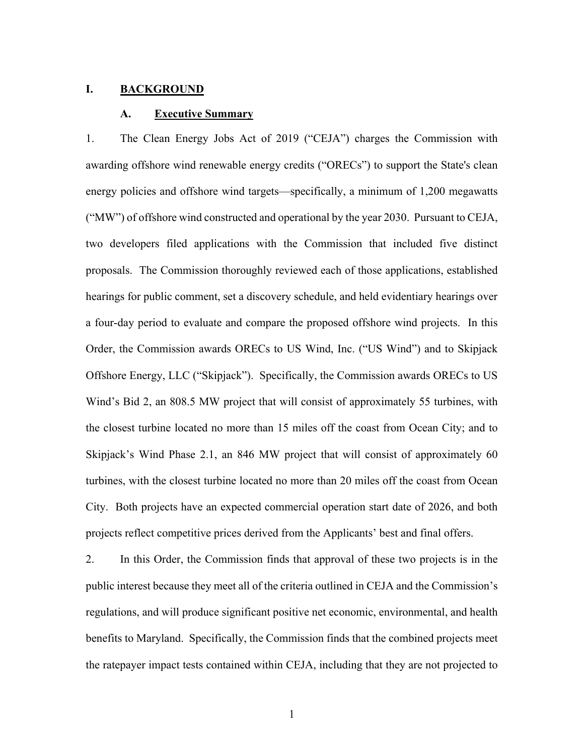# I. BACKGROUND

## A. Executive Summary

1. The Clean Energy Jobs Act of 2019 ("CEJA") charges the Commission with awarding offshore wind renewable energy credits ("ORECs") to support the State's clean energy policies and offshore wind targets—specifically, a minimum of 1,200 megawatts ("MW") of offshore wind constructed and operational by the year 2030. Pursuant to CEJA, two developers filed applications with the Commission that included five distinct proposals. The Commission thoroughly reviewed each of those applications, established hearings for public comment, set a discovery schedule, and held evidentiary hearings over a four-day period to evaluate and compare the proposed offshore wind projects. In this Order, the Commission awards ORECs to US Wind, Inc. ("US Wind") and to Skipjack Offshore Energy, LLC ("Skipjack"). Specifically, the Commission awards ORECs to US Wind's Bid 2, an 808.5 MW project that will consist of approximately 55 turbines, with the closest turbine located no more than 15 miles off the coast from Ocean City; and to Skipjack's Wind Phase 2.1, an 846 MW project that will consist of approximately 60 turbines, with the closest turbine located no more than 20 miles off the coast from Ocean City. Both projects have an expected commercial operation start date of 2026, and both projects reflect competitive prices derived from the Applicants' best and final offers.

2. In this Order, the Commission finds that approval of these two projects is in the public interest because they meet all of the criteria outlined in CEJA and the Commission's regulations, and will produce significant positive net economic, environmental, and health benefits to Maryland. Specifically, the Commission finds that the combined projects meet the ratepayer impact tests contained within CEJA, including that they are not projected to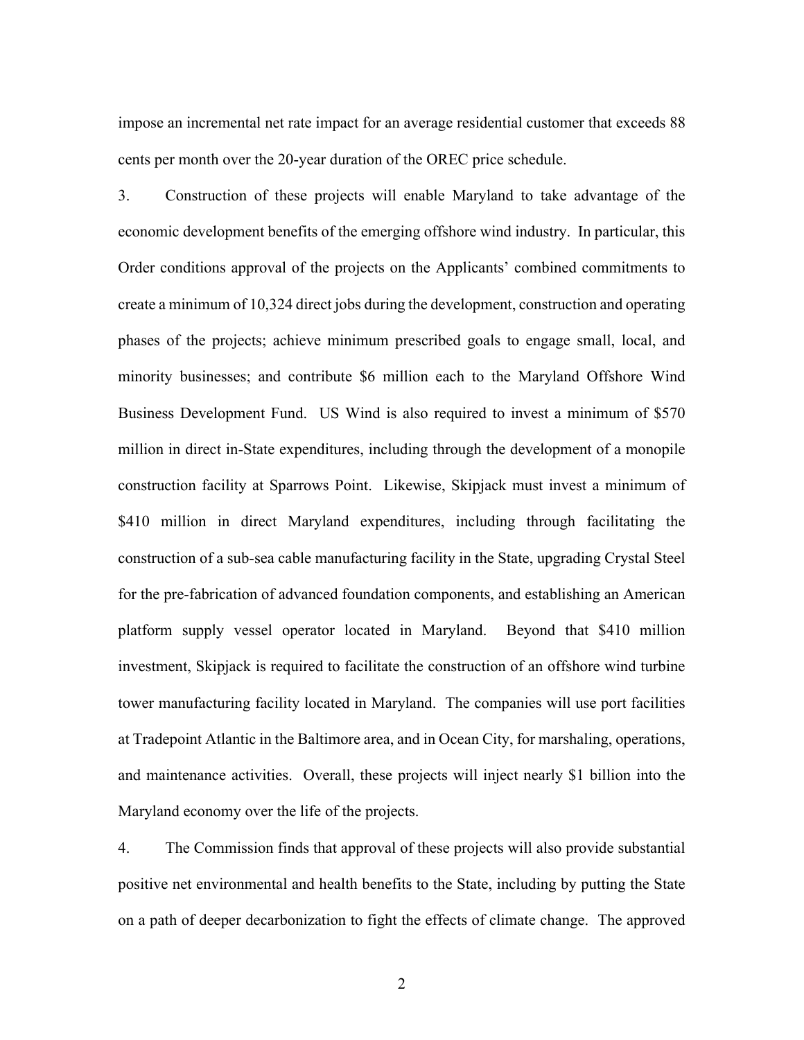impose an incremental net rate impact for an average residential customer that exceeds 88 cents per month over the 20-year duration of the OREC price schedule.

3. Construction of these projects will enable Maryland to take advantage of the economic development benefits of the emerging offshore wind industry. In particular, this Order conditions approval of the projects on the Applicants' combined commitments to create a minimum of 10,324 direct jobs during the development, construction and operating phases of the projects; achieve minimum prescribed goals to engage small, local, and minority businesses; and contribute $6 million each to the Maryland Offshore Wind Business Development Fund. US Wind is also required to invest a minimum of $570 million in direct in-State expenditures, including through the development of a monopile construction facility at Sparrows Point. Likewise, Skipjack must invest a minimum of $410 million in direct Maryland expenditures, including through facilitating the construction of a sub-sea cable manufacturing facility in the State, upgrading Crystal Steel for the pre-fabrication of advanced foundation components, and establishing an American platform supply vessel operator located in Maryland. Beyond that $410 million investment, Skipjack is required to facilitate the construction of an offshore wind turbine tower manufacturing facility located in Maryland. The companies will use port facilities at Tradepoint Atlantic in the Baltimore area, and in Ocean City, for marshaling, operations, and maintenance activities. Overall, these projects will inject nearly $1 billion into the Maryland economy over the life of the projects.

4. The Commission finds that approval of these projects will also provide substantial positive net environmental and health benefits to the State, including by putting the State on a path of deeper decarbonization to fight the effects of climate change. The approved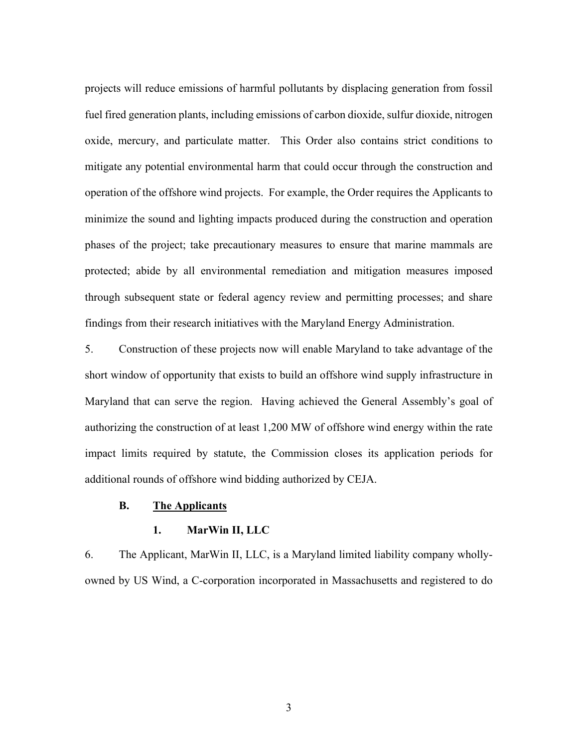projects will reduce emissions of harmful pollutants by displacing generation from fossil fuel fired generation plants, including emissions of carbon dioxide, sulfur dioxide, nitrogen oxide, mercury, and particulate matter. This Order also contains strict conditions to mitigate any potential environmental harm that could occur through the construction and operation of the offshore wind projects. For example, the Order requires the Applicants to minimize the sound and lighting impacts produced during the construction and operation phases of the project; take precautionary measures to ensure that marine mammals are protected; abide by all environmental remediation and mitigation measures imposed through subsequent state or federal agency review and permitting processes; and share findings from their research initiatives with the Maryland Energy Administration.

5. Construction of these projects now will enable Maryland to take advantage of the short window of opportunity that exists to build an offshore wind supply infrastructure in Maryland that can serve the region. Having achieved the General Assembly's goal of authorizing the construction of at least 1,200 MW of offshore wind energy within the rate impact limits required by statute, the Commission closes its application periods for additional rounds of offshore wind bidding authorized by CEJA.

### B. <u>The Applicants</u>

#### 1. MarWin II, LLC

6. The Applicant, MarWin II, LLC, is a Maryland limited liability company wholly-owned by US Wind, a C-corporation incorporated in Massachusetts and registered to do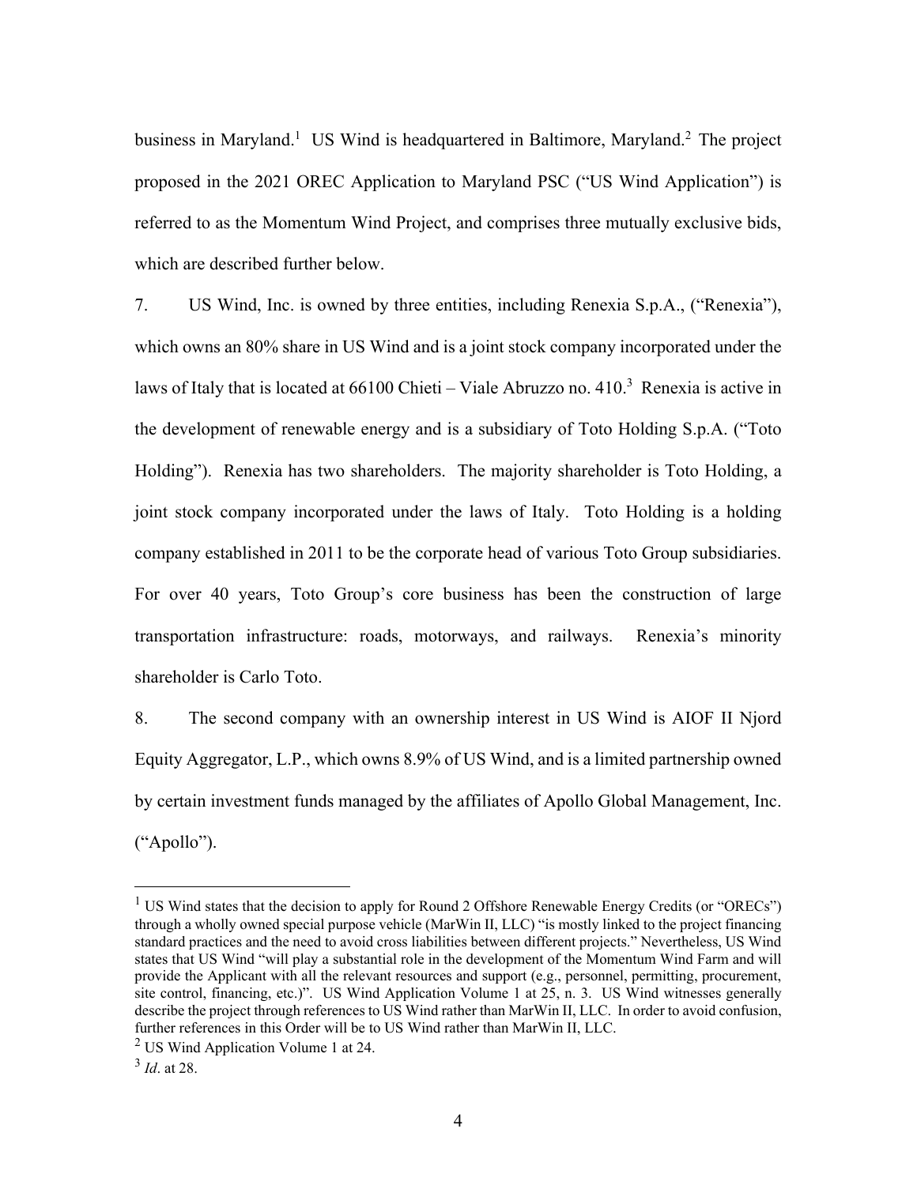business in Maryland.[1] US Wind is headquartered in Baltimore, Maryland.[2] The project proposed in the 2021 OREC Application to Maryland PSC ("US Wind Application") is referred to as the Momentum Wind Project, and comprises three mutually exclusive bids, which are described further below.

7. US Wind, Inc. is owned by three entities, including Renexia S.p.A., ("Renexia"), which owns an 80% share in US Wind and is a joint stock company incorporated under the laws of Italy that is located at 66100 Chieti – Viale Abruzzo no. 410.[3] Renexia is active in the development of renewable energy and is a subsidiary of Toto Holding S.p.A. ("Toto Holding"). Renexia has two shareholders. The majority shareholder is Toto Holding, a joint stock company incorporated under the laws of Italy. Toto Holding is a holding company established in 2011 to be the corporate head of various Toto Group subsidiaries. For over 40 years, Toto Group's core business has been the construction of large transportation infrastructure: roads, motorways, and railways. Renexia's minority shareholder is Carlo Toto.

8. The second company with an ownership interest in US Wind is AIOF II Njord Equity Aggregator, L.P., which owns 8.9% of US Wind, and is a limited partnership owned by certain investment funds managed by the affiliates of Apollo Global Management, Inc. ("Apollo").

---

[1] US Wind states that the decision to apply for Round 2 Offshore Renewable Energy Credits (or "ORECs") through a wholly owned special purpose vehicle (MarWin II, LLC) "is mostly linked to the project financing standard practices and the need to avoid cross liabilities between different projects." Nevertheless, US Wind states that US Wind "will play a substantial role in the development of the Momentum Wind Farm and will provide the Applicant with all the relevant resources and support (e.g., personnel, permitting, procurement, site control, financing, etc.)". US Wind Application Volume 1 at 25, n. 3. US Wind witnesses generally describe the project through references to US Wind rather than MarWin II, LLC. In order to avoid confusion, further references in this Order will be to US Wind rather than MarWin II, LLC.

[2] US Wind Application Volume 1 at 24.

[3] *Id*. at 28.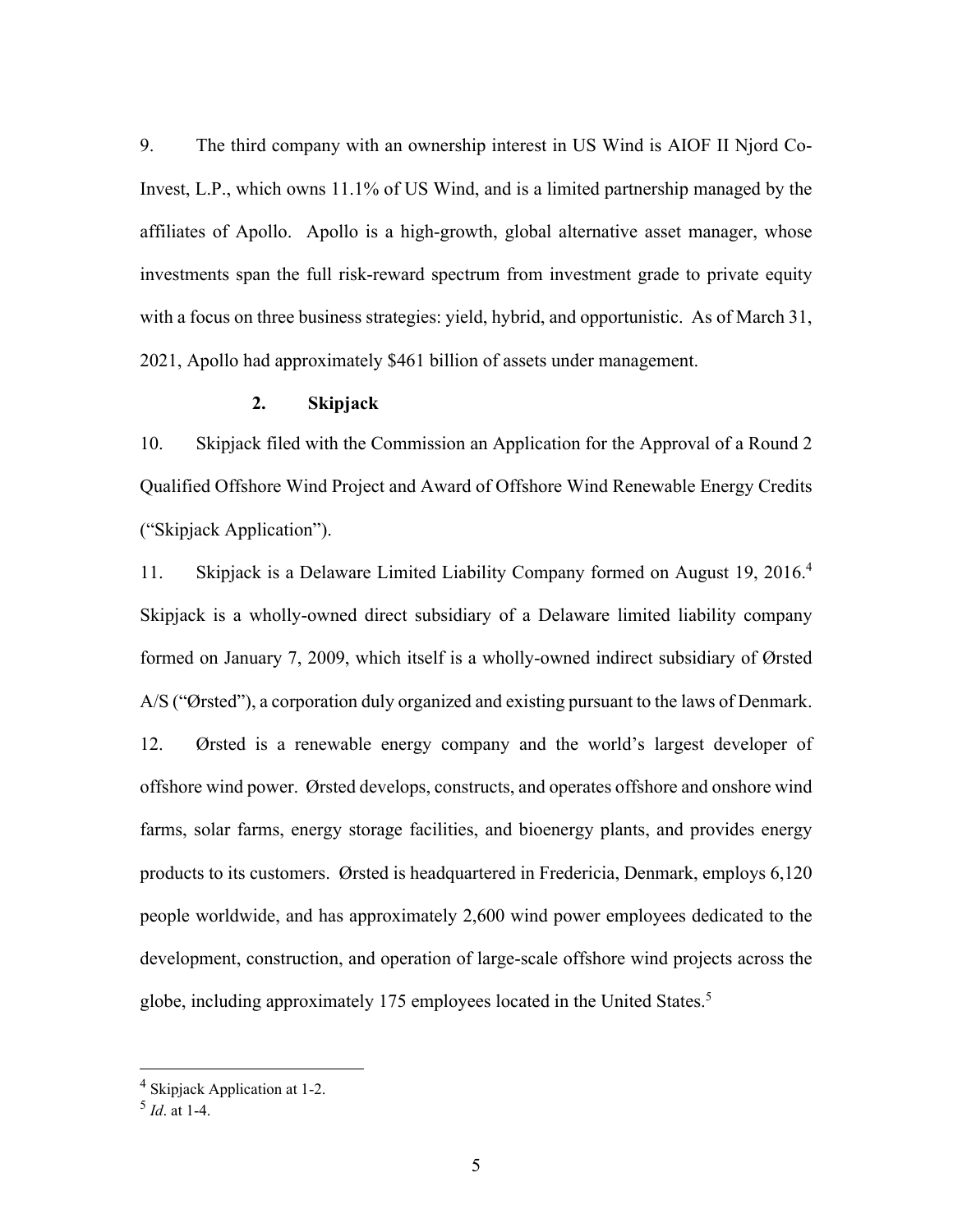9. The third company with an ownership interest in US Wind is AIOF II Njord Co-Invest, L.P., which owns 11.1% of US Wind, and is a limited partnership managed by the affiliates of Apollo. Apollo is a high-growth, global alternative asset manager, whose investments span the full risk-reward spectrum from investment grade to private equity with a focus on three business strategies: yield, hybrid, and opportunistic. As of March 31, 2021, Apollo had approximately $461 billion of assets under management.

### 2. Skipjack

10. Skipjack filed with the Commission an Application for the Approval of a Round 2 Qualified Offshore Wind Project and Award of Offshore Wind Renewable Energy Credits ("Skipjack Application").

11. Skipjack is a Delaware Limited Liability Company formed on August 19, 2016.[4] Skipjack is a wholly-owned direct subsidiary of a Delaware limited liability company formed on January 7, 2009, which itself is a wholly-owned indirect subsidiary of Ørsted A/S ("Ørsted"), a corporation duly organized and existing pursuant to the laws of Denmark.

12. Ørsted is a renewable energy company and the world's largest developer of offshore wind power. Ørsted develops, constructs, and operates offshore and onshore wind farms, solar farms, energy storage facilities, and bioenergy plants, and provides energy products to its customers. Ørsted is headquartered in Fredericia, Denmark, employs 6,120 people worldwide, and has approximately 2,600 wind power employees dedicated to the development, construction, and operation of large-scale offshore wind projects across the globe, including approximately 175 employees located in the United States.[5]

---

[4] Skipjack Application at 1-2.

[5] *Id*. at 1-4.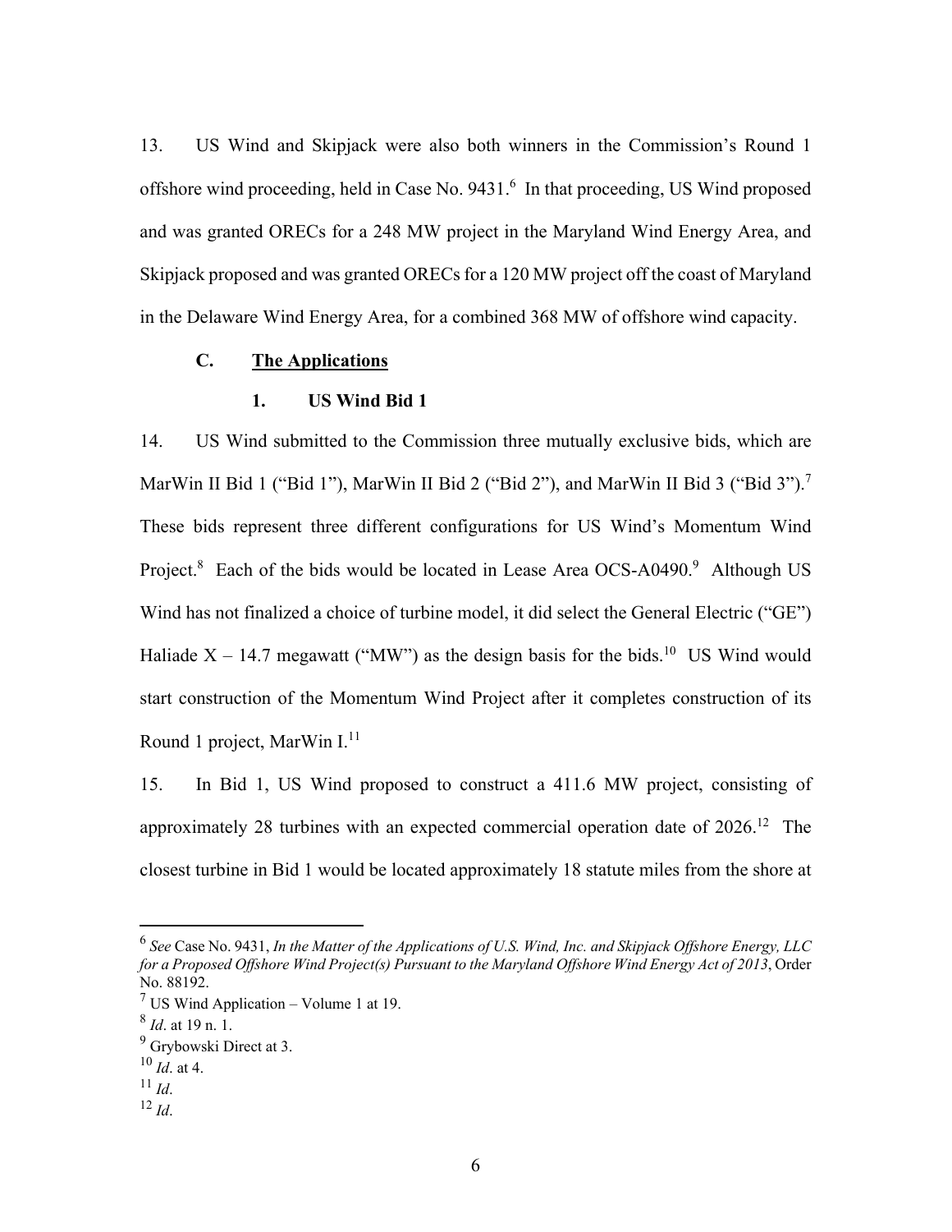13. US Wind and Skipjack were also both winners in the Commission's Round 1 offshore wind proceeding, held in Case No. 9431.[6] In that proceeding, US Wind proposed and was granted ORECs for a 248 MW project in the Maryland Wind Energy Area, and Skipjack proposed and was granted ORECs for a 120 MW project off the coast of Maryland in the Delaware Wind Energy Area, for a combined 368 MW of offshore wind capacity.

### C. The Applications

#### 1. US Wind Bid 1

14. US Wind submitted to the Commission three mutually exclusive bids, which are MarWin II Bid 1 ("Bid 1"), MarWin II Bid 2 ("Bid 2"), and MarWin II Bid 3 ("Bid 3").[7] These bids represent three different configurations for US Wind's Momentum Wind Project.[8] Each of the bids would be located in Lease Area OCS-A0490.[9] Although US Wind has not finalized a choice of turbine model, it did select the General Electric ("GE") Haliade X – 14.7 megawatt ("MW") as the design basis for the bids.[10] US Wind would start construction of the Momentum Wind Project after it completes construction of its Round 1 project, MarWin I.[11]

15. In Bid 1, US Wind proposed to construct a 411.6 MW project, consisting of approximately 28 turbines with an expected commercial operation date of 2026.[12] The closest turbine in Bid 1 would be located approximately 18 statute miles from the shore at

---

[6] *See* Case No. 9431, *In the Matter of the Applications of U.S. Wind, Inc. and Skipjack Offshore Energy, LLC for a Proposed Offshore Wind Project(s) Pursuant to the Maryland Offshore Wind Energy Act of 2013*, Order No. 88192.

[7] US Wind Application – Volume 1 at 19.

[8] *Id*. at 19 n. 1.

[9] Grybowski Direct at 3.

[10] *Id*. at 4.

[11] *Id*.

[12] *Id*.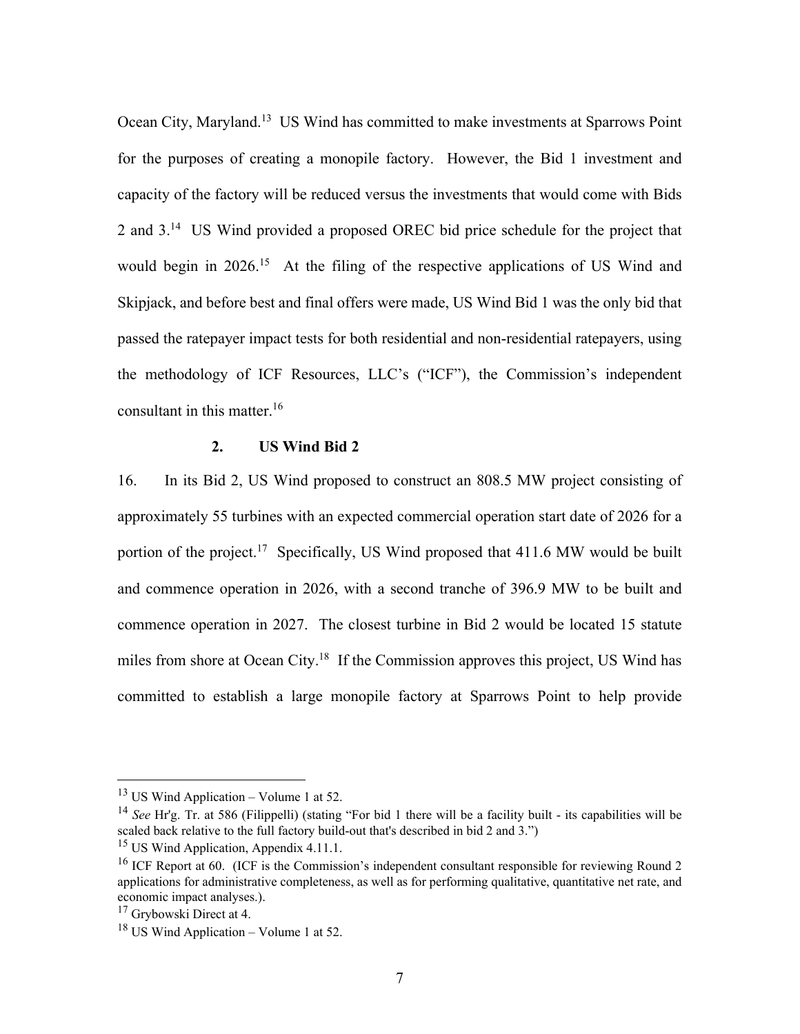Ocean City, Maryland.[13] US Wind has committed to make investments at Sparrows Point for the purposes of creating a monopile factory. However, the Bid 1 investment and capacity of the factory will be reduced versus the investments that would come with Bids 2 and 3.[14] US Wind provided a proposed OREC bid price schedule for the project that would begin in 2026.[15] At the filing of the respective applications of US Wind and Skipjack, and before best and final offers were made, US Wind Bid 1 was the only bid that passed the ratepayer impact tests for both residential and non-residential ratepayers, using the methodology of ICF Resources, LLC's ("ICF"), the Commission's independent consultant in this matter.[16]

### 2. US Wind Bid 2

16. In its Bid 2, US Wind proposed to construct an 808.5 MW project consisting of approximately 55 turbines with an expected commercial operation start date of 2026 for a portion of the project.[17] Specifically, US Wind proposed that 411.6 MW would be built and commence operation in 2026, with a second tranche of 396.9 MW to be built and commence operation in 2027. The closest turbine in Bid 2 would be located 15 statute miles from shore at Ocean City.[18] If the Commission approves this project, US Wind has committed to establish a large monopile factory at Sparrows Point to help provide

---

[13] US Wind Application – Volume 1 at 52.

[14] *See* Hr'g. Tr. at 586 (Filippelli) (stating "For bid 1 there will be a facility built - its capabilities will be scaled back relative to the full factory build-out that's described in bid 2 and 3.")

[15] US Wind Application, Appendix 4.11.1.

[16] ICF Report at 60. (ICF is the Commission's independent consultant responsible for reviewing Round 2 applications for administrative completeness, as well as for performing qualitative, quantitative net rate, and economic impact analyses.).

[17] Grybowski Direct at 4.

[18] US Wind Application – Volume 1 at 52.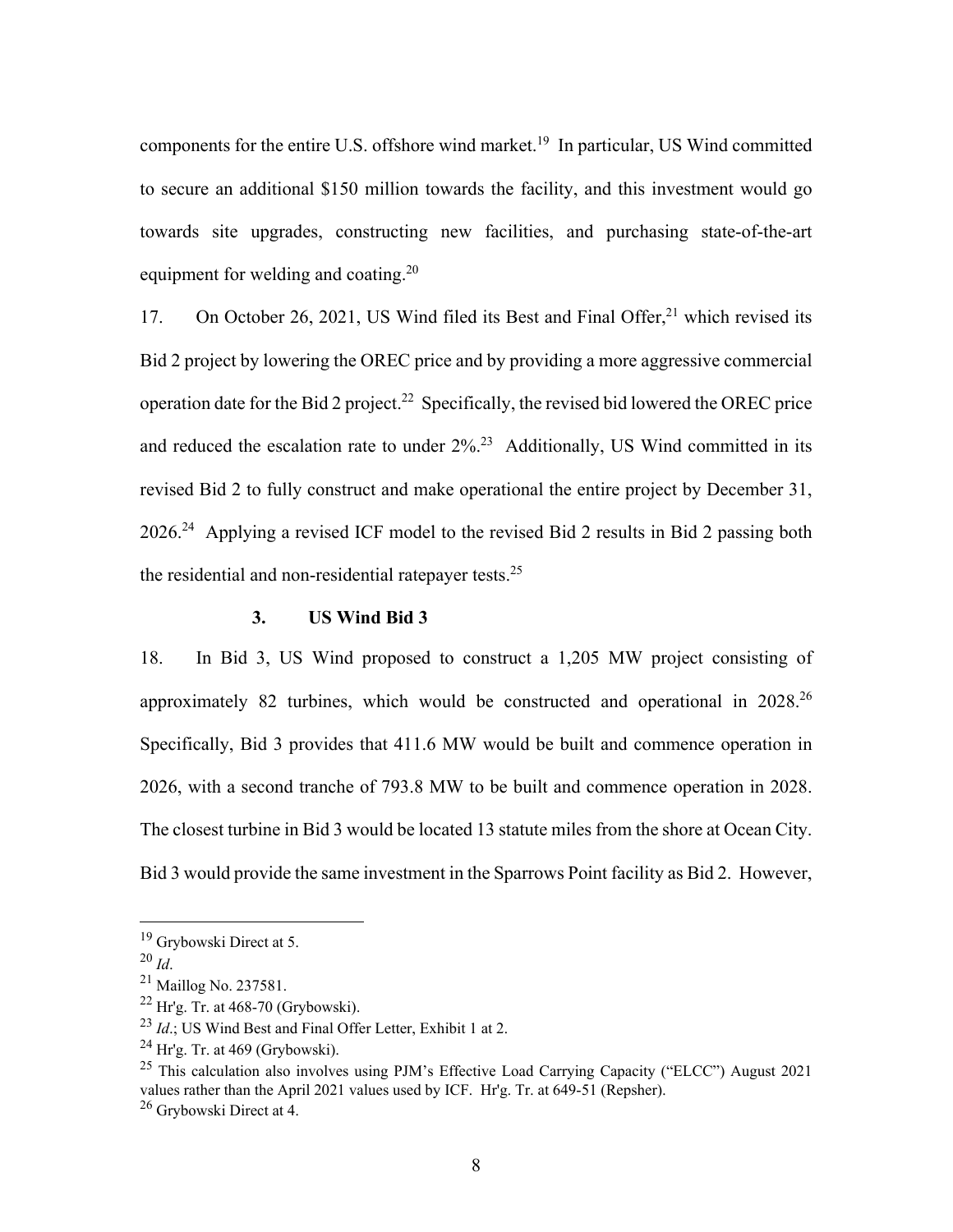components for the entire U.S. offshore wind market.[19] In particular, US Wind committed to secure an additional $150 million towards the facility, and this investment would go towards site upgrades, constructing new facilities, and purchasing state-of-the-art equipment for welding and coating.[20]

17. On October 26, 2021, US Wind filed its Best and Final Offer,[21] which revised its Bid 2 project by lowering the OREC price and by providing a more aggressive commercial operation date for the Bid 2 project.[22] Specifically, the revised bid lowered the OREC price and reduced the escalation rate to under 2%.[23] Additionally, US Wind committed in its revised Bid 2 to fully construct and make operational the entire project by December 31, 2026.[24] Applying a revised ICF model to the revised Bid 2 results in Bid 2 passing both the residential and non-residential ratepayer tests.[25]

### 3. US Wind Bid 3

18. In Bid 3, US Wind proposed to construct a 1,205 MW project consisting of approximately 82 turbines, which would be constructed and operational in 2028.[26] Specifically, Bid 3 provides that 411.6 MW would be built and commence operation in 2026, with a second tranche of 793.8 MW to be built and commence operation in 2028. The closest turbine in Bid 3 would be located 13 statute miles from the shore at Ocean City. Bid 3 would provide the same investment in the Sparrows Point facility as Bid 2. However,

---

[19] Grybowski Direct at 5.

[20] *Id*.

[21] Maillog No. 237581.

[22] Hr'g. Tr. at 468-70 (Grybowski).

[23] *Id*.; US Wind Best and Final Offer Letter, Exhibit 1 at 2.

[24] Hr'g. Tr. at 469 (Grybowski).

[25] This calculation also involves using PJM's Effective Load Carrying Capacity ("ELCC") August 2021 values rather than the April 2021 values used by ICF. Hr'g. Tr. at 649-51 (Repsher).

[26] Grybowski Direct at 4.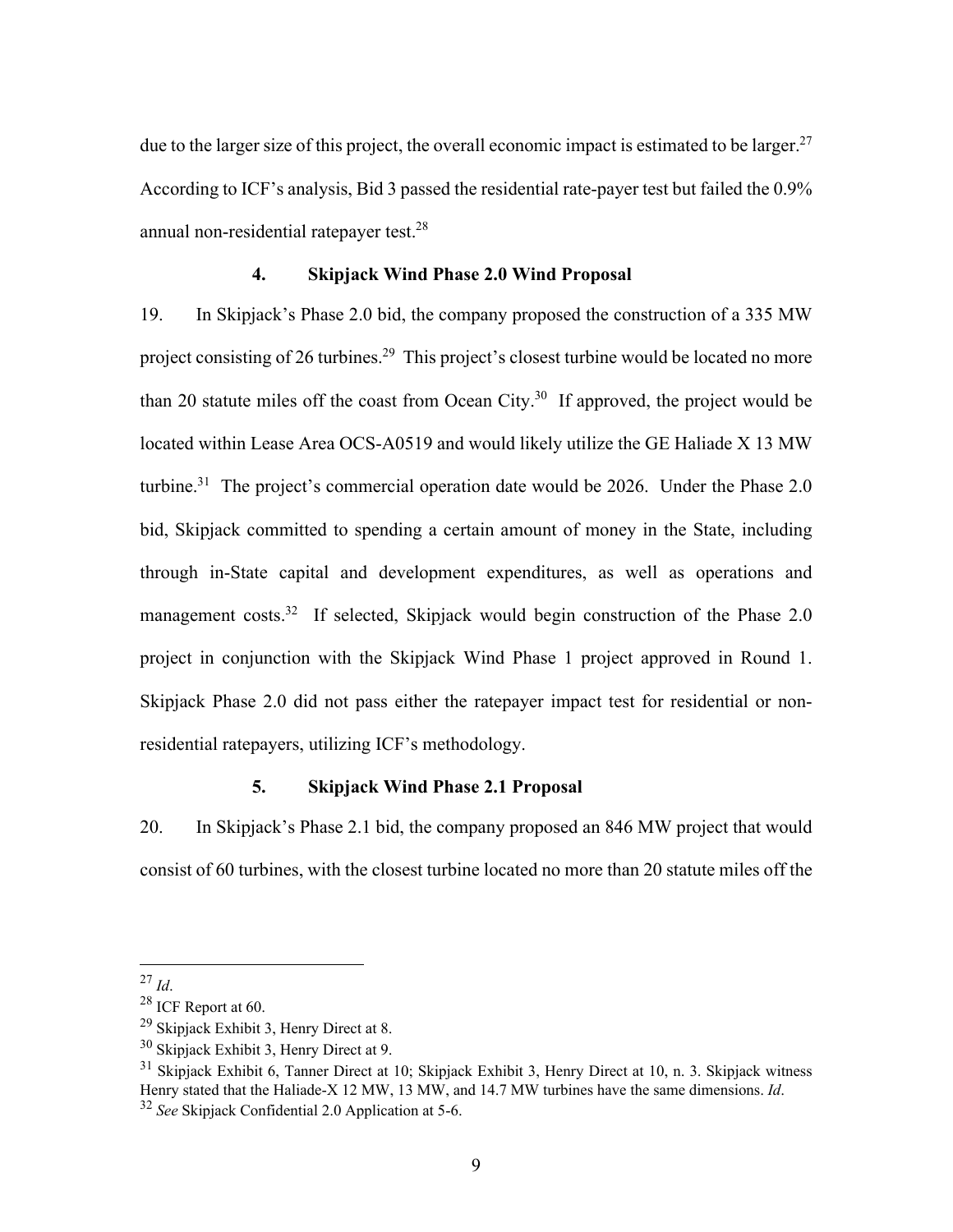due to the larger size of this project, the overall economic impact is estimated to be larger.[27] According to ICF's analysis, Bid 3 passed the residential rate-payer test but failed the 0.9% annual non-residential ratepayer test.[28]

### 4. Skipjack Wind Phase 2.0 Wind Proposal

19. In Skipjack's Phase 2.0 bid, the company proposed the construction of a 335 MW project consisting of 26 turbines.[29] This project's closest turbine would be located no more than 20 statute miles off the coast from Ocean City.[30] If approved, the project would be located within Lease Area OCS-A0519 and would likely utilize the GE Haliade X 13 MW turbine.[31] The project's commercial operation date would be 2026. Under the Phase 2.0 bid, Skipjack committed to spending a certain amount of money in the State, including through in-State capital and development expenditures, as well as operations and management costs.[32] If selected, Skipjack would begin construction of the Phase 2.0 project in conjunction with the Skipjack Wind Phase 1 project approved in Round 1. Skipjack Phase 2.0 did not pass either the ratepayer impact test for residential or non-residential ratepayers, utilizing ICF's methodology.

### 5. Skipjack Wind Phase 2.1 Proposal

20. In Skipjack's Phase 2.1 bid, the company proposed an 846 MW project that would consist of 60 turbines, with the closest turbine located no more than 20 statute miles off the

---

[27] *Id*.

[28] ICF Report at 60.

[29] Skipjack Exhibit 3, Henry Direct at 8.

[30] Skipjack Exhibit 3, Henry Direct at 9.

[31] Skipjack Exhibit 6, Tanner Direct at 10; Skipjack Exhibit 3, Henry Direct at 10, n. 3. Skipjack witness Henry stated that the Haliade-X 12 MW, 13 MW, and 14.7 MW turbines have the same dimensions. *Id*.

[32] *See* Skipjack Confidential 2.0 Application at 5-6.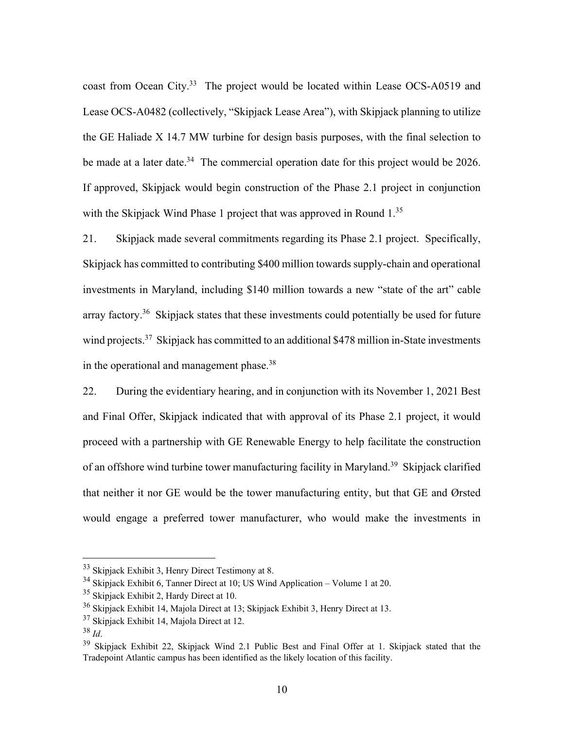coast from Ocean City.[33] The project would be located within Lease OCS-A0519 and Lease OCS-A0482 (collectively, "Skipjack Lease Area"), with Skipjack planning to utilize the GE Haliade X 14.7 MW turbine for design basis purposes, with the final selection to be made at a later date.[34] The commercial operation date for this project would be 2026. If approved, Skipjack would begin construction of the Phase 2.1 project in conjunction with the Skipjack Wind Phase 1 project that was approved in Round 1.[35]

21. Skipjack made several commitments regarding its Phase 2.1 project. Specifically, Skipjack has committed to contributing $400 million towards supply-chain and operational investments in Maryland, including $140 million towards a new "state of the art" cable array factory.[36] Skipjack states that these investments could potentially be used for future wind projects.[37] Skipjack has committed to an additional $478 million in-State investments in the operational and management phase.[38]

22. During the evidentiary hearing, and in conjunction with its November 1, 2021 Best and Final Offer, Skipjack indicated that with approval of its Phase 2.1 project, it would proceed with a partnership with GE Renewable Energy to help facilitate the construction of an offshore wind turbine tower manufacturing facility in Maryland.[39] Skipjack clarified that neither it nor GE would be the tower manufacturing entity, but that GE and Ørsted would engage a preferred tower manufacturer, who would make the investments in

---

[33] Skipjack Exhibit 3, Henry Direct Testimony at 8.

[34] Skipjack Exhibit 6, Tanner Direct at 10; US Wind Application – Volume 1 at 20.

[35] Skipjack Exhibit 2, Hardy Direct at 10.

[36] Skipjack Exhibit 14, Majola Direct at 13; Skipjack Exhibit 3, Henry Direct at 13.

[37] Skipjack Exhibit 14, Majola Direct at 12.

[38] *Id*.

[39] Skipjack Exhibit 22, Skipjack Wind 2.1 Public Best and Final Offer at 1. Skipjack stated that the Tradepoint Atlantic campus has been identified as the likely location of this facility.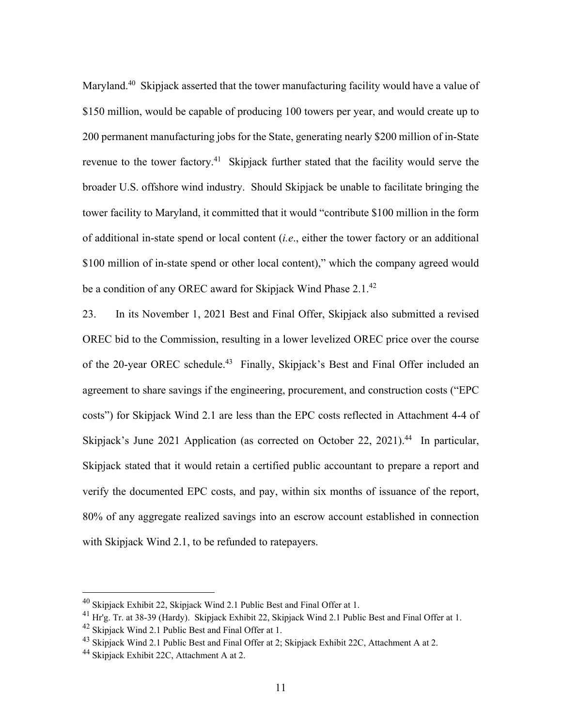Maryland.[40] Skipjack asserted that the tower manufacturing facility would have a value of $150 million, would be capable of producing 100 towers per year, and would create up to 200 permanent manufacturing jobs for the State, generating nearly $200 million of in-State revenue to the tower factory.[41] Skipjack further stated that the facility would serve the broader U.S. offshore wind industry. Should Skipjack be unable to facilitate bringing the tower facility to Maryland, it committed that it would "contribute $100 million in the form of additional in-state spend or local content (*i.e*., either the tower factory or an additional $100 million of in-state spend or other local content)," which the company agreed would be a condition of any OREC award for Skipjack Wind Phase 2.1.[42]

23. In its November 1, 2021 Best and Final Offer, Skipjack also submitted a revised OREC bid to the Commission, resulting in a lower levelized OREC price over the course of the 20-year OREC schedule.[43] Finally, Skipjack's Best and Final Offer included an agreement to share savings if the engineering, procurement, and construction costs ("EPC costs") for Skipjack Wind 2.1 are less than the EPC costs reflected in Attachment 4-4 of Skipjack's June 2021 Application (as corrected on October 22, 2021).[44] In particular, Skipjack stated that it would retain a certified public accountant to prepare a report and verify the documented EPC costs, and pay, within six months of issuance of the report, 80% of any aggregate realized savings into an escrow account established in connection with Skipjack Wind 2.1, to be refunded to ratepayers.

---

[40] Skipjack Exhibit 22, Skipjack Wind 2.1 Public Best and Final Offer at 1.

[41] Hr'g. Tr. at 38-39 (Hardy). Skipjack Exhibit 22, Skipjack Wind 2.1 Public Best and Final Offer at 1.

[42] Skipjack Wind 2.1 Public Best and Final Offer at 1.

[43] Skipjack Wind 2.1 Public Best and Final Offer at 2; Skipjack Exhibit 22C, Attachment A at 2.

[44] Skipjack Exhibit 22C, Attachment A at 2.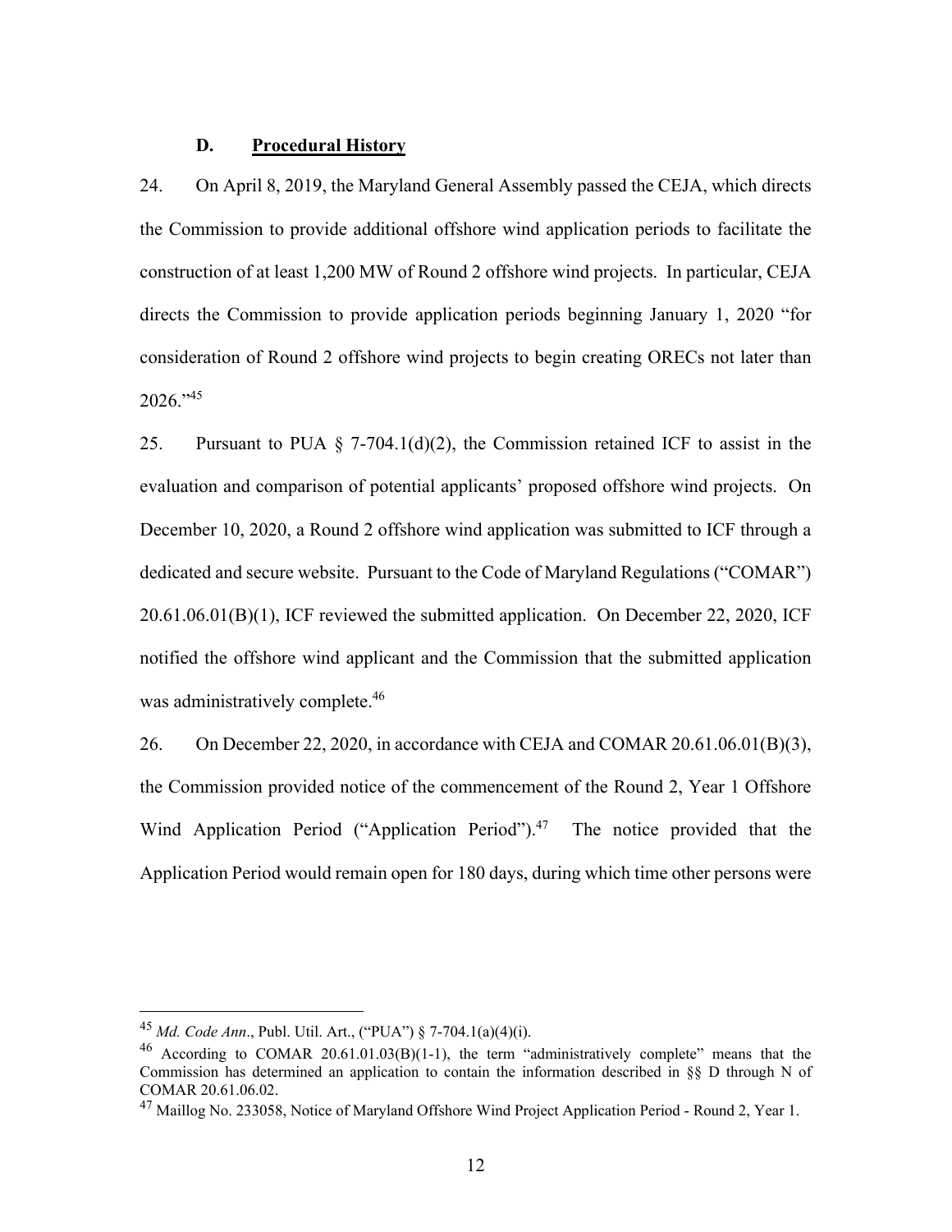### D. <u>Procedural History</u>

24. On April 8, 2019, the Maryland General Assembly passed the CEJA, which directs the Commission to provide additional offshore wind application periods to facilitate the construction of at least 1,200 MW of Round 2 offshore wind projects. In particular, CEJA directs the Commission to provide application periods beginning January 1, 2020 "for consideration of Round 2 offshore wind projects to begin creating ORECs not later than 2026."[45]

25. Pursuant to PUA § 7-704.1(d)(2), the Commission retained ICF to assist in the evaluation and comparison of potential applicants' proposed offshore wind projects. On December 10, 2020, a Round 2 offshore wind application was submitted to ICF through a dedicated and secure website. Pursuant to the Code of Maryland Regulations ("COMAR") 20.61.06.01(B)(1), ICF reviewed the submitted application. On December 22, 2020, ICF notified the offshore wind applicant and the Commission that the submitted application was administratively complete.[46]

26. On December 22, 2020, in accordance with CEJA and COMAR 20.61.06.01(B)(3), the Commission provided notice of the commencement of the Round 2, Year 1 Offshore Wind Application Period ("Application Period").[47] The notice provided that the Application Period would remain open for 180 days, during which time other persons were

---

[45] *Md. Code Ann*., Publ. Util. Art., ("PUA") § 7-704.1(a)(4)(i).

[46] According to COMAR 20.61.01.03(B)(1-1), the term "administratively complete" means that the Commission has determined an application to contain the information described in §§ D through N of COMAR 20.61.06.02.

[47] Maillog No. 233058, Notice of Maryland Offshore Wind Project Application Period - Round 2, Year 1.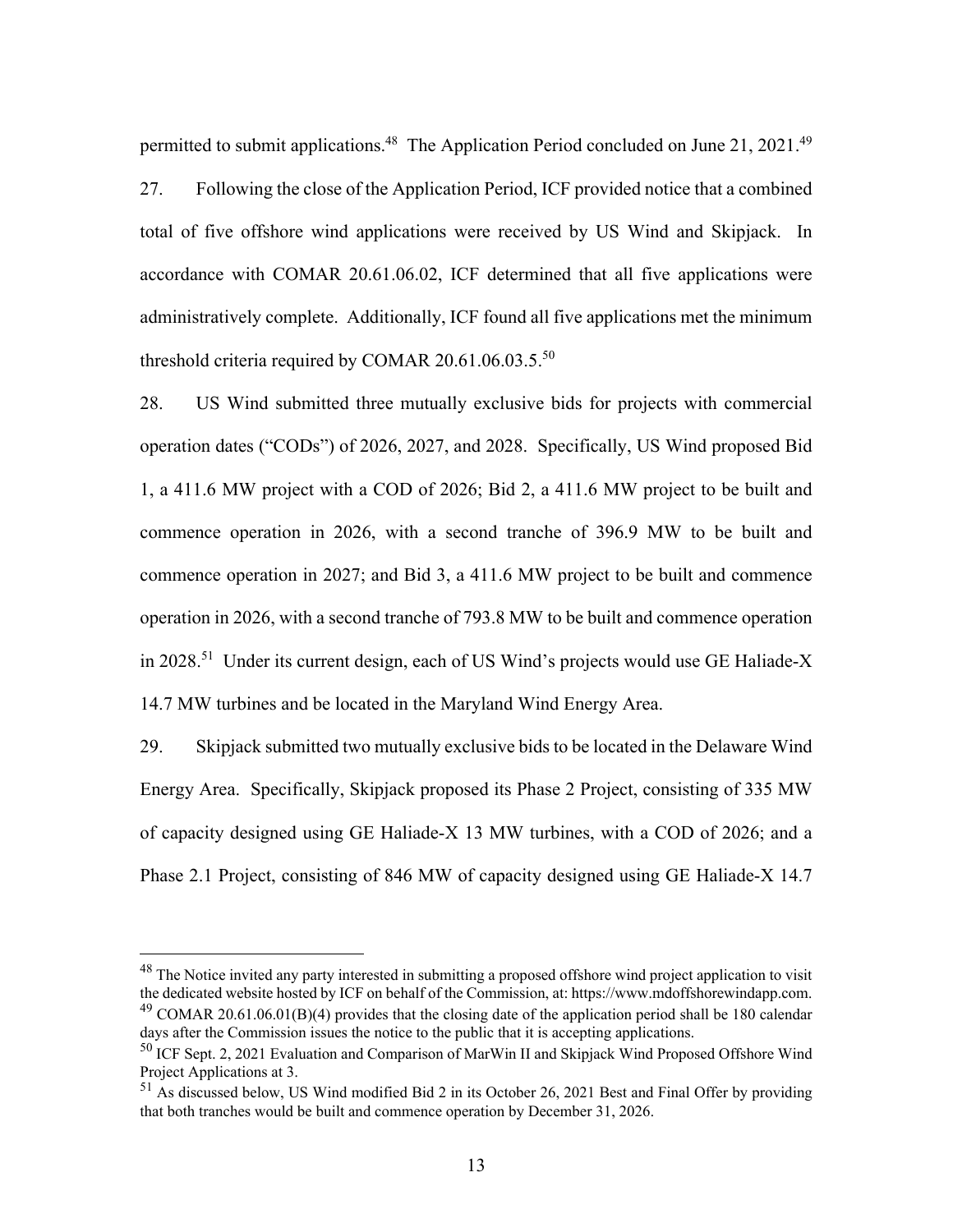permitted to submit applications.[48] The Application Period concluded on June 21, 2021.[49]

27. Following the close of the Application Period, ICF provided notice that a combined total of five offshore wind applications were received by US Wind and Skipjack. In accordance with COMAR 20.61.06.02, ICF determined that all five applications were administratively complete. Additionally, ICF found all five applications met the minimum threshold criteria required by COMAR 20.61.06.03.5.[50]

28. US Wind submitted three mutually exclusive bids for projects with commercial operation dates ("CODs") of 2026, 2027, and 2028. Specifically, US Wind proposed Bid 1, a 411.6 MW project with a COD of 2026; Bid 2, a 411.6 MW project to be built and commence operation in 2026, with a second tranche of 396.9 MW to be built and commence operation in 2027; and Bid 3, a 411.6 MW project to be built and commence operation in 2026, with a second tranche of 793.8 MW to be built and commence operation in 2028.[51] Under its current design, each of US Wind's projects would use GE Haliade-X 14.7 MW turbines and be located in the Maryland Wind Energy Area.

29. Skipjack submitted two mutually exclusive bids to be located in the Delaware Wind Energy Area. Specifically, Skipjack proposed its Phase 2 Project, consisting of 335 MW of capacity designed using GE Haliade-X 13 MW turbines, with a COD of 2026; and a Phase 2.1 Project, consisting of 846 MW of capacity designed using GE Haliade-X 14.7

---

[48] The Notice invited any party interested in submitting a proposed offshore wind project application to visit the dedicated website hosted by ICF on behalf of the Commission, at: https://www.mdoffshorewindapp.com.

[49] COMAR 20.61.06.01(B)(4) provides that the closing date of the application period shall be 180 calendar days after the Commission issues the notice to the public that it is accepting applications.

[50] ICF Sept. 2, 2021 Evaluation and Comparison of MarWin II and Skipjack Wind Proposed Offshore Wind Project Applications at 3.

[51] As discussed below, US Wind modified Bid 2 in its October 26, 2021 Best and Final Offer by providing that both tranches would be built and commence operation by December 31, 2026.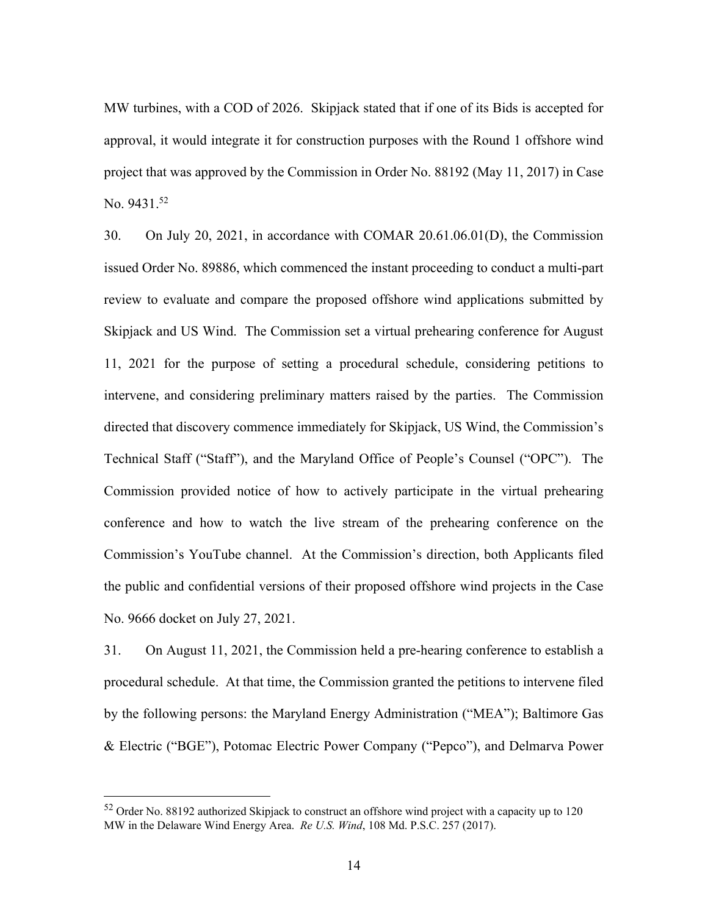MW turbines, with a COD of 2026. Skipjack stated that if one of its Bids is accepted for approval, it would integrate it for construction purposes with the Round 1 offshore wind project that was approved by the Commission in Order No. 88192 (May 11, 2017) in Case No. 9431.[52]

30. On July 20, 2021, in accordance with COMAR 20.61.06.01(D), the Commission issued Order No. 89886, which commenced the instant proceeding to conduct a multi-part review to evaluate and compare the proposed offshore wind applications submitted by Skipjack and US Wind. The Commission set a virtual prehearing conference for August 11, 2021 for the purpose of setting a procedural schedule, considering petitions to intervene, and considering preliminary matters raised by the parties. The Commission directed that discovery commence immediately for Skipjack, US Wind, the Commission's Technical Staff ("Staff"), and the Maryland Office of People's Counsel ("OPC"). The Commission provided notice of how to actively participate in the virtual prehearing conference and how to watch the live stream of the prehearing conference on the Commission's YouTube channel. At the Commission's direction, both Applicants filed the public and confidential versions of their proposed offshore wind projects in the Case No. 9666 docket on July 27, 2021.

31. On August 11, 2021, the Commission held a pre-hearing conference to establish a procedural schedule. At that time, the Commission granted the petitions to intervene filed by the following persons: the Maryland Energy Administration ("MEA"); Baltimore Gas & Electric ("BGE"), Potomac Electric Power Company ("Pepco"), and Delmarva Power

---

[52] Order No. 88192 authorized Skipjack to construct an offshore wind project with a capacity up to 120 MW in the Delaware Wind Energy Area. *Re U.S. Wind*, 108 Md. P.S.C. 257 (2017).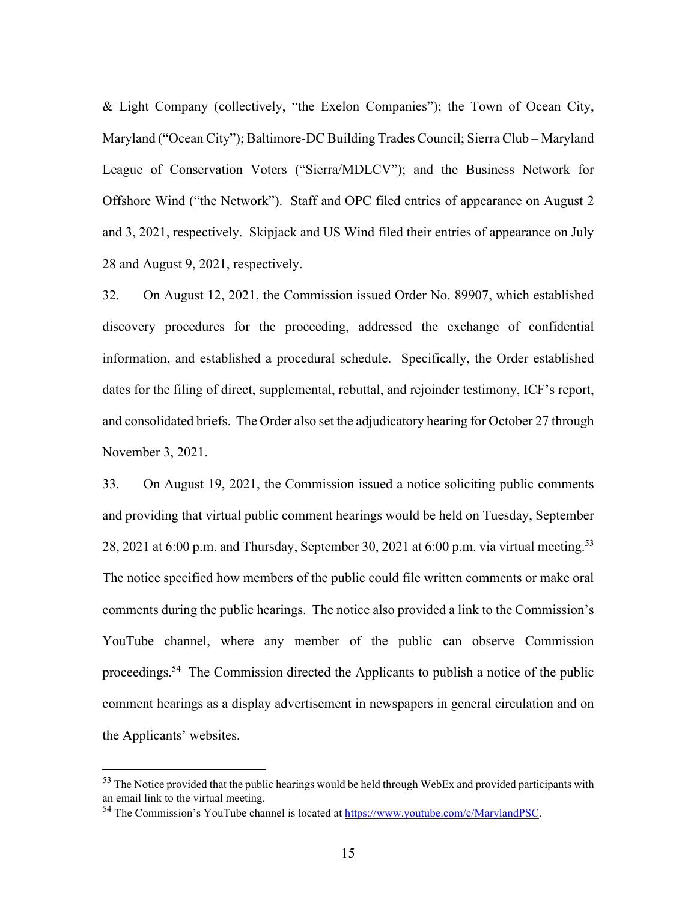& Light Company (collectively, "the Exelon Companies"); the Town of Ocean City, Maryland ("Ocean City"); Baltimore-DC Building Trades Council; Sierra Club – Maryland League of Conservation Voters ("Sierra/MDLCV"); and the Business Network for Offshore Wind ("the Network"). Staff and OPC filed entries of appearance on August 2 and 3, 2021, respectively. Skipjack and US Wind filed their entries of appearance on July 28 and August 9, 2021, respectively.

32. On August 12, 2021, the Commission issued Order No. 89907, which established discovery procedures for the proceeding, addressed the exchange of confidential information, and established a procedural schedule. Specifically, the Order established dates for the filing of direct, supplemental, rebuttal, and rejoinder testimony, ICF's report, and consolidated briefs. The Order also set the adjudicatory hearing for October 27 through November 3, 2021.

33. On August 19, 2021, the Commission issued a notice soliciting public comments and providing that virtual public comment hearings would be held on Tuesday, September 28, 2021 at 6:00 p.m. and Thursday, September 30, 2021 at 6:00 p.m. via virtual meeting.[53] The notice specified how members of the public could file written comments or make oral comments during the public hearings. The notice also provided a link to the Commission's YouTube channel, where any member of the public can observe Commission proceedings.[54] The Commission directed the Applicants to publish a notice of the public comment hearings as a display advertisement in newspapers in general circulation and on the Applicants' websites.

---

[53] The Notice provided that the public hearings would be held through WebEx and provided participants with an email link to the virtual meeting.

[54] The Commission's YouTube channel is located at https://www.youtube.com/c/MarylandPSC.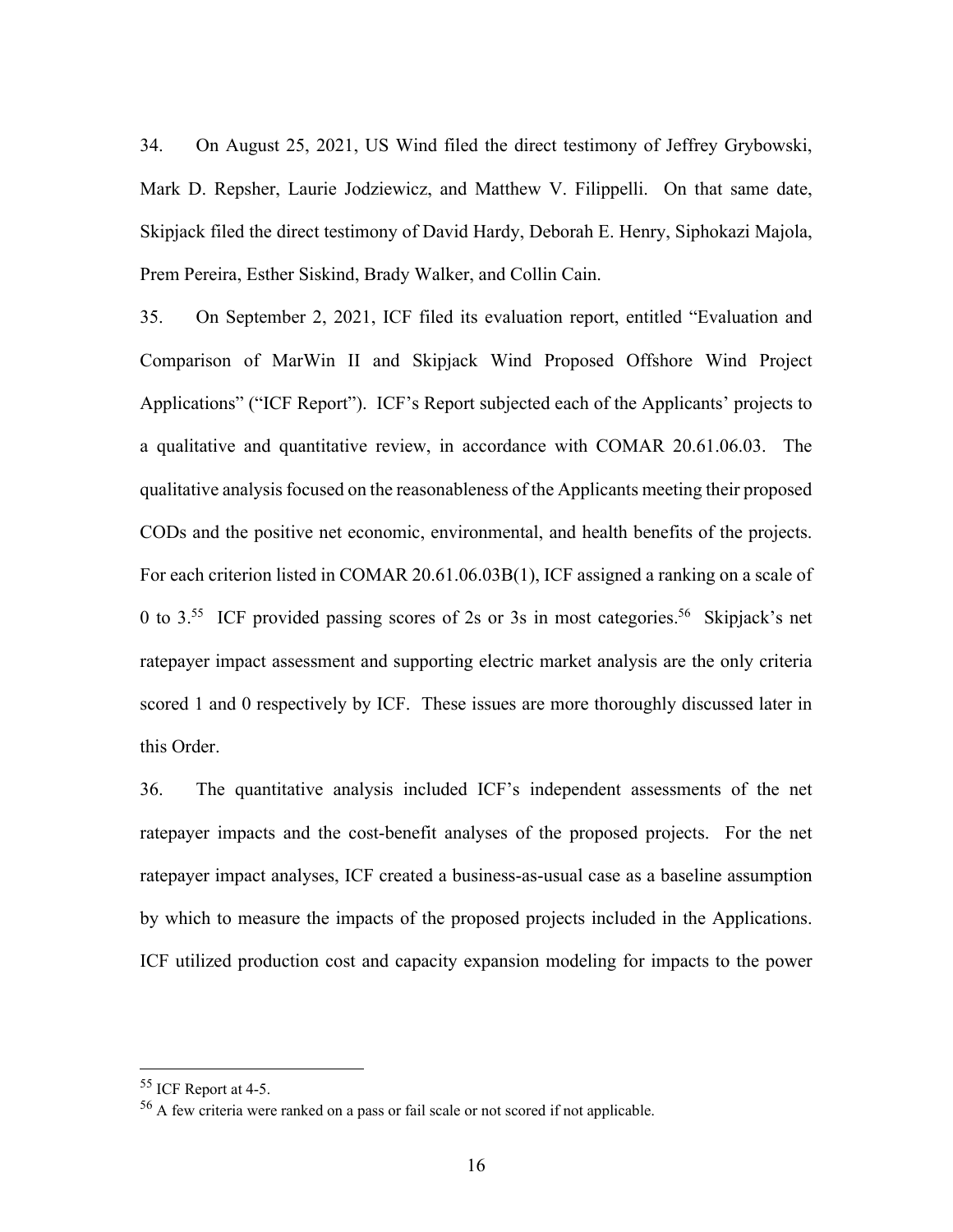34. On August 25, 2021, US Wind filed the direct testimony of Jeffrey Grybowski, Mark D. Repsher, Laurie Jodziewicz, and Matthew V. Filippelli. On that same date, Skipjack filed the direct testimony of David Hardy, Deborah E. Henry, Siphokazi Majola, Prem Pereira, Esther Siskind, Brady Walker, and Collin Cain.

35. On September 2, 2021, ICF filed its evaluation report, entitled "Evaluation and Comparison of MarWin II and Skipjack Wind Proposed Offshore Wind Project Applications" ("ICF Report"). ICF's Report subjected each of the Applicants' projects to a qualitative and quantitative review, in accordance with COMAR 20.61.06.03. The qualitative analysis focused on the reasonableness of the Applicants meeting their proposed CODs and the positive net economic, environmental, and health benefits of the projects. For each criterion listed in COMAR 20.61.06.03B(1), ICF assigned a ranking on a scale of 0 to 3.[55] ICF provided passing scores of 2s or 3s in most categories.[56] Skipjack's net ratepayer impact assessment and supporting electric market analysis are the only criteria scored 1 and 0 respectively by ICF. These issues are more thoroughly discussed later in this Order.

36. The quantitative analysis included ICF's independent assessments of the net ratepayer impacts and the cost-benefit analyses of the proposed projects. For the net ratepayer impact analyses, ICF created a business-as-usual case as a baseline assumption by which to measure the impacts of the proposed projects included in the Applications. ICF utilized production cost and capacity expansion modeling for impacts to the power

---

[55] ICF Report at 4-5.

[56] A few criteria were ranked on a pass or fail scale or not scored if not applicable.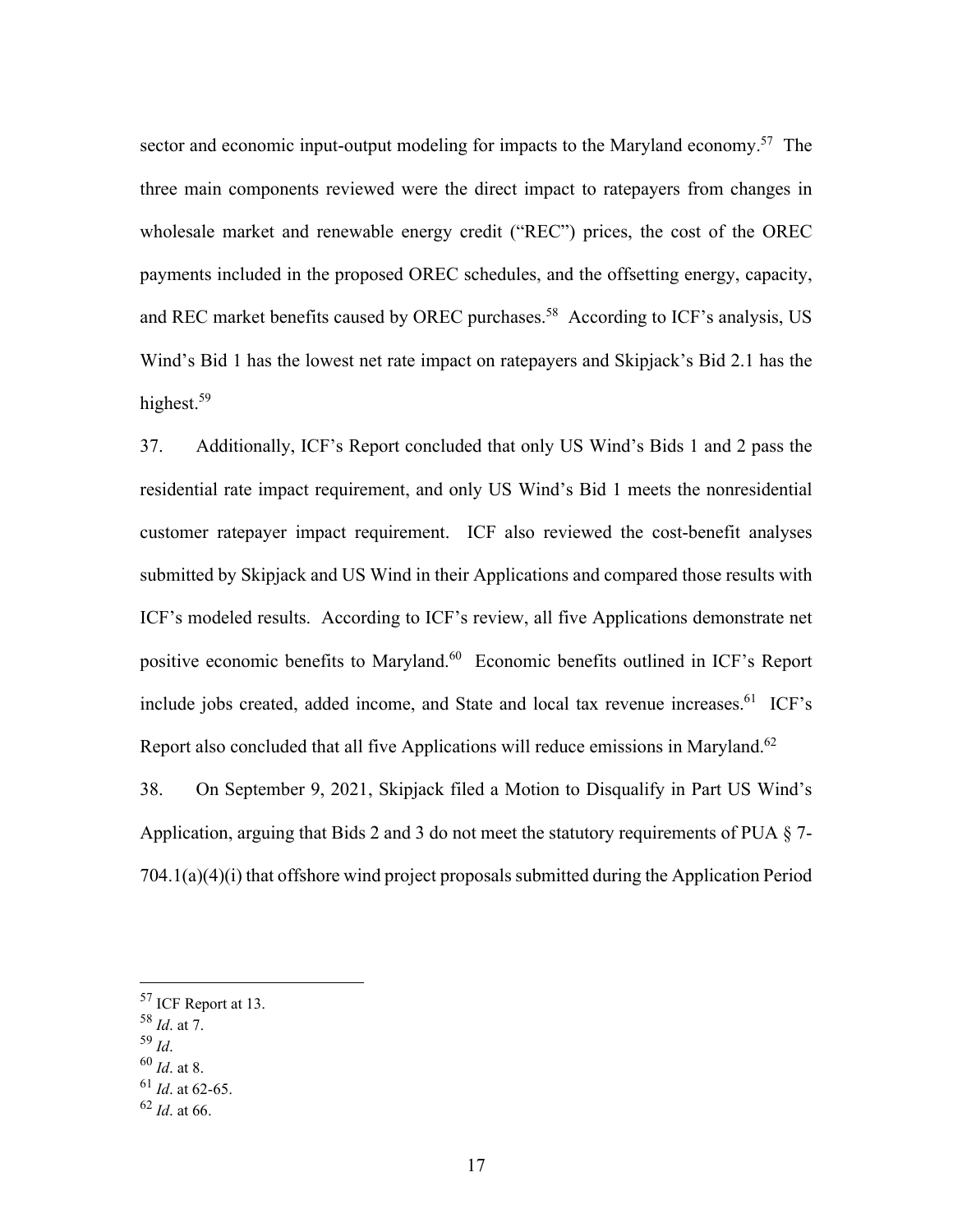sector and economic input-output modeling for impacts to the Maryland economy.[57] The three main components reviewed were the direct impact to ratepayers from changes in wholesale market and renewable energy credit ("REC") prices, the cost of the OREC payments included in the proposed OREC schedules, and the offsetting energy, capacity, and REC market benefits caused by OREC purchases.[58] According to ICF's analysis, US Wind's Bid 1 has the lowest net rate impact on ratepayers and Skipjack's Bid 2.1 has the highest.[59]

37. Additionally, ICF's Report concluded that only US Wind's Bids 1 and 2 pass the residential rate impact requirement, and only US Wind's Bid 1 meets the nonresidential customer ratepayer impact requirement. ICF also reviewed the cost-benefit analyses submitted by Skipjack and US Wind in their Applications and compared those results with ICF's modeled results. According to ICF's review, all five Applications demonstrate net positive economic benefits to Maryland.[60] Economic benefits outlined in ICF's Report include jobs created, added income, and State and local tax revenue increases.[61] ICF's Report also concluded that all five Applications will reduce emissions in Maryland.[62]

38. On September 9, 2021, Skipjack filed a Motion to Disqualify in Part US Wind's Application, arguing that Bids 2 and 3 do not meet the statutory requirements of PUA § 7-704.1(a)(4)(i) that offshore wind project proposals submitted during the Application Period

---

[57] ICF Report at 13.

[58] *Id*. at 7.

[59] *Id*.

[60] *Id*. at 8.

[61] *Id*. at 62-65.

[62] *Id*. at 66.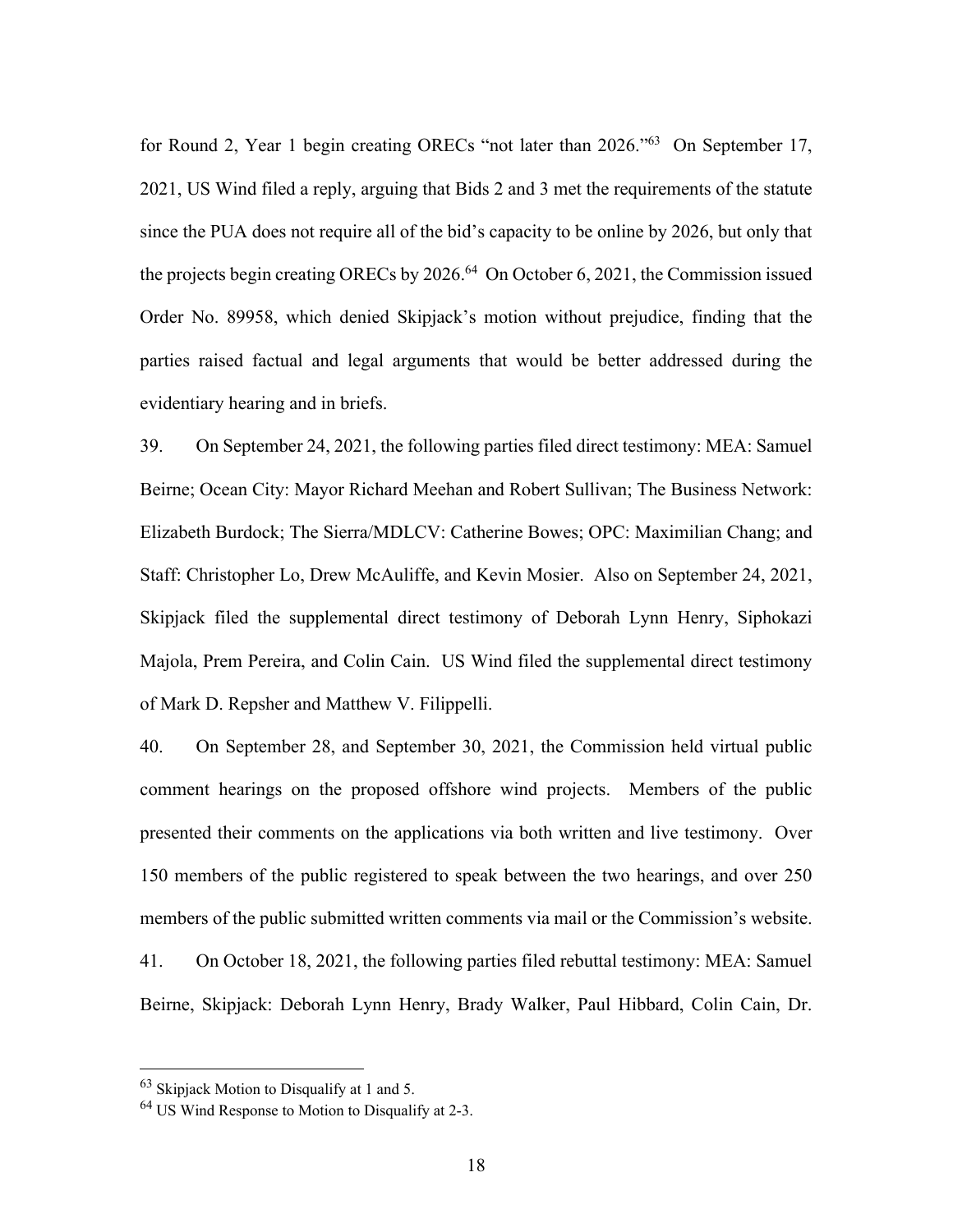for Round 2, Year 1 begin creating ORECs "not later than 2026."[63] On September 17, 2021, US Wind filed a reply, arguing that Bids 2 and 3 met the requirements of the statute since the PUA does not require all of the bid's capacity to be online by 2026, but only that the projects begin creating ORECs by 2026.[64] On October 6, 2021, the Commission issued Order No. 89958, which denied Skipjack's motion without prejudice, finding that the parties raised factual and legal arguments that would be better addressed during the evidentiary hearing and in briefs.

39. On September 24, 2021, the following parties filed direct testimony: MEA: Samuel Beirne; Ocean City: Mayor Richard Meehan and Robert Sullivan; The Business Network: Elizabeth Burdock; The Sierra/MDLCV: Catherine Bowes; OPC: Maximilian Chang; and Staff: Christopher Lo, Drew McAuliffe, and Kevin Mosier. Also on September 24, 2021, Skipjack filed the supplemental direct testimony of Deborah Lynn Henry, Siphokazi Majola, Prem Pereira, and Colin Cain. US Wind filed the supplemental direct testimony of Mark D. Repsher and Matthew V. Filippelli.

40. On September 28, and September 30, 2021, the Commission held virtual public comment hearings on the proposed offshore wind projects. Members of the public presented their comments on the applications via both written and live testimony. Over 150 members of the public registered to speak between the two hearings, and over 250 members of the public submitted written comments via mail or the Commission's website.

41. On October 18, 2021, the following parties filed rebuttal testimony: MEA: Samuel Beirne, Skipjack: Deborah Lynn Henry, Brady Walker, Paul Hibbard, Colin Cain, Dr.

---

[63] Skipjack Motion to Disqualify at 1 and 5.

[64] US Wind Response to Motion to Disqualify at 2-3.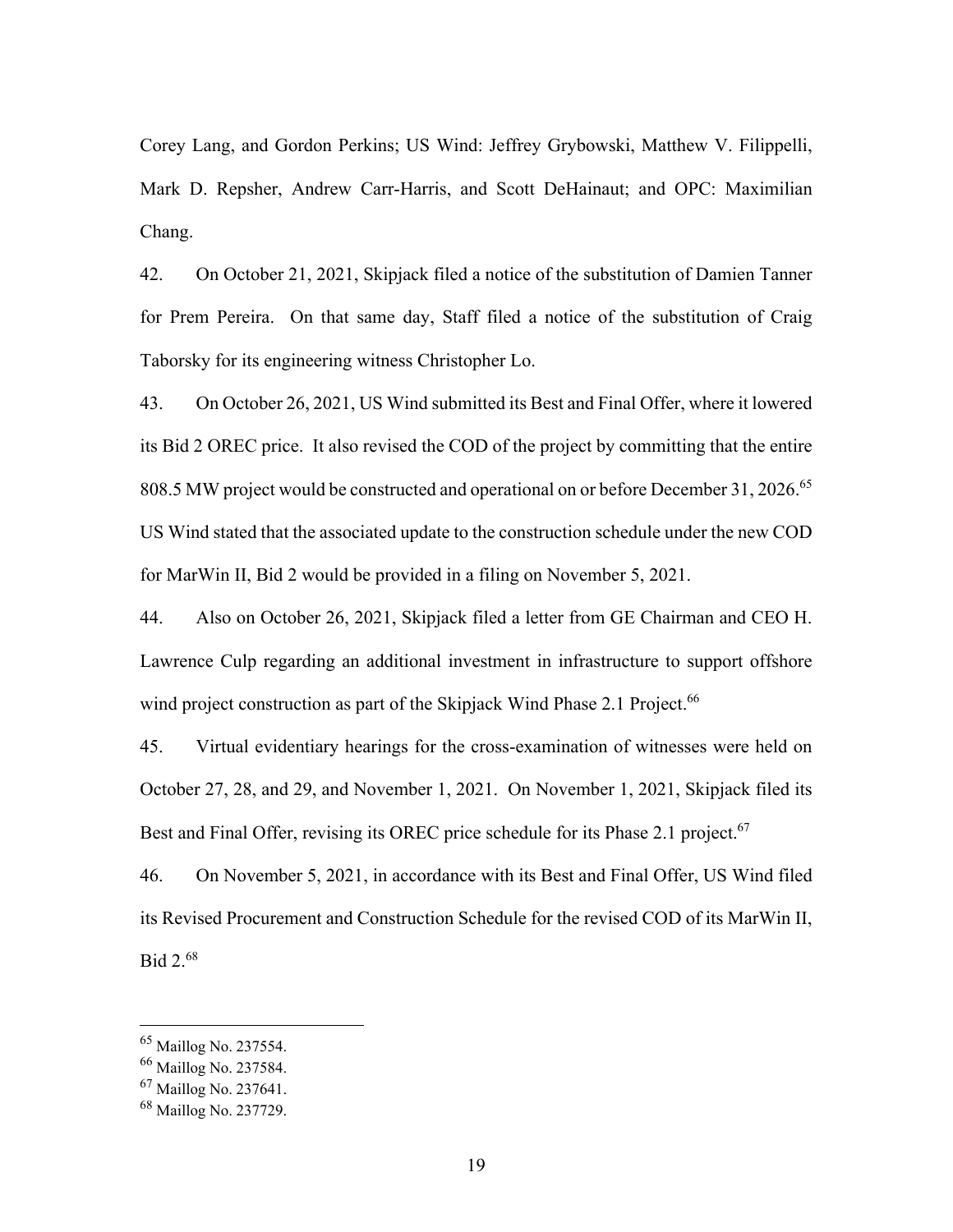Corey Lang, and Gordon Perkins; US Wind: Jeffrey Grybowski, Matthew V. Filippelli, Mark D. Repsher, Andrew Carr-Harris, and Scott DeHainaut; and OPC: Maximilian Chang.

42. On October 21, 2021, Skipjack filed a notice of the substitution of Damien Tanner for Prem Pereira. On that same day, Staff filed a notice of the substitution of Craig Taborsky for its engineering witness Christopher Lo.

43. On October 26, 2021, US Wind submitted its Best and Final Offer, where it lowered its Bid 2 OREC price. It also revised the COD of the project by committing that the entire 808.5 MW project would be constructed and operational on or before December 31, 2026.[65] US Wind stated that the associated update to the construction schedule under the new COD for MarWin II, Bid 2 would be provided in a filing on November 5, 2021.

44. Also on October 26, 2021, Skipjack filed a letter from GE Chairman and CEO H. Lawrence Culp regarding an additional investment in infrastructure to support offshore wind project construction as part of the Skipjack Wind Phase 2.1 Project.[66]

45. Virtual evidentiary hearings for the cross-examination of witnesses were held on October 27, 28, and 29, and November 1, 2021. On November 1, 2021, Skipjack filed its Best and Final Offer, revising its OREC price schedule for its Phase 2.1 project.[67]

46. On November 5, 2021, in accordance with its Best and Final Offer, US Wind filed its Revised Procurement and Construction Schedule for the revised COD of its MarWin II, Bid 2.[68]

---

[65] Maillog No. 237554.

[66] Maillog No. 237584.

[67] Maillog No. 237641.

[68] Maillog No. 237729.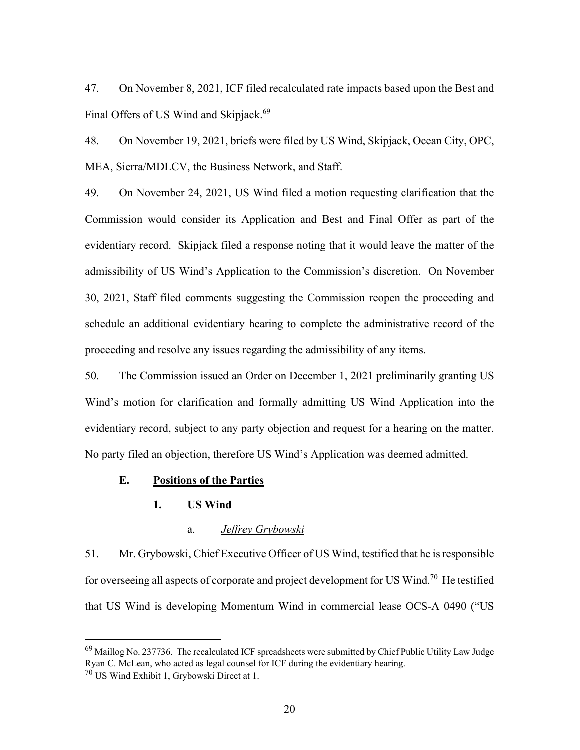47. On November 8, 2021, ICF filed recalculated rate impacts based upon the Best and Final Offers of US Wind and Skipjack.[69]

48. On November 19, 2021, briefs were filed by US Wind, Skipjack, Ocean City, OPC, MEA, Sierra/MDLCV, the Business Network, and Staff.

49. On November 24, 2021, US Wind filed a motion requesting clarification that the Commission would consider its Application and Best and Final Offer as part of the evidentiary record. Skipjack filed a response noting that it would leave the matter of the admissibility of US Wind's Application to the Commission's discretion. On November 30, 2021, Staff filed comments suggesting the Commission reopen the proceeding and schedule an additional evidentiary hearing to complete the administrative record of the proceeding and resolve any issues regarding the admissibility of any items.

50. The Commission issued an Order on December 1, 2021 preliminarily granting US Wind's motion for clarification and formally admitting US Wind Application into the evidentiary record, subject to any party objection and request for a hearing on the matter. No party filed an objection, therefore US Wind's Application was deemed admitted.

## E. Positions of the Parties

### 1. US Wind

#### a. *Jeffrey Grybowski*

51. Mr. Grybowski, Chief Executive Officer of US Wind, testified that he is responsible for overseeing all aspects of corporate and project development for US Wind.[70] He testified that US Wind is developing Momentum Wind in commercial lease OCS-A 0490 ("US

---

[69] Maillog No. 237736. The recalculated ICF spreadsheets were submitted by Chief Public Utility Law Judge Ryan C. McLean, who acted as legal counsel for ICF during the evidentiary hearing.

[70] US Wind Exhibit 1, Grybowski Direct at 1.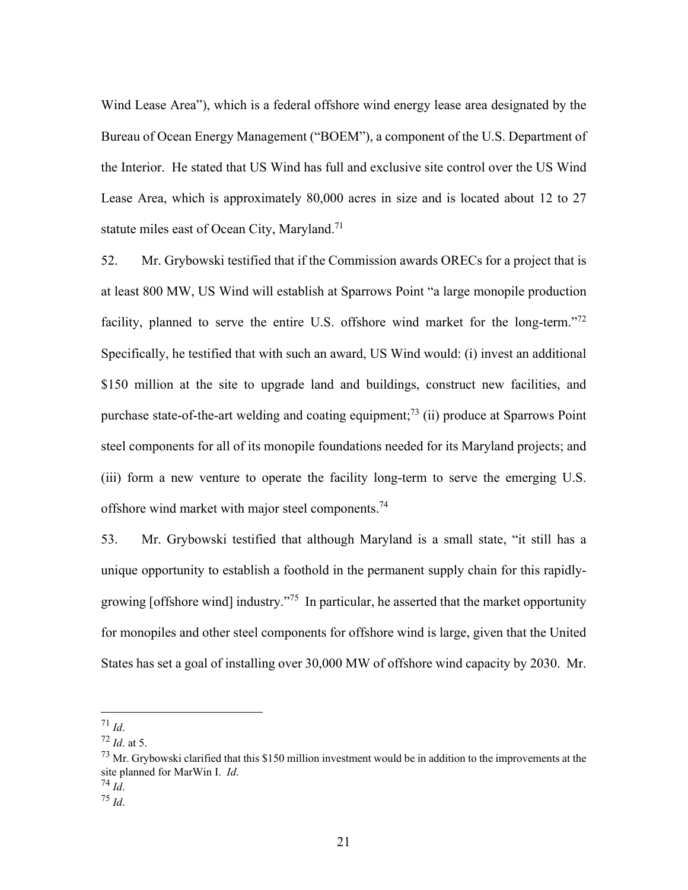Wind Lease Area"), which is a federal offshore wind energy lease area designated by the Bureau of Ocean Energy Management ("BOEM"), a component of the U.S. Department of the Interior. He stated that US Wind has full and exclusive site control over the US Wind Lease Area, which is approximately 80,000 acres in size and is located about 12 to 27 statute miles east of Ocean City, Maryland.[71]

52. Mr. Grybowski testified that if the Commission awards ORECs for a project that is at least 800 MW, US Wind will establish at Sparrows Point "a large monopile production facility, planned to serve the entire U.S. offshore wind market for the long-term."[72] Specifically, he testified that with such an award, US Wind would: (i) invest an additional $150 million at the site to upgrade land and buildings, construct new facilities, and purchase state-of-the-art welding and coating equipment;[73] (ii) produce at Sparrows Point steel components for all of its monopile foundations needed for its Maryland projects; and (iii) form a new venture to operate the facility long-term to serve the emerging U.S. offshore wind market with major steel components.[74]

53. Mr. Grybowski testified that although Maryland is a small state, "it still has a unique opportunity to establish a foothold in the permanent supply chain for this rapidly-growing [offshore wind] industry."[75] In particular, he asserted that the market opportunity for monopiles and other steel components for offshore wind is large, given that the United States has set a goal of installing over 30,000 MW of offshore wind capacity by 2030. Mr.

---

[71] *Id*.

[72] *Id*. at 5.

[73] Mr. Grybowski clarified that this $150 million investment would be in addition to the improvements at the site planned for MarWin I. *Id*.

[74] *Id*.

[75] *Id*.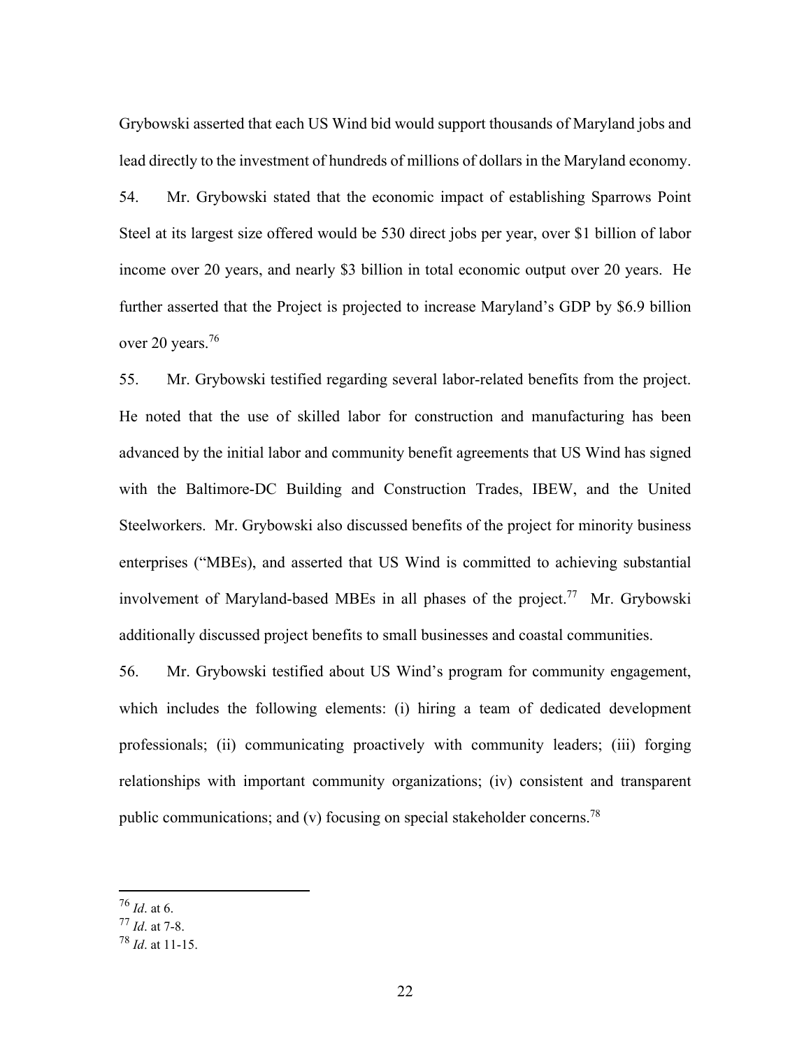Grybowski asserted that each US Wind bid would support thousands of Maryland jobs and lead directly to the investment of hundreds of millions of dollars in the Maryland economy.

54. Mr. Grybowski stated that the economic impact of establishing Sparrows Point Steel at its largest size offered would be 530 direct jobs per year, over $1 billion of labor income over 20 years, and nearly $3 billion in total economic output over 20 years. He further asserted that the Project is projected to increase Maryland's GDP by $6.9 billion over 20 years.[76]

55. Mr. Grybowski testified regarding several labor-related benefits from the project. He noted that the use of skilled labor for construction and manufacturing has been advanced by the initial labor and community benefit agreements that US Wind has signed with the Baltimore-DC Building and Construction Trades, IBEW, and the United Steelworkers. Mr. Grybowski also discussed benefits of the project for minority business enterprises ("MBEs), and asserted that US Wind is committed to achieving substantial involvement of Maryland-based MBEs in all phases of the project.[77] Mr. Grybowski additionally discussed project benefits to small businesses and coastal communities.

56. Mr. Grybowski testified about US Wind's program for community engagement, which includes the following elements: (i) hiring a team of dedicated development professionals; (ii) communicating proactively with community leaders; (iii) forging relationships with important community organizations; (iv) consistent and transparent public communications; and (v) focusing on special stakeholder concerns.[78]

---

[76] *Id*. at 6.

[77] *Id*. at 7-8.

[78] *Id*. at 11-15.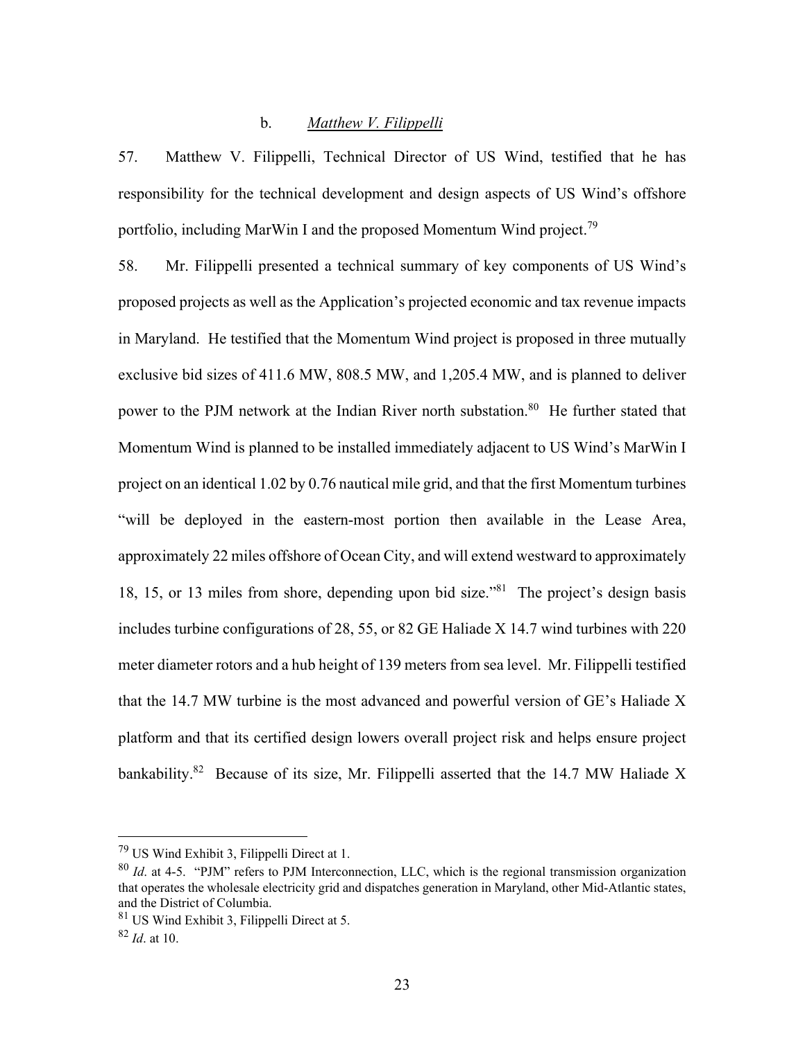b. *Matthew V. Filippelli*

57. Matthew V. Filippelli, Technical Director of US Wind, testified that he has responsibility for the technical development and design aspects of US Wind's offshore portfolio, including MarWin I and the proposed Momentum Wind project.[79]

58. Mr. Filippelli presented a technical summary of key components of US Wind's proposed projects as well as the Application's projected economic and tax revenue impacts in Maryland. He testified that the Momentum Wind project is proposed in three mutually exclusive bid sizes of 411.6 MW, 808.5 MW, and 1,205.4 MW, and is planned to deliver power to the PJM network at the Indian River north substation.[80] He further stated that Momentum Wind is planned to be installed immediately adjacent to US Wind's MarWin I project on an identical 1.02 by 0.76 nautical mile grid, and that the first Momentum turbines "will be deployed in the eastern-most portion then available in the Lease Area, approximately 22 miles offshore of Ocean City, and will extend westward to approximately 18, 15, or 13 miles from shore, depending upon bid size."[81] The project's design basis includes turbine configurations of 28, 55, or 82 GE Haliade X 14.7 wind turbines with 220 meter diameter rotors and a hub height of 139 meters from sea level. Mr. Filippelli testified that the 14.7 MW turbine is the most advanced and powerful version of GE's Haliade X platform and that its certified design lowers overall project risk and helps ensure project bankability.[82] Because of its size, Mr. Filippelli asserted that the 14.7 MW Haliade X

---

[79] US Wind Exhibit 3, Filippelli Direct at 1.

[80] *Id*. at 4-5. "PJM" refers to PJM Interconnection, LLC, which is the regional transmission organization that operates the wholesale electricity grid and dispatches generation in Maryland, other Mid-Atlantic states, and the District of Columbia.

[81] US Wind Exhibit 3, Filippelli Direct at 5.

[82] *Id*. at 10.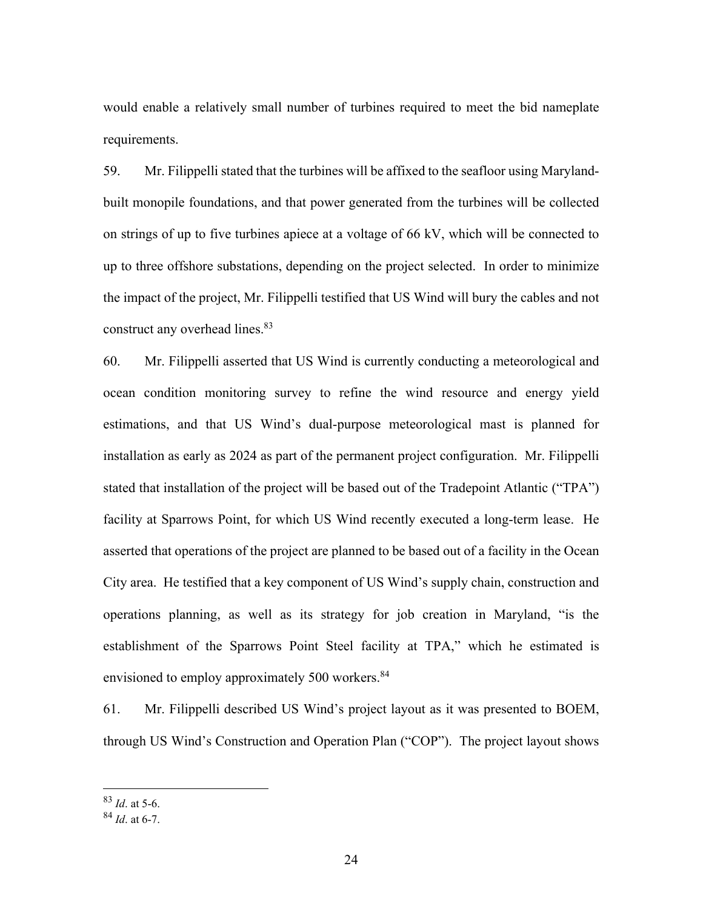would enable a relatively small number of turbines required to meet the bid nameplate requirements.

59. Mr. Filippelli stated that the turbines will be affixed to the seafloor using Maryland-built monopile foundations, and that power generated from the turbines will be collected on strings of up to five turbines apiece at a voltage of 66 kV, which will be connected to up to three offshore substations, depending on the project selected. In order to minimize the impact of the project, Mr. Filippelli testified that US Wind will bury the cables and not construct any overhead lines.[83]

60. Mr. Filippelli asserted that US Wind is currently conducting a meteorological and ocean condition monitoring survey to refine the wind resource and energy yield estimations, and that US Wind's dual-purpose meteorological mast is planned for installation as early as 2024 as part of the permanent project configuration. Mr. Filippelli stated that installation of the project will be based out of the Tradepoint Atlantic ("TPA") facility at Sparrows Point, for which US Wind recently executed a long-term lease. He asserted that operations of the project are planned to be based out of a facility in the Ocean City area. He testified that a key component of US Wind's supply chain, construction and operations planning, as well as its strategy for job creation in Maryland, "is the establishment of the Sparrows Point Steel facility at TPA," which he estimated is envisioned to employ approximately 500 workers.[84]

61. Mr. Filippelli described US Wind's project layout as it was presented to BOEM, through US Wind's Construction and Operation Plan ("COP"). The project layout shows

---

[83] *Id*. at 5-6.

[84] *Id*. at 6-7.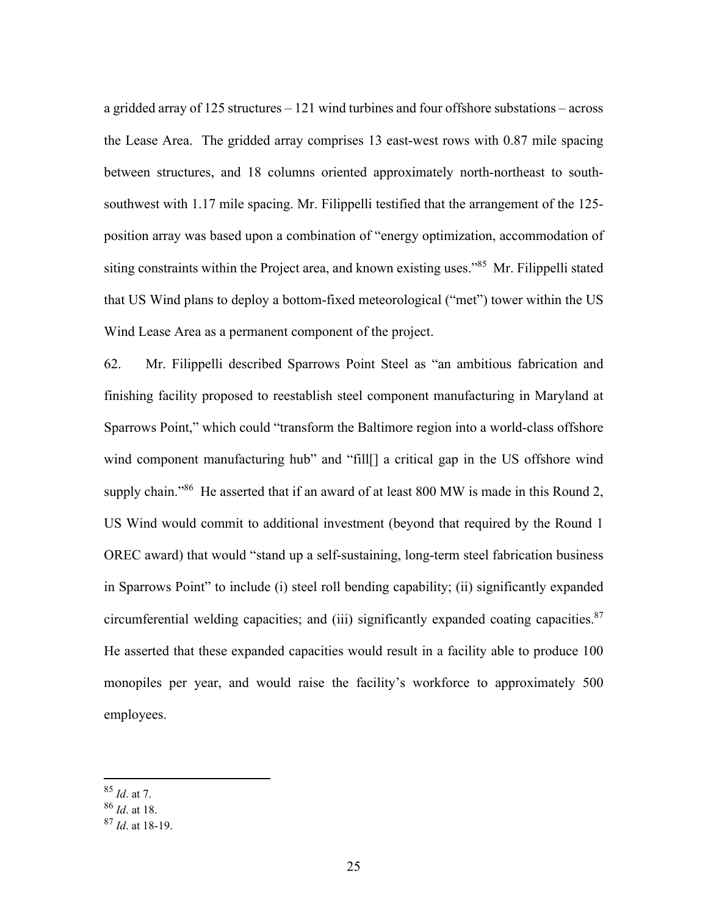a gridded array of 125 structures – 121 wind turbines and four offshore substations – across the Lease Area. The gridded array comprises 13 east-west rows with 0.87 mile spacing between structures, and 18 columns oriented approximately north-northeast to south-southwest with 1.17 mile spacing. Mr. Filippelli testified that the arrangement of the 125-position array was based upon a combination of "energy optimization, accommodation of siting constraints within the Project area, and known existing uses."[85] Mr. Filippelli stated that US Wind plans to deploy a bottom-fixed meteorological ("met") tower within the US Wind Lease Area as a permanent component of the project.

62. Mr. Filippelli described Sparrows Point Steel as "an ambitious fabrication and finishing facility proposed to reestablish steel component manufacturing in Maryland at Sparrows Point," which could "transform the Baltimore region into a world-class offshore wind component manufacturing hub" and "fill[] a critical gap in the US offshore wind supply chain."[86] He asserted that if an award of at least 800 MW is made in this Round 2, US Wind would commit to additional investment (beyond that required by the Round 1 OREC award) that would "stand up a self-sustaining, long-term steel fabrication business in Sparrows Point" to include (i) steel roll bending capability; (ii) significantly expanded circumferential welding capacities; and (iii) significantly expanded coating capacities.[87] He asserted that these expanded capacities would result in a facility able to produce 100 monopiles per year, and would raise the facility's workforce to approximately 500 employees.

---

[85] *Id*. at 7.

[86] *Id*. at 18.

[87] *Id*. at 18-19.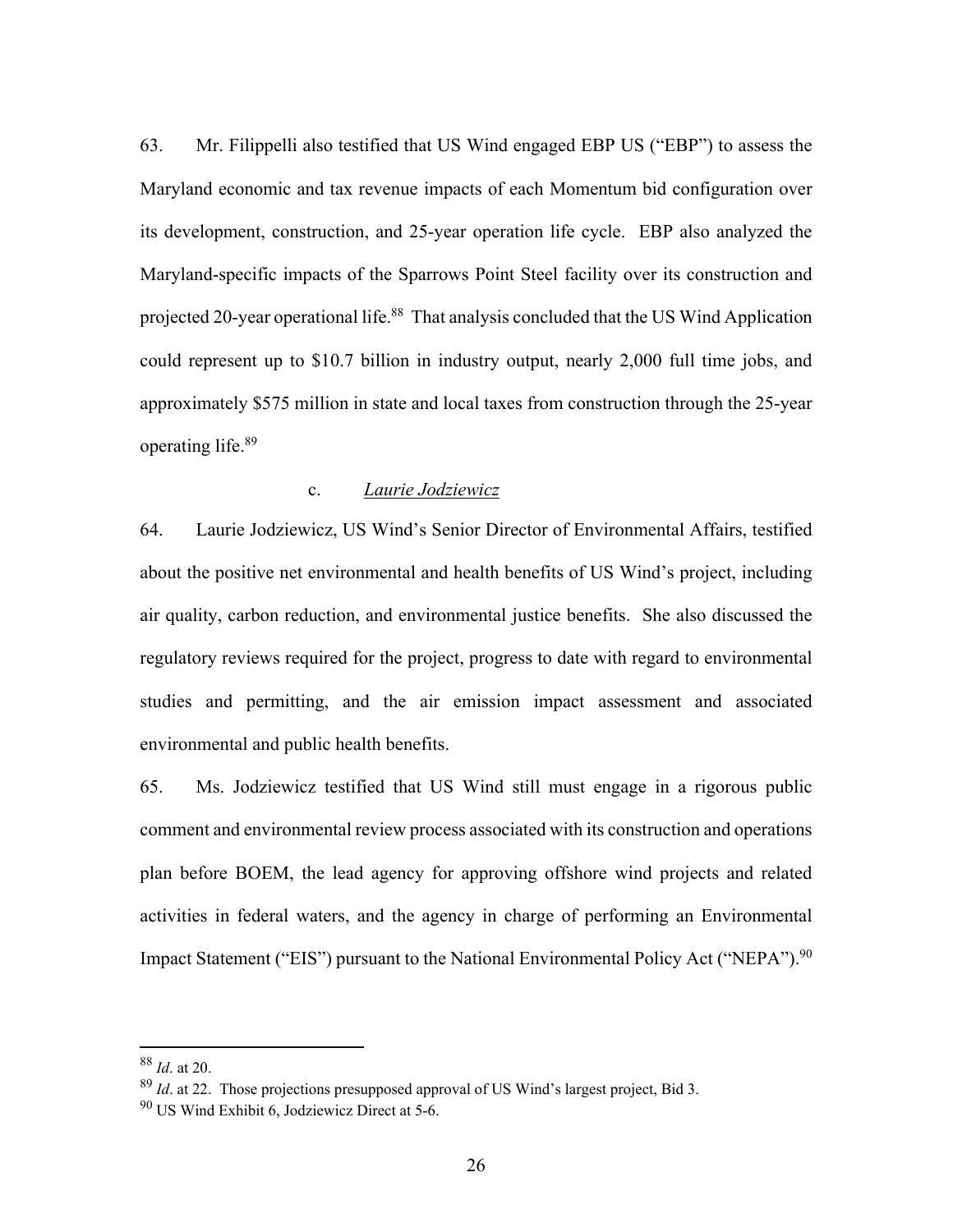63. Mr. Filippelli also testified that US Wind engaged EBP US ("EBP") to assess the Maryland economic and tax revenue impacts of each Momentum bid configuration over its development, construction, and 25-year operation life cycle. EBP also analyzed the Maryland-specific impacts of the Sparrows Point Steel facility over its construction and projected 20-year operational life.[88] That analysis concluded that the US Wind Application could represent up to $10.7 billion in industry output, nearly 2,000 full time jobs, and approximately $575 million in state and local taxes from construction through the 25-year operating life.[89]

c. *Laurie Jodziewicz*

64. Laurie Jodziewicz, US Wind's Senior Director of Environmental Affairs, testified about the positive net environmental and health benefits of US Wind's project, including air quality, carbon reduction, and environmental justice benefits. She also discussed the regulatory reviews required for the project, progress to date with regard to environmental studies and permitting, and the air emission impact assessment and associated environmental and public health benefits.

65. Ms. Jodziewicz testified that US Wind still must engage in a rigorous public comment and environmental review process associated with its construction and operations plan before BOEM, the lead agency for approving offshore wind projects and related activities in federal waters, and the agency in charge of performing an Environmental Impact Statement ("EIS") pursuant to the National Environmental Policy Act ("NEPA").[90]

---

[88] *Id*. at 20.

[89] *Id*. at 22. Those projections presupposed approval of US Wind's largest project, Bid 3.

[90] US Wind Exhibit 6, Jodziewicz Direct at 5-6.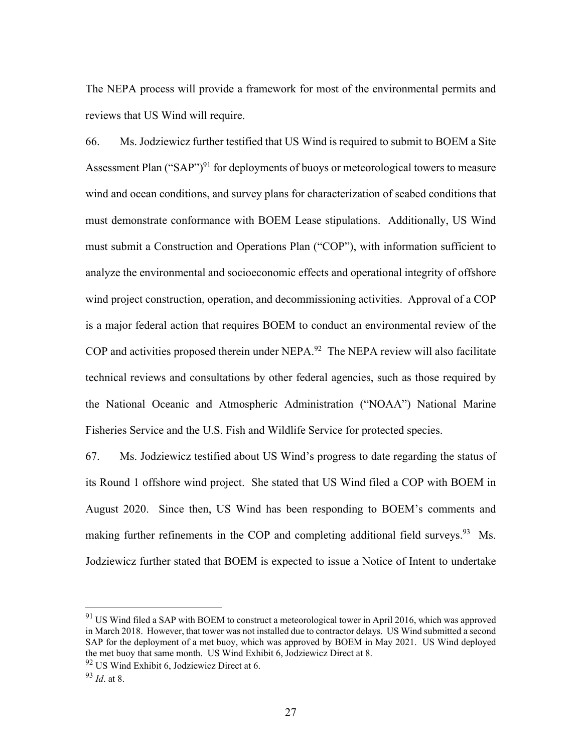The NEPA process will provide a framework for most of the environmental permits and reviews that US Wind will require.

66. Ms. Jodziewicz further testified that US Wind is required to submit to BOEM a Site Assessment Plan ("SAP")[91] for deployments of buoys or meteorological towers to measure wind and ocean conditions, and survey plans for characterization of seabed conditions that must demonstrate conformance with BOEM Lease stipulations. Additionally, US Wind must submit a Construction and Operations Plan ("COP"), with information sufficient to analyze the environmental and socioeconomic effects and operational integrity of offshore wind project construction, operation, and decommissioning activities. Approval of a COP is a major federal action that requires BOEM to conduct an environmental review of the COP and activities proposed therein under NEPA.[92] The NEPA review will also facilitate technical reviews and consultations by other federal agencies, such as those required by the National Oceanic and Atmospheric Administration ("NOAA") National Marine Fisheries Service and the U.S. Fish and Wildlife Service for protected species.

67. Ms. Jodziewicz testified about US Wind's progress to date regarding the status of its Round 1 offshore wind project. She stated that US Wind filed a COP with BOEM in August 2020. Since then, US Wind has been responding to BOEM's comments and making further refinements in the COP and completing additional field surveys.[93] Ms. Jodziewicz further stated that BOEM is expected to issue a Notice of Intent to undertake

---

[91] US Wind filed a SAP with BOEM to construct a meteorological tower in April 2016, which was approved in March 2018. However, that tower was not installed due to contractor delays. US Wind submitted a second SAP for the deployment of a met buoy, which was approved by BOEM in May 2021. US Wind deployed the met buoy that same month. US Wind Exhibit 6, Jodziewicz Direct at 8.

[92] US Wind Exhibit 6, Jodziewicz Direct at 6.

[93] *Id.* at 8.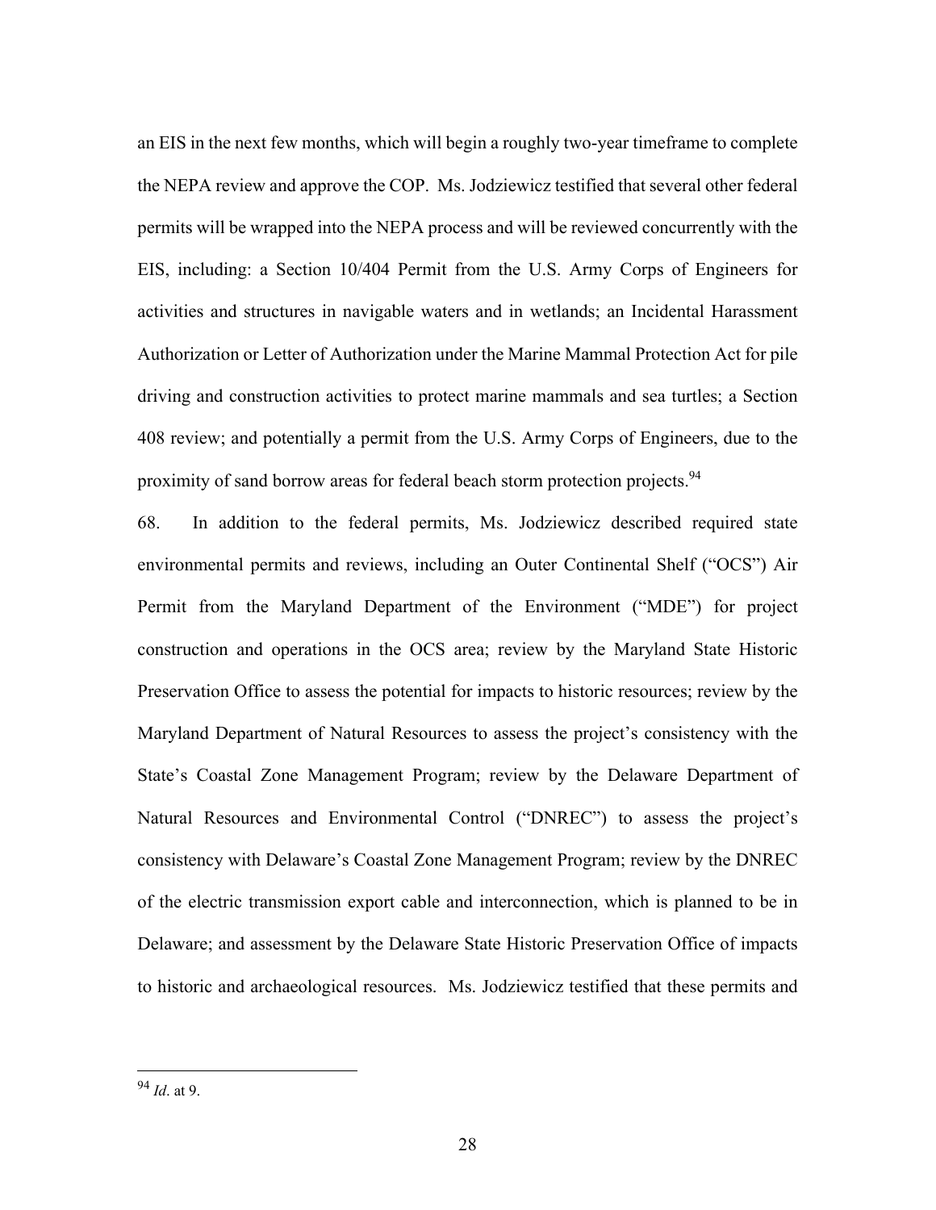an EIS in the next few months, which will begin a roughly two-year timeframe to complete the NEPA review and approve the COP. Ms. Jodziewicz testified that several other federal permits will be wrapped into the NEPA process and will be reviewed concurrently with the EIS, including: a Section 10/404 Permit from the U.S. Army Corps of Engineers for activities and structures in navigable waters and in wetlands; an Incidental Harassment Authorization or Letter of Authorization under the Marine Mammal Protection Act for pile driving and construction activities to protect marine mammals and sea turtles; a Section 408 review; and potentially a permit from the U.S. Army Corps of Engineers, due to the proximity of sand borrow areas for federal beach storm protection projects.[94]

68. In addition to the federal permits, Ms. Jodziewicz described required state environmental permits and reviews, including an Outer Continental Shelf ("OCS") Air Permit from the Maryland Department of the Environment ("MDE") for project construction and operations in the OCS area; review by the Maryland State Historic Preservation Office to assess the potential for impacts to historic resources; review by the Maryland Department of Natural Resources to assess the project's consistency with the State's Coastal Zone Management Program; review by the Delaware Department of Natural Resources and Environmental Control ("DNREC") to assess the project's consistency with Delaware's Coastal Zone Management Program; review by the DNREC of the electric transmission export cable and interconnection, which is planned to be in Delaware; and assessment by the Delaware State Historic Preservation Office of impacts to historic and archaeological resources. Ms. Jodziewicz testified that these permits and

---

[94] *Id*. at 9.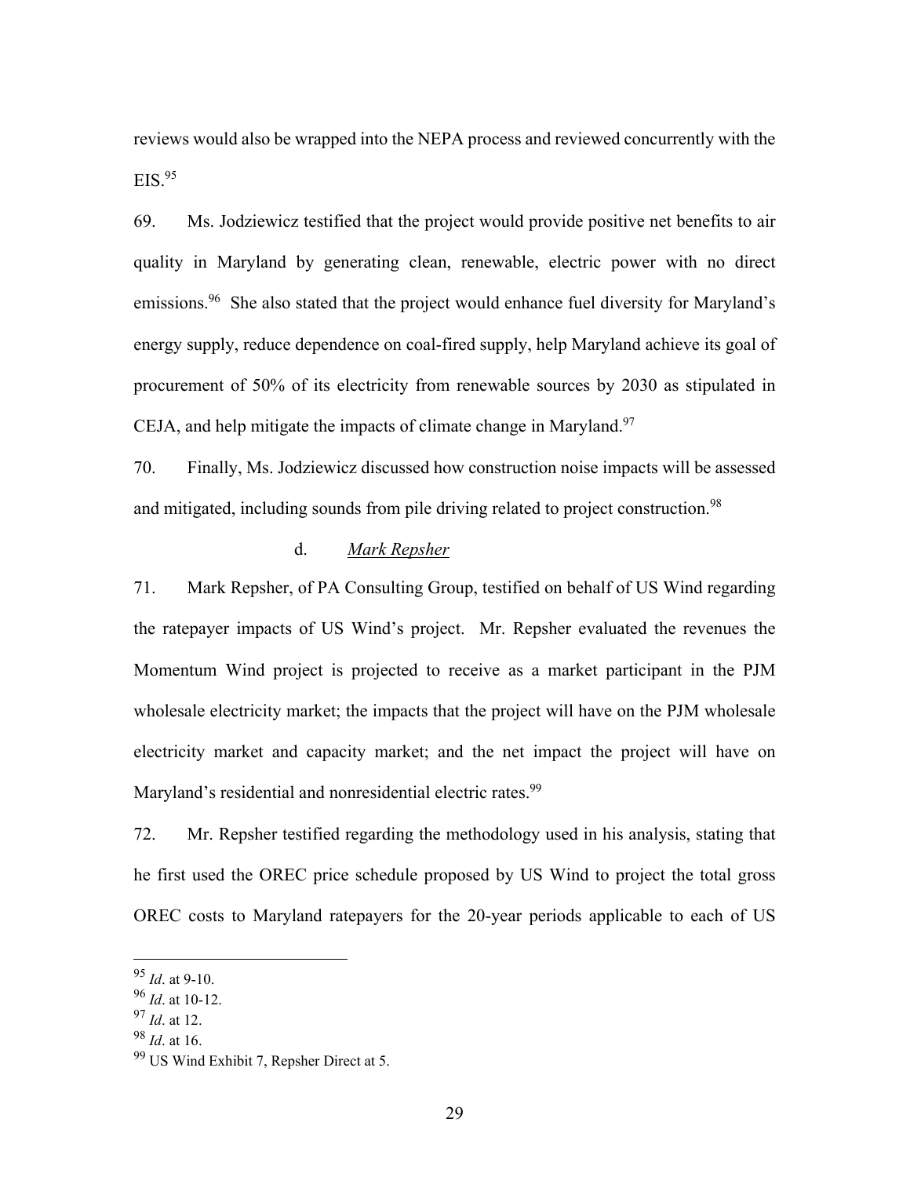reviews would also be wrapped into the NEPA process and reviewed concurrently with the EIS.[95]

69. Ms. Jodziewicz testified that the project would provide positive net benefits to air quality in Maryland by generating clean, renewable, electric power with no direct emissions.[96] She also stated that the project would enhance fuel diversity for Maryland's energy supply, reduce dependence on coal-fired supply, help Maryland achieve its goal of procurement of 50% of its electricity from renewable sources by 2030 as stipulated in CEJA, and help mitigate the impacts of climate change in Maryland.[97]

70. Finally, Ms. Jodziewicz discussed how construction noise impacts will be assessed and mitigated, including sounds from pile driving related to project construction.[98]

d. *Mark Repsher*

71. Mark Repsher, of PA Consulting Group, testified on behalf of US Wind regarding the ratepayer impacts of US Wind's project. Mr. Repsher evaluated the revenues the Momentum Wind project is projected to receive as a market participant in the PJM wholesale electricity market; the impacts that the project will have on the PJM wholesale electricity market and capacity market; and the net impact the project will have on Maryland's residential and nonresidential electric rates.[99]

72. Mr. Repsher testified regarding the methodology used in his analysis, stating that he first used the OREC price schedule proposed by US Wind to project the total gross OREC costs to Maryland ratepayers for the 20-year periods applicable to each of US

---

[95] *Id*. at 9-10.

[96] *Id*. at 10-12.

[97] *Id*. at 12.

[98] *Id*. at 16.

[99] US Wind Exhibit 7, Repsher Direct at 5.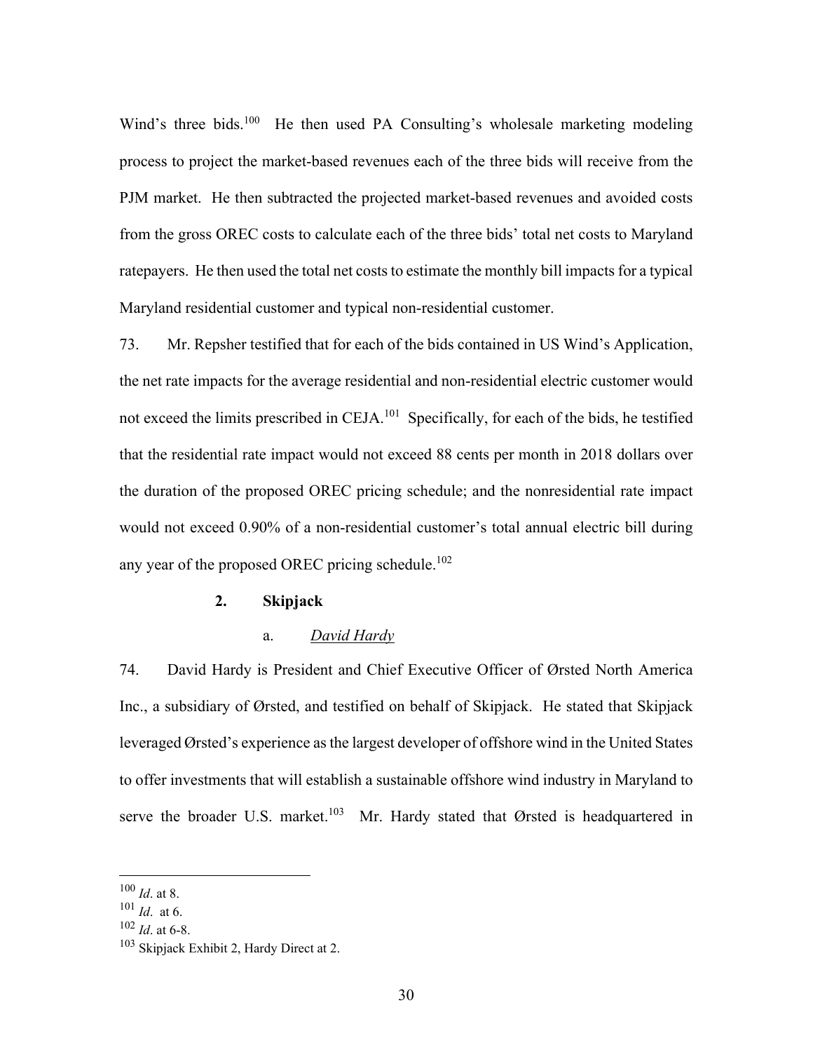Wind's three bids.[100] He then used PA Consulting's wholesale marketing modeling process to project the market-based revenues each of the three bids will receive from the PJM market. He then subtracted the projected market-based revenues and avoided costs from the gross OREC costs to calculate each of the three bids' total net costs to Maryland ratepayers. He then used the total net costs to estimate the monthly bill impacts for a typical Maryland residential customer and typical non-residential customer.

73. Mr. Repsher testified that for each of the bids contained in US Wind's Application, the net rate impacts for the average residential and non-residential electric customer would not exceed the limits prescribed in CEJA.[101] Specifically, for each of the bids, he testified that the residential rate impact would not exceed 88 cents per month in 2018 dollars over the duration of the proposed OREC pricing schedule; and the nonresidential rate impact would not exceed 0.90% of a non-residential customer's total annual electric bill during any year of the proposed OREC pricing schedule.[102]

**2. Skipjack**

a. *David Hardy*

74. David Hardy is President and Chief Executive Officer of Ørsted North America Inc., a subsidiary of Ørsted, and testified on behalf of Skipjack. He stated that Skipjack leveraged Ørsted's experience as the largest developer of offshore wind in the United States to offer investments that will establish a sustainable offshore wind industry in Maryland to serve the broader U.S. market.[103] Mr. Hardy stated that Ørsted is headquartered in

---

[100] *Id*. at 8.

[101] *Id*. at 6.

[102] *Id*. at 6-8.

[103] Skipjack Exhibit 2, Hardy Direct at 2.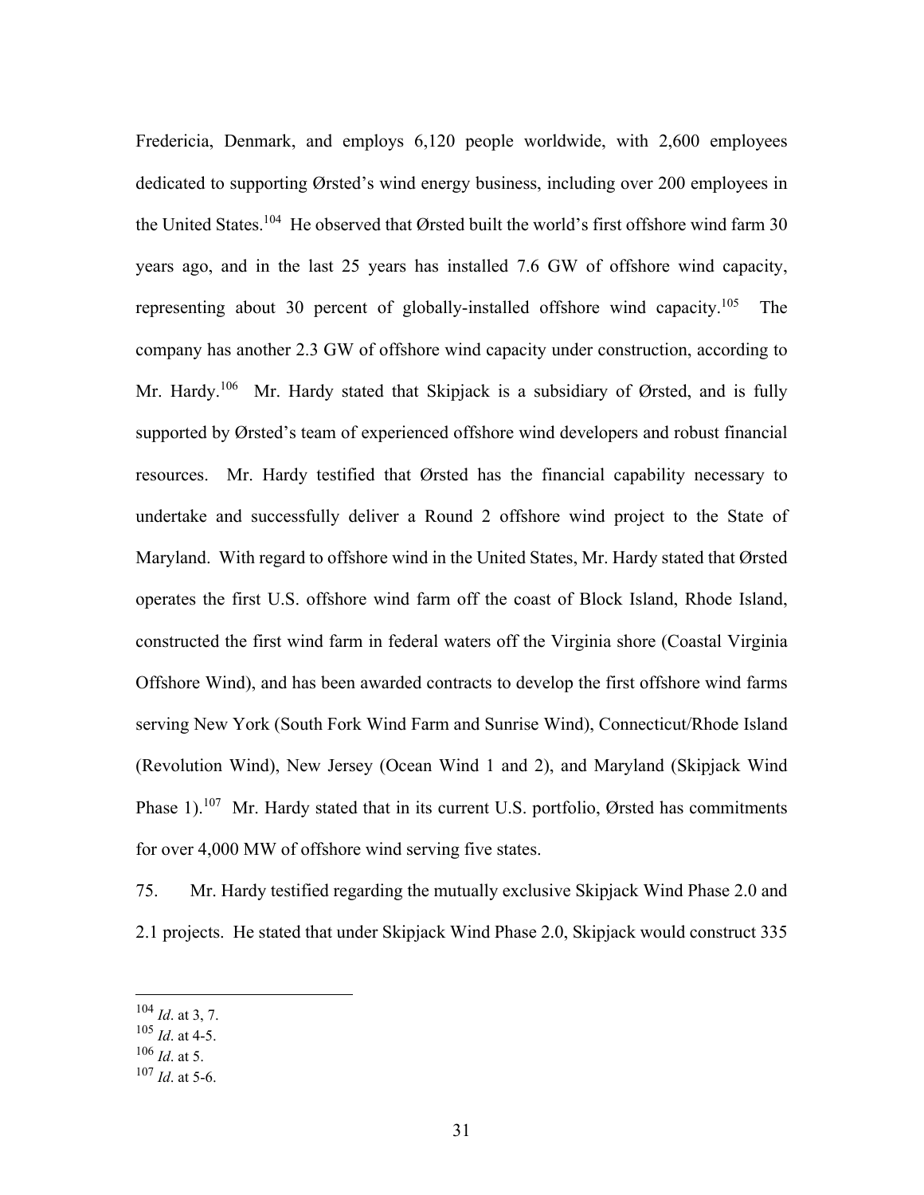Fredericia, Denmark, and employs 6,120 people worldwide, with 2,600 employees dedicated to supporting Ørsted's wind energy business, including over 200 employees in the United States.[104] He observed that Ørsted built the world's first offshore wind farm 30 years ago, and in the last 25 years has installed 7.6 GW of offshore wind capacity, representing about 30 percent of globally-installed offshore wind capacity.[105] The company has another 2.3 GW of offshore wind capacity under construction, according to Mr. Hardy.[106] Mr. Hardy stated that Skipjack is a subsidiary of Ørsted, and is fully supported by Ørsted's team of experienced offshore wind developers and robust financial resources. Mr. Hardy testified that Ørsted has the financial capability necessary to undertake and successfully deliver a Round 2 offshore wind project to the State of Maryland. With regard to offshore wind in the United States, Mr. Hardy stated that Ørsted operates the first U.S. offshore wind farm off the coast of Block Island, Rhode Island, constructed the first wind farm in federal waters off the Virginia shore (Coastal Virginia Offshore Wind), and has been awarded contracts to develop the first offshore wind farms serving New York (South Fork Wind Farm and Sunrise Wind), Connecticut/Rhode Island (Revolution Wind), New Jersey (Ocean Wind 1 and 2), and Maryland (Skipjack Wind Phase 1).[107] Mr. Hardy stated that in its current U.S. portfolio, Ørsted has commitments for over 4,000 MW of offshore wind serving five states.

75. Mr. Hardy testified regarding the mutually exclusive Skipjack Wind Phase 2.0 and 2.1 projects. He stated that under Skipjack Wind Phase 2.0, Skipjack would construct 335

---

[104] *Id*. at 3, 7.
[105] *Id*. at 4-5.
[106] *Id*. at 5.
[107] *Id*. at 5-6.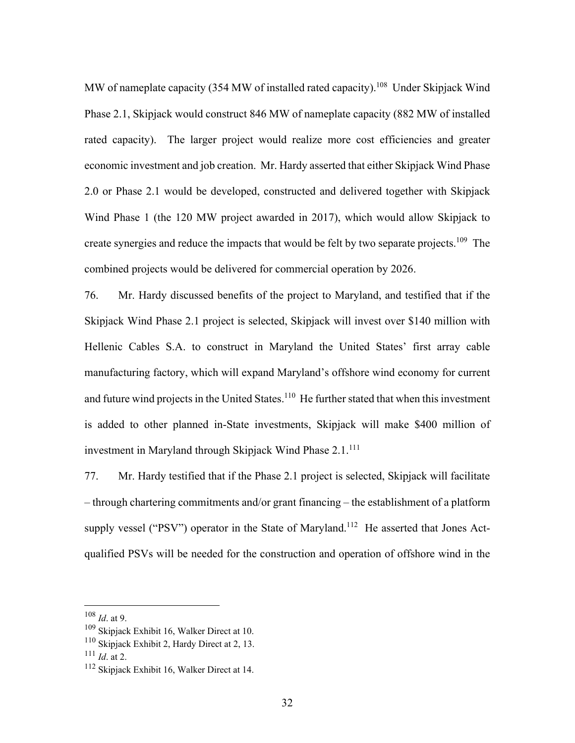MW of nameplate capacity (354 MW of installed rated capacity).[108] Under Skipjack Wind Phase 2.1, Skipjack would construct 846 MW of nameplate capacity (882 MW of installed rated capacity). The larger project would realize more cost efficiencies and greater economic investment and job creation. Mr. Hardy asserted that either Skipjack Wind Phase 2.0 or Phase 2.1 would be developed, constructed and delivered together with Skipjack Wind Phase 1 (the 120 MW project awarded in 2017), which would allow Skipjack to create synergies and reduce the impacts that would be felt by two separate projects.[109] The combined projects would be delivered for commercial operation by 2026.

76. Mr. Hardy discussed benefits of the project to Maryland, and testified that if the Skipjack Wind Phase 2.1 project is selected, Skipjack will invest over $140 million with Hellenic Cables S.A. to construct in Maryland the United States' first array cable manufacturing factory, which will expand Maryland's offshore wind economy for current and future wind projects in the United States.[110] He further stated that when this investment is added to other planned in-State investments, Skipjack will make $400 million of investment in Maryland through Skipjack Wind Phase 2.1.[111]

77. Mr. Hardy testified that if the Phase 2.1 project is selected, Skipjack will facilitate – through chartering commitments and/or grant financing – the establishment of a platform supply vessel ("PSV") operator in the State of Maryland.[112] He asserted that Jones Act-qualified PSVs will be needed for the construction and operation of offshore wind in the

---

[108] *Id*. at 9.

[109] Skipjack Exhibit 16, Walker Direct at 10.

[110] Skipjack Exhibit 2, Hardy Direct at 2, 13.

[111] *Id*. at 2.

[112] Skipjack Exhibit 16, Walker Direct at 14.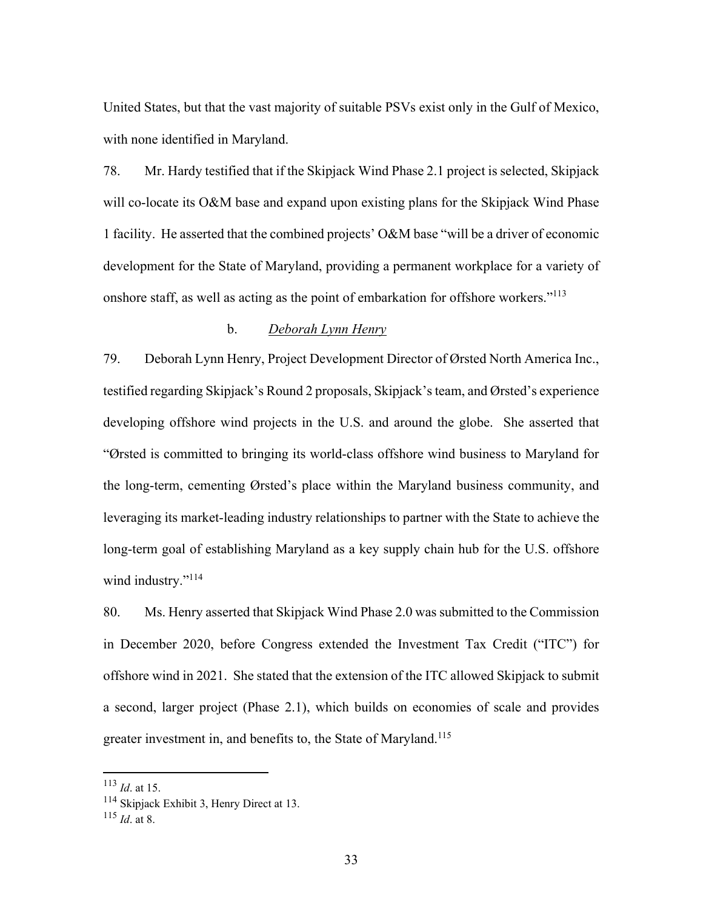United States, but that the vast majority of suitable PSVs exist only in the Gulf of Mexico, with none identified in Maryland.

78. Mr. Hardy testified that if the Skipjack Wind Phase 2.1 project is selected, Skipjack will co-locate its O&M base and expand upon existing plans for the Skipjack Wind Phase 1 facility. He asserted that the combined projects' O&M base "will be a driver of economic development for the State of Maryland, providing a permanent workplace for a variety of onshore staff, as well as acting as the point of embarkation for offshore workers."[113]

b. *Deborah Lynn Henry*

79. Deborah Lynn Henry, Project Development Director of Ørsted North America Inc., testified regarding Skipjack's Round 2 proposals, Skipjack's team, and Ørsted's experience developing offshore wind projects in the U.S. and around the globe. She asserted that "Ørsted is committed to bringing its world-class offshore wind business to Maryland for the long-term, cementing Ørsted's place within the Maryland business community, and leveraging its market-leading industry relationships to partner with the State to achieve the long-term goal of establishing Maryland as a key supply chain hub for the U.S. offshore wind industry."[114]

80. Ms. Henry asserted that Skipjack Wind Phase 2.0 was submitted to the Commission in December 2020, before Congress extended the Investment Tax Credit ("ITC") for offshore wind in 2021. She stated that the extension of the ITC allowed Skipjack to submit a second, larger project (Phase 2.1), which builds on economies of scale and provides greater investment in, and benefits to, the State of Maryland.[115]

---

[113] *Id*. at 15.

[114] Skipjack Exhibit 3, Henry Direct at 13.

[115] *Id*. at 8.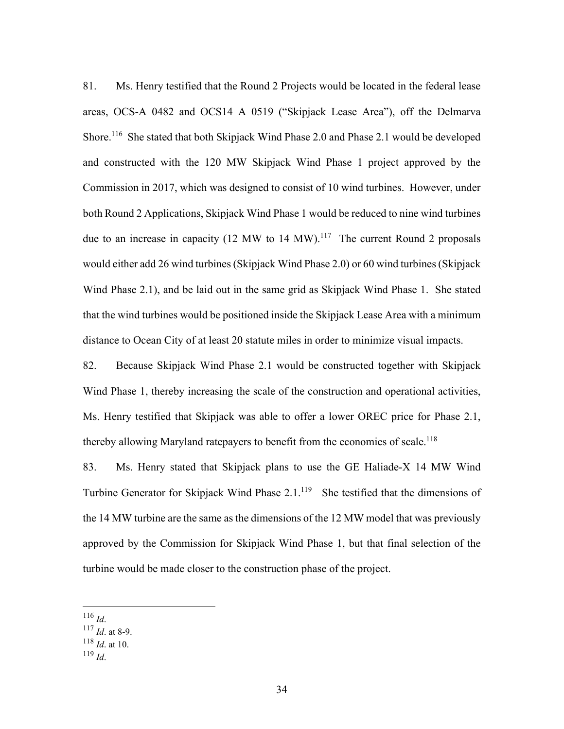81. Ms. Henry testified that the Round 2 Projects would be located in the federal lease areas, OCS-A 0482 and OCS14 A 0519 ("Skipjack Lease Area"), off the Delmarva Shore.[116] She stated that both Skipjack Wind Phase 2.0 and Phase 2.1 would be developed and constructed with the 120 MW Skipjack Wind Phase 1 project approved by the Commission in 2017, which was designed to consist of 10 wind turbines. However, under both Round 2 Applications, Skipjack Wind Phase 1 would be reduced to nine wind turbines due to an increase in capacity (12 MW to 14 MW).[117] The current Round 2 proposals would either add 26 wind turbines (Skipjack Wind Phase 2.0) or 60 wind turbines (Skipjack Wind Phase 2.1), and be laid out in the same grid as Skipjack Wind Phase 1. She stated that the wind turbines would be positioned inside the Skipjack Lease Area with a minimum distance to Ocean City of at least 20 statute miles in order to minimize visual impacts.

82. Because Skipjack Wind Phase 2.1 would be constructed together with Skipjack Wind Phase 1, thereby increasing the scale of the construction and operational activities, Ms. Henry testified that Skipjack was able to offer a lower OREC price for Phase 2.1, thereby allowing Maryland ratepayers to benefit from the economies of scale.[118]

83. Ms. Henry stated that Skipjack plans to use the GE Haliade-X 14 MW Wind Turbine Generator for Skipjack Wind Phase 2.1.[119] She testified that the dimensions of the 14 MW turbine are the same as the dimensions of the 12 MW model that was previously approved by the Commission for Skipjack Wind Phase 1, but that final selection of the turbine would be made closer to the construction phase of the project.

---

[116] *Id*.
[117] *Id*. at 8-9.
[118] *Id*. at 10.
[119] *Id*.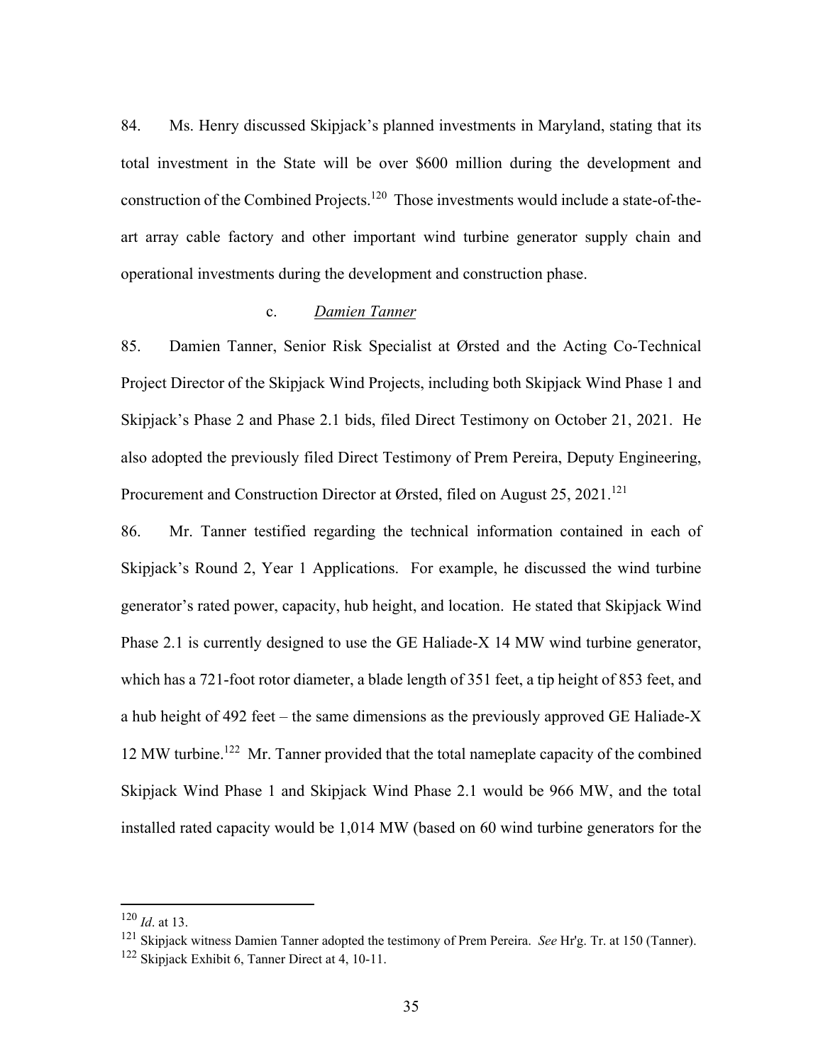84. Ms. Henry discussed Skipjack's planned investments in Maryland, stating that its total investment in the State will be over $600 million during the development and construction of the Combined Projects.[120] Those investments would include a state-of-the-art array cable factory and other important wind turbine generator supply chain and operational investments during the development and construction phase.

c. *Damien Tanner*

85. Damien Tanner, Senior Risk Specialist at Ørsted and the Acting Co-Technical Project Director of the Skipjack Wind Projects, including both Skipjack Wind Phase 1 and Skipjack's Phase 2 and Phase 2.1 bids, filed Direct Testimony on October 21, 2021. He also adopted the previously filed Direct Testimony of Prem Pereira, Deputy Engineering, Procurement and Construction Director at Ørsted, filed on August 25, 2021.[121]

86. Mr. Tanner testified regarding the technical information contained in each of Skipjack's Round 2, Year 1 Applications. For example, he discussed the wind turbine generator's rated power, capacity, hub height, and location. He stated that Skipjack Wind Phase 2.1 is currently designed to use the GE Haliade-X 14 MW wind turbine generator, which has a 721-foot rotor diameter, a blade length of 351 feet, a tip height of 853 feet, and a hub height of 492 feet – the same dimensions as the previously approved GE Haliade-X 12 MW turbine.[122] Mr. Tanner provided that the total nameplate capacity of the combined Skipjack Wind Phase 1 and Skipjack Wind Phase 2.1 would be 966 MW, and the total installed rated capacity would be 1,014 MW (based on 60 wind turbine generators for the

---

[120] *Id*. at 13.

[121] Skipjack witness Damien Tanner adopted the testimony of Prem Pereira. *See* Hr'g. Tr. at 150 (Tanner).

[122] Skipjack Exhibit 6, Tanner Direct at 4, 10-11.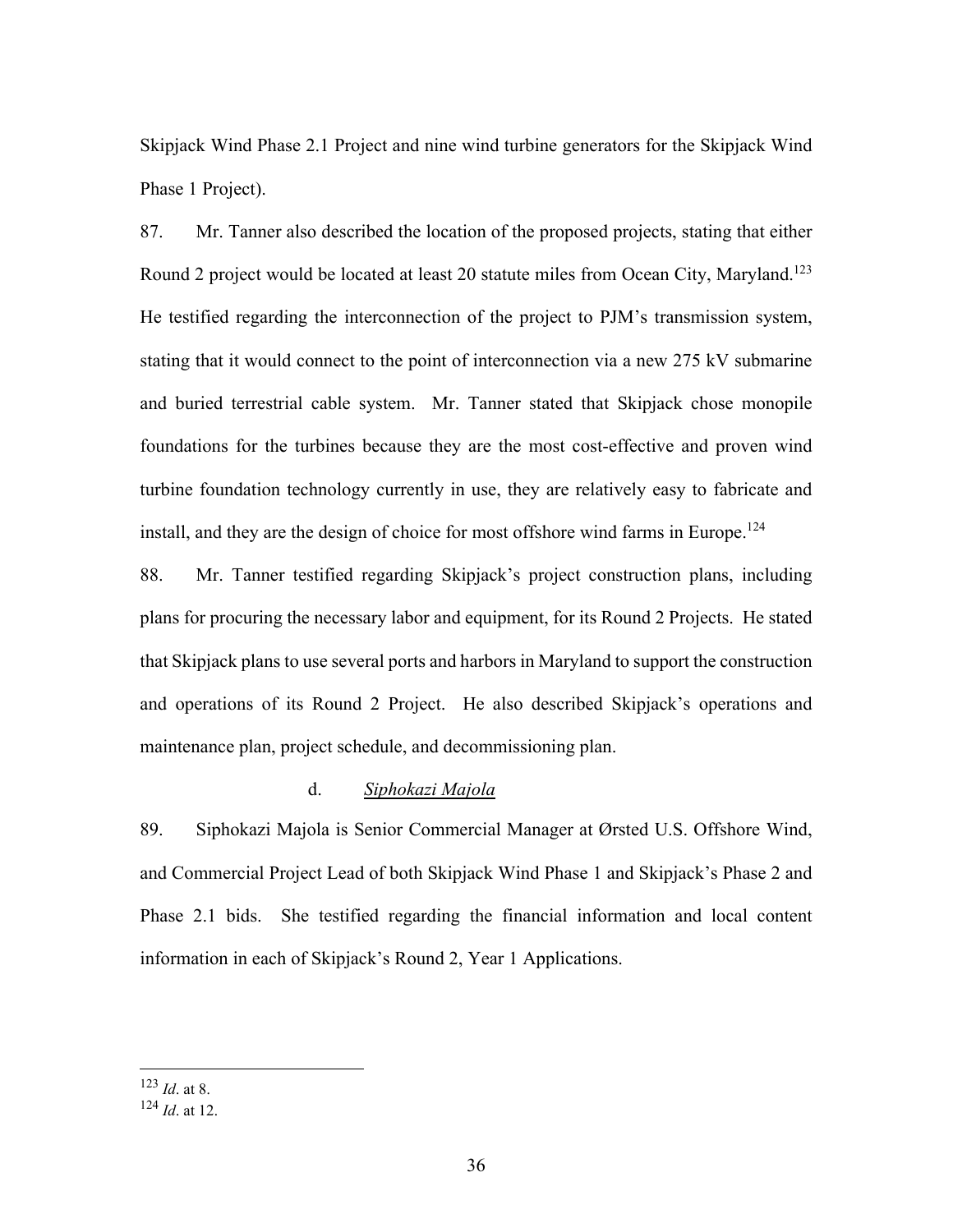Skipjack Wind Phase 2.1 Project and nine wind turbine generators for the Skipjack Wind Phase 1 Project).

87. Mr. Tanner also described the location of the proposed projects, stating that either Round 2 project would be located at least 20 statute miles from Ocean City, Maryland.[123] He testified regarding the interconnection of the project to PJM's transmission system, stating that it would connect to the point of interconnection via a new 275 kV submarine and buried terrestrial cable system. Mr. Tanner stated that Skipjack chose monopile foundations for the turbines because they are the most cost-effective and proven wind turbine foundation technology currently in use, they are relatively easy to fabricate and install, and they are the design of choice for most offshore wind farms in Europe.[124]

88. Mr. Tanner testified regarding Skipjack's project construction plans, including plans for procuring the necessary labor and equipment, for its Round 2 Projects. He stated that Skipjack plans to use several ports and harbors in Maryland to support the construction and operations of its Round 2 Project. He also described Skipjack's operations and maintenance plan, project schedule, and decommissioning plan.

d. *Siphokazi Majola*

89. Siphokazi Majola is Senior Commercial Manager at Ørsted U.S. Offshore Wind, and Commercial Project Lead of both Skipjack Wind Phase 1 and Skipjack's Phase 2 and Phase 2.1 bids. She testified regarding the financial information and local content information in each of Skipjack's Round 2, Year 1 Applications.

---

[123] *Id*. at 8.

[124] *Id*. at 12.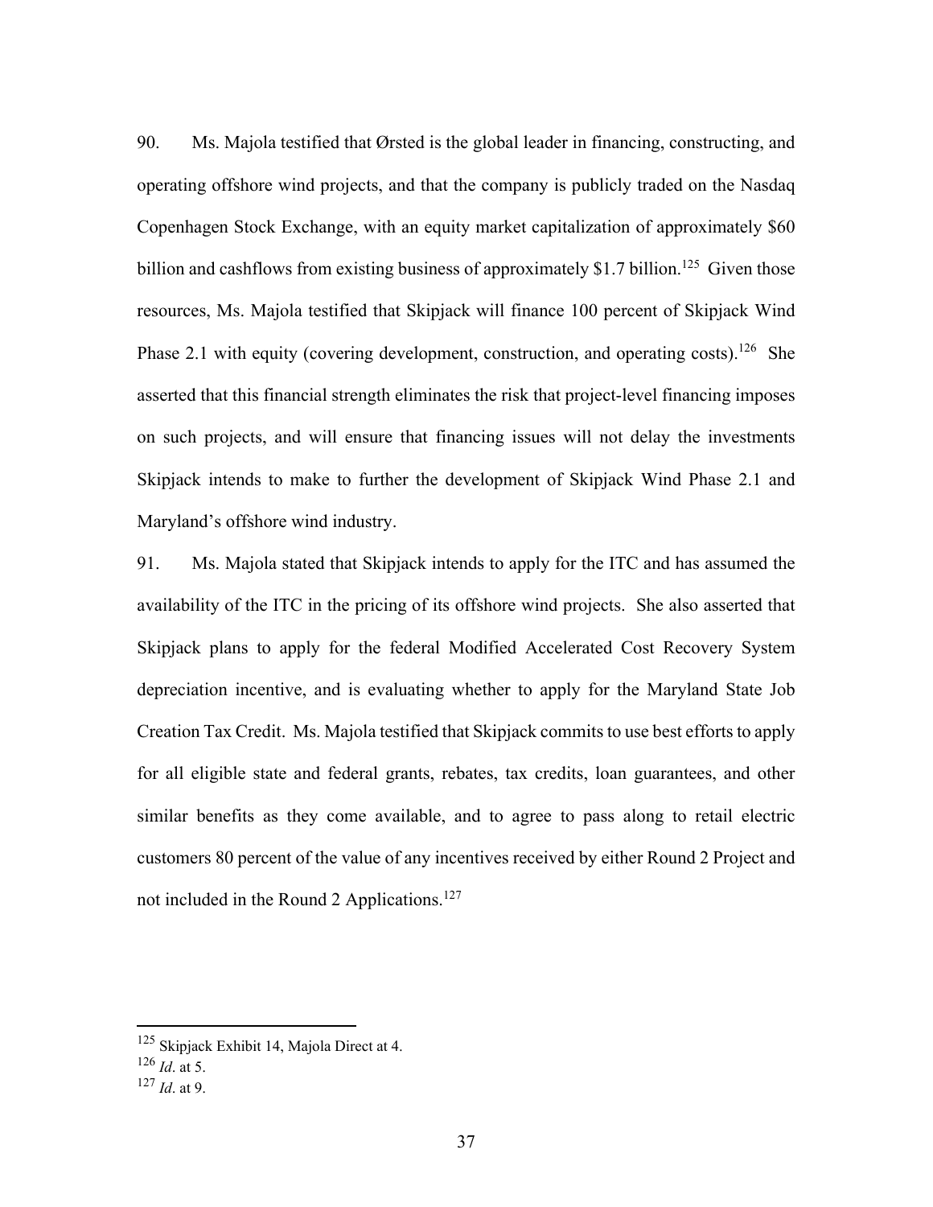90. Ms. Majola testified that Ørsted is the global leader in financing, constructing, and operating offshore wind projects, and that the company is publicly traded on the Nasdaq Copenhagen Stock Exchange, with an equity market capitalization of approximately $60 billion and cashflows from existing business of approximately $1.7 billion.[125] Given those resources, Ms. Majola testified that Skipjack will finance 100 percent of Skipjack Wind Phase 2.1 with equity (covering development, construction, and operating costs).[126] She asserted that this financial strength eliminates the risk that project-level financing imposes on such projects, and will ensure that financing issues will not delay the investments Skipjack intends to make to further the development of Skipjack Wind Phase 2.1 and Maryland's offshore wind industry.

91. Ms. Majola stated that Skipjack intends to apply for the ITC and has assumed the availability of the ITC in the pricing of its offshore wind projects. She also asserted that Skipjack plans to apply for the federal Modified Accelerated Cost Recovery System depreciation incentive, and is evaluating whether to apply for the Maryland State Job Creation Tax Credit. Ms. Majola testified that Skipjack commits to use best efforts to apply for all eligible state and federal grants, rebates, tax credits, loan guarantees, and other similar benefits as they come available, and to agree to pass along to retail electric customers 80 percent of the value of any incentives received by either Round 2 Project and not included in the Round 2 Applications.[127]

---

[125] Skipjack Exhibit 14, Majola Direct at 4.

[126] *Id*. at 5.

[127] *Id*. at 9.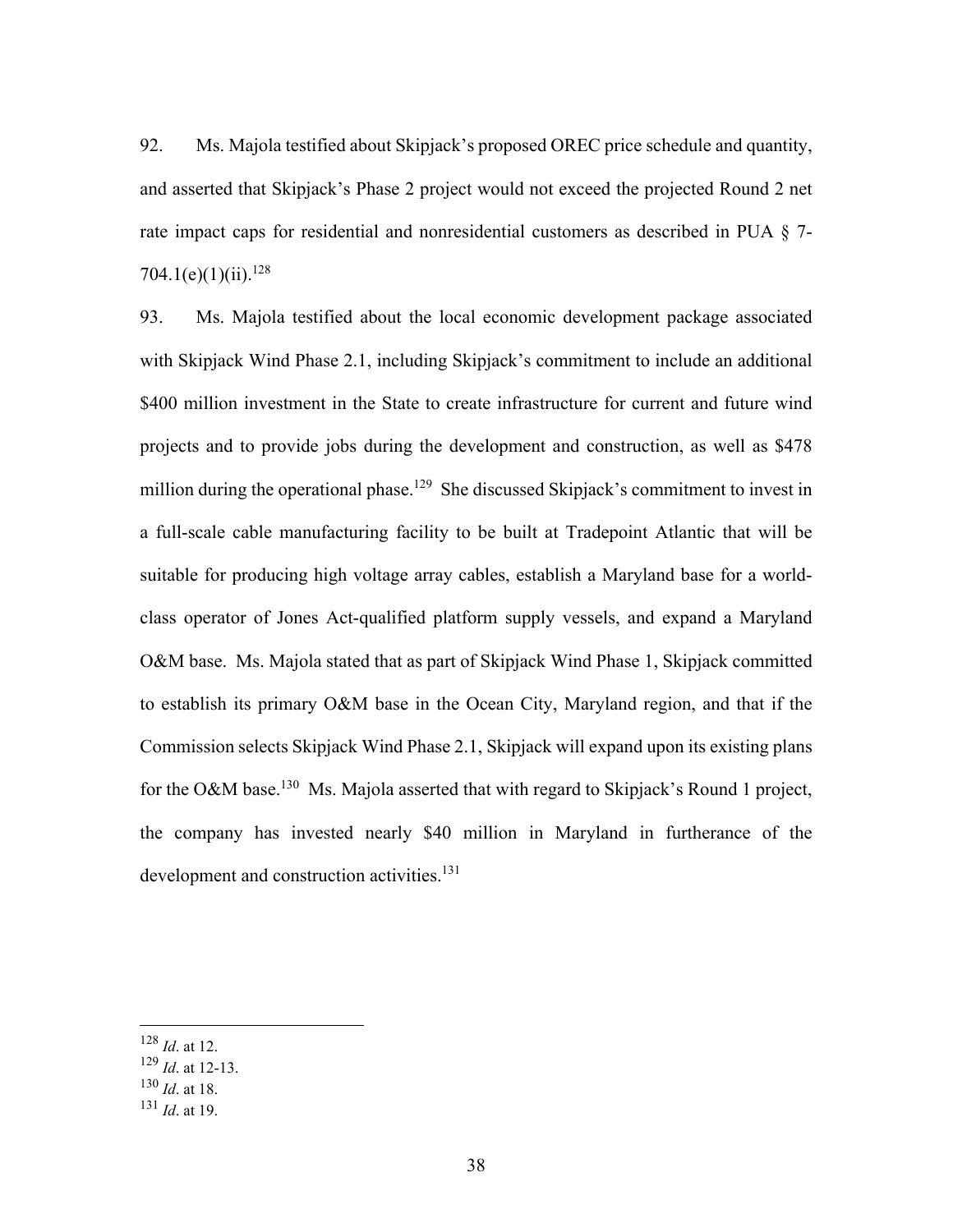92. Ms. Majola testified about Skipjack's proposed OREC price schedule and quantity, and asserted that Skipjack's Phase 2 project would not exceed the projected Round 2 net rate impact caps for residential and nonresidential customers as described in PUA § 7-704.1(e)(1)(ii).[128]

93. Ms. Majola testified about the local economic development package associated with Skipjack Wind Phase 2.1, including Skipjack's commitment to include an additional $400 million investment in the State to create infrastructure for current and future wind projects and to provide jobs during the development and construction, as well as $478 million during the operational phase.[129] She discussed Skipjack's commitment to invest in a full-scale cable manufacturing facility to be built at Tradepoint Atlantic that will be suitable for producing high voltage array cables, establish a Maryland base for a world-class operator of Jones Act-qualified platform supply vessels, and expand a Maryland O&M base. Ms. Majola stated that as part of Skipjack Wind Phase 1, Skipjack committed to establish its primary O&M base in the Ocean City, Maryland region, and that if the Commission selects Skipjack Wind Phase 2.1, Skipjack will expand upon its existing plans for the O&M base.[130] Ms. Majola asserted that with regard to Skipjack's Round 1 project, the company has invested nearly $40 million in Maryland in furtherance of the development and construction activities.[131]

---

[128] *Id*. at 12.
[129] *Id*. at 12-13.
[130] *Id*. at 18.
[131] *Id*. at 19.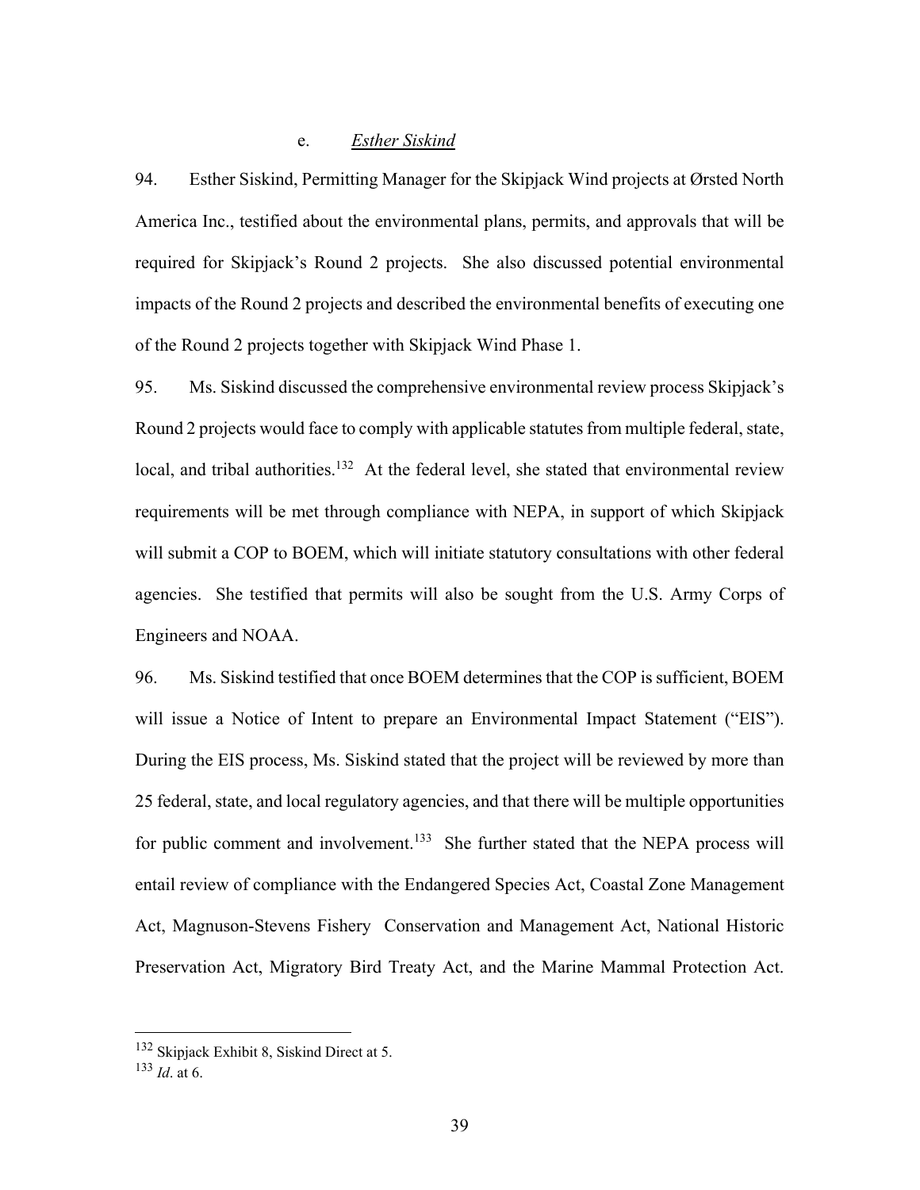e. *Esther Siskind*

94. Esther Siskind, Permitting Manager for the Skipjack Wind projects at Ørsted North America Inc., testified about the environmental plans, permits, and approvals that will be required for Skipjack's Round 2 projects. She also discussed potential environmental impacts of the Round 2 projects and described the environmental benefits of executing one of the Round 2 projects together with Skipjack Wind Phase 1.

95. Ms. Siskind discussed the comprehensive environmental review process Skipjack's Round 2 projects would face to comply with applicable statutes from multiple federal, state, local, and tribal authorities.[132] At the federal level, she stated that environmental review requirements will be met through compliance with NEPA, in support of which Skipjack will submit a COP to BOEM, which will initiate statutory consultations with other federal agencies. She testified that permits will also be sought from the U.S. Army Corps of Engineers and NOAA.

96. Ms. Siskind testified that once BOEM determines that the COP is sufficient, BOEM will issue a Notice of Intent to prepare an Environmental Impact Statement ("EIS"). During the EIS process, Ms. Siskind stated that the project will be reviewed by more than 25 federal, state, and local regulatory agencies, and that there will be multiple opportunities for public comment and involvement.[133] She further stated that the NEPA process will entail review of compliance with the Endangered Species Act, Coastal Zone Management Act, Magnuson-Stevens Fishery Conservation and Management Act, National Historic Preservation Act, Migratory Bird Treaty Act, and the Marine Mammal Protection Act.

---

[132] Skipjack Exhibit 8, Siskind Direct at 5.

[133] *Id*. at 6.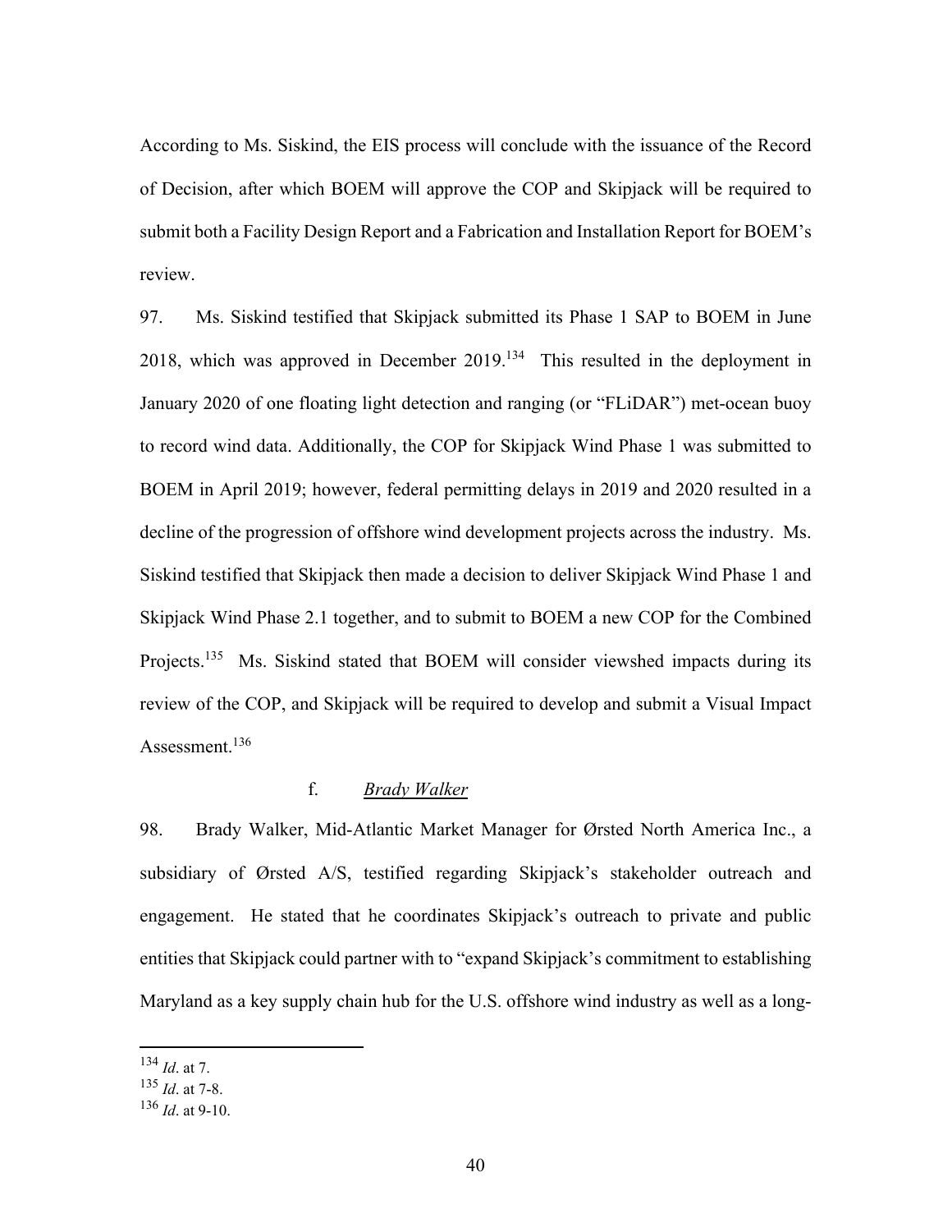According to Ms. Siskind, the EIS process will conclude with the issuance of the Record of Decision, after which BOEM will approve the COP and Skipjack will be required to submit both a Facility Design Report and a Fabrication and Installation Report for BOEM's review.

97. Ms. Siskind testified that Skipjack submitted its Phase 1 SAP to BOEM in June 2018, which was approved in December 2019.[134] This resulted in the deployment in January 2020 of one floating light detection and ranging (or "FLiDAR") met-ocean buoy to record wind data. Additionally, the COP for Skipjack Wind Phase 1 was submitted to BOEM in April 2019; however, federal permitting delays in 2019 and 2020 resulted in a decline of the progression of offshore wind development projects across the industry. Ms. Siskind testified that Skipjack then made a decision to deliver Skipjack Wind Phase 1 and Skipjack Wind Phase 2.1 together, and to submit to BOEM a new COP for the Combined Projects.[135] Ms. Siskind stated that BOEM will consider viewshed impacts during its review of the COP, and Skipjack will be required to develop and submit a Visual Impact Assessment.[136]

f. <u>*Brady Walker*</u>

98. Brady Walker, Mid-Atlantic Market Manager for Ørsted North America Inc., a subsidiary of Ørsted A/S, testified regarding Skipjack's stakeholder outreach and engagement. He stated that he coordinates Skipjack's outreach to private and public entities that Skipjack could partner with to "expand Skipjack's commitment to establishing Maryland as a key supply chain hub for the U.S. offshore wind industry as well as a long-

---

[134] *Id*. at 7.

[135] *Id*. at 7-8.

[136] *Id*. at 9-10.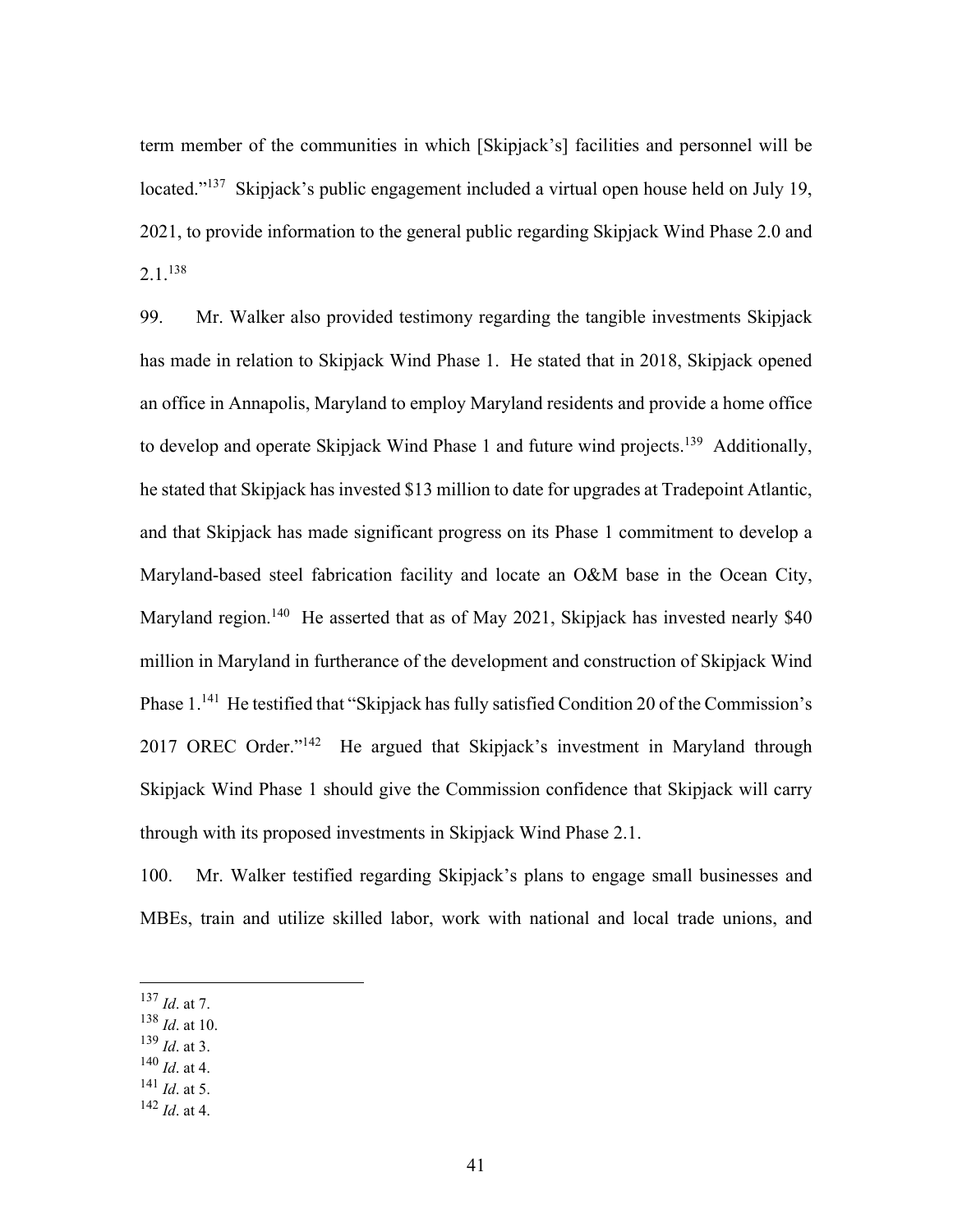term member of the communities in which [Skipjack's] facilities and personnel will be located."[137] Skipjack's public engagement included a virtual open house held on July 19, 2021, to provide information to the general public regarding Skipjack Wind Phase 2.0 and 2.1.[138]

99. Mr. Walker also provided testimony regarding the tangible investments Skipjack has made in relation to Skipjack Wind Phase 1. He stated that in 2018, Skipjack opened an office in Annapolis, Maryland to employ Maryland residents and provide a home office to develop and operate Skipjack Wind Phase 1 and future wind projects.[139] Additionally, he stated that Skipjack has invested $13 million to date for upgrades at Tradepoint Atlantic, and that Skipjack has made significant progress on its Phase 1 commitment to develop a Maryland-based steel fabrication facility and locate an O&M base in the Ocean City, Maryland region.[140] He asserted that as of May 2021, Skipjack has invested nearly $40 million in Maryland in furtherance of the development and construction of Skipjack Wind Phase 1.[141] He testified that "Skipjack has fully satisfied Condition 20 of the Commission's 2017 OREC Order."[142] He argued that Skipjack's investment in Maryland through Skipjack Wind Phase 1 should give the Commission confidence that Skipjack will carry through with its proposed investments in Skipjack Wind Phase 2.1.

100. Mr. Walker testified regarding Skipjack's plans to engage small businesses and MBEs, train and utilize skilled labor, work with national and local trade unions, and

---

[137] *Id*. at 7.
[138] *Id*. at 10.
[139] *Id*. at 3.
[140] *Id*. at 4.
[141] *Id*. at 5.
[142] *Id*. at 4.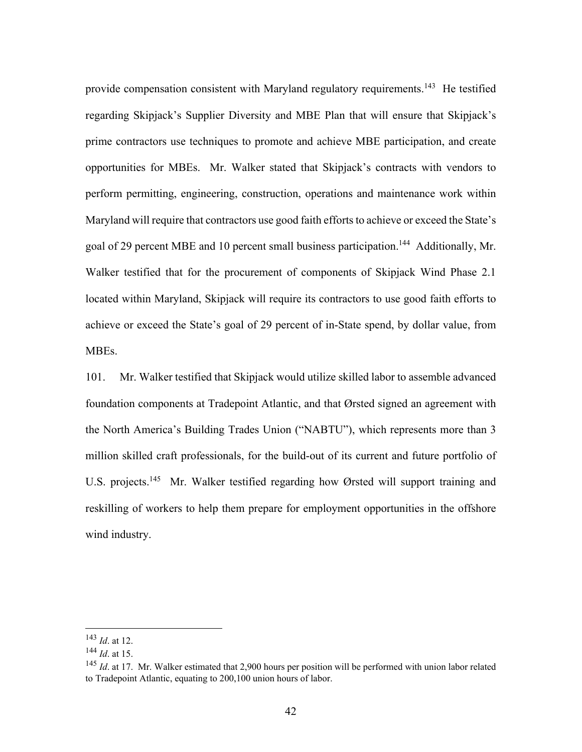provide compensation consistent with Maryland regulatory requirements.[143] He testified regarding Skipjack's Supplier Diversity and MBE Plan that will ensure that Skipjack's prime contractors use techniques to promote and achieve MBE participation, and create opportunities for MBEs. Mr. Walker stated that Skipjack's contracts with vendors to perform permitting, engineering, construction, operations and maintenance work within Maryland will require that contractors use good faith efforts to achieve or exceed the State's goal of 29 percent MBE and 10 percent small business participation.[144] Additionally, Mr. Walker testified that for the procurement of components of Skipjack Wind Phase 2.1 located within Maryland, Skipjack will require its contractors to use good faith efforts to achieve or exceed the State's goal of 29 percent of in-State spend, by dollar value, from MBEs.

101. Mr. Walker testified that Skipjack would utilize skilled labor to assemble advanced foundation components at Tradepoint Atlantic, and that Ørsted signed an agreement with the North America's Building Trades Union ("NABTU"), which represents more than 3 million skilled craft professionals, for the build-out of its current and future portfolio of U.S. projects.[145] Mr. Walker testified regarding how Ørsted will support training and reskilling of workers to help them prepare for employment opportunities in the offshore wind industry.

---

[143] *Id*. at 12.

[144] *Id*. at 15.

[145] *Id*. at 17. Mr. Walker estimated that 2,900 hours per position will be performed with union labor related to Tradepoint Atlantic, equating to 200,100 union hours of labor.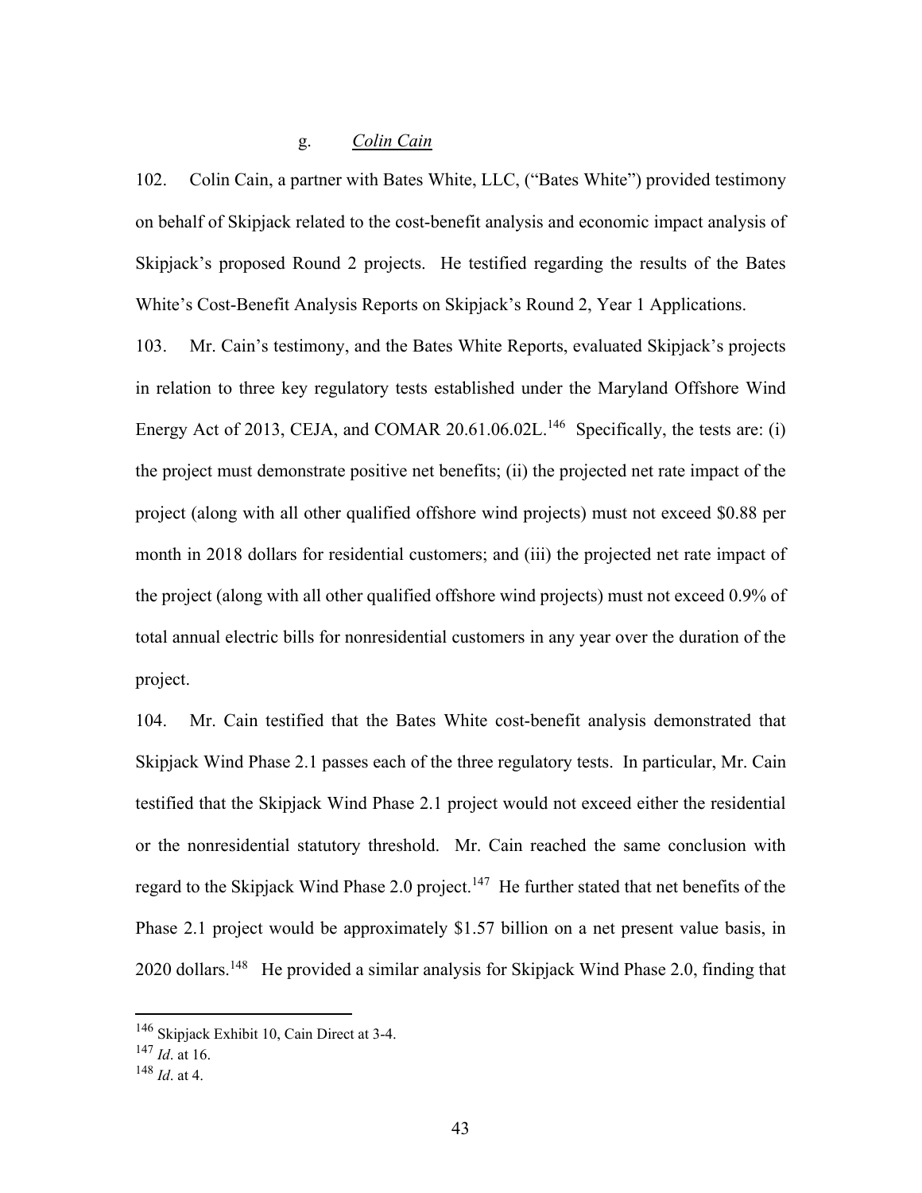### g. *Colin Cain*

102. Colin Cain, a partner with Bates White, LLC, ("Bates White") provided testimony on behalf of Skipjack related to the cost-benefit analysis and economic impact analysis of Skipjack's proposed Round 2 projects. He testified regarding the results of the Bates White's Cost-Benefit Analysis Reports on Skipjack's Round 2, Year 1 Applications.

103. Mr. Cain's testimony, and the Bates White Reports, evaluated Skipjack's projects in relation to three key regulatory tests established under the Maryland Offshore Wind Energy Act of 2013, CEJA, and COMAR 20.61.06.02L.[146] Specifically, the tests are: (i) the project must demonstrate positive net benefits; (ii) the projected net rate impact of the project (along with all other qualified offshore wind projects) must not exceed $0.88 per month in 2018 dollars for residential customers; and (iii) the projected net rate impact of the project (along with all other qualified offshore wind projects) must not exceed 0.9% of total annual electric bills for nonresidential customers in any year over the duration of the project.

104. Mr. Cain testified that the Bates White cost-benefit analysis demonstrated that Skipjack Wind Phase 2.1 passes each of the three regulatory tests. In particular, Mr. Cain testified that the Skipjack Wind Phase 2.1 project would not exceed either the residential or the nonresidential statutory threshold. Mr. Cain reached the same conclusion with regard to the Skipjack Wind Phase 2.0 project.[147] He further stated that net benefits of the Phase 2.1 project would be approximately $1.57 billion on a net present value basis, in 2020 dollars.[148] He provided a similar analysis for Skipjack Wind Phase 2.0, finding that

---

[146] Skipjack Exhibit 10, Cain Direct at 3-4.

[147] *Id*. at 16.

[148] *Id*. at 4.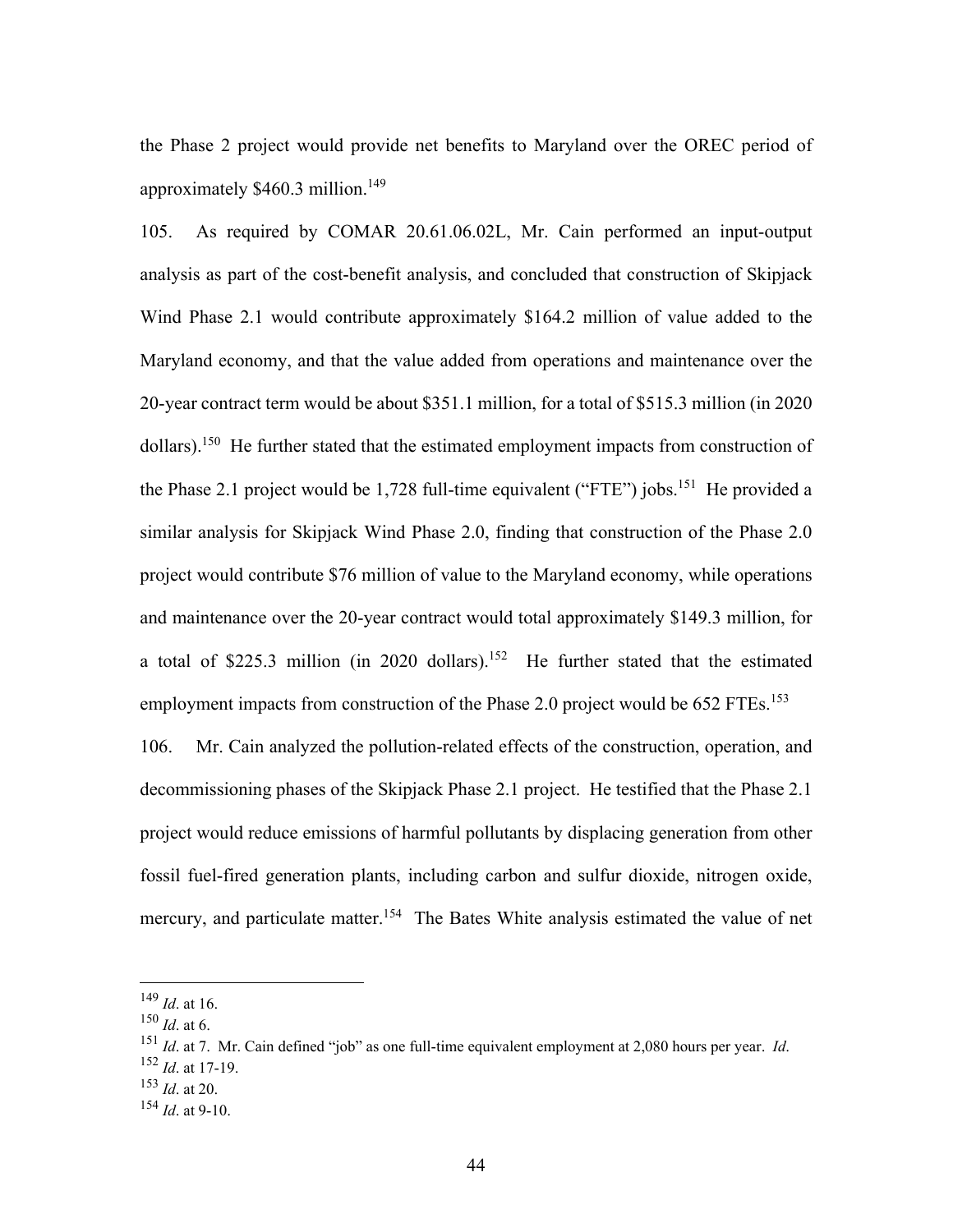the Phase 2 project would provide net benefits to Maryland over the OREC period of approximately $460.3 million.[149]

105. As required by COMAR 20.61.06.02L, Mr. Cain performed an input-output analysis as part of the cost-benefit analysis, and concluded that construction of Skipjack Wind Phase 2.1 would contribute approximately $164.2 million of value added to the Maryland economy, and that the value added from operations and maintenance over the 20-year contract term would be about $351.1 million, for a total of $515.3 million (in 2020 dollars).[150] He further stated that the estimated employment impacts from construction of the Phase 2.1 project would be 1,728 full-time equivalent ("FTE") jobs.[151] He provided a similar analysis for Skipjack Wind Phase 2.0, finding that construction of the Phase 2.0 project would contribute $76 million of value to the Maryland economy, while operations and maintenance over the 20-year contract would total approximately $149.3 million, for a total of $225.3 million (in 2020 dollars).[152] He further stated that the estimated employment impacts from construction of the Phase 2.0 project would be 652 FTEs.[153]

106. Mr. Cain analyzed the pollution-related effects of the construction, operation, and decommissioning phases of the Skipjack Phase 2.1 project. He testified that the Phase 2.1 project would reduce emissions of harmful pollutants by displacing generation from other fossil fuel-fired generation plants, including carbon and sulfur dioxide, nitrogen oxide, mercury, and particulate matter.[154] The Bates White analysis estimated the value of net

---

[149] *Id*. at 16.

[150] *Id*. at 6.

[151] *Id*. at 7. Mr. Cain defined "job" as one full-time equivalent employment at 2,080 hours per year. *Id*.

[152] *Id*. at 17-19.

[153] *Id*. at 20.

[154] *Id*. at 9-10.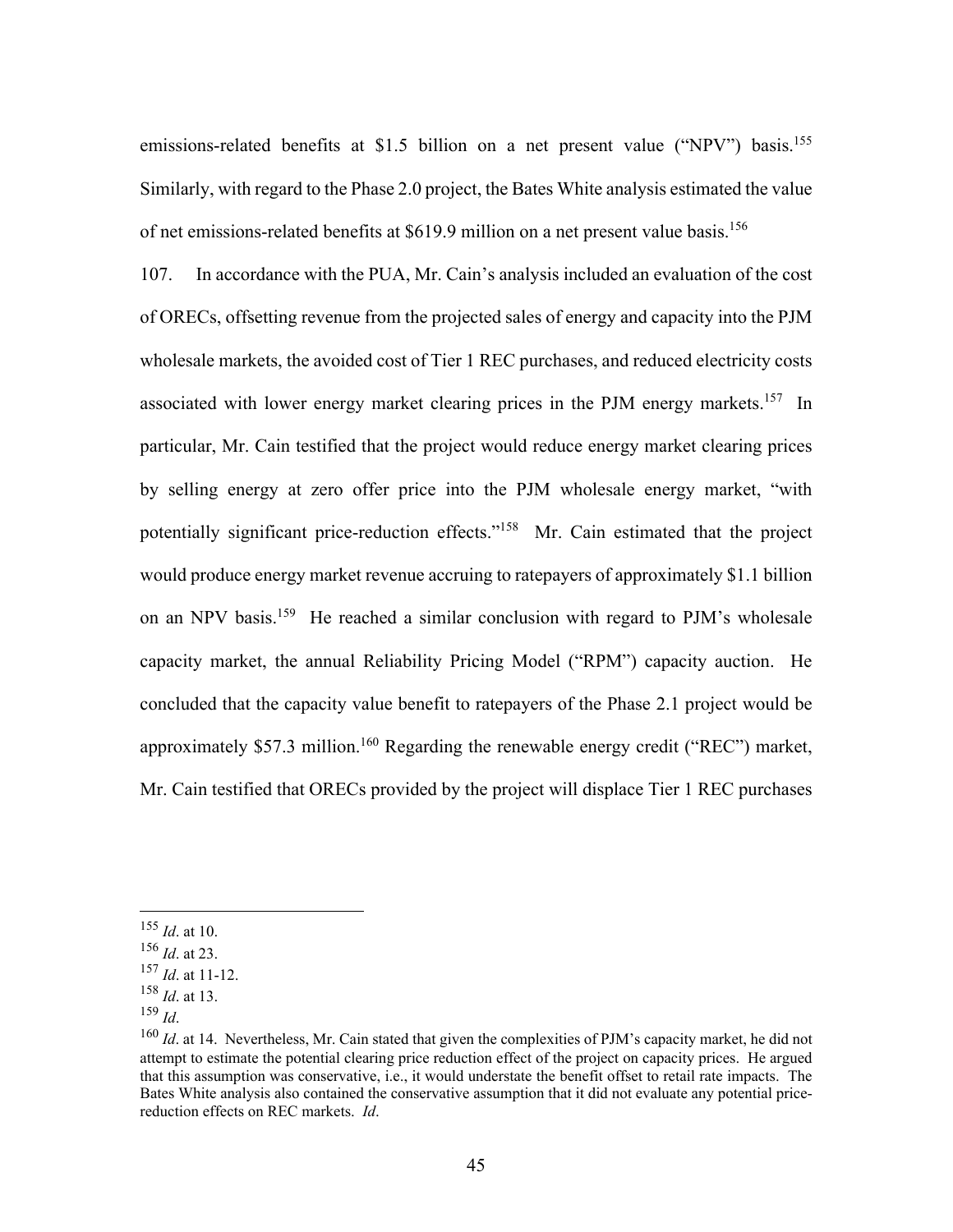emissions-related benefits at $1.5 billion on a net present value ("NPV") basis.[155] Similarly, with regard to the Phase 2.0 project, the Bates White analysis estimated the value of net emissions-related benefits at $619.9 million on a net present value basis.[156]

107. In accordance with the PUA, Mr. Cain's analysis included an evaluation of the cost of ORECs, offsetting revenue from the projected sales of energy and capacity into the PJM wholesale markets, the avoided cost of Tier 1 REC purchases, and reduced electricity costs associated with lower energy market clearing prices in the PJM energy markets.[157] In particular, Mr. Cain testified that the project would reduce energy market clearing prices by selling energy at zero offer price into the PJM wholesale energy market, "with potentially significant price-reduction effects."[158] Mr. Cain estimated that the project would produce energy market revenue accruing to ratepayers of approximately $1.1 billion on an NPV basis.[159] He reached a similar conclusion with regard to PJM's wholesale capacity market, the annual Reliability Pricing Model ("RPM") capacity auction. He concluded that the capacity value benefit to ratepayers of the Phase 2.1 project would be approximately $57.3 million.[160] Regarding the renewable energy credit ("REC") market, Mr. Cain testified that ORECs provided by the project will displace Tier 1 REC purchases

---

[155] *Id*. at 10.

[156] *Id*. at 23.

[157] *Id*. at 11-12.

[158] *Id*. at 13.

[159] *Id*.

[160] *Id*. at 14. Nevertheless, Mr. Cain stated that given the complexities of PJM's capacity market, he did not attempt to estimate the potential clearing price reduction effect of the project on capacity prices. He argued that this assumption was conservative, i.e., it would understate the benefit offset to retail rate impacts. The Bates White analysis also contained the conservative assumption that it did not evaluate any potential price-reduction effects on REC markets. *Id*.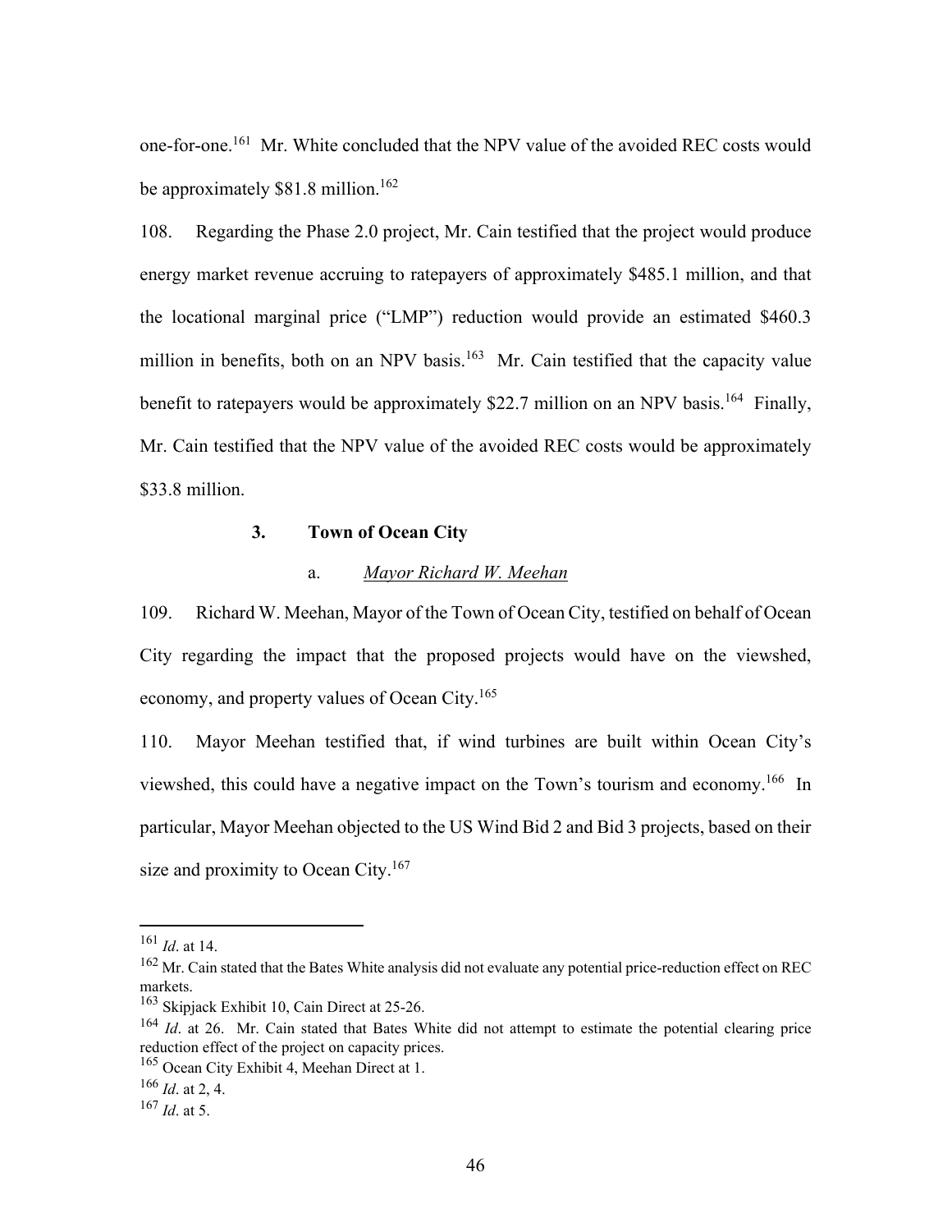one-for-one.[161] Mr. White concluded that the NPV value of the avoided REC costs would be approximately $81.8 million.[162]

108. Regarding the Phase 2.0 project, Mr. Cain testified that the project would produce energy market revenue accruing to ratepayers of approximately $485.1 million, and that the locational marginal price ("LMP") reduction would provide an estimated $460.3 million in benefits, both on an NPV basis.[163] Mr. Cain testified that the capacity value benefit to ratepayers would be approximately $22.7 million on an NPV basis.[164] Finally, Mr. Cain testified that the NPV value of the avoided REC costs would be approximately $33.8 million.

### 3. Town of Ocean City

#### a. *Mayor Richard W. Meehan*

109. Richard W. Meehan, Mayor of the Town of Ocean City, testified on behalf of Ocean City regarding the impact that the proposed projects would have on the viewshed, economy, and property values of Ocean City.[165]

110. Mayor Meehan testified that, if wind turbines are built within Ocean City's viewshed, this could have a negative impact on the Town's tourism and economy.[166] In particular, Mayor Meehan objected to the US Wind Bid 2 and Bid 3 projects, based on their size and proximity to Ocean City.[167]

---

[161] *Id*. at 14.

[162] Mr. Cain stated that the Bates White analysis did not evaluate any potential price-reduction effect on REC markets.

[163] Skipjack Exhibit 10, Cain Direct at 25-26.

[164] *Id*. at 26. Mr. Cain stated that Bates White did not attempt to estimate the potential clearing price reduction effect of the project on capacity prices.

[165] Ocean City Exhibit 4, Meehan Direct at 1.

[166] *Id*. at 2, 4.

[167] *Id*. at 5.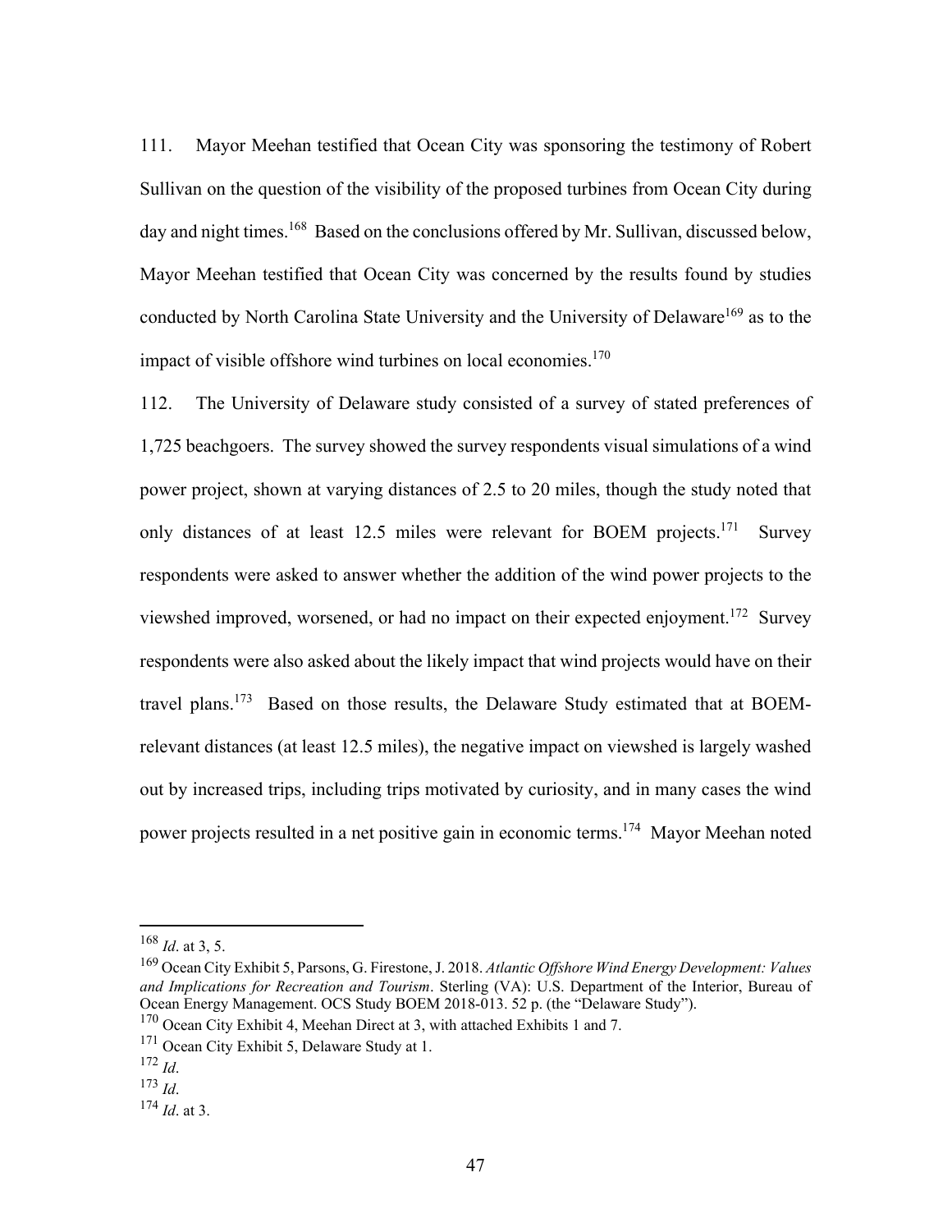111. Mayor Meehan testified that Ocean City was sponsoring the testimony of Robert Sullivan on the question of the visibility of the proposed turbines from Ocean City during day and night times.[168] Based on the conclusions offered by Mr. Sullivan, discussed below, Mayor Meehan testified that Ocean City was concerned by the results found by studies conducted by North Carolina State University and the University of Delaware[169] as to the impact of visible offshore wind turbines on local economies.[170]

112. The University of Delaware study consisted of a survey of stated preferences of 1,725 beachgoers. The survey showed the survey respondents visual simulations of a wind power project, shown at varying distances of 2.5 to 20 miles, though the study noted that only distances of at least 12.5 miles were relevant for BOEM projects.[171] Survey respondents were asked to answer whether the addition of the wind power projects to the viewshed improved, worsened, or had no impact on their expected enjoyment.[172] Survey respondents were also asked about the likely impact that wind projects would have on their travel plans.[173] Based on those results, the Delaware Study estimated that at BOEM-relevant distances (at least 12.5 miles), the negative impact on viewshed is largely washed out by increased trips, including trips motivated by curiosity, and in many cases the wind power projects resulted in a net positive gain in economic terms.[174] Mayor Meehan noted

---

[168] *Id*. at 3, 5.

[169] Ocean City Exhibit 5, Parsons, G. Firestone, J. 2018. *Atlantic Offshore Wind Energy Development: Values and Implications for Recreation and Tourism*. Sterling (VA): U.S. Department of the Interior, Bureau of Ocean Energy Management. OCS Study BOEM 2018-013. 52 p. (the "Delaware Study").

[170] Ocean City Exhibit 4, Meehan Direct at 3, with attached Exhibits 1 and 7.

[171] Ocean City Exhibit 5, Delaware Study at 1.

[172] *Id*.

[173] *Id*.

[174] *Id*. at 3.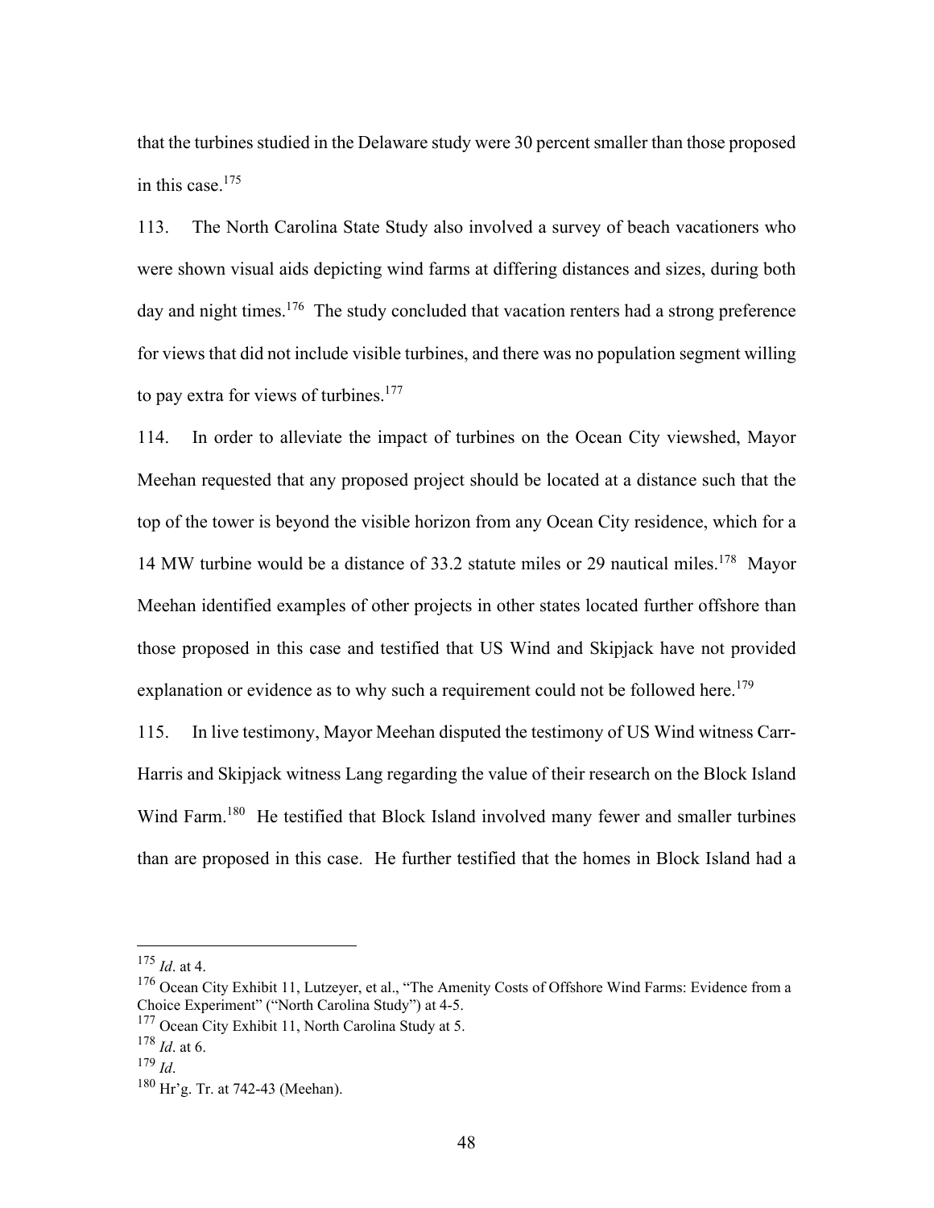that the turbines studied in the Delaware study were 30 percent smaller than those proposed in this case.[175]

113. The North Carolina State Study also involved a survey of beach vacationers who were shown visual aids depicting wind farms at differing distances and sizes, during both day and night times.[176] The study concluded that vacation renters had a strong preference for views that did not include visible turbines, and there was no population segment willing to pay extra for views of turbines.[177]

114. In order to alleviate the impact of turbines on the Ocean City viewshed, Mayor Meehan requested that any proposed project should be located at a distance such that the top of the tower is beyond the visible horizon from any Ocean City residence, which for a 14 MW turbine would be a distance of 33.2 statute miles or 29 nautical miles.[178] Mayor Meehan identified examples of other projects in other states located further offshore than those proposed in this case and testified that US Wind and Skipjack have not provided explanation or evidence as to why such a requirement could not be followed here.[179]

115. In live testimony, Mayor Meehan disputed the testimony of US Wind witness Carr-Harris and Skipjack witness Lang regarding the value of their research on the Block Island Wind Farm.[180] He testified that Block Island involved many fewer and smaller turbines than are proposed in this case. He further testified that the homes in Block Island had a

---

[175] *Id*. at 4.

[176] Ocean City Exhibit 11, Lutzeyer, et al., "The Amenity Costs of Offshore Wind Farms: Evidence from a Choice Experiment" ("North Carolina Study") at 4-5.

[177] Ocean City Exhibit 11, North Carolina Study at 5.

[178] *Id*. at 6.

[179] *Id*.

[180] Hr'g. Tr. at 742-43 (Meehan).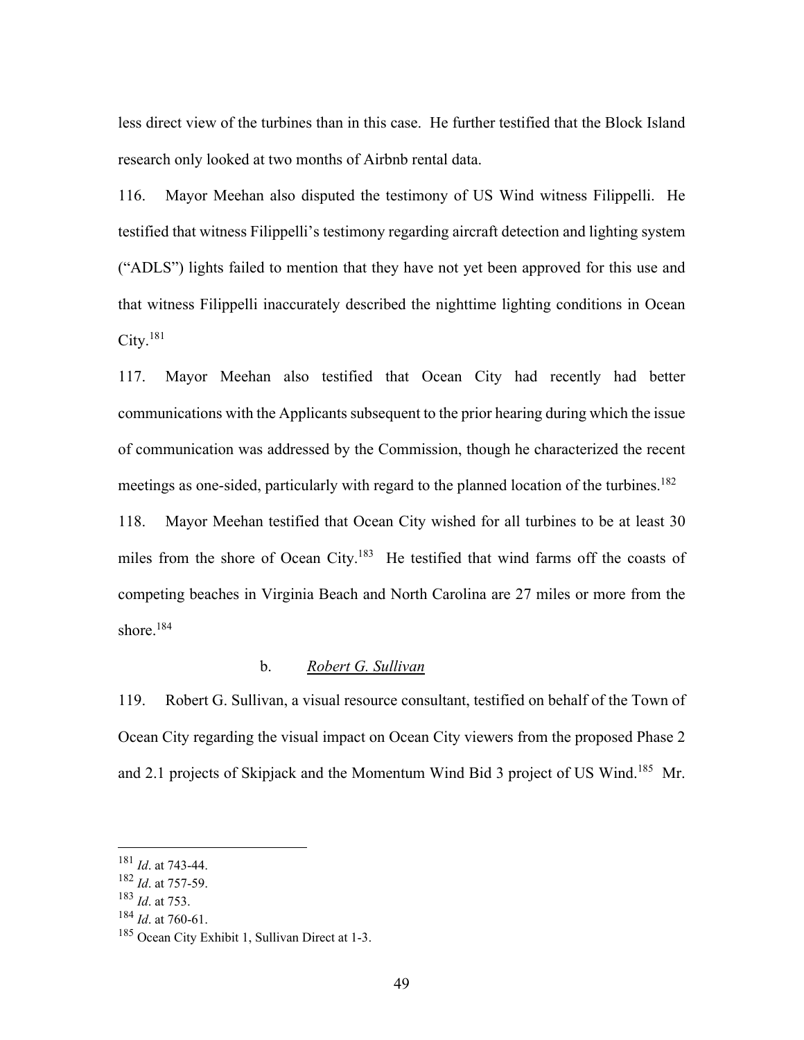less direct view of the turbines than in this case. He further testified that the Block Island research only looked at two months of Airbnb rental data.

116. Mayor Meehan also disputed the testimony of US Wind witness Filippelli. He testified that witness Filippelli's testimony regarding aircraft detection and lighting system ("ADLS") lights failed to mention that they have not yet been approved for this use and that witness Filippelli inaccurately described the nighttime lighting conditions in Ocean City.[181]

117. Mayor Meehan also testified that Ocean City had recently had better communications with the Applicants subsequent to the prior hearing during which the issue of communication was addressed by the Commission, though he characterized the recent meetings as one-sided, particularly with regard to the planned location of the turbines.[182]

118. Mayor Meehan testified that Ocean City wished for all turbines to be at least 30 miles from the shore of Ocean City.[183] He testified that wind farms off the coasts of competing beaches in Virginia Beach and North Carolina are 27 miles or more from the shore.[184]

b. *Robert G. Sullivan*

119. Robert G. Sullivan, a visual resource consultant, testified on behalf of the Town of Ocean City regarding the visual impact on Ocean City viewers from the proposed Phase 2 and 2.1 projects of Skipjack and the Momentum Wind Bid 3 project of US Wind.[185] Mr.

---

[181] *Id*. at 743-44.

[182] *Id*. at 757-59.

[183] *Id*. at 753.

[184] *Id*. at 760-61.

[185] Ocean City Exhibit 1, Sullivan Direct at 1-3.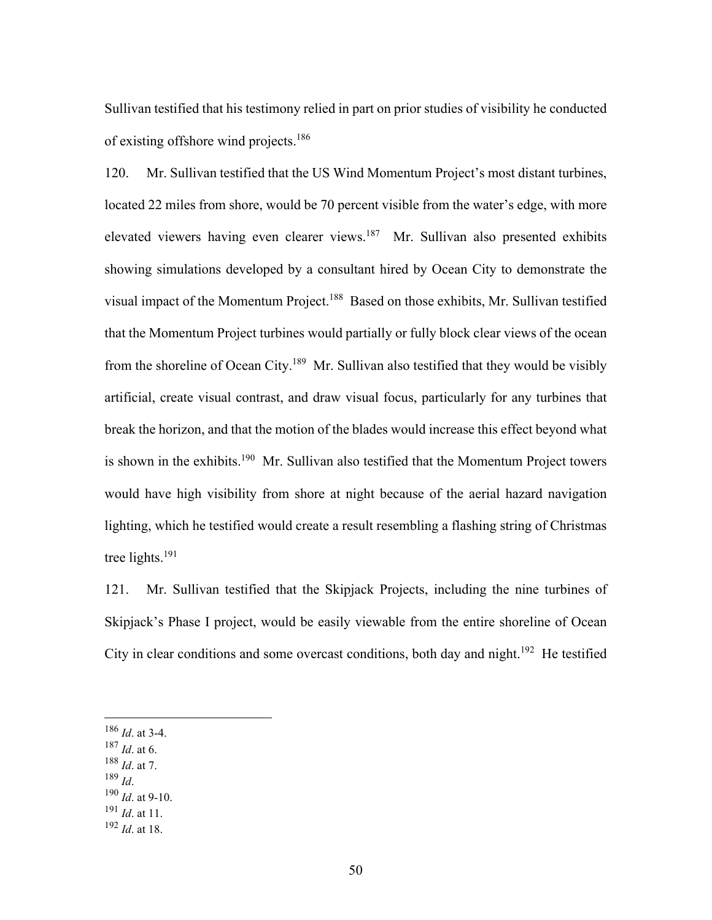Sullivan testified that his testimony relied in part on prior studies of visibility he conducted of existing offshore wind projects.[186]

120. Mr. Sullivan testified that the US Wind Momentum Project's most distant turbines, located 22 miles from shore, would be 70 percent visible from the water's edge, with more elevated viewers having even clearer views.[187] Mr. Sullivan also presented exhibits showing simulations developed by a consultant hired by Ocean City to demonstrate the visual impact of the Momentum Project.[188] Based on those exhibits, Mr. Sullivan testified that the Momentum Project turbines would partially or fully block clear views of the ocean from the shoreline of Ocean City.[189] Mr. Sullivan also testified that they would be visibly artificial, create visual contrast, and draw visual focus, particularly for any turbines that break the horizon, and that the motion of the blades would increase this effect beyond what is shown in the exhibits.[190] Mr. Sullivan also testified that the Momentum Project towers would have high visibility from shore at night because of the aerial hazard navigation lighting, which he testified would create a result resembling a flashing string of Christmas tree lights.[191]

121. Mr. Sullivan testified that the Skipjack Projects, including the nine turbines of Skipjack's Phase I project, would be easily viewable from the entire shoreline of Ocean City in clear conditions and some overcast conditions, both day and night.[192] He testified

---

[186] *Id*. at 3-4.
[187] *Id*. at 6.
[188] *Id*. at 7.
[189] *Id*.
[190] *Id*. at 9-10.
[191] *Id*. at 11.
[192] *Id*. at 18.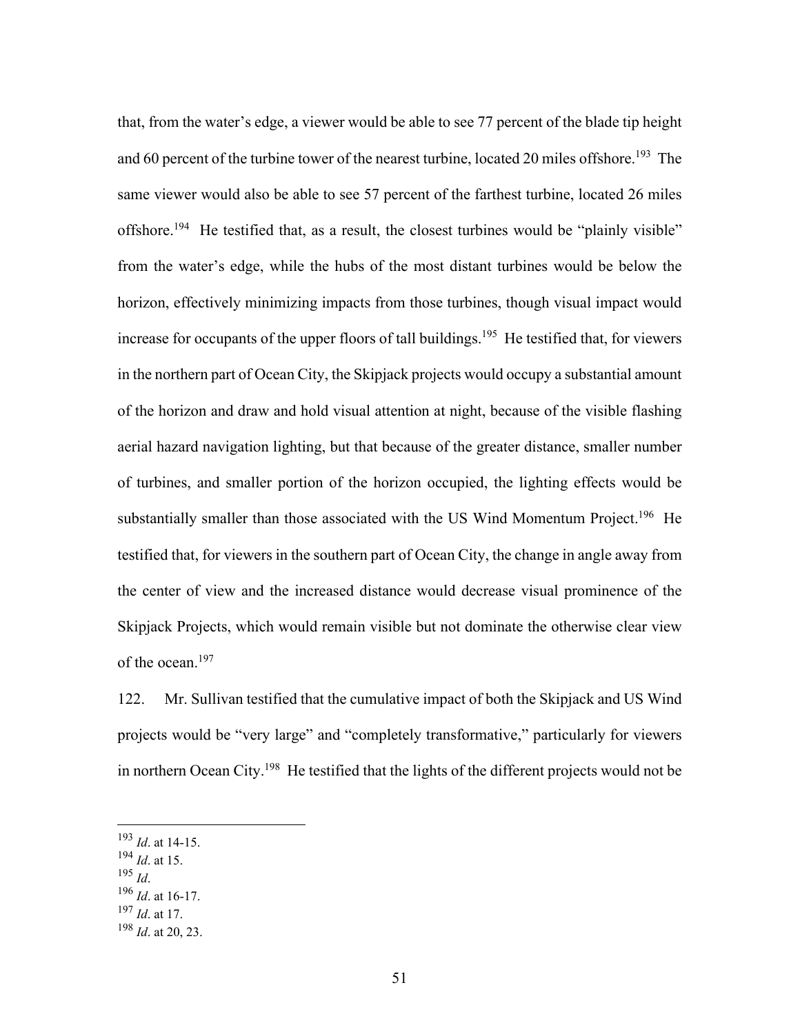that, from the water's edge, a viewer would be able to see 77 percent of the blade tip height and 60 percent of the turbine tower of the nearest turbine, located 20 miles offshore.[193] The same viewer would also be able to see 57 percent of the farthest turbine, located 26 miles offshore.[194] He testified that, as a result, the closest turbines would be "plainly visible" from the water's edge, while the hubs of the most distant turbines would be below the horizon, effectively minimizing impacts from those turbines, though visual impact would increase for occupants of the upper floors of tall buildings.[195] He testified that, for viewers in the northern part of Ocean City, the Skipjack projects would occupy a substantial amount of the horizon and draw and hold visual attention at night, because of the visible flashing aerial hazard navigation lighting, but that because of the greater distance, smaller number of turbines, and smaller portion of the horizon occupied, the lighting effects would be substantially smaller than those associated with the US Wind Momentum Project.[196] He testified that, for viewers in the southern part of Ocean City, the change in angle away from the center of view and the increased distance would decrease visual prominence of the Skipjack Projects, which would remain visible but not dominate the otherwise clear view of the ocean.[197]

122. Mr. Sullivan testified that the cumulative impact of both the Skipjack and US Wind projects would be "very large" and "completely transformative," particularly for viewers in northern Ocean City.[198] He testified that the lights of the different projects would not be

---

[193] *Id*. at 14-15.
[194] *Id*. at 15.
[195] *Id*.
[196] *Id*. at 16-17.
[197] *Id*. at 17.
[198] *Id*. at 20, 23.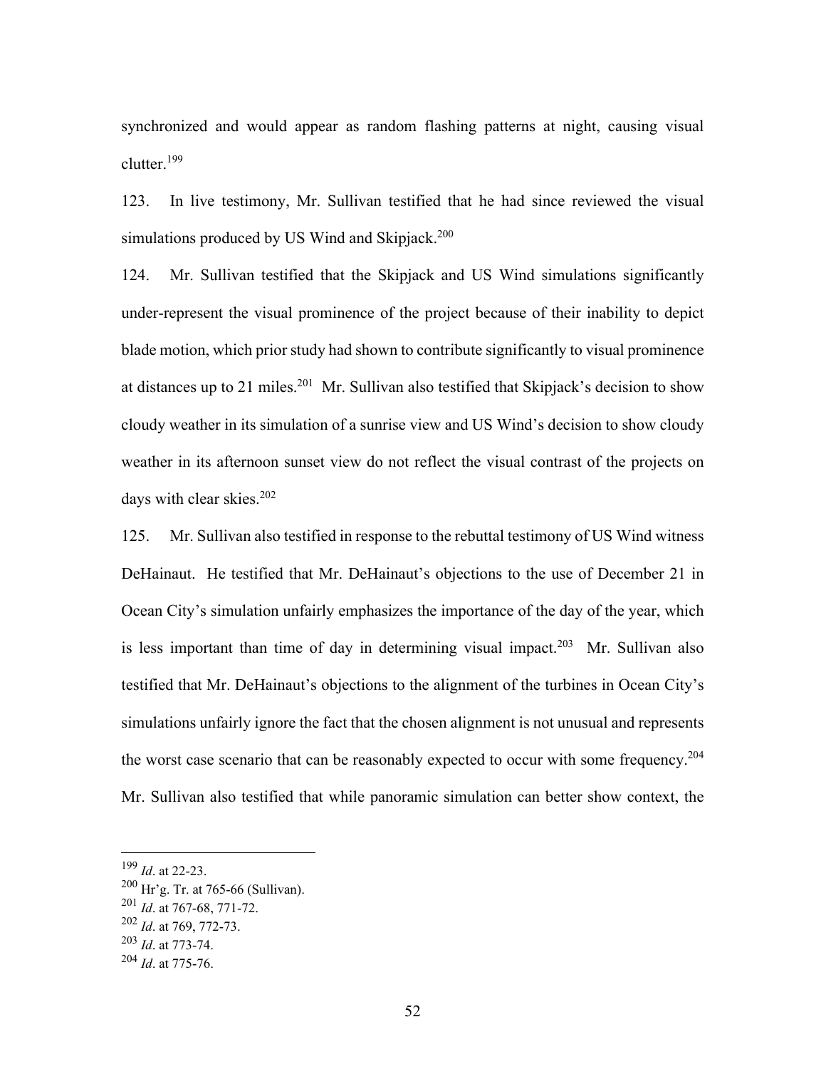synchronized and would appear as random flashing patterns at night, causing visual clutter.[199]

123. In live testimony, Mr. Sullivan testified that he had since reviewed the visual simulations produced by US Wind and Skipjack.[200]

124. Mr. Sullivan testified that the Skipjack and US Wind simulations significantly under-represent the visual prominence of the project because of their inability to depict blade motion, which prior study had shown to contribute significantly to visual prominence at distances up to 21 miles.[201] Mr. Sullivan also testified that Skipjack's decision to show cloudy weather in its simulation of a sunrise view and US Wind's decision to show cloudy weather in its afternoon sunset view do not reflect the visual contrast of the projects on days with clear skies.[202]

125. Mr. Sullivan also testified in response to the rebuttal testimony of US Wind witness DeHainaut. He testified that Mr. DeHainaut's objections to the use of December 21 in Ocean City's simulation unfairly emphasizes the importance of the day of the year, which is less important than time of day in determining visual impact.[203] Mr. Sullivan also testified that Mr. DeHainaut's objections to the alignment of the turbines in Ocean City's simulations unfairly ignore the fact that the chosen alignment is not unusual and represents the worst case scenario that can be reasonably expected to occur with some frequency.[204] Mr. Sullivan also testified that while panoramic simulation can better show context, the

---

[199] *Id*. at 22-23.

[200] Hr'g. Tr. at 765-66 (Sullivan).

[201] *Id*. at 767-68, 771-72.

[202] *Id*. at 769, 772-73.

[203] *Id*. at 773-74.

[204] *Id*. at 775-76.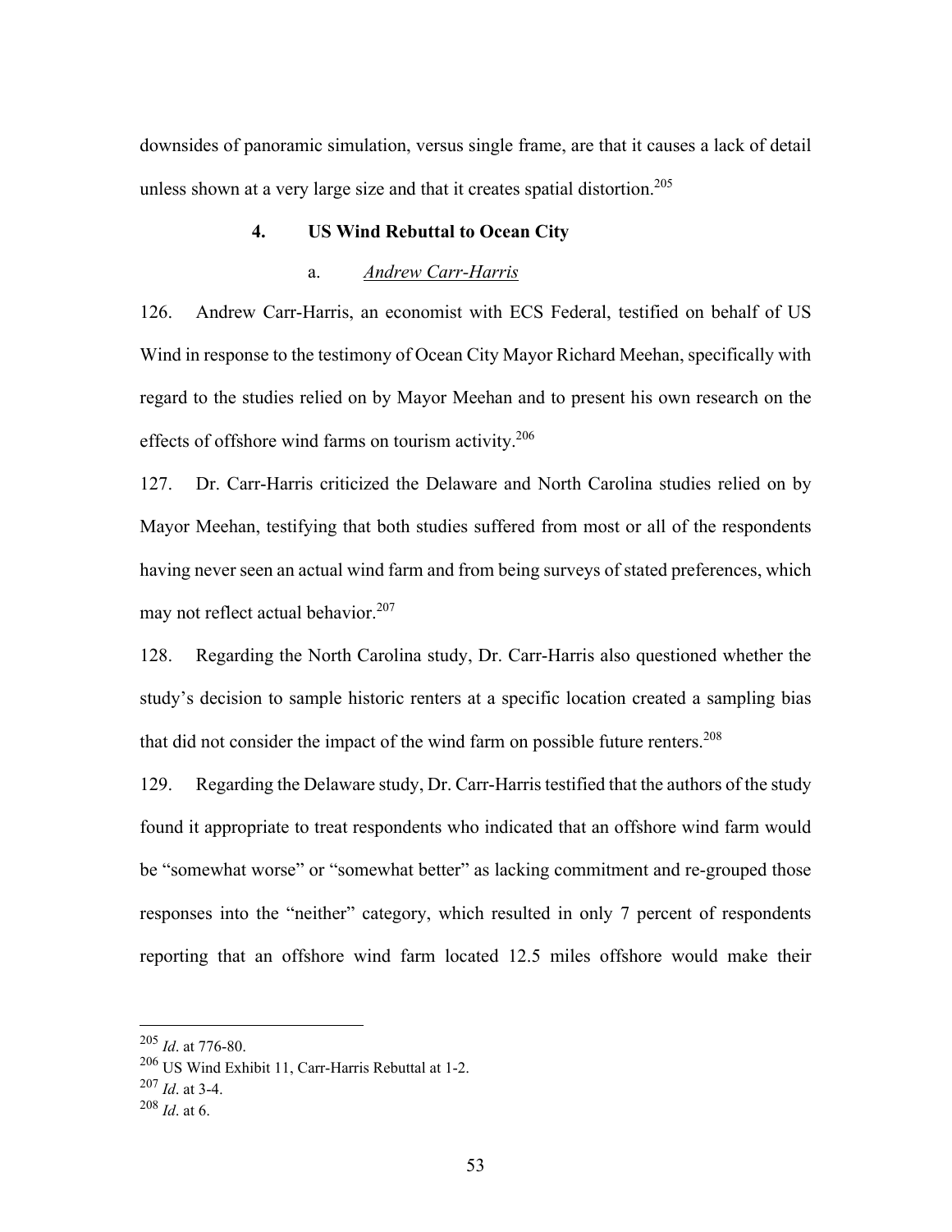downsides of panoramic simulation, versus single frame, are that it causes a lack of detail unless shown at a very large size and that it creates spatial distortion.[205]

#### 4. US Wind Rebuttal to Ocean City

##### a. *Andrew Carr-Harris*

126. Andrew Carr-Harris, an economist with ECS Federal, testified on behalf of US Wind in response to the testimony of Ocean City Mayor Richard Meehan, specifically with regard to the studies relied on by Mayor Meehan and to present his own research on the effects of offshore wind farms on tourism activity.[206]

127. Dr. Carr-Harris criticized the Delaware and North Carolina studies relied on by Mayor Meehan, testifying that both studies suffered from most or all of the respondents having never seen an actual wind farm and from being surveys of stated preferences, which may not reflect actual behavior.[207]

128. Regarding the North Carolina study, Dr. Carr-Harris also questioned whether the study's decision to sample historic renters at a specific location created a sampling bias that did not consider the impact of the wind farm on possible future renters.[208]

129. Regarding the Delaware study, Dr. Carr-Harris testified that the authors of the study found it appropriate to treat respondents who indicated that an offshore wind farm would be "somewhat worse" or "somewhat better" as lacking commitment and re-grouped those responses into the "neither" category, which resulted in only 7 percent of respondents reporting that an offshore wind farm located 12.5 miles offshore would make their

---

[205] *Id*. at 776-80.

[206] US Wind Exhibit 11, Carr-Harris Rebuttal at 1-2.

[207] *Id*. at 3-4.

[208] *Id*. at 6.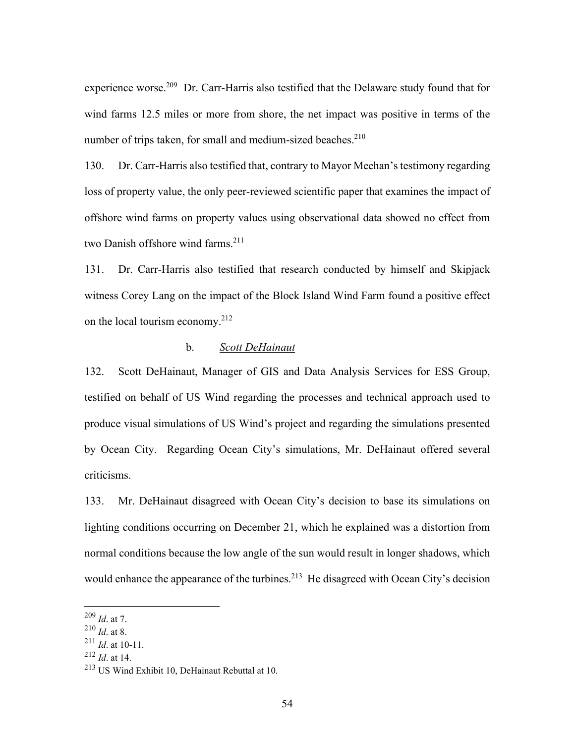experience worse.[209] Dr. Carr-Harris also testified that the Delaware study found that for wind farms 12.5 miles or more from shore, the net impact was positive in terms of the number of trips taken, for small and medium-sized beaches.[210]

130. Dr. Carr-Harris also testified that, contrary to Mayor Meehan's testimony regarding loss of property value, the only peer-reviewed scientific paper that examines the impact of offshore wind farms on property values using observational data showed no effect from two Danish offshore wind farms.[211]

131. Dr. Carr-Harris also testified that research conducted by himself and Skipjack witness Corey Lang on the impact of the Block Island Wind Farm found a positive effect on the local tourism economy.[212]

b. _Scott DeHainaut_

132. Scott DeHainaut, Manager of GIS and Data Analysis Services for ESS Group, testified on behalf of US Wind regarding the processes and technical approach used to produce visual simulations of US Wind's project and regarding the simulations presented by Ocean City. Regarding Ocean City's simulations, Mr. DeHainaut offered several criticisms.

133. Mr. DeHainaut disagreed with Ocean City's decision to base its simulations on lighting conditions occurring on December 21, which he explained was a distortion from normal conditions because the low angle of the sun would result in longer shadows, which would enhance the appearance of the turbines.[213] He disagreed with Ocean City's decision

---

[209] *Id*. at 7.

[210] *Id*. at 8.

[211] *Id*. at 10-11.

[212] *Id*. at 14.

[213] US Wind Exhibit 10, DeHainaut Rebuttal at 10.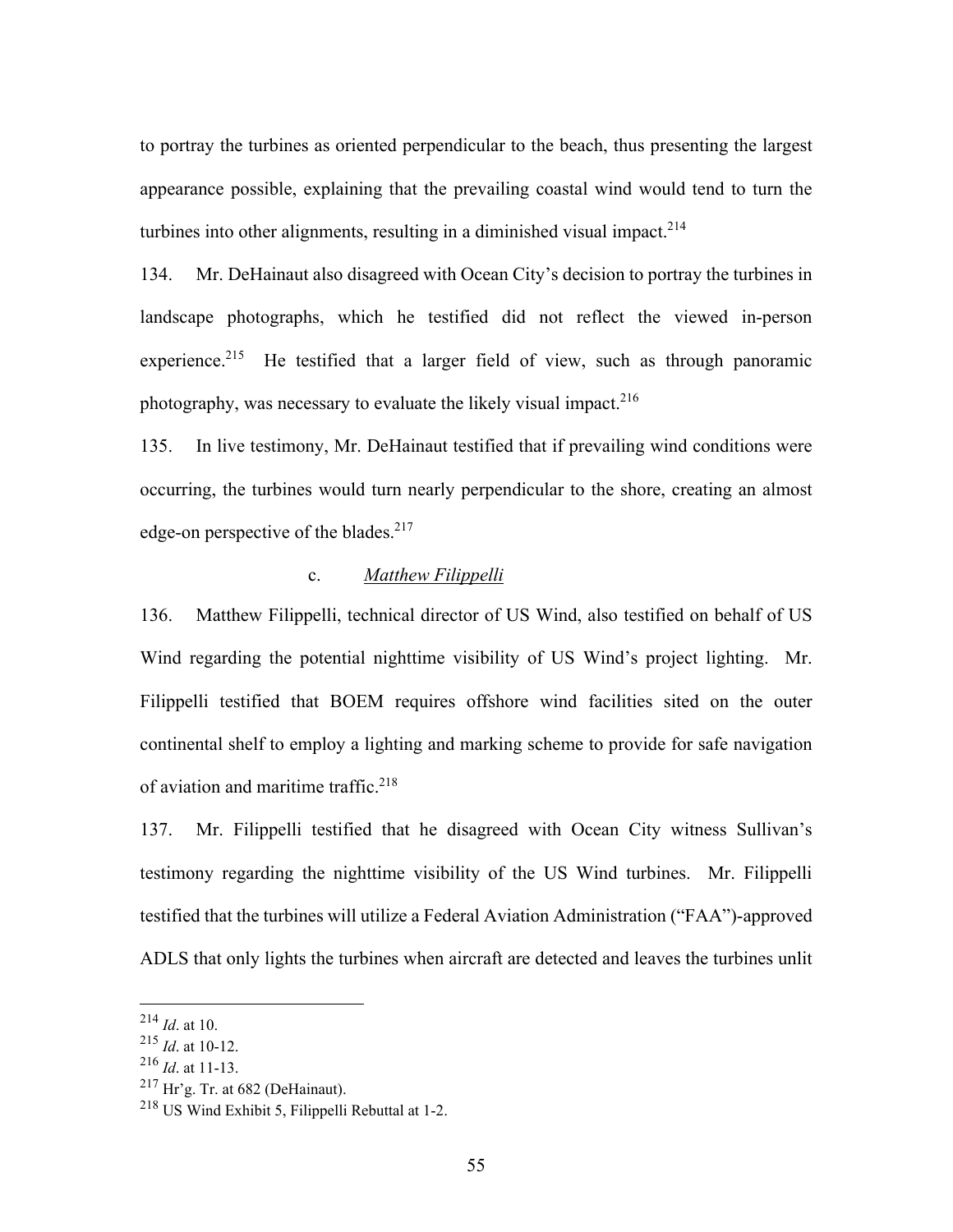to portray the turbines as oriented perpendicular to the beach, thus presenting the largest appearance possible, explaining that the prevailing coastal wind would tend to turn the turbines into other alignments, resulting in a diminished visual impact.[214]

134. Mr. DeHainaut also disagreed with Ocean City's decision to portray the turbines in landscape photographs, which he testified did not reflect the viewed in-person experience.[215] He testified that a larger field of view, such as through panoramic photography, was necessary to evaluate the likely visual impact.[216]

135. In live testimony, Mr. DeHainaut testified that if prevailing wind conditions were occurring, the turbines would turn nearly perpendicular to the shore, creating an almost edge-on perspective of the blades.[217]

c. *Matthew Filippelli*

136. Matthew Filippelli, technical director of US Wind, also testified on behalf of US Wind regarding the potential nighttime visibility of US Wind's project lighting. Mr. Filippelli testified that BOEM requires offshore wind facilities sited on the outer continental shelf to employ a lighting and marking scheme to provide for safe navigation of aviation and maritime traffic.[218]

137. Mr. Filippelli testified that he disagreed with Ocean City witness Sullivan's testimony regarding the nighttime visibility of the US Wind turbines. Mr. Filippelli testified that the turbines will utilize a Federal Aviation Administration ("FAA")-approved ADLS that only lights the turbines when aircraft are detected and leaves the turbines unlit

---

[214] *Id*. at 10.

[215] *Id*. at 10-12.

[216] *Id*. at 11-13.

[217] Hr'g. Tr. at 682 (DeHainaut).

[218] US Wind Exhibit 5, Filippelli Rebuttal at 1-2.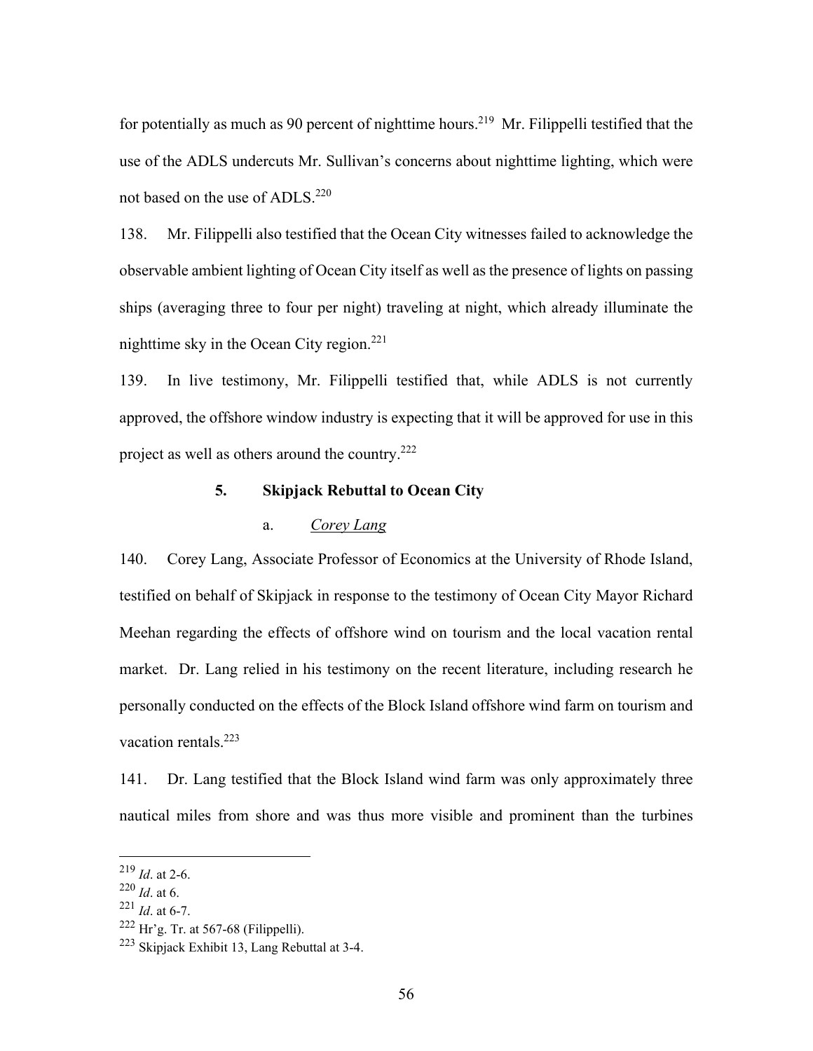for potentially as much as 90 percent of nighttime hours.[219] Mr. Filippelli testified that the use of the ADLS undercuts Mr. Sullivan's concerns about nighttime lighting, which were not based on the use of ADLS.[220]

138. Mr. Filippelli also testified that the Ocean City witnesses failed to acknowledge the observable ambient lighting of Ocean City itself as well as the presence of lights on passing ships (averaging three to four per night) traveling at night, which already illuminate the nighttime sky in the Ocean City region.[221]

139. In live testimony, Mr. Filippelli testified that, while ADLS is not currently approved, the offshore window industry is expecting that it will be approved for use in this project as well as others around the country.[222]

### 5. Skipjack Rebuttal to Ocean City

#### a. *Corey Lang*

140. Corey Lang, Associate Professor of Economics at the University of Rhode Island, testified on behalf of Skipjack in response to the testimony of Ocean City Mayor Richard Meehan regarding the effects of offshore wind on tourism and the local vacation rental market. Dr. Lang relied in his testimony on the recent literature, including research he personally conducted on the effects of the Block Island offshore wind farm on tourism and vacation rentals.[223]

141. Dr. Lang testified that the Block Island wind farm was only approximately three nautical miles from shore and was thus more visible and prominent than the turbines

---

[219] *Id*. at 2-6.

[220] *Id*. at 6.

[221] *Id*. at 6-7.

[222] Hr'g. Tr. at 567-68 (Filippelli).

[223] Skipjack Exhibit 13, Lang Rebuttal at 3-4.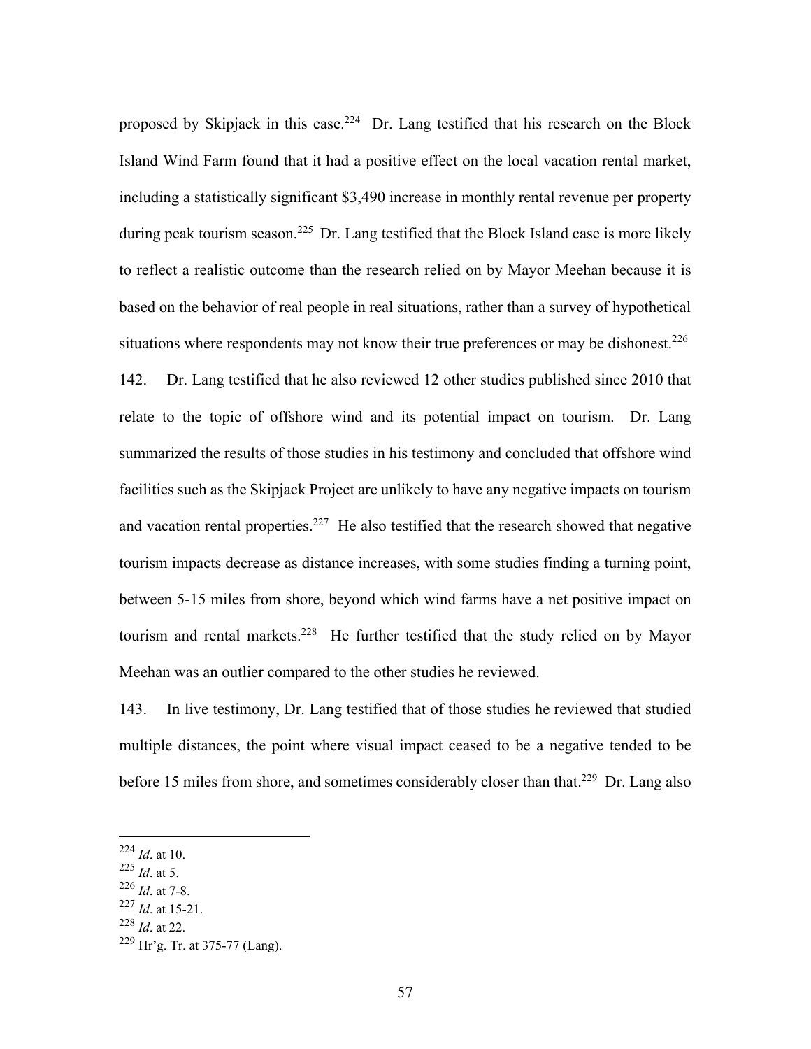proposed by Skipjack in this case.[224] Dr. Lang testified that his research on the Block Island Wind Farm found that it had a positive effect on the local vacation rental market, including a statistically significant $3,490 increase in monthly rental revenue per property during peak tourism season.[225] Dr. Lang testified that the Block Island case is more likely to reflect a realistic outcome than the research relied on by Mayor Meehan because it is based on the behavior of real people in real situations, rather than a survey of hypothetical situations where respondents may not know their true preferences or may be dishonest.[226]

142. Dr. Lang testified that he also reviewed 12 other studies published since 2010 that relate to the topic of offshore wind and its potential impact on tourism. Dr. Lang summarized the results of those studies in his testimony and concluded that offshore wind facilities such as the Skipjack Project are unlikely to have any negative impacts on tourism and vacation rental properties.[227] He also testified that the research showed that negative tourism impacts decrease as distance increases, with some studies finding a turning point, between 5-15 miles from shore, beyond which wind farms have a net positive impact on tourism and rental markets.[228] He further testified that the study relied on by Mayor Meehan was an outlier compared to the other studies he reviewed.

143. In live testimony, Dr. Lang testified that of those studies he reviewed that studied multiple distances, the point where visual impact ceased to be a negative tended to be before 15 miles from shore, and sometimes considerably closer than that.[229] Dr. Lang also

---

[224] *Id*. at 10.

[225] *Id*. at 5.

[226] *Id*. at 7-8.

[227] *Id*. at 15-21.

[228] *Id*. at 22.

[229] Hr'g. Tr. at 375-77 (Lang).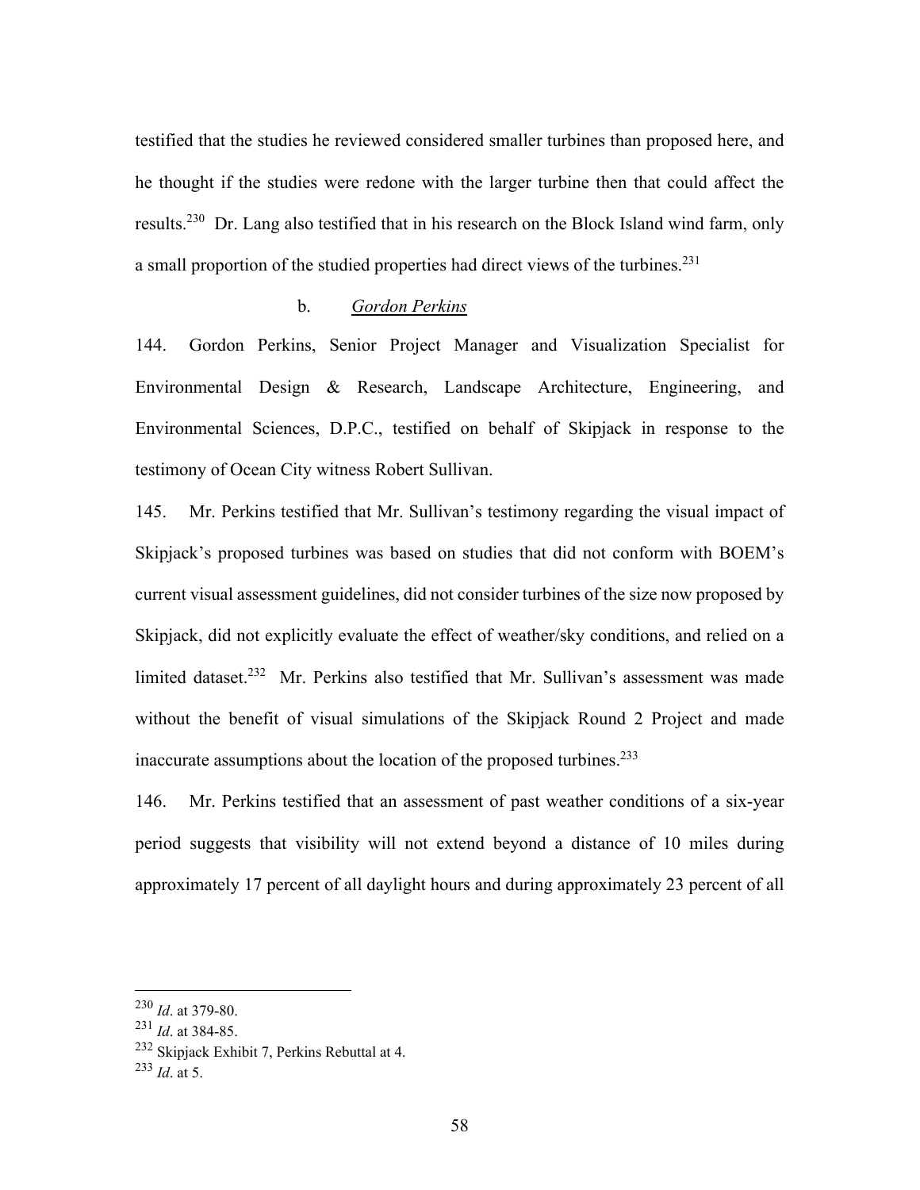testified that the studies he reviewed considered smaller turbines than proposed here, and he thought if the studies were redone with the larger turbine then that could affect the results.[230] Dr. Lang also testified that in his research on the Block Island wind farm, only a small proportion of the studied properties had direct views of the turbines.[231]

b. *Gordon Perkins*

144. Gordon Perkins, Senior Project Manager and Visualization Specialist for Environmental Design & Research, Landscape Architecture, Engineering, and Environmental Sciences, D.P.C., testified on behalf of Skipjack in response to the testimony of Ocean City witness Robert Sullivan.

145. Mr. Perkins testified that Mr. Sullivan's testimony regarding the visual impact of Skipjack's proposed turbines was based on studies that did not conform with BOEM's current visual assessment guidelines, did not consider turbines of the size now proposed by Skipjack, did not explicitly evaluate the effect of weather/sky conditions, and relied on a limited dataset.[232] Mr. Perkins also testified that Mr. Sullivan's assessment was made without the benefit of visual simulations of the Skipjack Round 2 Project and made inaccurate assumptions about the location of the proposed turbines.[233]

146. Mr. Perkins testified that an assessment of past weather conditions of a six-year period suggests that visibility will not extend beyond a distance of 10 miles during approximately 17 percent of all daylight hours and during approximately 23 percent of all

---

[230] *Id*. at 379-80.

[231] *Id*. at 384-85.

[232] Skipjack Exhibit 7, Perkins Rebuttal at 4.

[233] *Id*. at 5.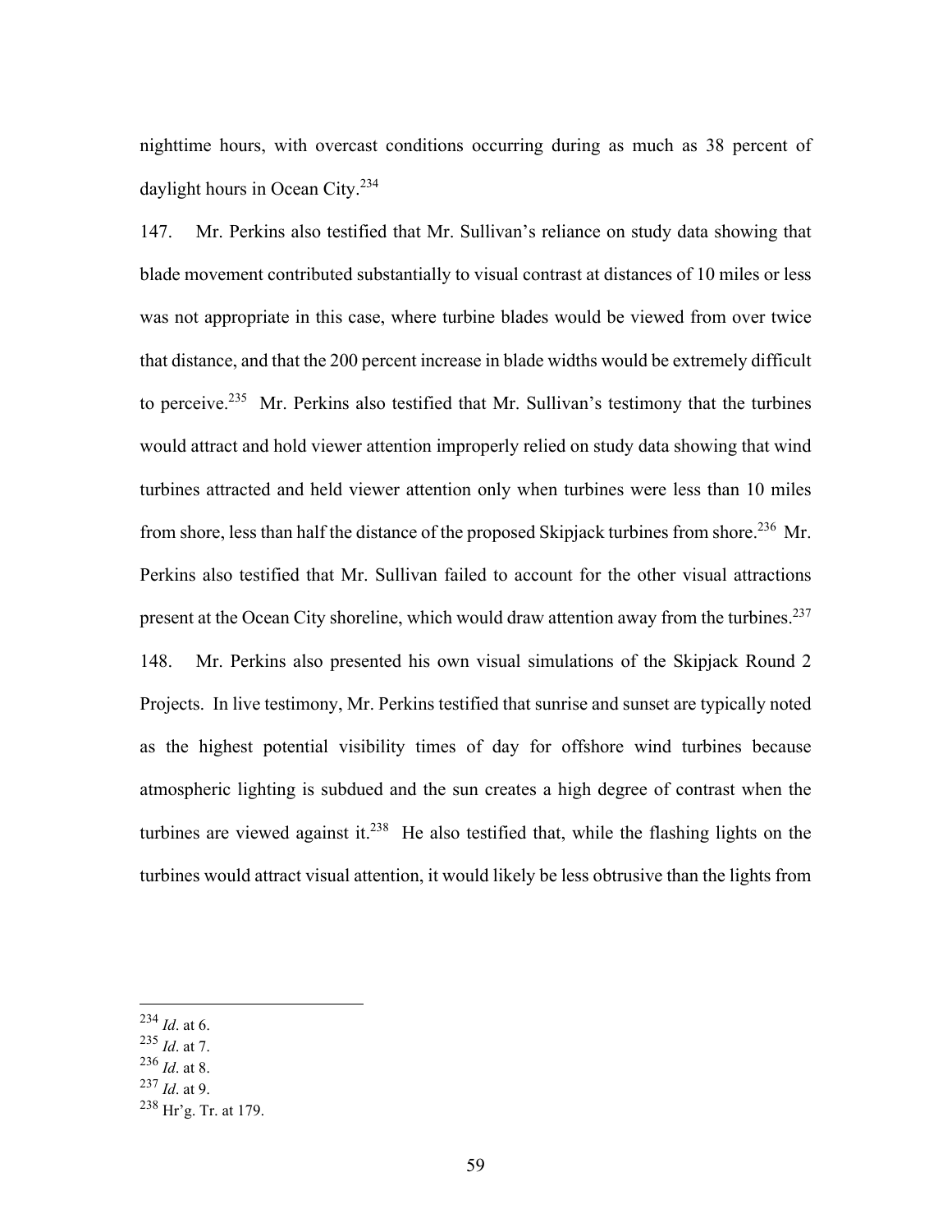nighttime hours, with overcast conditions occurring during as much as 38 percent of daylight hours in Ocean City.[234]

147. Mr. Perkins also testified that Mr. Sullivan's reliance on study data showing that blade movement contributed substantially to visual contrast at distances of 10 miles or less was not appropriate in this case, where turbine blades would be viewed from over twice that distance, and that the 200 percent increase in blade widths would be extremely difficult to perceive.[235] Mr. Perkins also testified that Mr. Sullivan's testimony that the turbines would attract and hold viewer attention improperly relied on study data showing that wind turbines attracted and held viewer attention only when turbines were less than 10 miles from shore, less than half the distance of the proposed Skipjack turbines from shore.[236] Mr. Perkins also testified that Mr. Sullivan failed to account for the other visual attractions present at the Ocean City shoreline, which would draw attention away from the turbines.[237]

148. Mr. Perkins also presented his own visual simulations of the Skipjack Round 2 Projects. In live testimony, Mr. Perkins testified that sunrise and sunset are typically noted as the highest potential visibility times of day for offshore wind turbines because atmospheric lighting is subdued and the sun creates a high degree of contrast when the turbines are viewed against it.[238] He also testified that, while the flashing lights on the turbines would attract visual attention, it would likely be less obtrusive than the lights from

---

[234] *Id*. at 6.
[235] *Id*. at 7.
[236] *Id*. at 8.
[237] *Id*. at 9.
[238] Hr'g. Tr. at 179.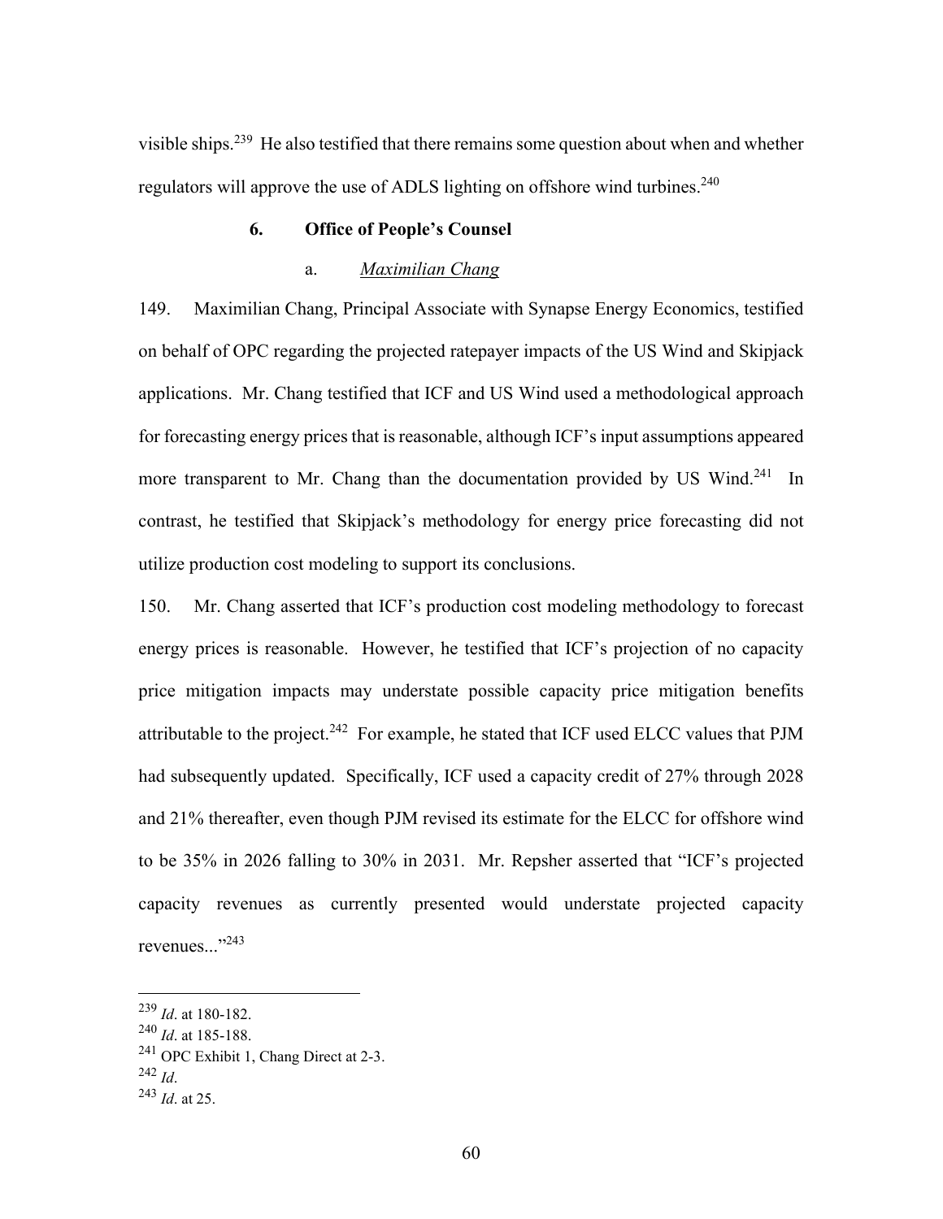visible ships.[239] He also testified that there remains some question about when and whether regulators will approve the use of ADLS lighting on offshore wind turbines.[240]

### 6. Office of People's Counsel

#### a. *Maximilian Chang*

149. Maximilian Chang, Principal Associate with Synapse Energy Economics, testified on behalf of OPC regarding the projected ratepayer impacts of the US Wind and Skipjack applications. Mr. Chang testified that ICF and US Wind used a methodological approach for forecasting energy prices that is reasonable, although ICF's input assumptions appeared more transparent to Mr. Chang than the documentation provided by US Wind.[241] In contrast, he testified that Skipjack's methodology for energy price forecasting did not utilize production cost modeling to support its conclusions.

150. Mr. Chang asserted that ICF's production cost modeling methodology to forecast energy prices is reasonable. However, he testified that ICF's projection of no capacity price mitigation impacts may understate possible capacity price mitigation benefits attributable to the project.[242] For example, he stated that ICF used ELCC values that PJM had subsequently updated. Specifically, ICF used a capacity credit of 27% through 2028 and 21% thereafter, even though PJM revised its estimate for the ELCC for offshore wind to be 35% in 2026 falling to 30% in 2031. Mr. Repsher asserted that "ICF's projected capacity revenues as currently presented would understate projected capacity revenues..."[243]

---

[239] *Id*. at 180-182.
[240] *Id*. at 185-188.
[241] OPC Exhibit 1, Chang Direct at 2-3.
[242] *Id*.
[243] *Id*. at 25.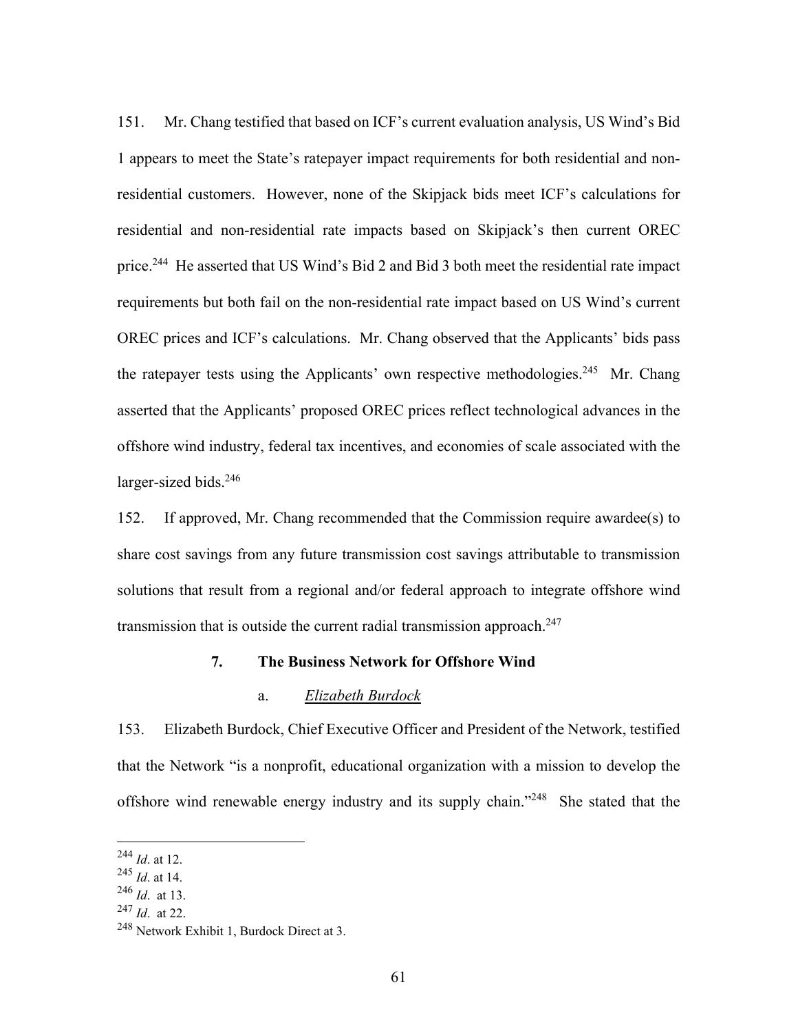151. Mr. Chang testified that based on ICF's current evaluation analysis, US Wind's Bid 1 appears to meet the State's ratepayer impact requirements for both residential and non-residential customers. However, none of the Skipjack bids meet ICF's calculations for residential and non-residential rate impacts based on Skipjack's then current OREC price.[244] He asserted that US Wind's Bid 2 and Bid 3 both meet the residential rate impact requirements but both fail on the non-residential rate impact based on US Wind's current OREC prices and ICF's calculations. Mr. Chang observed that the Applicants' bids pass the ratepayer tests using the Applicants' own respective methodologies.[245] Mr. Chang asserted that the Applicants' proposed OREC prices reflect technological advances in the offshore wind industry, federal tax incentives, and economies of scale associated with the larger-sized bids.[246]

152. If approved, Mr. Chang recommended that the Commission require awardee(s) to share cost savings from any future transmission cost savings attributable to transmission solutions that result from a regional and/or federal approach to integrate offshore wind transmission that is outside the current radial transmission approach.[247]

### 7. The Business Network for Offshore Wind

#### a. *Elizabeth Burdock*

153. Elizabeth Burdock, Chief Executive Officer and President of the Network, testified that the Network "is a nonprofit, educational organization with a mission to develop the offshore wind renewable energy industry and its supply chain."[248] She stated that the

---

[244] *Id*. at 12.
[245] *Id*. at 14.
[246] *Id*. at 13.
[247] *Id*. at 22.
[248] Network Exhibit 1, Burdock Direct at 3.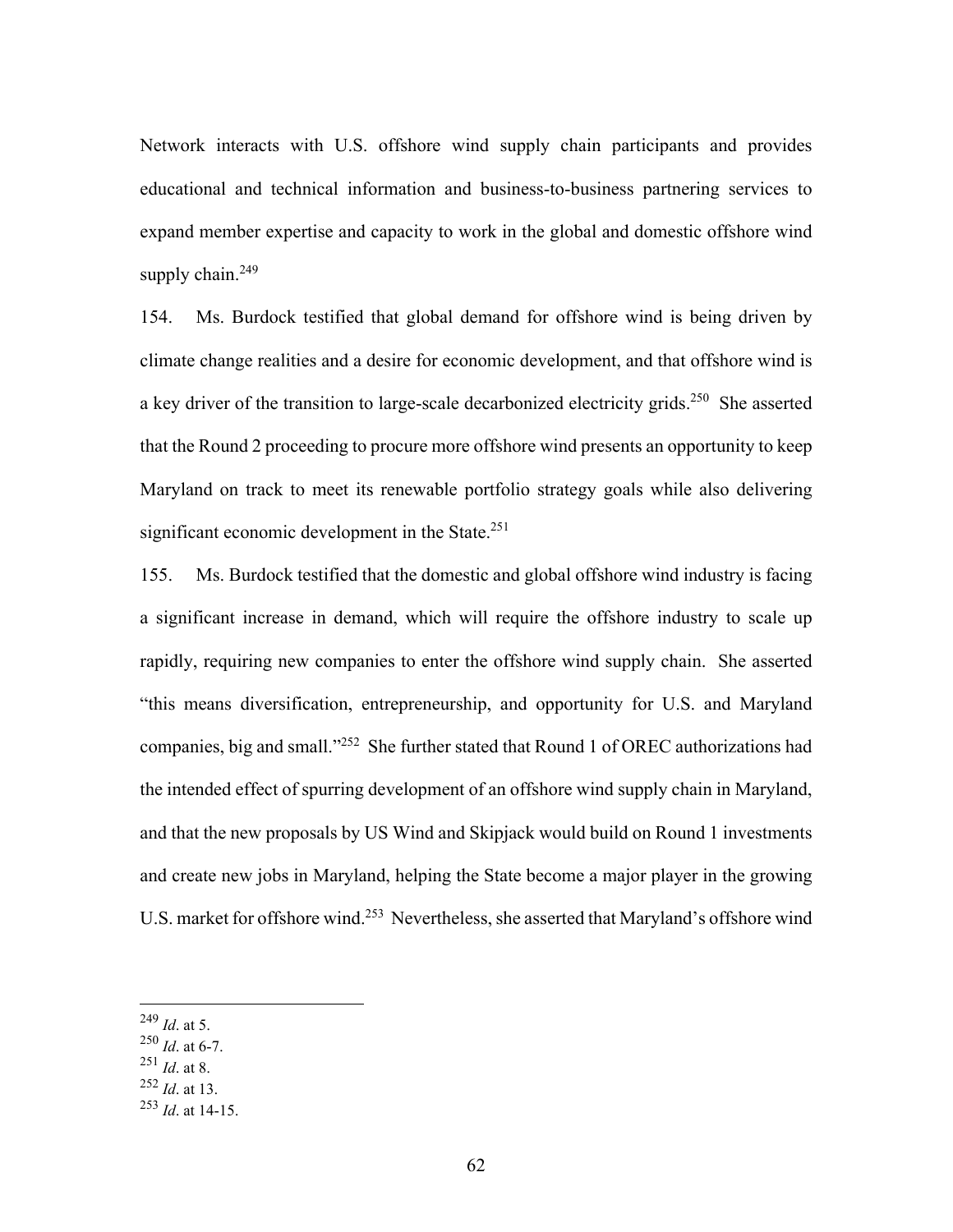Network interacts with U.S. offshore wind supply chain participants and provides educational and technical information and business-to-business partnering services to expand member expertise and capacity to work in the global and domestic offshore wind supply chain.[249]

154. Ms. Burdock testified that global demand for offshore wind is being driven by climate change realities and a desire for economic development, and that offshore wind is a key driver of the transition to large-scale decarbonized electricity grids.[250] She asserted that the Round 2 proceeding to procure more offshore wind presents an opportunity to keep Maryland on track to meet its renewable portfolio strategy goals while also delivering significant economic development in the State.[251]

155. Ms. Burdock testified that the domestic and global offshore wind industry is facing a significant increase in demand, which will require the offshore industry to scale up rapidly, requiring new companies to enter the offshore wind supply chain. She asserted "this means diversification, entrepreneurship, and opportunity for U.S. and Maryland companies, big and small."[252] She further stated that Round 1 of OREC authorizations had the intended effect of spurring development of an offshore wind supply chain in Maryland, and that the new proposals by US Wind and Skipjack would build on Round 1 investments and create new jobs in Maryland, helping the State become a major player in the growing U.S. market for offshore wind.[253] Nevertheless, she asserted that Maryland's offshore wind

---

[249] *Id*. at 5.

[250] *Id*. at 6-7.

[251] *Id*. at 8.

[252] *Id*. at 13.

[253] *Id*. at 14-15.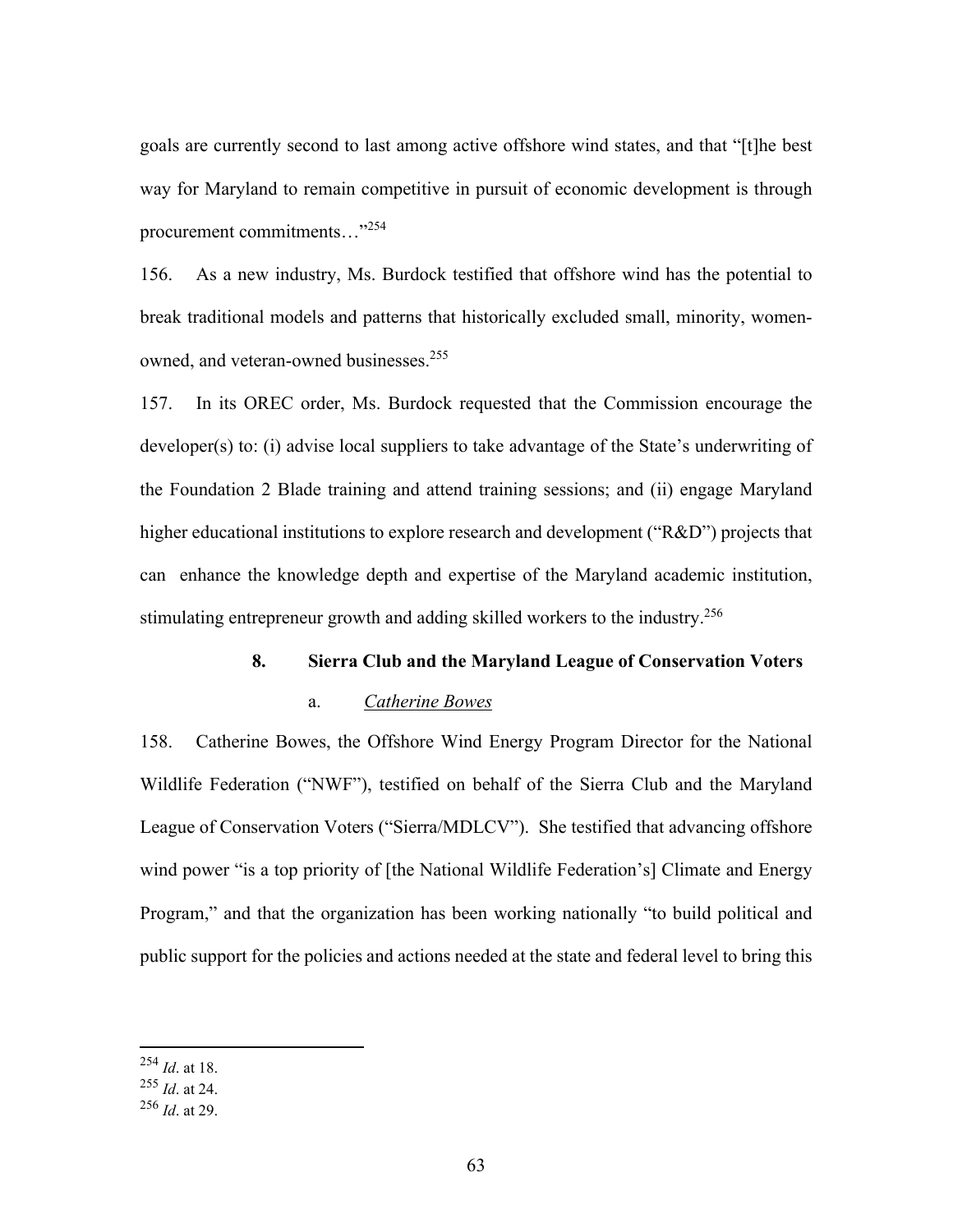goals are currently second to last among active offshore wind states, and that "[t]he best way for Maryland to remain competitive in pursuit of economic development is through procurement commitments…"[254]

156. As a new industry, Ms. Burdock testified that offshore wind has the potential to break traditional models and patterns that historically excluded small, minority, women-owned, and veteran-owned businesses.[255]

157. In its OREC order, Ms. Burdock requested that the Commission encourage the developer(s) to: (i) advise local suppliers to take advantage of the State's underwriting of the Foundation 2 Blade training and attend training sessions; and (ii) engage Maryland higher educational institutions to explore research and development ("R&D") projects that can enhance the knowledge depth and expertise of the Maryland academic institution, stimulating entrepreneur growth and adding skilled workers to the industry.[256]

### 8. Sierra Club and the Maryland League of Conservation Voters

#### a. *Catherine Bowes*

158. Catherine Bowes, the Offshore Wind Energy Program Director for the National Wildlife Federation ("NWF"), testified on behalf of the Sierra Club and the Maryland League of Conservation Voters ("Sierra/MDLCV"). She testified that advancing offshore wind power "is a top priority of [the National Wildlife Federation's] Climate and Energy Program," and that the organization has been working nationally "to build political and public support for the policies and actions needed at the state and federal level to bring this

---

[254] *Id*. at 18.
[255] *Id*. at 24.
[256] *Id*. at 29.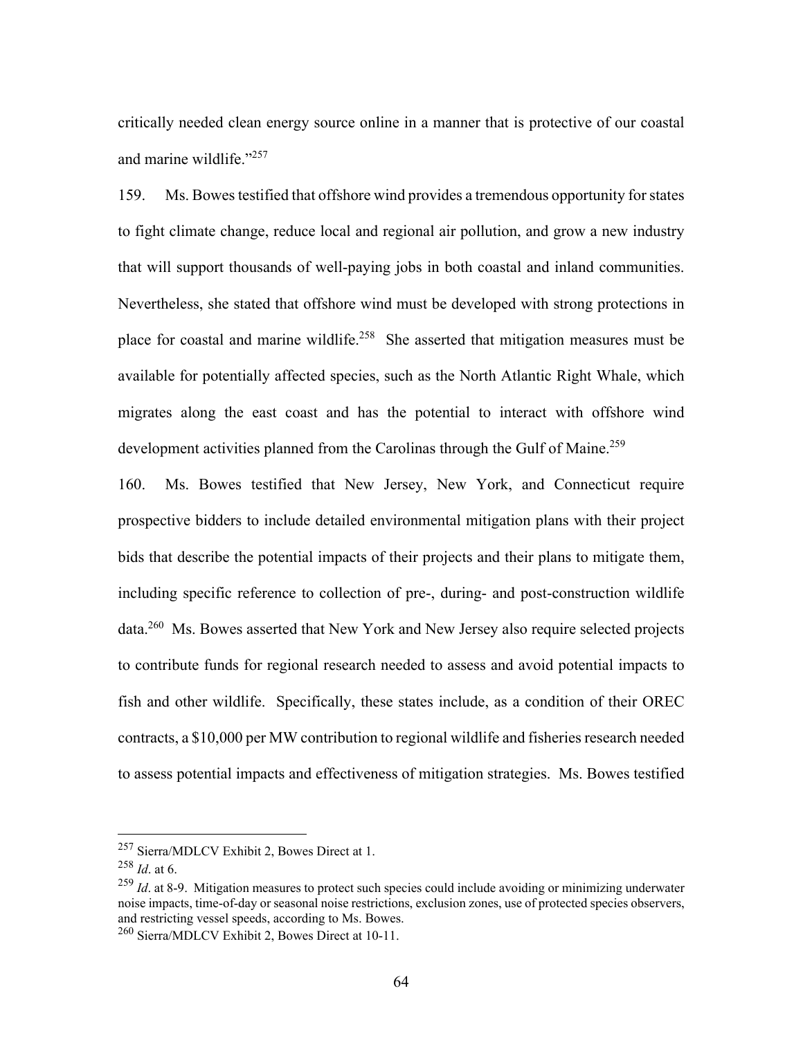critically needed clean energy source online in a manner that is protective of our coastal and marine wildlife."[257]

159. Ms. Bowes testified that offshore wind provides a tremendous opportunity for states to fight climate change, reduce local and regional air pollution, and grow a new industry that will support thousands of well-paying jobs in both coastal and inland communities. Nevertheless, she stated that offshore wind must be developed with strong protections in place for coastal and marine wildlife.[258] She asserted that mitigation measures must be available for potentially affected species, such as the North Atlantic Right Whale, which migrates along the east coast and has the potential to interact with offshore wind development activities planned from the Carolinas through the Gulf of Maine.[259]

160. Ms. Bowes testified that New Jersey, New York, and Connecticut require prospective bidders to include detailed environmental mitigation plans with their project bids that describe the potential impacts of their projects and their plans to mitigate them, including specific reference to collection of pre-, during- and post-construction wildlife data.[260] Ms. Bowes asserted that New York and New Jersey also require selected projects to contribute funds for regional research needed to assess and avoid potential impacts to fish and other wildlife. Specifically, these states include, as a condition of their OREC contracts, a $10,000 per MW contribution to regional wildlife and fisheries research needed to assess potential impacts and effectiveness of mitigation strategies. Ms. Bowes testified

---

[257] Sierra/MDLCV Exhibit 2, Bowes Direct at 1.

[258] *Id*. at 6.

[259] *Id*. at 8-9. Mitigation measures to protect such species could include avoiding or minimizing underwater noise impacts, time-of-day or seasonal noise restrictions, exclusion zones, use of protected species observers, and restricting vessel speeds, according to Ms. Bowes.

[260] Sierra/MDLCV Exhibit 2, Bowes Direct at 10-11.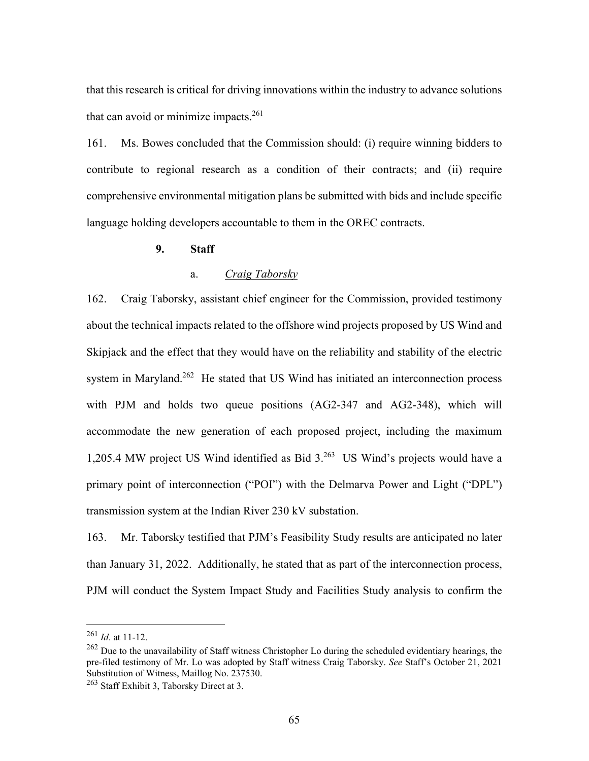that this research is critical for driving innovations within the industry to advance solutions that can avoid or minimize impacts.[261]

161. Ms. Bowes concluded that the Commission should: (i) require winning bidders to contribute to regional research as a condition of their contracts; and (ii) require comprehensive environmental mitigation plans be submitted with bids and include specific language holding developers accountable to them in the OREC contracts.

### 9. Staff

#### a. *Craig Taborsky*

162. Craig Taborsky, assistant chief engineer for the Commission, provided testimony about the technical impacts related to the offshore wind projects proposed by US Wind and Skipjack and the effect that they would have on the reliability and stability of the electric system in Maryland.[262] He stated that US Wind has initiated an interconnection process with PJM and holds two queue positions (AG2-347 and AG2-348), which will accommodate the new generation of each proposed project, including the maximum 1,205.4 MW project US Wind identified as Bid 3.[263] US Wind's projects would have a primary point of interconnection ("POI") with the Delmarva Power and Light ("DPL") transmission system at the Indian River 230 kV substation.

163. Mr. Taborsky testified that PJM's Feasibility Study results are anticipated no later than January 31, 2022. Additionally, he stated that as part of the interconnection process, PJM will conduct the System Impact Study and Facilities Study analysis to confirm the

---

[261] *Id*. at 11-12.

[262] Due to the unavailability of Staff witness Christopher Lo during the scheduled evidentiary hearings, the pre-filed testimony of Mr. Lo was adopted by Staff witness Craig Taborsky. *See* Staff's October 21, 2021 Substitution of Witness, Maillog No. 237530.

[263] Staff Exhibit 3, Taborsky Direct at 3.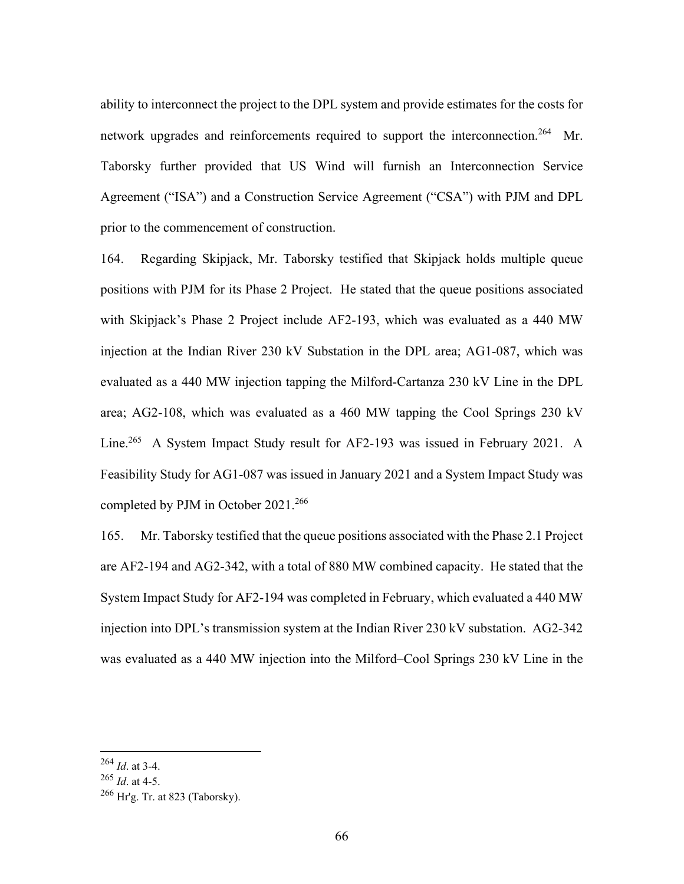ability to interconnect the project to the DPL system and provide estimates for the costs for network upgrades and reinforcements required to support the interconnection.[264] Mr. Taborsky further provided that US Wind will furnish an Interconnection Service Agreement ("ISA") and a Construction Service Agreement ("CSA") with PJM and DPL prior to the commencement of construction.

164. Regarding Skipjack, Mr. Taborsky testified that Skipjack holds multiple queue positions with PJM for its Phase 2 Project. He stated that the queue positions associated with Skipjack's Phase 2 Project include AF2-193, which was evaluated as a 440 MW injection at the Indian River 230 kV Substation in the DPL area; AG1-087, which was evaluated as a 440 MW injection tapping the Milford-Cartanza 230 kV Line in the DPL area; AG2-108, which was evaluated as a 460 MW tapping the Cool Springs 230 kV Line.[265] A System Impact Study result for AF2-193 was issued in February 2021. A Feasibility Study for AG1-087 was issued in January 2021 and a System Impact Study was completed by PJM in October 2021.[266]

165. Mr. Taborsky testified that the queue positions associated with the Phase 2.1 Project are AF2-194 and AG2-342, with a total of 880 MW combined capacity. He stated that the System Impact Study for AF2-194 was completed in February, which evaluated a 440 MW injection into DPL's transmission system at the Indian River 230 kV substation. AG2-342 was evaluated as a 440 MW injection into the Milford–Cool Springs 230 kV Line in the

---

[264] *Id*. at 3-4.

[265] *Id*. at 4-5.

[266] Hr'g. Tr. at 823 (Taborsky).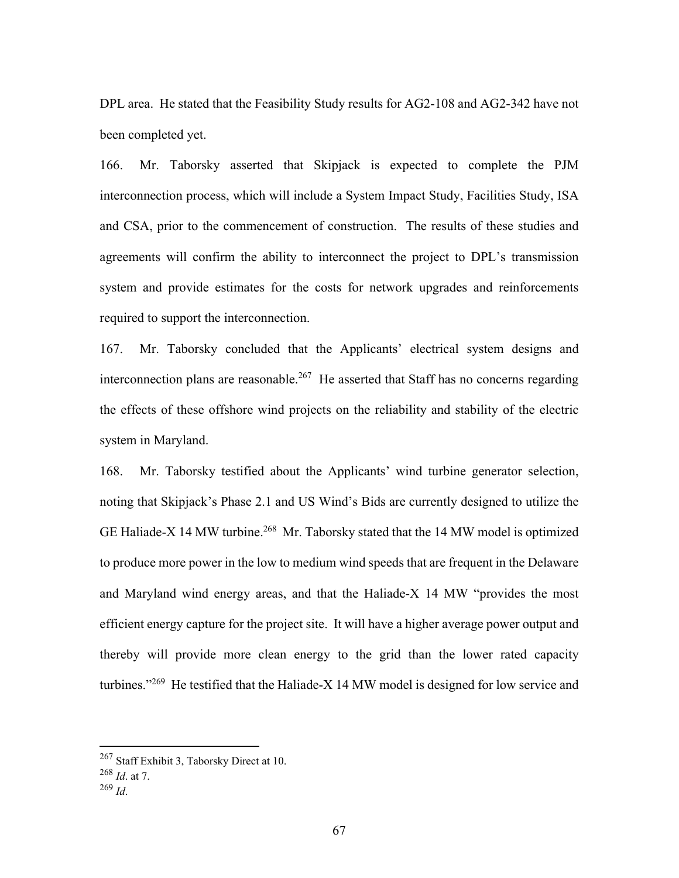DPL area. He stated that the Feasibility Study results for AG2-108 and AG2-342 have not been completed yet.

166. Mr. Taborsky asserted that Skipjack is expected to complete the PJM interconnection process, which will include a System Impact Study, Facilities Study, ISA and CSA, prior to the commencement of construction. The results of these studies and agreements will confirm the ability to interconnect the project to DPL's transmission system and provide estimates for the costs for network upgrades and reinforcements required to support the interconnection.

167. Mr. Taborsky concluded that the Applicants' electrical system designs and interconnection plans are reasonable.[267] He asserted that Staff has no concerns regarding the effects of these offshore wind projects on the reliability and stability of the electric system in Maryland.

168. Mr. Taborsky testified about the Applicants' wind turbine generator selection, noting that Skipjack's Phase 2.1 and US Wind's Bids are currently designed to utilize the GE Haliade-X 14 MW turbine.[268] Mr. Taborsky stated that the 14 MW model is optimized to produce more power in the low to medium wind speeds that are frequent in the Delaware and Maryland wind energy areas, and that the Haliade-X 14 MW "provides the most efficient energy capture for the project site. It will have a higher average power output and thereby will provide more clean energy to the grid than the lower rated capacity turbines."[269] He testified that the Haliade-X 14 MW model is designed for low service and

---

[267] Staff Exhibit 3, Taborsky Direct at 10.

[268] *Id*. at 7.

[269] *Id*.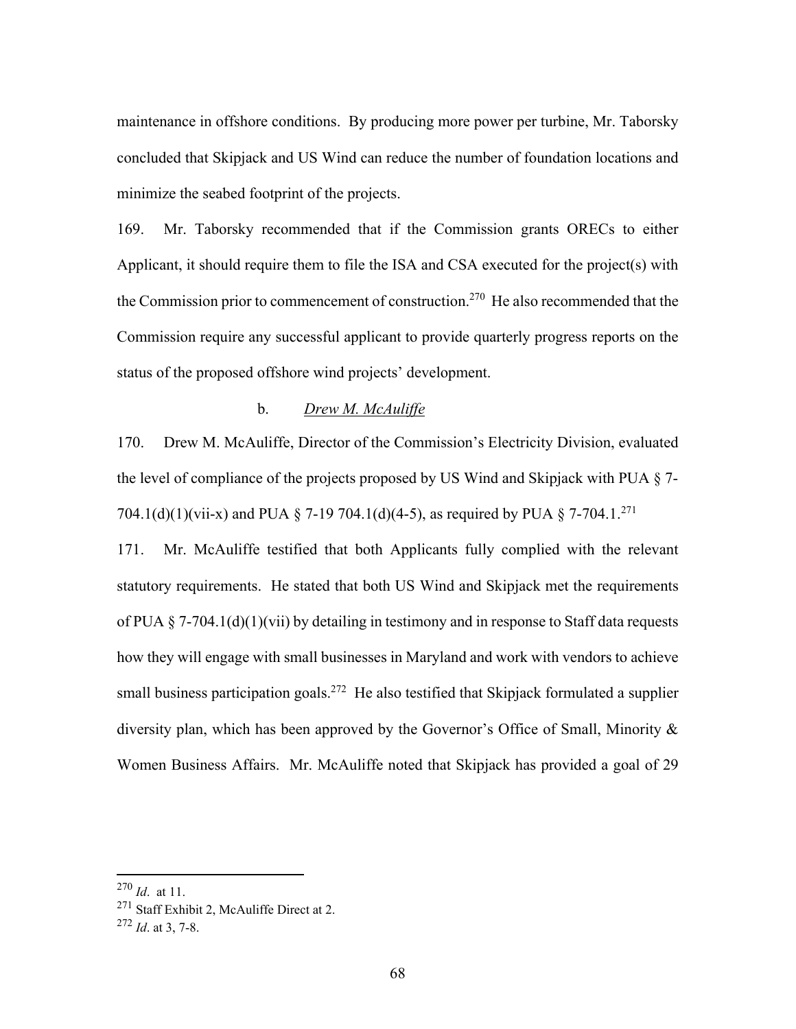maintenance in offshore conditions. By producing more power per turbine, Mr. Taborsky concluded that Skipjack and US Wind can reduce the number of foundation locations and minimize the seabed footprint of the projects.

169. Mr. Taborsky recommended that if the Commission grants ORECs to either Applicant, it should require them to file the ISA and CSA executed for the project(s) with the Commission prior to commencement of construction.[270] He also recommended that the Commission require any successful applicant to provide quarterly progress reports on the status of the proposed offshore wind projects' development.

b. *Drew M. McAuliffe*

170. Drew M. McAuliffe, Director of the Commission's Electricity Division, evaluated the level of compliance of the projects proposed by US Wind and Skipjack with PUA § 7-704.1(d)(1)(vii-x) and PUA § 7-19 704.1(d)(4-5), as required by PUA § 7-704.1.[271]

171. Mr. McAuliffe testified that both Applicants fully complied with the relevant statutory requirements. He stated that both US Wind and Skipjack met the requirements of PUA § 7-704.1(d)(1)(vii) by detailing in testimony and in response to Staff data requests how they will engage with small businesses in Maryland and work with vendors to achieve small business participation goals.[272] He also testified that Skipjack formulated a supplier diversity plan, which has been approved by the Governor's Office of Small, Minority & Women Business Affairs. Mr. McAuliffe noted that Skipjack has provided a goal of 29

---

[270] *Id*. at 11.

[271] Staff Exhibit 2, McAuliffe Direct at 2.

[272] *Id*. at 3, 7-8.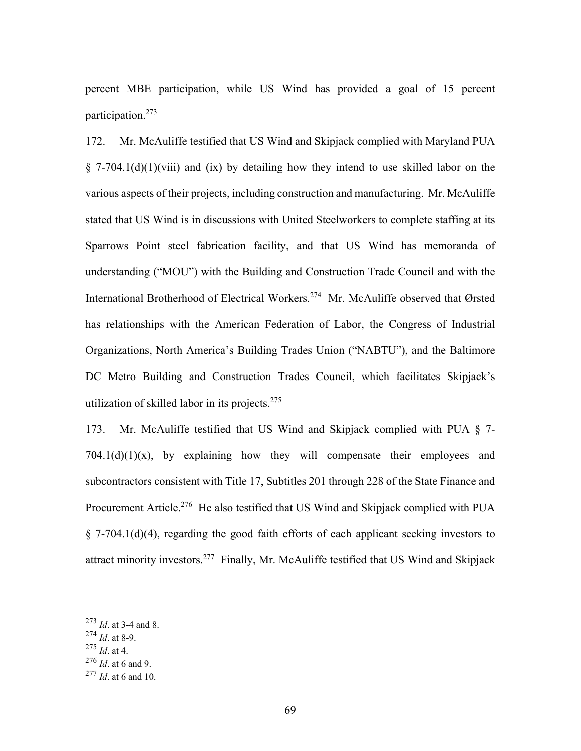percent MBE participation, while US Wind has provided a goal of 15 percent participation.[273]

172. Mr. McAuliffe testified that US Wind and Skipjack complied with Maryland PUA § 7-704.1(d)(1)(viii) and (ix) by detailing how they intend to use skilled labor on the various aspects of their projects, including construction and manufacturing. Mr. McAuliffe stated that US Wind is in discussions with United Steelworkers to complete staffing at its Sparrows Point steel fabrication facility, and that US Wind has memoranda of understanding ("MOU") with the Building and Construction Trade Council and with the International Brotherhood of Electrical Workers.[274] Mr. McAuliffe observed that Ørsted has relationships with the American Federation of Labor, the Congress of Industrial Organizations, North America's Building Trades Union ("NABTU"), and the Baltimore DC Metro Building and Construction Trades Council, which facilitates Skipjack's utilization of skilled labor in its projects.[275]

173. Mr. McAuliffe testified that US Wind and Skipjack complied with PUA § 7-704.1(d)(1)(x), by explaining how they will compensate their employees and subcontractors consistent with Title 17, Subtitles 201 through 228 of the State Finance and Procurement Article.[276] He also testified that US Wind and Skipjack complied with PUA § 7-704.1(d)(4), regarding the good faith efforts of each applicant seeking investors to attract minority investors.[277] Finally, Mr. McAuliffe testified that US Wind and Skipjack

---

[273] *Id*. at 3-4 and 8.

[274] *Id*. at 8-9.

[275] *Id*. at 4.

[276] *Id*. at 6 and 9.

[277] *Id*. at 6 and 10.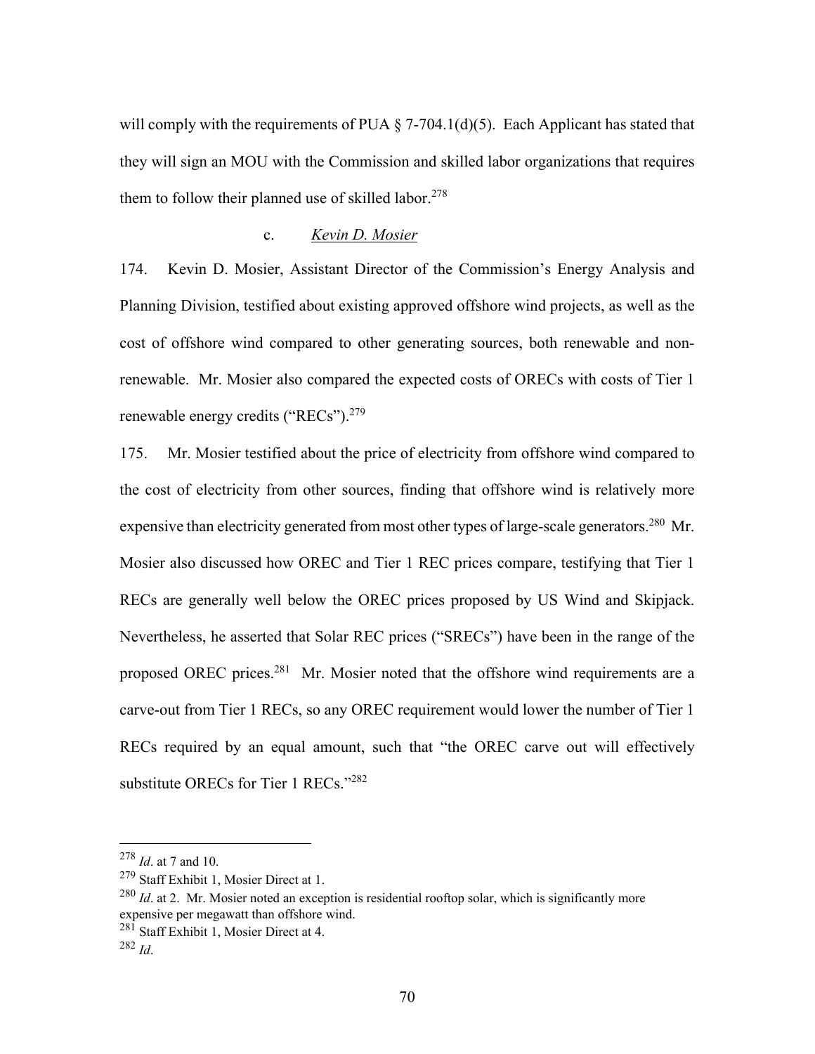will comply with the requirements of PUA § 7-704.1(d)(5). Each Applicant has stated that they will sign an MOU with the Commission and skilled labor organizations that requires them to follow their planned use of skilled labor.[278]

c. *Kevin D. Mosier*

174. Kevin D. Mosier, Assistant Director of the Commission's Energy Analysis and Planning Division, testified about existing approved offshore wind projects, as well as the cost of offshore wind compared to other generating sources, both renewable and non-renewable. Mr. Mosier also compared the expected costs of ORECs with costs of Tier 1 renewable energy credits ("RECs").[279]

175. Mr. Mosier testified about the price of electricity from offshore wind compared to the cost of electricity from other sources, finding that offshore wind is relatively more expensive than electricity generated from most other types of large-scale generators.[280] Mr. Mosier also discussed how OREC and Tier 1 REC prices compare, testifying that Tier 1 RECs are generally well below the OREC prices proposed by US Wind and Skipjack. Nevertheless, he asserted that Solar REC prices ("SRECs") have been in the range of the proposed OREC prices.[281] Mr. Mosier noted that the offshore wind requirements are a carve-out from Tier 1 RECs, so any OREC requirement would lower the number of Tier 1 RECs required by an equal amount, such that "the OREC carve out will effectively substitute ORECs for Tier 1 RECs."[282]

---

[278] *Id*. at 7 and 10.

[279] Staff Exhibit 1, Mosier Direct at 1.

[280] *Id*. at 2. Mr. Mosier noted an exception is residential rooftop solar, which is significantly more expensive per megawatt than offshore wind.

[281] Staff Exhibit 1, Mosier Direct at 4.

[282] *Id*.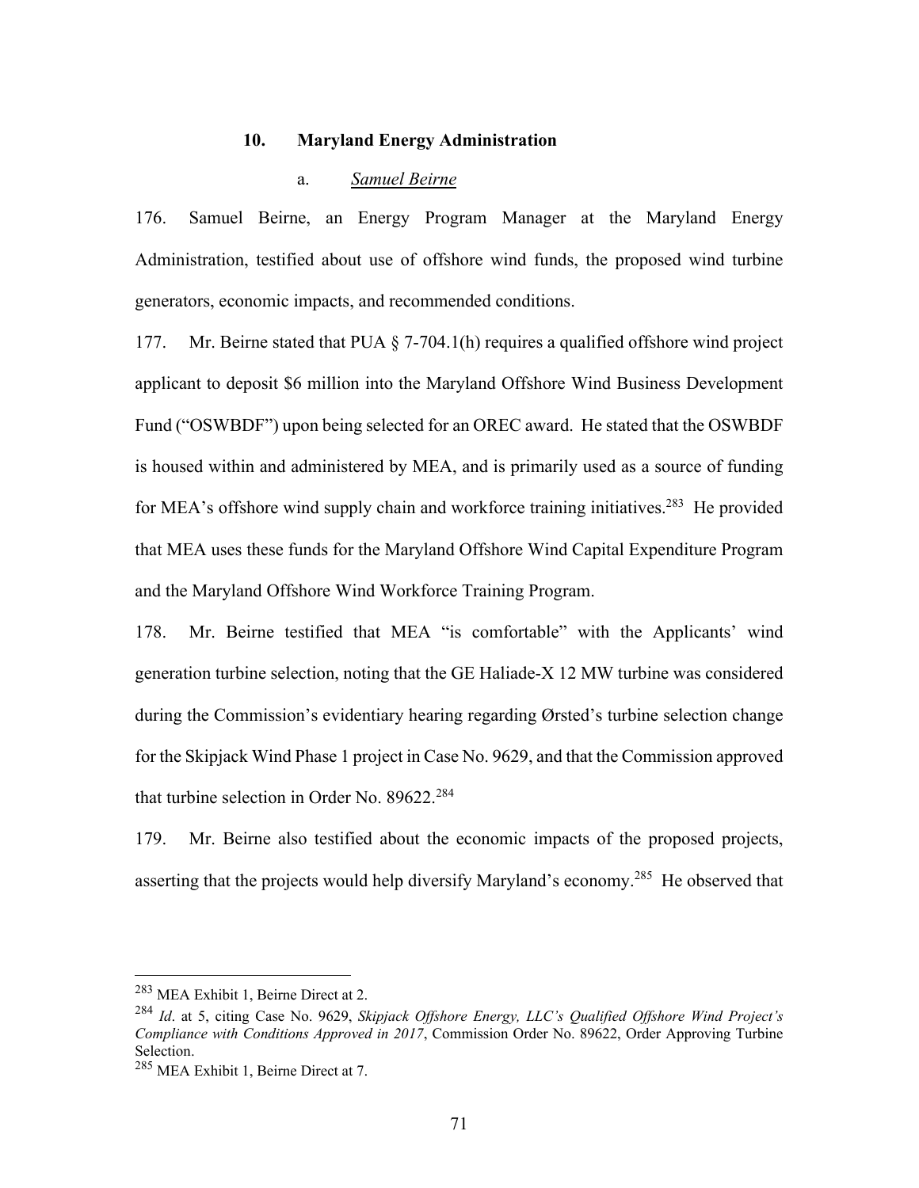### 10. Maryland Energy Administration

#### a. _Samuel Beirne_

176. Samuel Beirne, an Energy Program Manager at the Maryland Energy Administration, testified about use of offshore wind funds, the proposed wind turbine generators, economic impacts, and recommended conditions.

177. Mr. Beirne stated that PUA § 7-704.1(h) requires a qualified offshore wind project applicant to deposit $6 million into the Maryland Offshore Wind Business Development Fund ("OSWBDF") upon being selected for an OREC award. He stated that the OSWBDF is housed within and administered by MEA, and is primarily used as a source of funding for MEA's offshore wind supply chain and workforce training initiatives.[283] He provided that MEA uses these funds for the Maryland Offshore Wind Capital Expenditure Program and the Maryland Offshore Wind Workforce Training Program.

178. Mr. Beirne testified that MEA "is comfortable" with the Applicants' wind generation turbine selection, noting that the GE Haliade-X 12 MW turbine was considered during the Commission's evidentiary hearing regarding Ørsted's turbine selection change for the Skipjack Wind Phase 1 project in Case No. 9629, and that the Commission approved that turbine selection in Order No. 89622.[284]

179. Mr. Beirne also testified about the economic impacts of the proposed projects, asserting that the projects would help diversify Maryland's economy.[285] He observed that

---

[283] MEA Exhibit 1, Beirne Direct at 2.

[284] *Id*. at 5, citing Case No. 9629, *Skipjack Offshore Energy, LLC's Qualified Offshore Wind Project's Compliance with Conditions Approved in 2017*, Commission Order No. 89622, Order Approving Turbine Selection.

[285] MEA Exhibit 1, Beirne Direct at 7.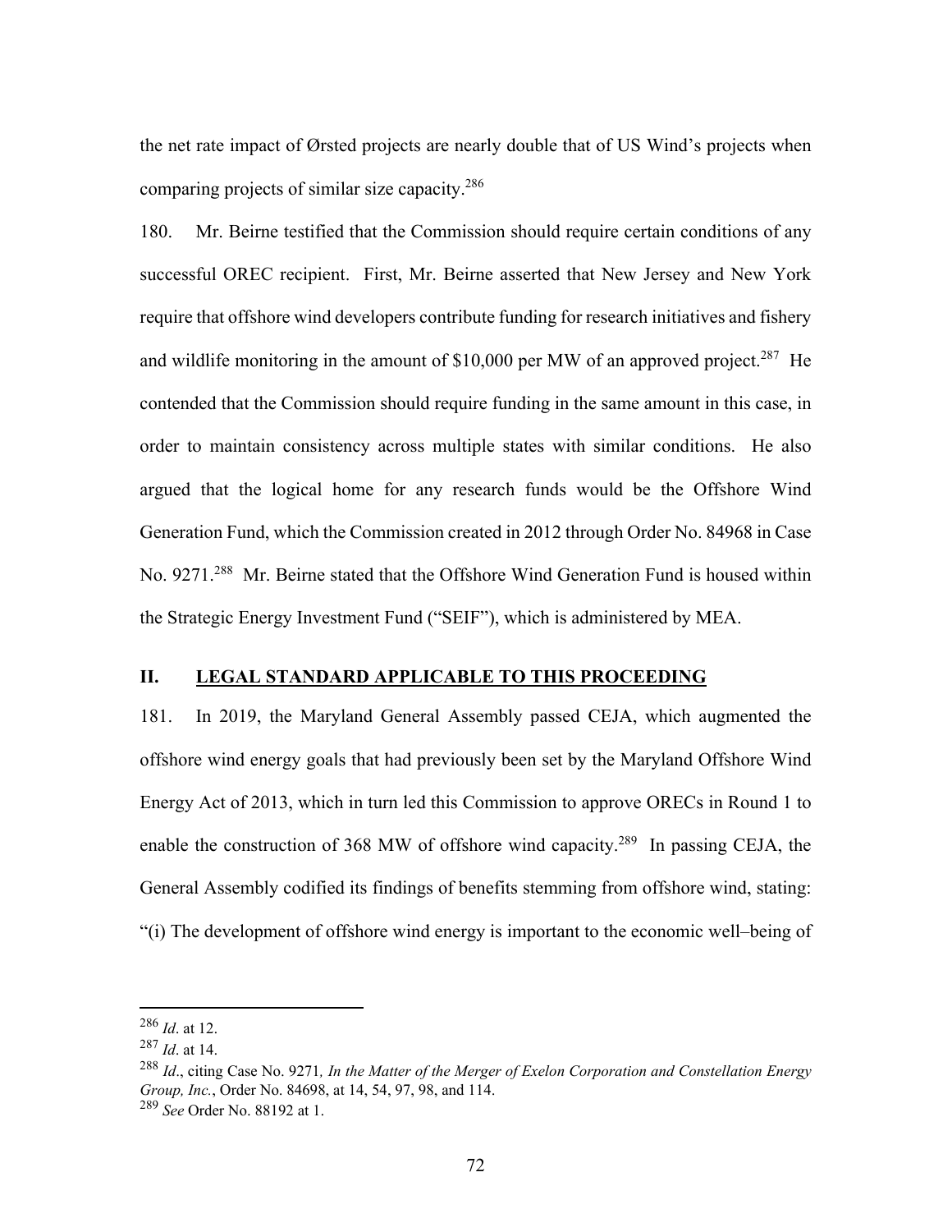the net rate impact of Ørsted projects are nearly double that of US Wind's projects when comparing projects of similar size capacity.[286]

180. Mr. Beirne testified that the Commission should require certain conditions of any successful OREC recipient. First, Mr. Beirne asserted that New Jersey and New York require that offshore wind developers contribute funding for research initiatives and fishery and wildlife monitoring in the amount of $10,000 per MW of an approved project.[287] He contended that the Commission should require funding in the same amount in this case, in order to maintain consistency across multiple states with similar conditions. He also argued that the logical home for any research funds would be the Offshore Wind Generation Fund, which the Commission created in 2012 through Order No. 84968 in Case No. 9271.[288] Mr. Beirne stated that the Offshore Wind Generation Fund is housed within the Strategic Energy Investment Fund ("SEIF"), which is administered by MEA.

## II. <u>LEGAL STANDARD APPLICABLE TO THIS PROCEEDING</u>

181. In 2019, the Maryland General Assembly passed CEJA, which augmented the offshore wind energy goals that had previously been set by the Maryland Offshore Wind Energy Act of 2013, which in turn led this Commission to approve ORECs in Round 1 to enable the construction of 368 MW of offshore wind capacity.[289] In passing CEJA, the General Assembly codified its findings of benefits stemming from offshore wind, stating: "(i) The development of offshore wind energy is important to the economic well–being of

---

[286] *Id*. at 12.

[287] *Id*. at 14.

[288] *Id*., citing Case No. 9271*, In the Matter of the Merger of Exelon Corporation and Constellation Energy Group, Inc.*, Order No. 84698, at 14, 54, 97, 98, and 114.

[289] *See* Order No. 88192 at 1.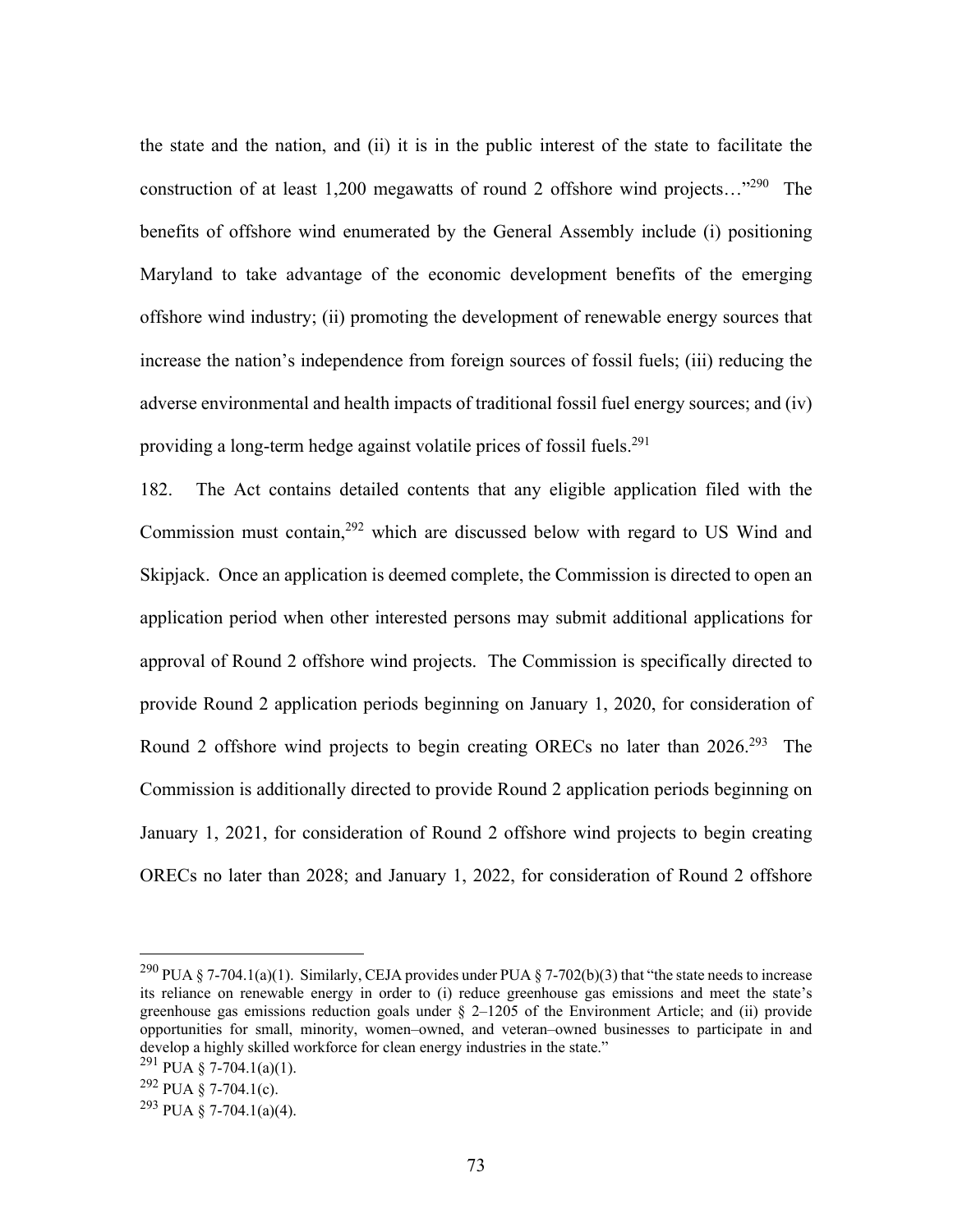the state and the nation, and (ii) it is in the public interest of the state to facilitate the construction of at least 1,200 megawatts of round 2 offshore wind projects…"[290] The benefits of offshore wind enumerated by the General Assembly include (i) positioning Maryland to take advantage of the economic development benefits of the emerging offshore wind industry; (ii) promoting the development of renewable energy sources that increase the nation's independence from foreign sources of fossil fuels; (iii) reducing the adverse environmental and health impacts of traditional fossil fuel energy sources; and (iv) providing a long-term hedge against volatile prices of fossil fuels.[291]

182. The Act contains detailed contents that any eligible application filed with the Commission must contain,[292] which are discussed below with regard to US Wind and Skipjack. Once an application is deemed complete, the Commission is directed to open an application period when other interested persons may submit additional applications for approval of Round 2 offshore wind projects. The Commission is specifically directed to provide Round 2 application periods beginning on January 1, 2020, for consideration of Round 2 offshore wind projects to begin creating ORECs no later than 2026.[293] The Commission is additionally directed to provide Round 2 application periods beginning on January 1, 2021, for consideration of Round 2 offshore wind projects to begin creating ORECs no later than 2028; and January 1, 2022, for consideration of Round 2 offshore

---

[290] PUA § 7-704.1(a)(1). Similarly, CEJA provides under PUA § 7-702(b)(3) that "the state needs to increase its reliance on renewable energy in order to (i) reduce greenhouse gas emissions and meet the state's greenhouse gas emissions reduction goals under § 2–1205 of the Environment Article; and (ii) provide opportunities for small, minority, women–owned, and veteran–owned businesses to participate in and develop a highly skilled workforce for clean energy industries in the state."

[291] PUA § 7-704.1(a)(1).

[292] PUA § 7-704.1(c).

[293] PUA § 7-704.1(a)(4).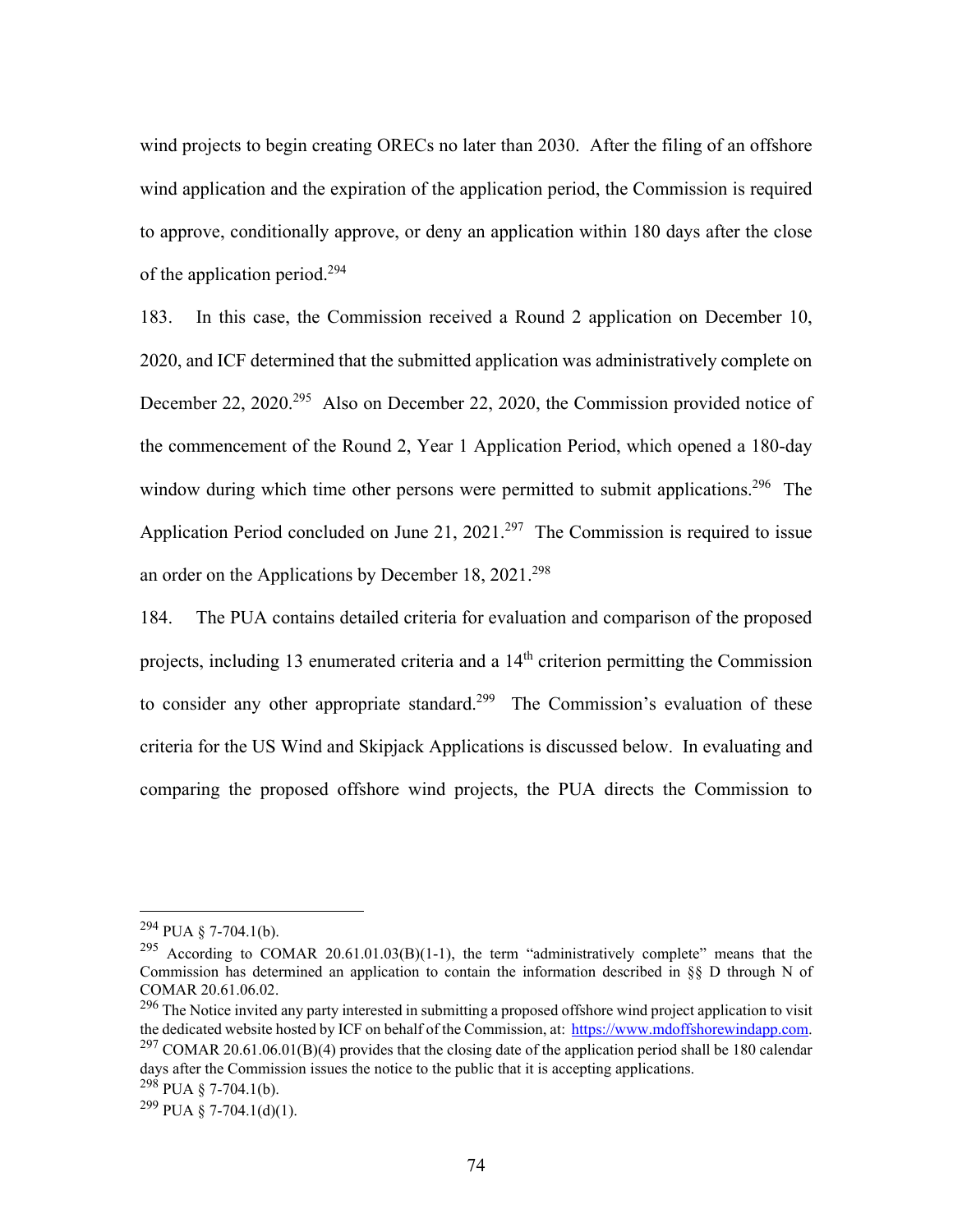wind projects to begin creating ORECs no later than 2030. After the filing of an offshore wind application and the expiration of the application period, the Commission is required to approve, conditionally approve, or deny an application within 180 days after the close of the application period.[294]

183. In this case, the Commission received a Round 2 application on December 10, 2020, and ICF determined that the submitted application was administratively complete on December 22, 2020.[295] Also on December 22, 2020, the Commission provided notice of the commencement of the Round 2, Year 1 Application Period, which opened a 180-day window during which time other persons were permitted to submit applications.[296] The Application Period concluded on June 21, 2021.[297] The Commission is required to issue an order on the Applications by December 18, 2021.[298]

184. The PUA contains detailed criteria for evaluation and comparison of the proposed projects, including 13 enumerated criteria and a 14[th] criterion permitting the Commission to consider any other appropriate standard.[299] The Commission's evaluation of these criteria for the US Wind and Skipjack Applications is discussed below. In evaluating and comparing the proposed offshore wind projects, the PUA directs the Commission to

---

[294] PUA § 7-704.1(b).

[295] According to COMAR 20.61.01.03(B)(1-1), the term "administratively complete" means that the Commission has determined an application to contain the information described in §§ D through N of COMAR 20.61.06.02.

[296] The Notice invited any party interested in submitting a proposed offshore wind project application to visit the dedicated website hosted by ICF on behalf of the Commission, at: https://www.mdoffshorewindapp.com.

[297] COMAR 20.61.06.01(B)(4) provides that the closing date of the application period shall be 180 calendar days after the Commission issues the notice to the public that it is accepting applications.

[298] PUA § 7-704.1(b).

[299] PUA § 7-704.1(d)(1).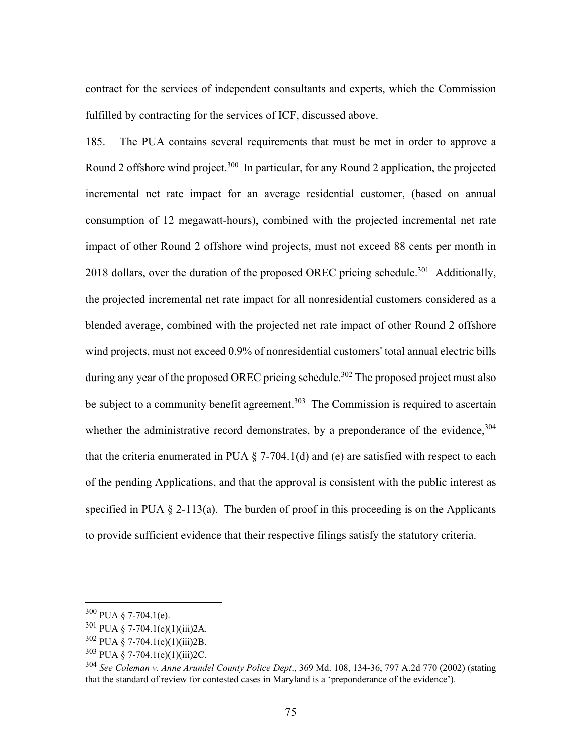contract for the services of independent consultants and experts, which the Commission fulfilled by contracting for the services of ICF, discussed above.

185. The PUA contains several requirements that must be met in order to approve a Round 2 offshore wind project.[300] In particular, for any Round 2 application, the projected incremental net rate impact for an average residential customer, (based on annual consumption of 12 megawatt-hours), combined with the projected incremental net rate impact of other Round 2 offshore wind projects, must not exceed 88 cents per month in 2018 dollars, over the duration of the proposed OREC pricing schedule.[301] Additionally, the projected incremental net rate impact for all nonresidential customers considered as a blended average, combined with the projected net rate impact of other Round 2 offshore wind projects, must not exceed 0.9% of nonresidential customers' total annual electric bills during any year of the proposed OREC pricing schedule.[302] The proposed project must also be subject to a community benefit agreement.[303] The Commission is required to ascertain whether the administrative record demonstrates, by a preponderance of the evidence,[304] that the criteria enumerated in PUA § 7-704.1(d) and (e) are satisfied with respect to each of the pending Applications, and that the approval is consistent with the public interest as specified in PUA § 2-113(a). The burden of proof in this proceeding is on the Applicants to provide sufficient evidence that their respective filings satisfy the statutory criteria.

---

[300] PUA § 7-704.1(e).

[301] PUA § 7-704.1(e)(1)(iii)2A.

[302] PUA § 7-704.1(e)(1)(iii)2B.

[303] PUA § 7-704.1(e)(1)(iii)2C.

[304] *See Coleman v. Anne Arundel County Police Dept*., 369 Md. 108, 134-36, 797 A.2d 770 (2002) (stating that the standard of review for contested cases in Maryland is a 'preponderance of the evidence').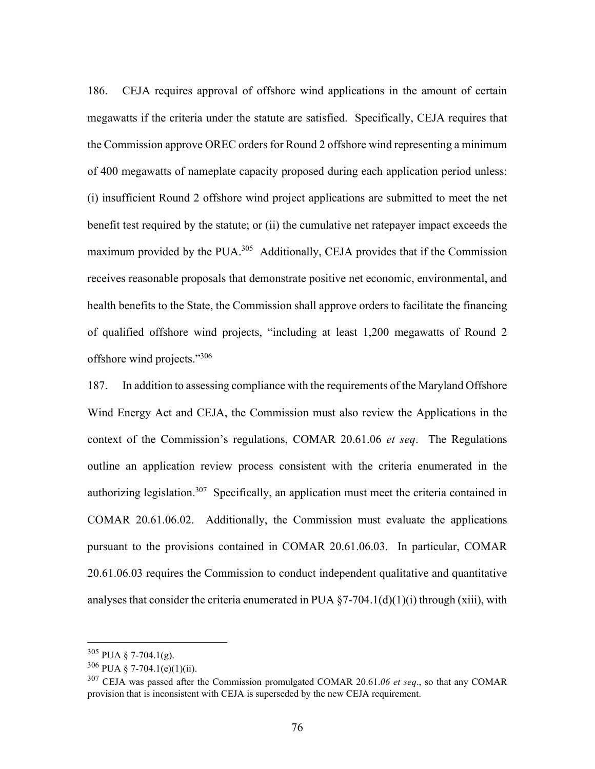186. CEJA requires approval of offshore wind applications in the amount of certain megawatts if the criteria under the statute are satisfied. Specifically, CEJA requires that the Commission approve OREC orders for Round 2 offshore wind representing a minimum of 400 megawatts of nameplate capacity proposed during each application period unless: (i) insufficient Round 2 offshore wind project applications are submitted to meet the net benefit test required by the statute; or (ii) the cumulative net ratepayer impact exceeds the maximum provided by the PUA.[305] Additionally, CEJA provides that if the Commission receives reasonable proposals that demonstrate positive net economic, environmental, and health benefits to the State, the Commission shall approve orders to facilitate the financing of qualified offshore wind projects, "including at least 1,200 megawatts of Round 2 offshore wind projects."[306]

187. In addition to assessing compliance with the requirements of the Maryland Offshore Wind Energy Act and CEJA, the Commission must also review the Applications in the context of the Commission's regulations, COMAR 20.61.06 *et seq*. The Regulations outline an application review process consistent with the criteria enumerated in the authorizing legislation.[307] Specifically, an application must meet the criteria contained in COMAR 20.61.06.02. Additionally, the Commission must evaluate the applications pursuant to the provisions contained in COMAR 20.61.06.03. In particular, COMAR 20.61.06.03 requires the Commission to conduct independent qualitative and quantitative analyses that consider the criteria enumerated in PUA §7-704.1(d)(1)(i) through (xiii), with

---

[305] PUA § 7-704.1(g).

[306] PUA § 7-704.1(e)(1)(ii).

[307] CEJA was passed after the Commission promulgated COMAR 20.61.*06 et seq*., so that any COMAR provision that is inconsistent with CEJA is superseded by the new CEJA requirement.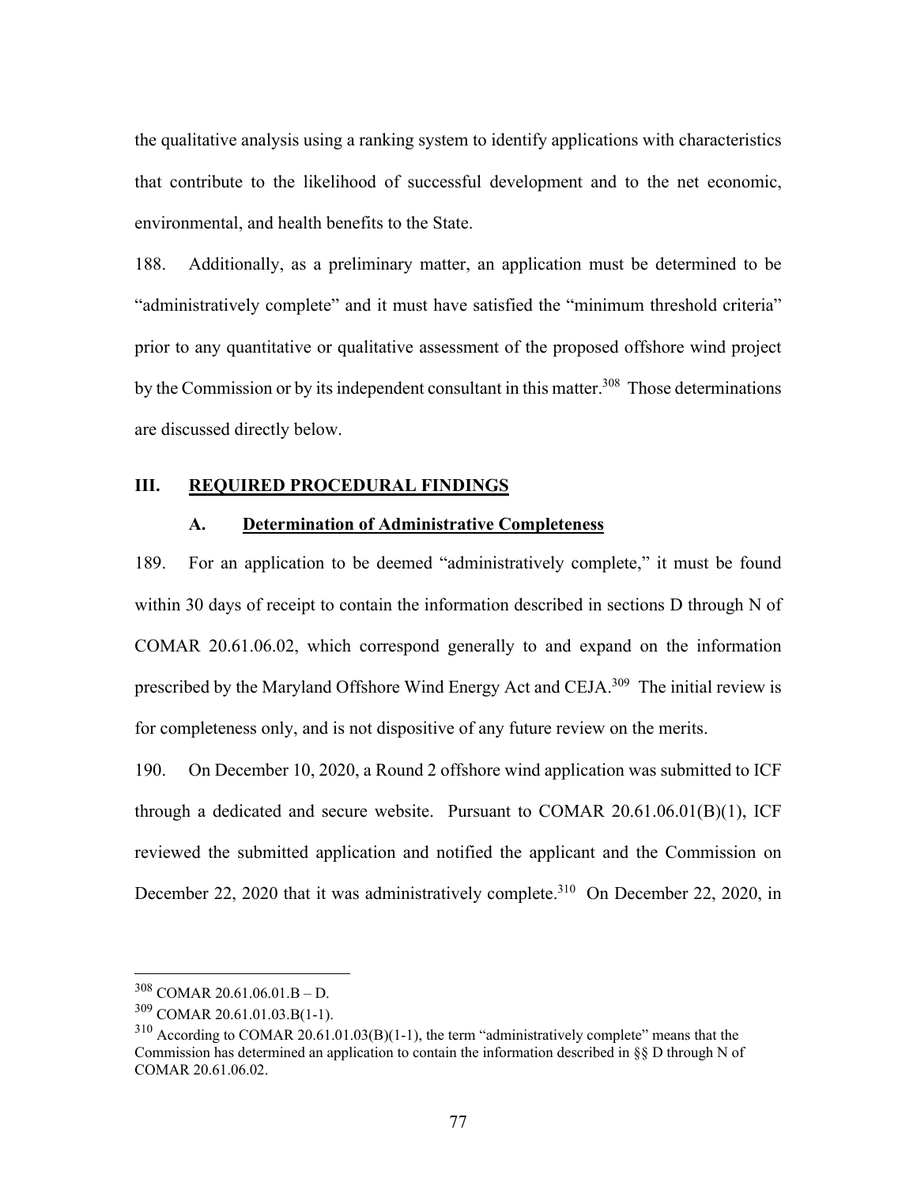the qualitative analysis using a ranking system to identify applications with characteristics that contribute to the likelihood of successful development and to the net economic, environmental, and health benefits to the State.

188. Additionally, as a preliminary matter, an application must be determined to be "administratively complete" and it must have satisfied the "minimum threshold criteria" prior to any quantitative or qualitative assessment of the proposed offshore wind project by the Commission or by its independent consultant in this matter.[308] Those determinations are discussed directly below.

## III. REQUIRED PROCEDURAL FINDINGS

### A. Determination of Administrative Completeness

189. For an application to be deemed "administratively complete," it must be found within 30 days of receipt to contain the information described in sections D through N of COMAR 20.61.06.02, which correspond generally to and expand on the information prescribed by the Maryland Offshore Wind Energy Act and CEJA.[309] The initial review is for completeness only, and is not dispositive of any future review on the merits.

190. On December 10, 2020, a Round 2 offshore wind application was submitted to ICF through a dedicated and secure website. Pursuant to COMAR 20.61.06.01(B)(1), ICF reviewed the submitted application and notified the applicant and the Commission on December 22, 2020 that it was administratively complete.[310] On December 22, 2020, in

---

[308] COMAR 20.61.06.01.B – D.

[309] COMAR 20.61.01.03.B(1-1).

[310] According to COMAR 20.61.01.03(B)(1-1), the term "administratively complete" means that the Commission has determined an application to contain the information described in §§ D through N of COMAR 20.61.06.02.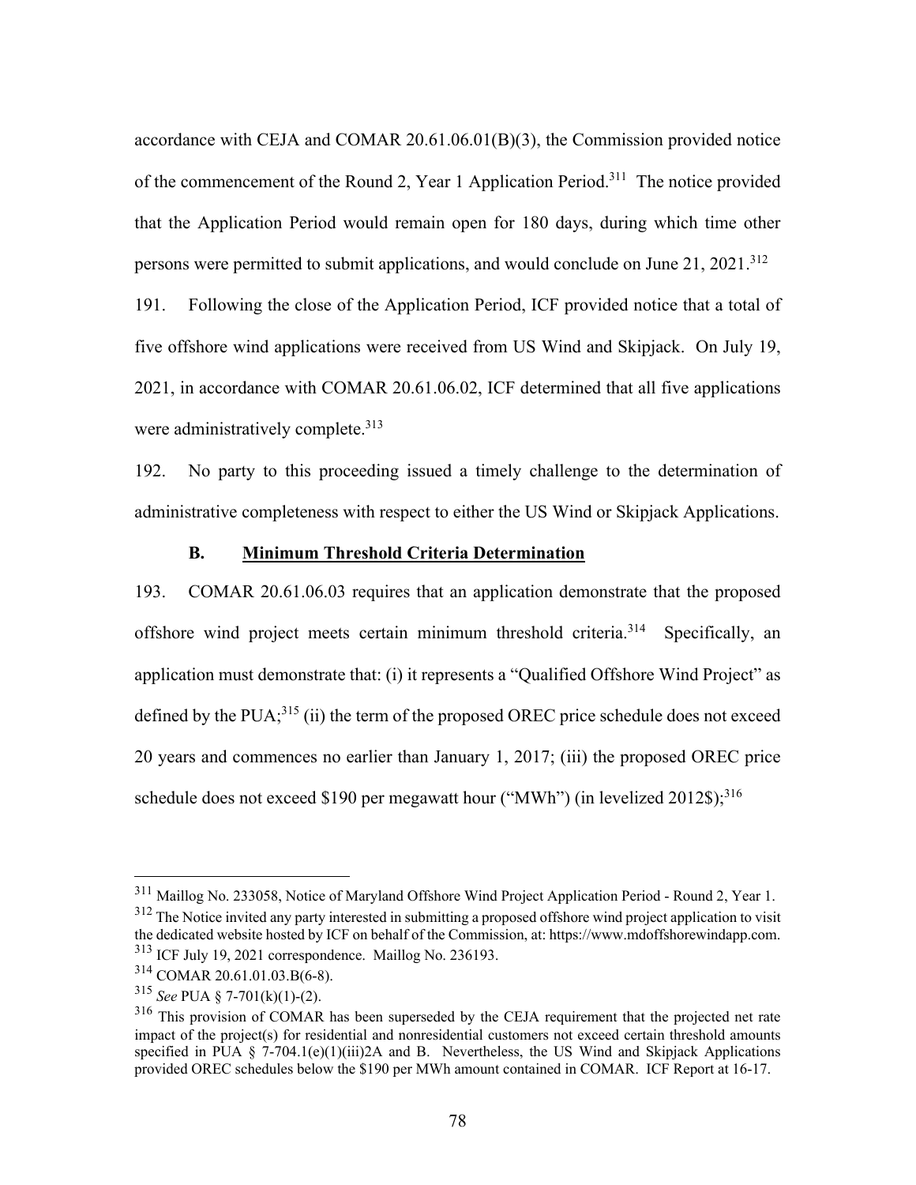accordance with CEJA and COMAR 20.61.06.01(B)(3), the Commission provided notice of the commencement of the Round 2, Year 1 Application Period.[311] The notice provided that the Application Period would remain open for 180 days, during which time other persons were permitted to submit applications, and would conclude on June 21, 2021.[312]

191. Following the close of the Application Period, ICF provided notice that a total of five offshore wind applications were received from US Wind and Skipjack. On July 19, 2021, in accordance with COMAR 20.61.06.02, ICF determined that all five applications were administratively complete.[313]

192. No party to this proceeding issued a timely challenge to the determination of administrative completeness with respect to either the US Wind or Skipjack Applications.

### B. Minimum Threshold Criteria Determination

193. COMAR 20.61.06.03 requires that an application demonstrate that the proposed offshore wind project meets certain minimum threshold criteria.[314] Specifically, an application must demonstrate that: (i) it represents a "Qualified Offshore Wind Project" as defined by the PUA;[315] (ii) the term of the proposed OREC price schedule does not exceed 20 years and commences no earlier than January 1, 2017; (iii) the proposed OREC price schedule does not exceed $190 per megawatt hour ("MWh") (in levelized 2012$);[316]

---

[311] Maillog No. 233058, Notice of Maryland Offshore Wind Project Application Period - Round 2, Year 1.

[312] The Notice invited any party interested in submitting a proposed offshore wind project application to visit the dedicated website hosted by ICF on behalf of the Commission, at: https://www.mdoffshorewindapp.com.

[313] ICF July 19, 2021 correspondence. Maillog No. 236193.

[314] COMAR 20.61.01.03.B(6-8).

[315] *See* PUA § 7-701(k)(1)-(2).

[316] This provision of COMAR has been superseded by the CEJA requirement that the projected net rate impact of the project(s) for residential and nonresidential customers not exceed certain threshold amounts specified in PUA § 7-704.1(e)(1)(iii)2A and B. Nevertheless, the US Wind and Skipjack Applications provided OREC schedules below the $190 per MWh amount contained in COMAR. ICF Report at 16-17.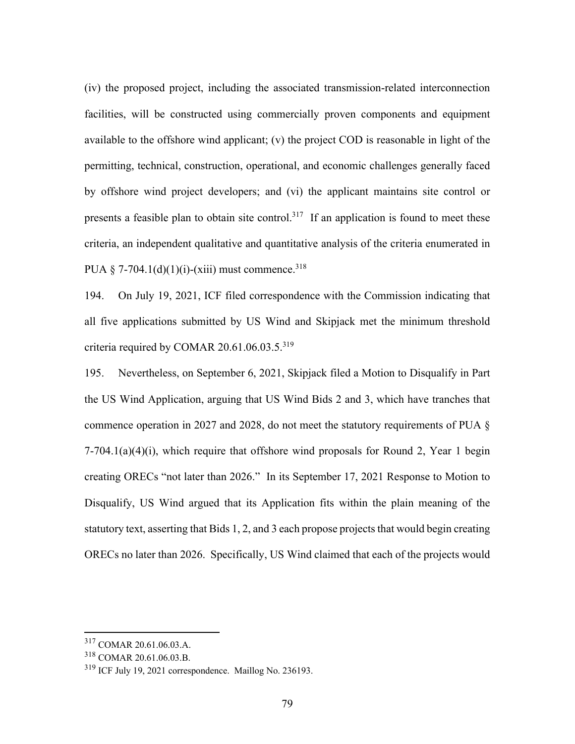(iv) the proposed project, including the associated transmission-related interconnection facilities, will be constructed using commercially proven components and equipment available to the offshore wind applicant; (v) the project COD is reasonable in light of the permitting, technical, construction, operational, and economic challenges generally faced by offshore wind project developers; and (vi) the applicant maintains site control or presents a feasible plan to obtain site control.[317] If an application is found to meet these criteria, an independent qualitative and quantitative analysis of the criteria enumerated in PUA § 7-704.1(d)(1)(i)-(xiii) must commence.[318]

194. On July 19, 2021, ICF filed correspondence with the Commission indicating that all five applications submitted by US Wind and Skipjack met the minimum threshold criteria required by COMAR 20.61.06.03.5.[319]

195. Nevertheless, on September 6, 2021, Skipjack filed a Motion to Disqualify in Part the US Wind Application, arguing that US Wind Bids 2 and 3, which have tranches that commence operation in 2027 and 2028, do not meet the statutory requirements of PUA § 7-704.1(a)(4)(i), which require that offshore wind proposals for Round 2, Year 1 begin creating ORECs "not later than 2026." In its September 17, 2021 Response to Motion to Disqualify, US Wind argued that its Application fits within the plain meaning of the statutory text, asserting that Bids 1, 2, and 3 each propose projects that would begin creating ORECs no later than 2026. Specifically, US Wind claimed that each of the projects would

---

[317] COMAR 20.61.06.03.A.

[318] COMAR 20.61.06.03.B.

[319] ICF July 19, 2021 correspondence. Maillog No. 236193.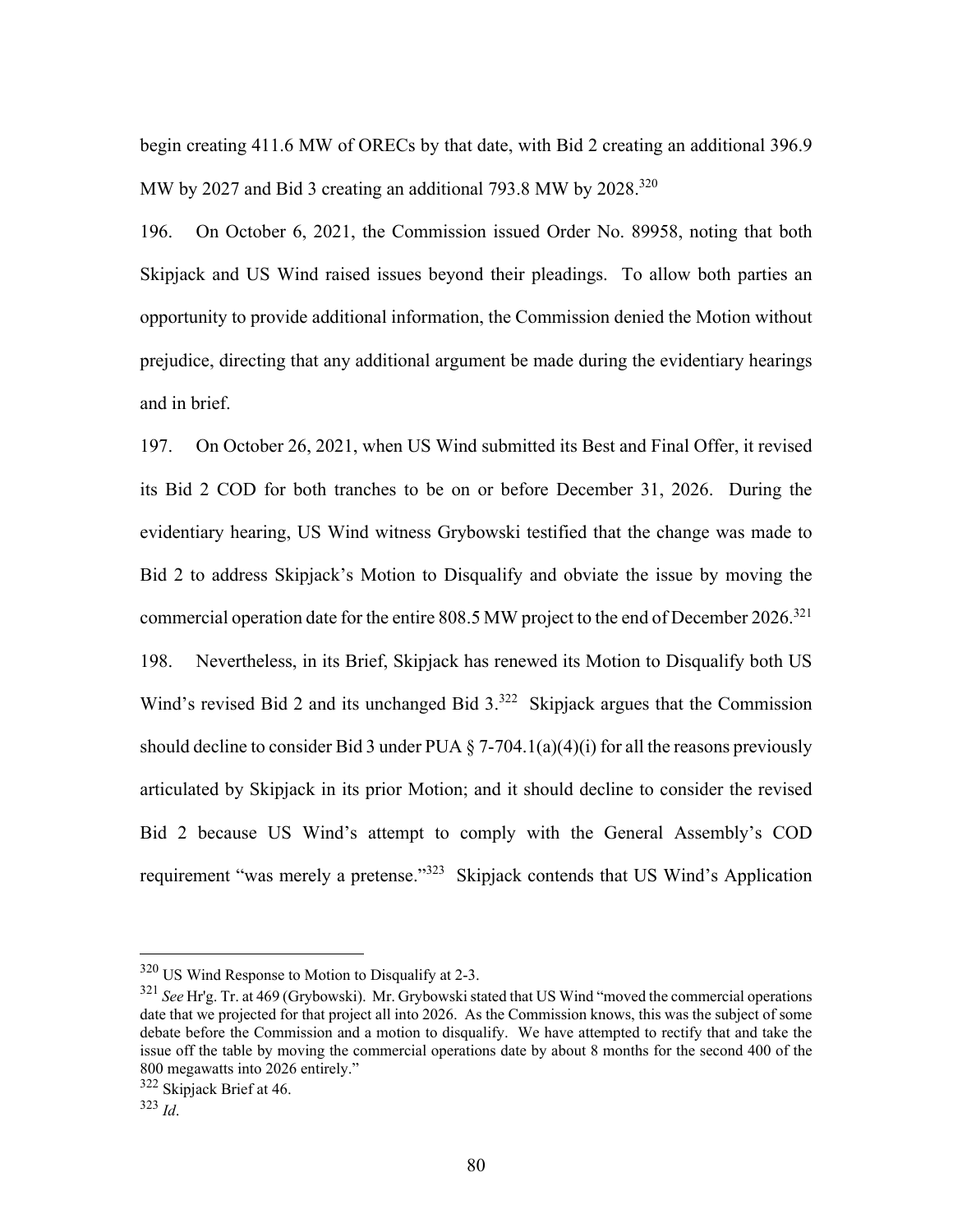begin creating 411.6 MW of ORECs by that date, with Bid 2 creating an additional 396.9 MW by 2027 and Bid 3 creating an additional 793.8 MW by 2028.[320]

196. On October 6, 2021, the Commission issued Order No. 89958, noting that both Skipjack and US Wind raised issues beyond their pleadings. To allow both parties an opportunity to provide additional information, the Commission denied the Motion without prejudice, directing that any additional argument be made during the evidentiary hearings and in brief.

197. On October 26, 2021, when US Wind submitted its Best and Final Offer, it revised its Bid 2 COD for both tranches to be on or before December 31, 2026. During the evidentiary hearing, US Wind witness Grybowski testified that the change was made to Bid 2 to address Skipjack's Motion to Disqualify and obviate the issue by moving the commercial operation date for the entire 808.5 MW project to the end of December 2026.[321]

198. Nevertheless, in its Brief, Skipjack has renewed its Motion to Disqualify both US Wind's revised Bid 2 and its unchanged Bid 3.[322] Skipjack argues that the Commission should decline to consider Bid 3 under PUA § 7-704.1(a)(4)(i) for all the reasons previously articulated by Skipjack in its prior Motion; and it should decline to consider the revised Bid 2 because US Wind's attempt to comply with the General Assembly's COD requirement "was merely a pretense."[323] Skipjack contends that US Wind's Application

---

[320] US Wind Response to Motion to Disqualify at 2-3.

[321] *See* Hr'g. Tr. at 469 (Grybowski). Mr. Grybowski stated that US Wind "moved the commercial operations date that we projected for that project all into 2026. As the Commission knows, this was the subject of some debate before the Commission and a motion to disqualify. We have attempted to rectify that and take the issue off the table by moving the commercial operations date by about 8 months for the second 400 of the 800 megawatts into 2026 entirely."

[322] Skipjack Brief at 46.

[323] *Id*.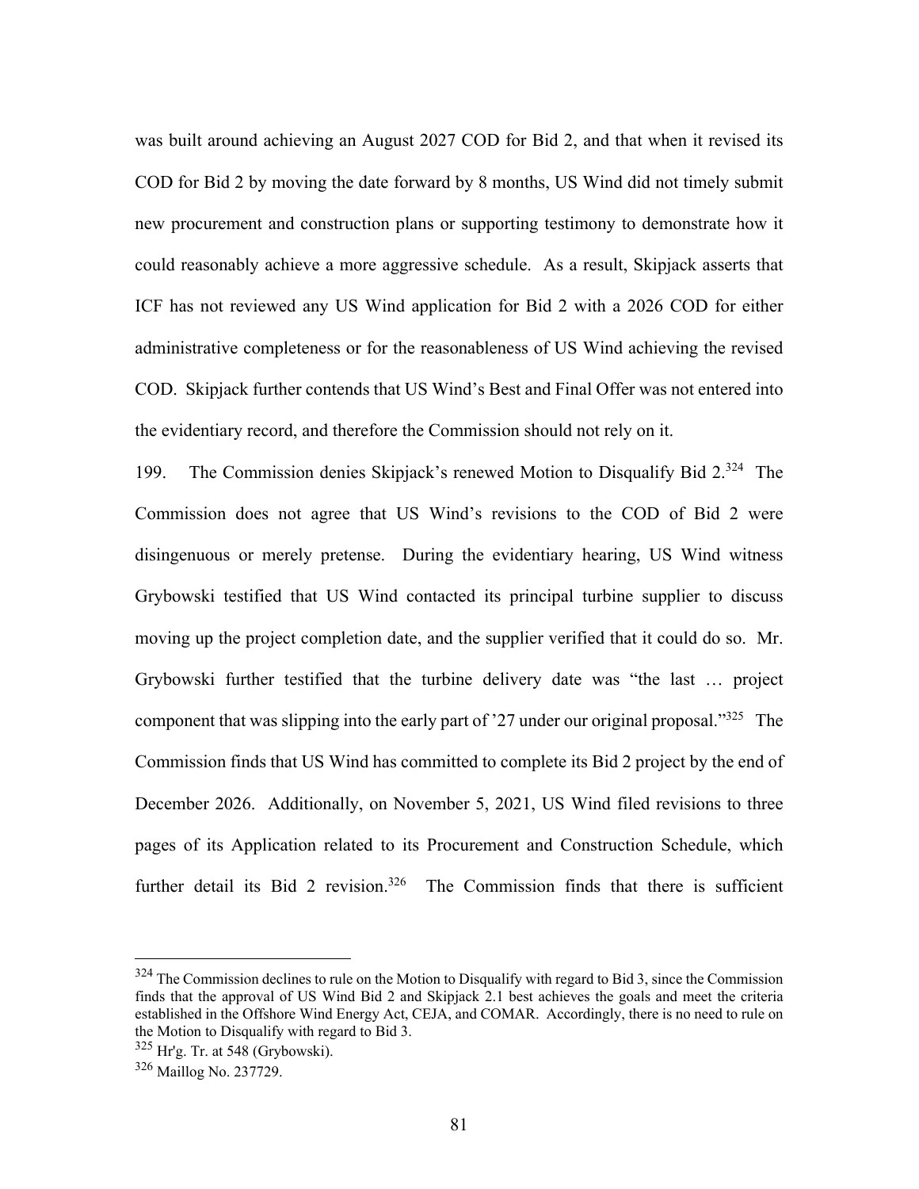was built around achieving an August 2027 COD for Bid 2, and that when it revised its COD for Bid 2 by moving the date forward by 8 months, US Wind did not timely submit new procurement and construction plans or supporting testimony to demonstrate how it could reasonably achieve a more aggressive schedule. As a result, Skipjack asserts that ICF has not reviewed any US Wind application for Bid 2 with a 2026 COD for either administrative completeness or for the reasonableness of US Wind achieving the revised COD. Skipjack further contends that US Wind's Best and Final Offer was not entered into the evidentiary record, and therefore the Commission should not rely on it.

199. The Commission denies Skipjack's renewed Motion to Disqualify Bid 2.[324] The Commission does not agree that US Wind's revisions to the COD of Bid 2 were disingenuous or merely pretense. During the evidentiary hearing, US Wind witness Grybowski testified that US Wind contacted its principal turbine supplier to discuss moving up the project completion date, and the supplier verified that it could do so. Mr. Grybowski further testified that the turbine delivery date was "the last … project component that was slipping into the early part of '27 under our original proposal."[325] The Commission finds that US Wind has committed to complete its Bid 2 project by the end of December 2026. Additionally, on November 5, 2021, US Wind filed revisions to three pages of its Application related to its Procurement and Construction Schedule, which further detail its Bid 2 revision.[326] The Commission finds that there is sufficient

---

[324] The Commission declines to rule on the Motion to Disqualify with regard to Bid 3, since the Commission finds that the approval of US Wind Bid 2 and Skipjack 2.1 best achieves the goals and meet the criteria established in the Offshore Wind Energy Act, CEJA, and COMAR. Accordingly, there is no need to rule on the Motion to Disqualify with regard to Bid 3.

[325] Hr'g. Tr. at 548 (Grybowski).

[326] Maillog No. 237729.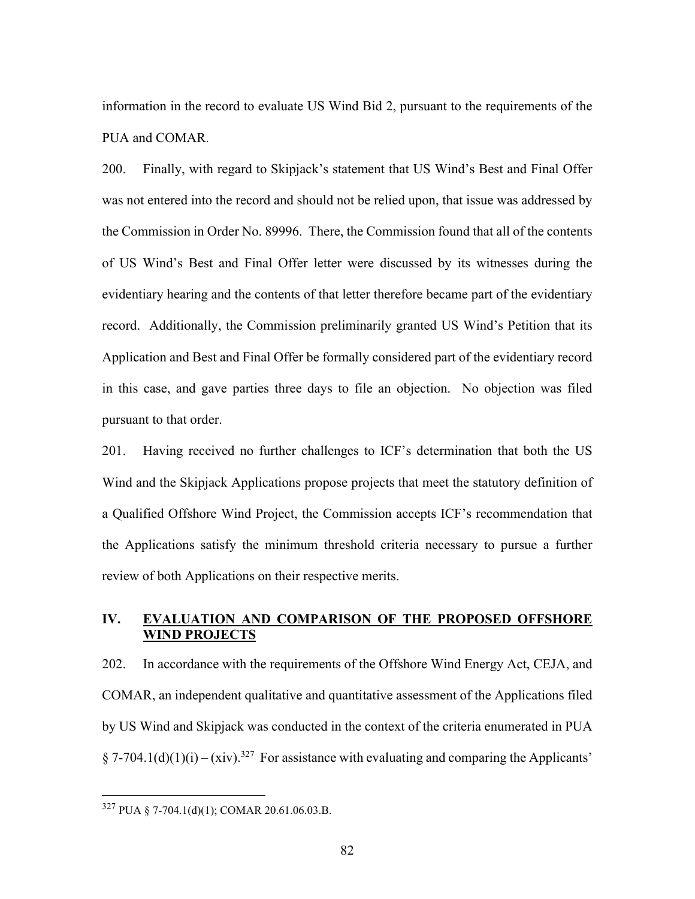information in the record to evaluate US Wind Bid 2, pursuant to the requirements of the PUA and COMAR.

200. Finally, with regard to Skipjack's statement that US Wind's Best and Final Offer was not entered into the record and should not be relied upon, that issue was addressed by the Commission in Order No. 89996. There, the Commission found that all of the contents of US Wind's Best and Final Offer letter were discussed by its witnesses during the evidentiary hearing and the contents of that letter therefore became part of the evidentiary record. Additionally, the Commission preliminarily granted US Wind's Petition that its Application and Best and Final Offer be formally considered part of the evidentiary record in this case, and gave parties three days to file an objection. No objection was filed pursuant to that order.

201. Having received no further challenges to ICF's determination that both the US Wind and the Skipjack Applications propose projects that meet the statutory definition of a Qualified Offshore Wind Project, the Commission accepts ICF's recommendation that the Applications satisfy the minimum threshold criteria necessary to pursue a further review of both Applications on their respective merits.

## IV. EVALUATION AND COMPARISON OF THE PROPOSED OFFSHORE WIND PROJECTS

202. In accordance with the requirements of the Offshore Wind Energy Act, CEJA, and COMAR, an independent qualitative and quantitative assessment of the Applications filed by US Wind and Skipjack was conducted in the context of the criteria enumerated in PUA § 7-704.1(d)(1)(i) – (xiv).[327] For assistance with evaluating and comparing the Applicants'

[327] PUA § 7-704.1(d)(1); COMAR 20.61.06.03.B.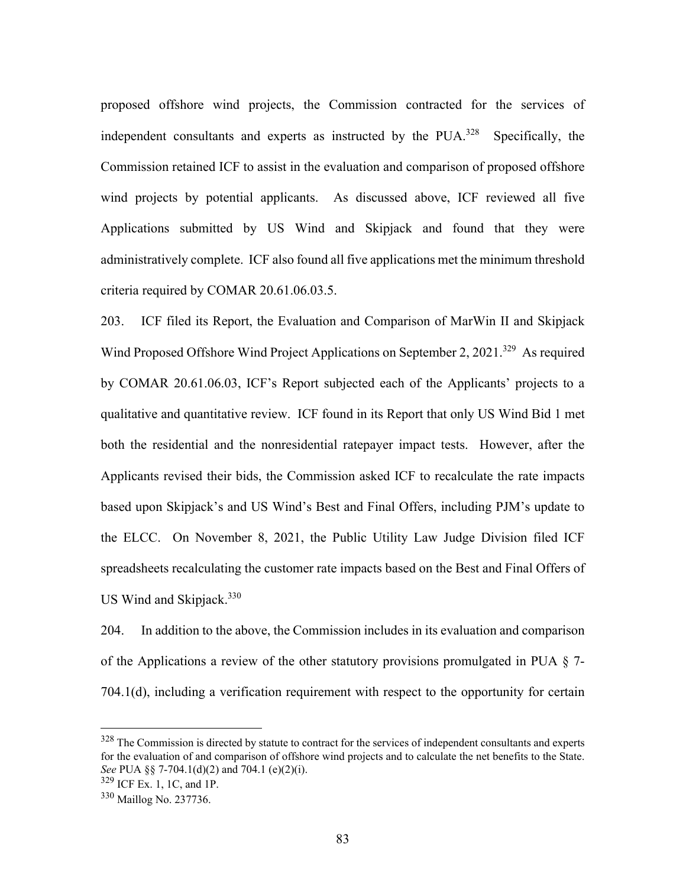proposed offshore wind projects, the Commission contracted for the services of independent consultants and experts as instructed by the PUA.[328] Specifically, the Commission retained ICF to assist in the evaluation and comparison of proposed offshore wind projects by potential applicants. As discussed above, ICF reviewed all five Applications submitted by US Wind and Skipjack and found that they were administratively complete. ICF also found all five applications met the minimum threshold criteria required by COMAR 20.61.06.03.5.

203. ICF filed its Report, the Evaluation and Comparison of MarWin II and Skipjack Wind Proposed Offshore Wind Project Applications on September 2, 2021.[329] As required by COMAR 20.61.06.03, ICF's Report subjected each of the Applicants' projects to a qualitative and quantitative review. ICF found in its Report that only US Wind Bid 1 met both the residential and the nonresidential ratepayer impact tests. However, after the Applicants revised their bids, the Commission asked ICF to recalculate the rate impacts based upon Skipjack's and US Wind's Best and Final Offers, including PJM's update to the ELCC. On November 8, 2021, the Public Utility Law Judge Division filed ICF spreadsheets recalculating the customer rate impacts based on the Best and Final Offers of US Wind and Skipjack.[330]

204. In addition to the above, the Commission includes in its evaluation and comparison of the Applications a review of the other statutory provisions promulgated in PUA § 7-704.1(d), including a verification requirement with respect to the opportunity for certain

---

[328] The Commission is directed by statute to contract for the services of independent consultants and experts for the evaluation of and comparison of offshore wind projects and to calculate the net benefits to the State. *See* PUA §§ 7-704.1(d)(2) and 704.1 (e)(2)(i).

[329] ICF Ex. 1, 1C, and 1P.

[330] Maillog No. 237736.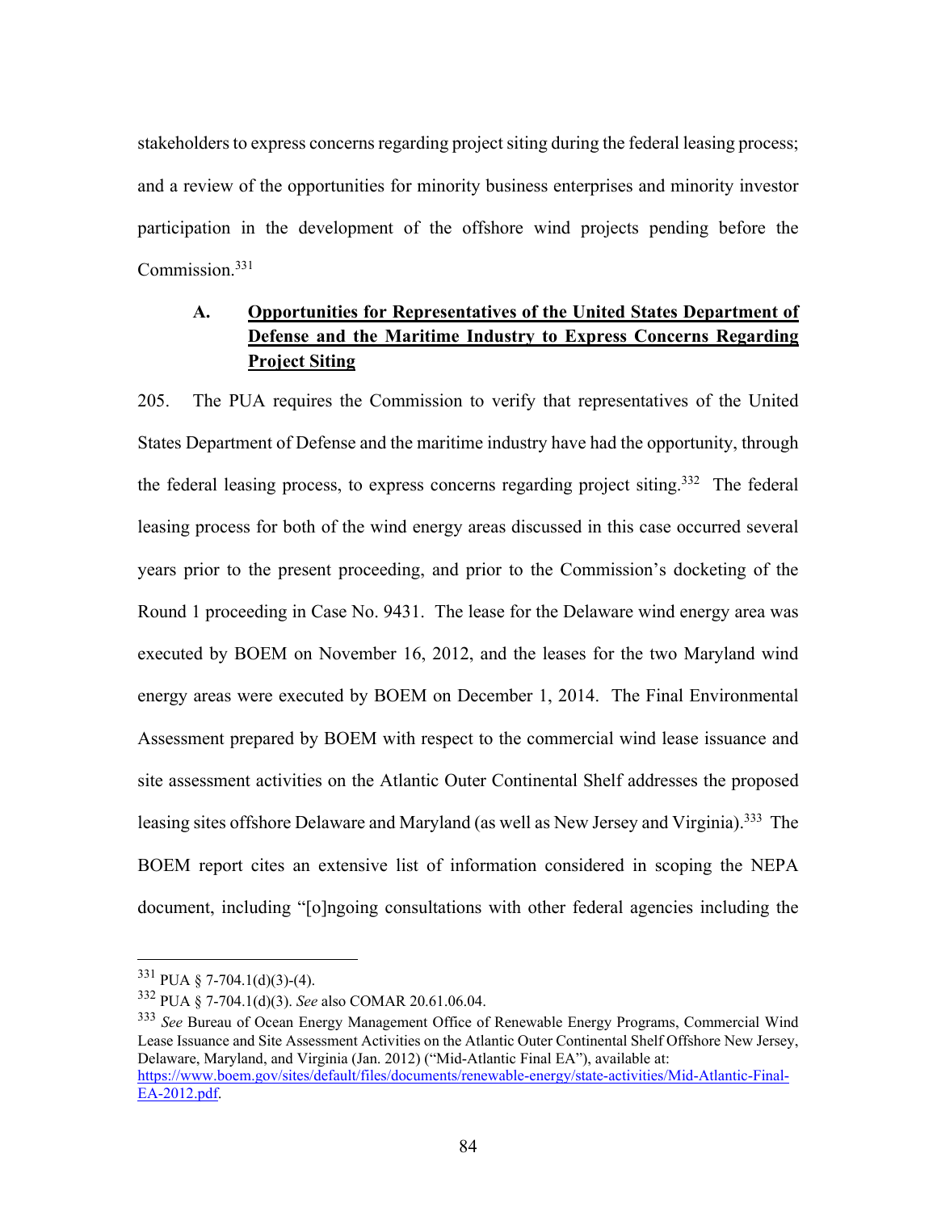stakeholders to express concerns regarding project siting during the federal leasing process; and a review of the opportunities for minority business enterprises and minority investor participation in the development of the offshore wind projects pending before the Commission.[331]

### A. <u>Opportunities for Representatives of the United States Department of Defense and the Maritime Industry to Express Concerns Regarding Project Siting</u>

205. The PUA requires the Commission to verify that representatives of the United States Department of Defense and the maritime industry have had the opportunity, through the federal leasing process, to express concerns regarding project siting.[332] The federal leasing process for both of the wind energy areas discussed in this case occurred several years prior to the present proceeding, and prior to the Commission's docketing of the Round 1 proceeding in Case No. 9431. The lease for the Delaware wind energy area was executed by BOEM on November 16, 2012, and the leases for the two Maryland wind energy areas were executed by BOEM on December 1, 2014. The Final Environmental Assessment prepared by BOEM with respect to the commercial wind lease issuance and site assessment activities on the Atlantic Outer Continental Shelf addresses the proposed leasing sites offshore Delaware and Maryland (as well as New Jersey and Virginia).[333] The BOEM report cites an extensive list of information considered in scoping the NEPA document, including "[o]ngoing consultations with other federal agencies including the

---

[331] PUA § 7-704.1(d)(3)-(4).

[332] PUA § 7-704.1(d)(3). *See* also COMAR 20.61.06.04.

[333] *See* Bureau of Ocean Energy Management Office of Renewable Energy Programs, Commercial Wind Lease Issuance and Site Assessment Activities on the Atlantic Outer Continental Shelf Offshore New Jersey, Delaware, Maryland, and Virginia (Jan. 2012) ("Mid-Atlantic Final EA"), available at: https://www.boem.gov/sites/default/files/documents/renewable-energy/state-activities/Mid-Atlantic-Final-EA-2012.pdf.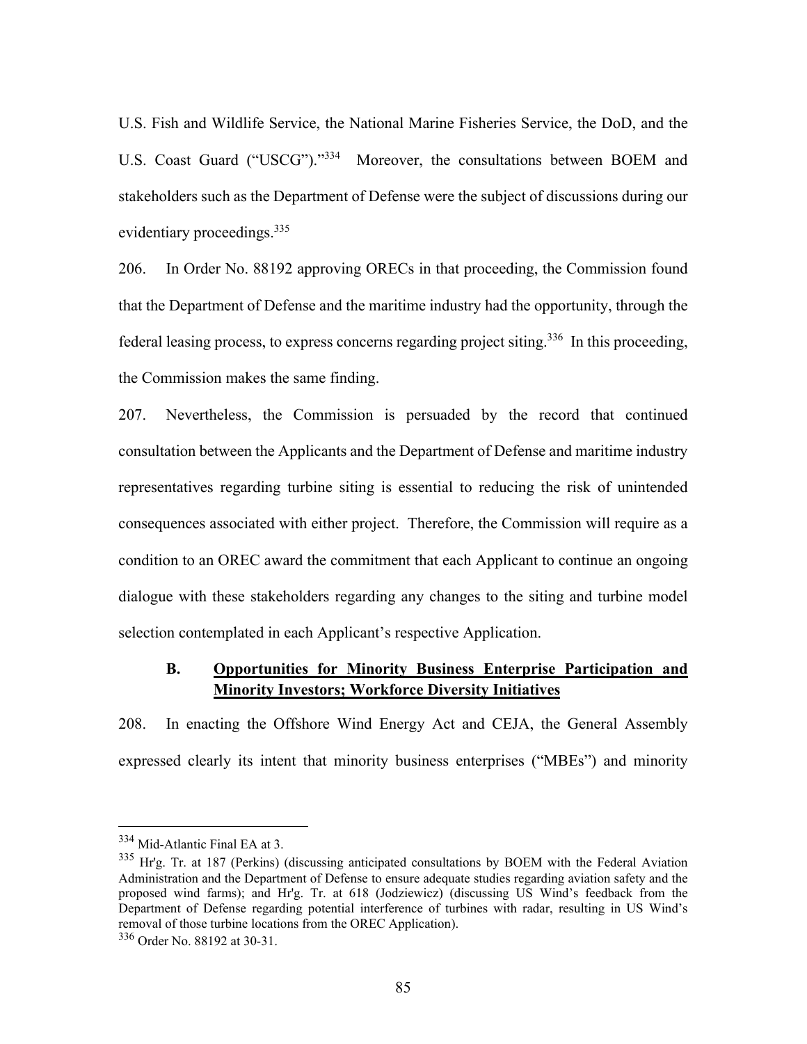U.S. Fish and Wildlife Service, the National Marine Fisheries Service, the DoD, and the U.S. Coast Guard ("USCG")."[334] Moreover, the consultations between BOEM and stakeholders such as the Department of Defense were the subject of discussions during our evidentiary proceedings.[335]

206. In Order No. 88192 approving ORECs in that proceeding, the Commission found that the Department of Defense and the maritime industry had the opportunity, through the federal leasing process, to express concerns regarding project siting.[336] In this proceeding, the Commission makes the same finding.

207. Nevertheless, the Commission is persuaded by the record that continued consultation between the Applicants and the Department of Defense and maritime industry representatives regarding turbine siting is essential to reducing the risk of unintended consequences associated with either project. Therefore, the Commission will require as a condition to an OREC award the commitment that each Applicant to continue an ongoing dialogue with these stakeholders regarding any changes to the siting and turbine model selection contemplated in each Applicant's respective Application.

### B. Opportunities for Minority Business Enterprise Participation and Minority Investors; Workforce Diversity Initiatives

208. In enacting the Offshore Wind Energy Act and CEJA, the General Assembly expressed clearly its intent that minority business enterprises ("MBEs") and minority

---

[334] Mid-Atlantic Final EA at 3.

[335] Hr'g. Tr. at 187 (Perkins) (discussing anticipated consultations by BOEM with the Federal Aviation Administration and the Department of Defense to ensure adequate studies regarding aviation safety and the proposed wind farms); and Hr'g. Tr. at 618 (Jodziewicz) (discussing US Wind's feedback from the Department of Defense regarding potential interference of turbines with radar, resulting in US Wind's removal of those turbine locations from the OREC Application).

[336] Order No. 88192 at 30-31.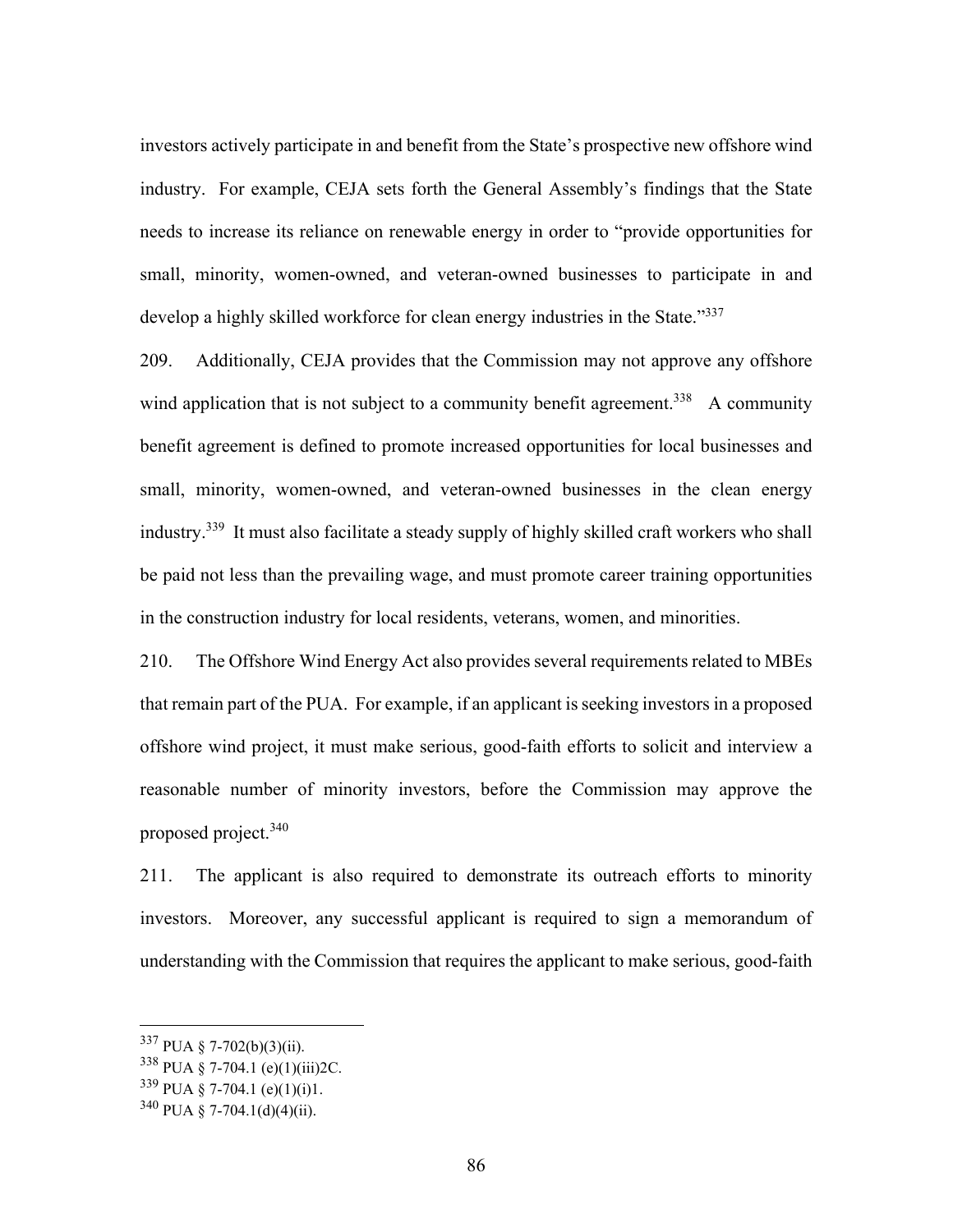investors actively participate in and benefit from the State's prospective new offshore wind industry. For example, CEJA sets forth the General Assembly's findings that the State needs to increase its reliance on renewable energy in order to "provide opportunities for small, minority, women-owned, and veteran-owned businesses to participate in and develop a highly skilled workforce for clean energy industries in the State."[337]

209. Additionally, CEJA provides that the Commission may not approve any offshore wind application that is not subject to a community benefit agreement.[338] A community benefit agreement is defined to promote increased opportunities for local businesses and small, minority, women-owned, and veteran-owned businesses in the clean energy industry.[339] It must also facilitate a steady supply of highly skilled craft workers who shall be paid not less than the prevailing wage, and must promote career training opportunities in the construction industry for local residents, veterans, women, and minorities.

210. The Offshore Wind Energy Act also provides several requirements related to MBEs that remain part of the PUA. For example, if an applicant is seeking investors in a proposed offshore wind project, it must make serious, good-faith efforts to solicit and interview a reasonable number of minority investors, before the Commission may approve the proposed project.[340]

211. The applicant is also required to demonstrate its outreach efforts to minority investors. Moreover, any successful applicant is required to sign a memorandum of understanding with the Commission that requires the applicant to make serious, good-faith

---

[337] PUA § 7-702(b)(3)(ii).

[338] PUA § 7-704.1 (e)(1)(iii)2C.

[339] PUA § 7-704.1 (e)(1)(i)1.

[340] PUA § 7-704.1(d)(4)(ii).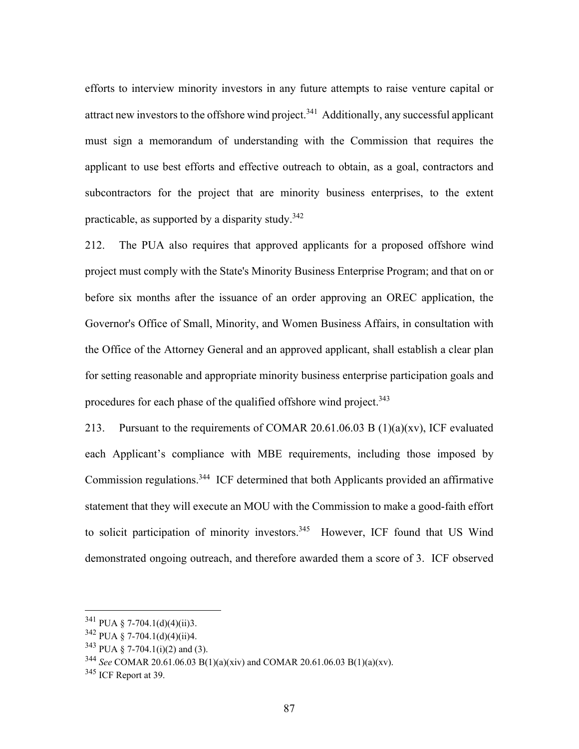efforts to interview minority investors in any future attempts to raise venture capital or attract new investors to the offshore wind project.[341] Additionally, any successful applicant must sign a memorandum of understanding with the Commission that requires the applicant to use best efforts and effective outreach to obtain, as a goal, contractors and subcontractors for the project that are minority business enterprises, to the extent practicable, as supported by a disparity study.[342]

212. The PUA also requires that approved applicants for a proposed offshore wind project must comply with the State's Minority Business Enterprise Program; and that on or before six months after the issuance of an order approving an OREC application, the Governor's Office of Small, Minority, and Women Business Affairs, in consultation with the Office of the Attorney General and an approved applicant, shall establish a clear plan for setting reasonable and appropriate minority business enterprise participation goals and procedures for each phase of the qualified offshore wind project.[343]

213. Pursuant to the requirements of COMAR 20.61.06.03 B (1)(a)(xv), ICF evaluated each Applicant's compliance with MBE requirements, including those imposed by Commission regulations.[344] ICF determined that both Applicants provided an affirmative statement that they will execute an MOU with the Commission to make a good-faith effort to solicit participation of minority investors.[345] However, ICF found that US Wind demonstrated ongoing outreach, and therefore awarded them a score of 3. ICF observed

---

[341] PUA § 7-704.1(d)(4)(ii)3.

[342] PUA § 7-704.1(d)(4)(ii)4.

[343] PUA § 7-704.1(i)(2) and (3).

[344] *See* COMAR 20.61.06.03 B(1)(a)(xiv) and COMAR 20.61.06.03 B(1)(a)(xv).

[345] ICF Report at 39.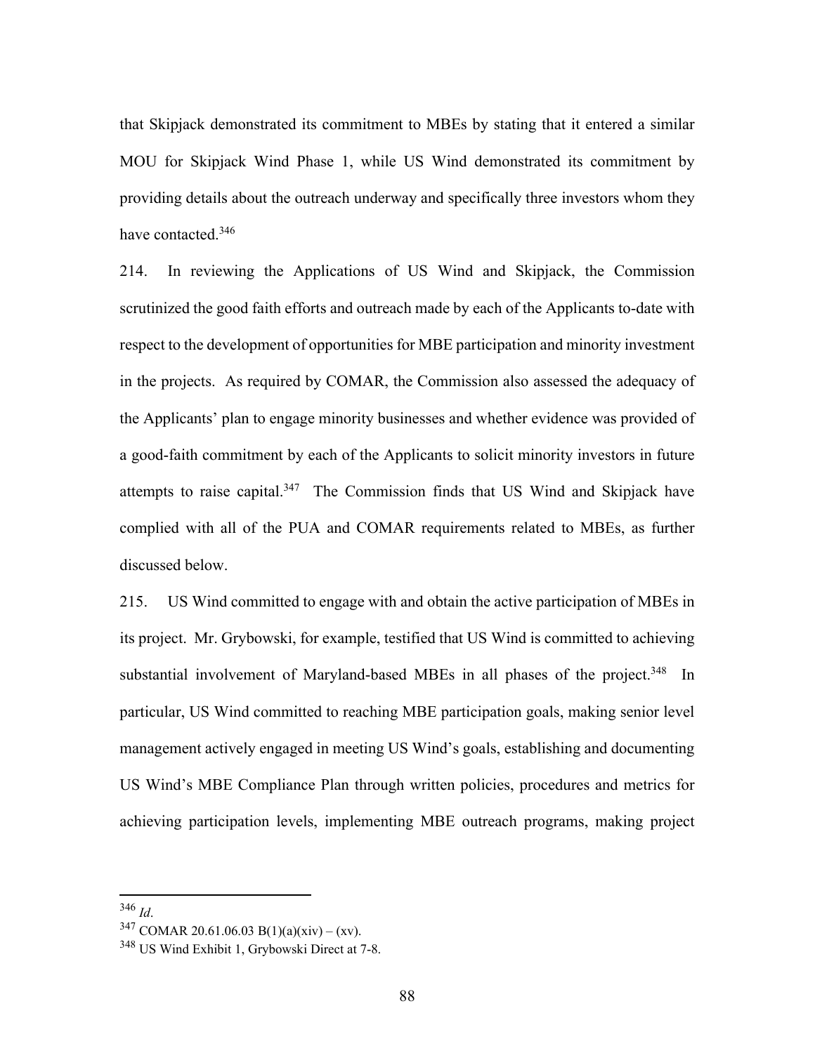that Skipjack demonstrated its commitment to MBEs by stating that it entered a similar MOU for Skipjack Wind Phase 1, while US Wind demonstrated its commitment by providing details about the outreach underway and specifically three investors whom they have contacted.[346]

214. In reviewing the Applications of US Wind and Skipjack, the Commission scrutinized the good faith efforts and outreach made by each of the Applicants to-date with respect to the development of opportunities for MBE participation and minority investment in the projects. As required by COMAR, the Commission also assessed the adequacy of the Applicants' plan to engage minority businesses and whether evidence was provided of a good-faith commitment by each of the Applicants to solicit minority investors in future attempts to raise capital.[347] The Commission finds that US Wind and Skipjack have complied with all of the PUA and COMAR requirements related to MBEs, as further discussed below.

215. US Wind committed to engage with and obtain the active participation of MBEs in its project. Mr. Grybowski, for example, testified that US Wind is committed to achieving substantial involvement of Maryland-based MBEs in all phases of the project.[348] In particular, US Wind committed to reaching MBE participation goals, making senior level management actively engaged in meeting US Wind's goals, establishing and documenting US Wind's MBE Compliance Plan through written policies, procedures and metrics for achieving participation levels, implementing MBE outreach programs, making project

---

[346] *Id*.

[347] COMAR 20.61.06.03 B(1)(a)(xiv) – (xv).

[348] US Wind Exhibit 1, Grybowski Direct at 7-8.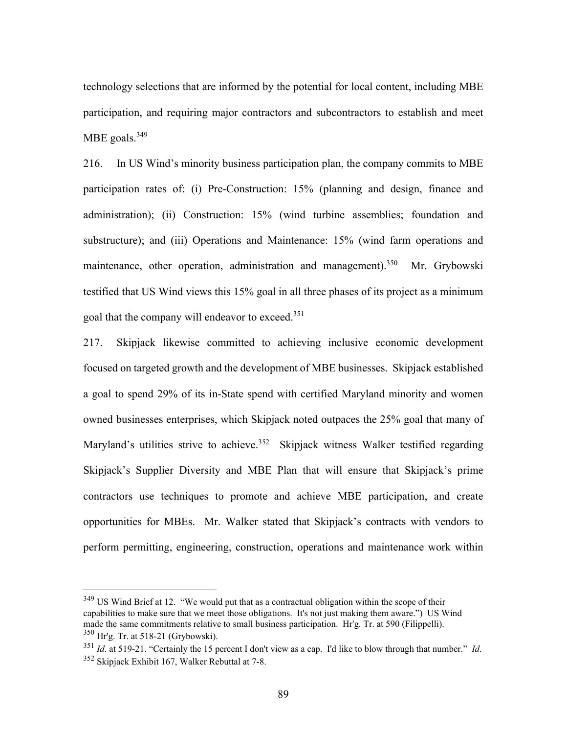technology selections that are informed by the potential for local content, including MBE participation, and requiring major contractors and subcontractors to establish and meet MBE goals.[349]

216. In US Wind's minority business participation plan, the company commits to MBE participation rates of: (i) Pre-Construction: 15% (planning and design, finance and administration); (ii) Construction: 15% (wind turbine assemblies; foundation and substructure); and (iii) Operations and Maintenance: 15% (wind farm operations and maintenance, other operation, administration and management).[350] Mr. Grybowski testified that US Wind views this 15% goal in all three phases of its project as a minimum goal that the company will endeavor to exceed.[351]

217. Skipjack likewise committed to achieving inclusive economic development focused on targeted growth and the development of MBE businesses. Skipjack established a goal to spend 29% of its in-State spend with certified Maryland minority and women owned businesses enterprises, which Skipjack noted outpaces the 25% goal that many of Maryland's utilities strive to achieve.[352] Skipjack witness Walker testified regarding Skipjack's Supplier Diversity and MBE Plan that will ensure that Skipjack's prime contractors use techniques to promote and achieve MBE participation, and create opportunities for MBEs. Mr. Walker stated that Skipjack's contracts with vendors to perform permitting, engineering, construction, operations and maintenance work within

---

[349] US Wind Brief at 12. "We would put that as a contractual obligation within the scope of their capabilities to make sure that we meet those obligations. It's not just making them aware.") US Wind made the same commitments relative to small business participation. Hr'g. Tr. at 590 (Filippelli).

[350] Hr'g. Tr. at 518-21 (Grybowski).

[351] *Id*. at 519-21. "Certainly the 15 percent I don't view as a cap. I'd like to blow through that number." *Id*.

[352] Skipjack Exhibit 167, Walker Rebuttal at 7-8.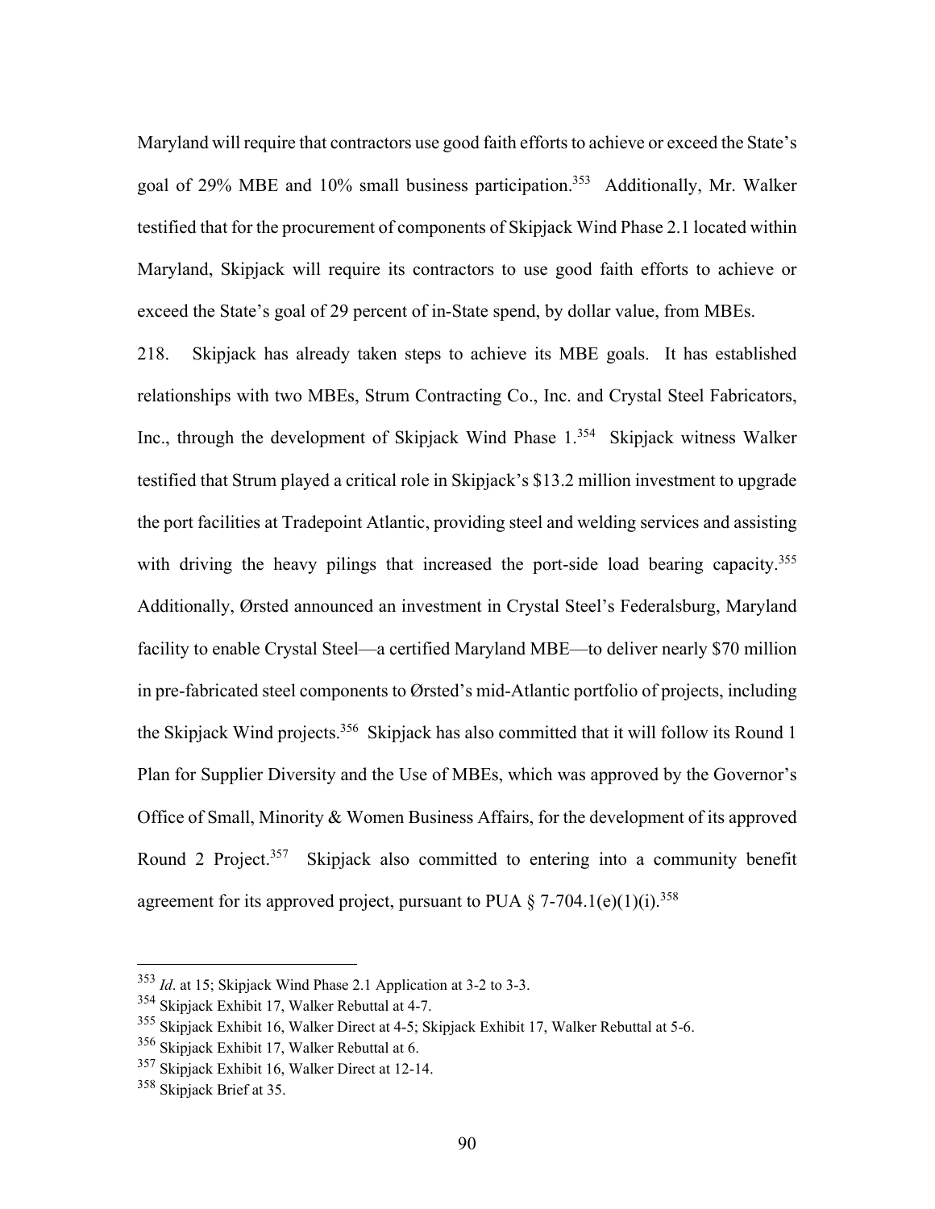Maryland will require that contractors use good faith efforts to achieve or exceed the State's goal of 29% MBE and 10% small business participation.[353] Additionally, Mr. Walker testified that for the procurement of components of Skipjack Wind Phase 2.1 located within Maryland, Skipjack will require its contractors to use good faith efforts to achieve or exceed the State's goal of 29 percent of in-State spend, by dollar value, from MBEs.

218. Skipjack has already taken steps to achieve its MBE goals. It has established relationships with two MBEs, Strum Contracting Co., Inc. and Crystal Steel Fabricators, Inc., through the development of Skipjack Wind Phase 1.[354] Skipjack witness Walker testified that Strum played a critical role in Skipjack's $13.2 million investment to upgrade the port facilities at Tradepoint Atlantic, providing steel and welding services and assisting with driving the heavy pilings that increased the port-side load bearing capacity.[355] Additionally, Ørsted announced an investment in Crystal Steel's Federalsburg, Maryland facility to enable Crystal Steel—a certified Maryland MBE—to deliver nearly $70 million in pre-fabricated steel components to Ørsted's mid-Atlantic portfolio of projects, including the Skipjack Wind projects.[356] Skipjack has also committed that it will follow its Round 1 Plan for Supplier Diversity and the Use of MBEs, which was approved by the Governor's Office of Small, Minority & Women Business Affairs, for the development of its approved Round 2 Project.[357] Skipjack also committed to entering into a community benefit agreement for its approved project, pursuant to PUA § 7-704.1(e)(1)(i).[358]

---

[353] *Id*. at 15; Skipjack Wind Phase 2.1 Application at 3-2 to 3-3.

[354] Skipjack Exhibit 17, Walker Rebuttal at 4-7.

[355] Skipjack Exhibit 16, Walker Direct at 4-5; Skipjack Exhibit 17, Walker Rebuttal at 5-6.

[356] Skipjack Exhibit 17, Walker Rebuttal at 6.

[357] Skipjack Exhibit 16, Walker Direct at 12-14.

[358] Skipjack Brief at 35.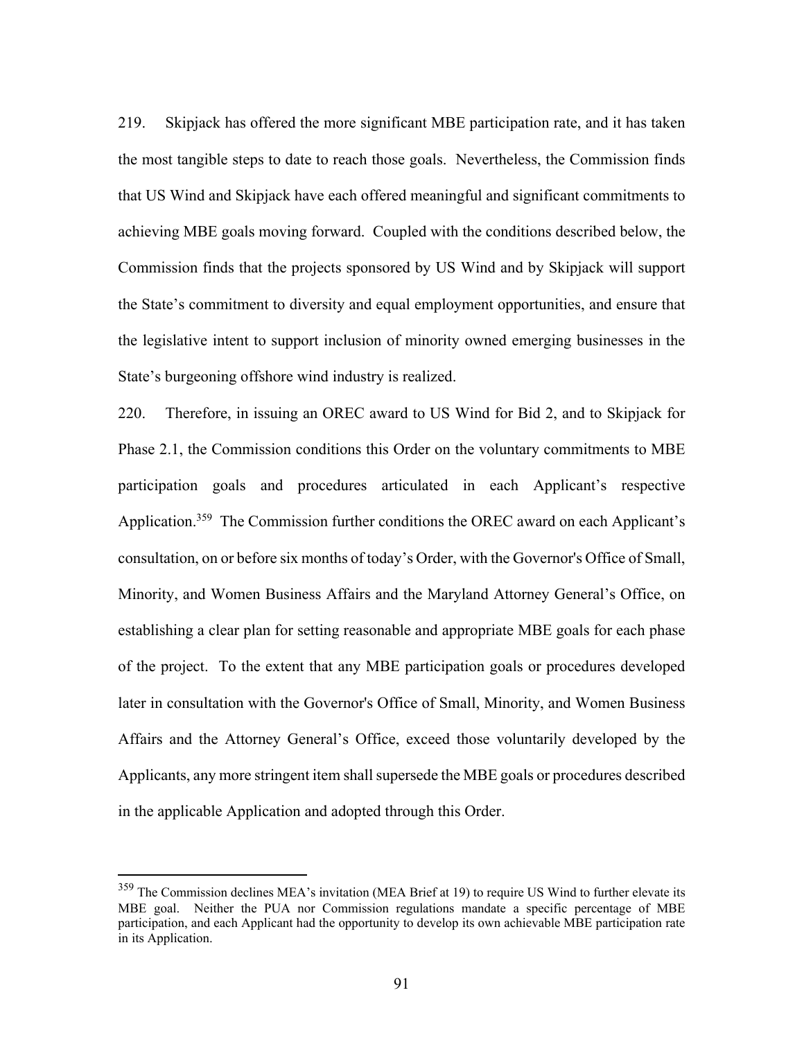219. Skipjack has offered the more significant MBE participation rate, and it has taken the most tangible steps to date to reach those goals. Nevertheless, the Commission finds that US Wind and Skipjack have each offered meaningful and significant commitments to achieving MBE goals moving forward. Coupled with the conditions described below, the Commission finds that the projects sponsored by US Wind and by Skipjack will support the State's commitment to diversity and equal employment opportunities, and ensure that the legislative intent to support inclusion of minority owned emerging businesses in the State's burgeoning offshore wind industry is realized.

220. Therefore, in issuing an OREC award to US Wind for Bid 2, and to Skipjack for Phase 2.1, the Commission conditions this Order on the voluntary commitments to MBE participation goals and procedures articulated in each Applicant's respective Application.[359] The Commission further conditions the OREC award on each Applicant's consultation, on or before six months of today's Order, with the Governor's Office of Small, Minority, and Women Business Affairs and the Maryland Attorney General's Office, on establishing a clear plan for setting reasonable and appropriate MBE goals for each phase of the project. To the extent that any MBE participation goals or procedures developed later in consultation with the Governor's Office of Small, Minority, and Women Business Affairs and the Attorney General's Office, exceed those voluntarily developed by the Applicants, any more stringent item shall supersede the MBE goals or procedures described in the applicable Application and adopted through this Order.

---

[359] The Commission declines MEA's invitation (MEA Brief at 19) to require US Wind to further elevate its MBE goal. Neither the PUA nor Commission regulations mandate a specific percentage of MBE participation, and each Applicant had the opportunity to develop its own achievable MBE participation rate in its Application.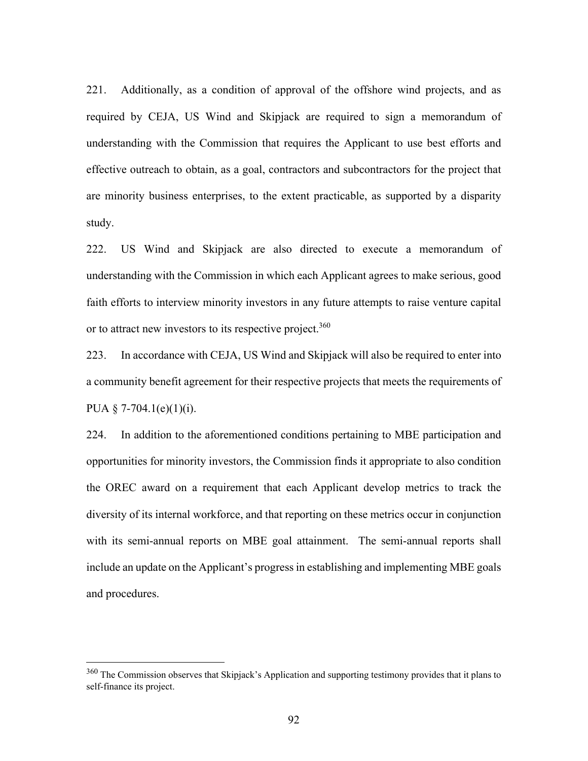221. Additionally, as a condition of approval of the offshore wind projects, and as required by CEJA, US Wind and Skipjack are required to sign a memorandum of understanding with the Commission that requires the Applicant to use best efforts and effective outreach to obtain, as a goal, contractors and subcontractors for the project that are minority business enterprises, to the extent practicable, as supported by a disparity study.

222. US Wind and Skipjack are also directed to execute a memorandum of understanding with the Commission in which each Applicant agrees to make serious, good faith efforts to interview minority investors in any future attempts to raise venture capital or to attract new investors to its respective project.[360]

223. In accordance with CEJA, US Wind and Skipjack will also be required to enter into a community benefit agreement for their respective projects that meets the requirements of PUA § 7-704.1(e)(1)(i).

224. In addition to the aforementioned conditions pertaining to MBE participation and opportunities for minority investors, the Commission finds it appropriate to also condition the OREC award on a requirement that each Applicant develop metrics to track the diversity of its internal workforce, and that reporting on these metrics occur in conjunction with its semi-annual reports on MBE goal attainment. The semi-annual reports shall include an update on the Applicant's progress in establishing and implementing MBE goals and procedures.

---

[360] The Commission observes that Skipjack's Application and supporting testimony provides that it plans to self-finance its project.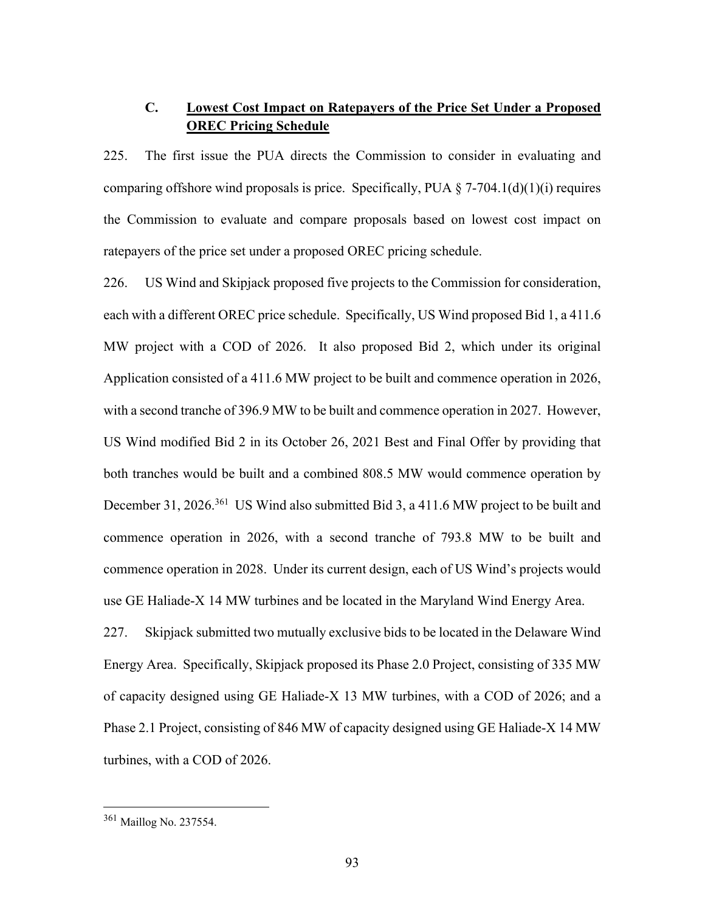### C. Lowest Cost Impact on Ratepayers of the Price Set Under a Proposed OREC Pricing Schedule

225. The first issue the PUA directs the Commission to consider in evaluating and comparing offshore wind proposals is price. Specifically, PUA § 7-704.1(d)(1)(i) requires the Commission to evaluate and compare proposals based on lowest cost impact on ratepayers of the price set under a proposed OREC pricing schedule.

226. US Wind and Skipjack proposed five projects to the Commission for consideration, each with a different OREC price schedule. Specifically, US Wind proposed Bid 1, a 411.6 MW project with a COD of 2026. It also proposed Bid 2, which under its original Application consisted of a 411.6 MW project to be built and commence operation in 2026, with a second tranche of 396.9 MW to be built and commence operation in 2027. However, US Wind modified Bid 2 in its October 26, 2021 Best and Final Offer by providing that both tranches would be built and a combined 808.5 MW would commence operation by December 31, 2026.[361] US Wind also submitted Bid 3, a 411.6 MW project to be built and commence operation in 2026, with a second tranche of 793.8 MW to be built and commence operation in 2028. Under its current design, each of US Wind's projects would use GE Haliade-X 14 MW turbines and be located in the Maryland Wind Energy Area.

227. Skipjack submitted two mutually exclusive bids to be located in the Delaware Wind Energy Area. Specifically, Skipjack proposed its Phase 2.0 Project, consisting of 335 MW of capacity designed using GE Haliade-X 13 MW turbines, with a COD of 2026; and a Phase 2.1 Project, consisting of 846 MW of capacity designed using GE Haliade-X 14 MW turbines, with a COD of 2026.

[361] Maillog No. 237554.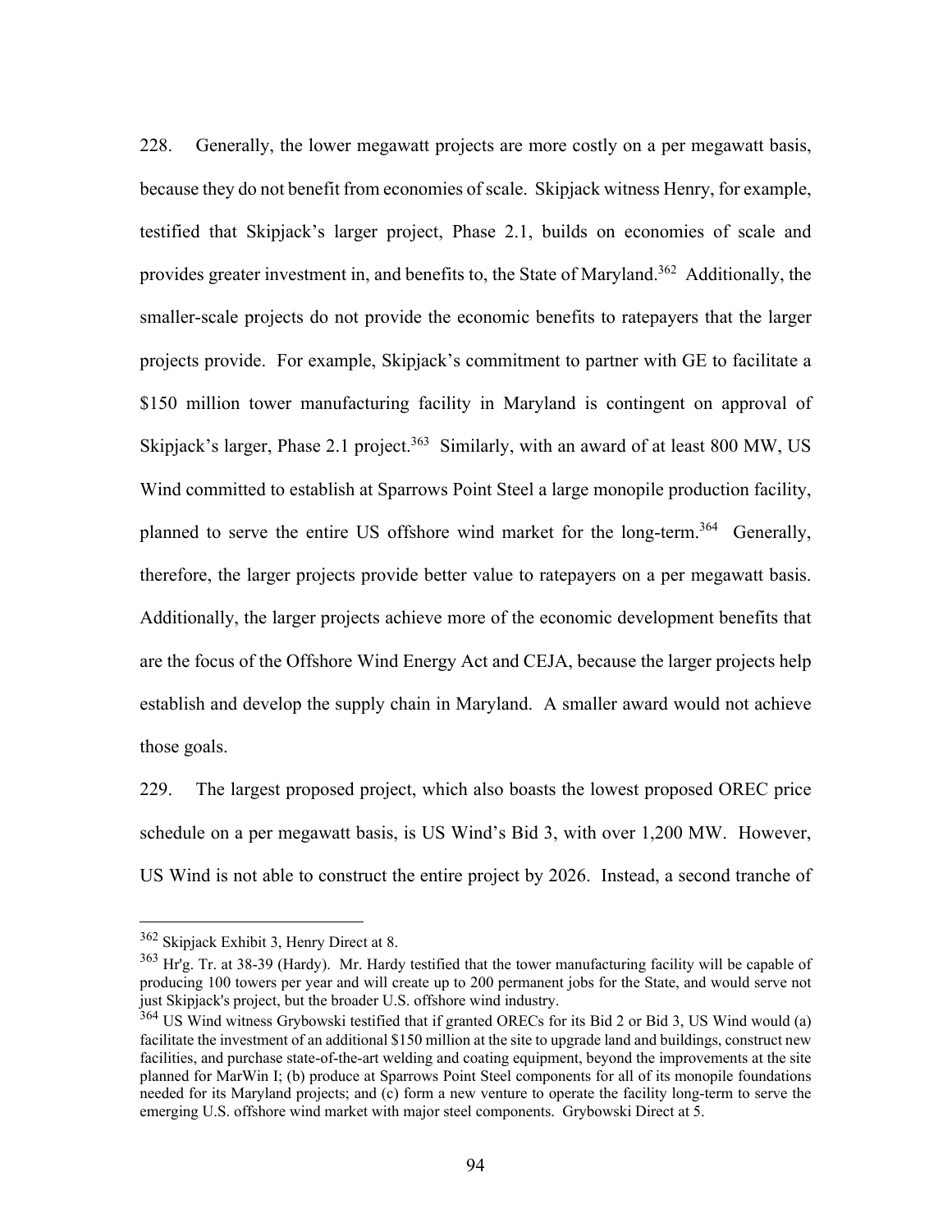228. Generally, the lower megawatt projects are more costly on a per megawatt basis, because they do not benefit from economies of scale. Skipjack witness Henry, for example, testified that Skipjack's larger project, Phase 2.1, builds on economies of scale and provides greater investment in, and benefits to, the State of Maryland.[362] Additionally, the smaller-scale projects do not provide the economic benefits to ratepayers that the larger projects provide. For example, Skipjack's commitment to partner with GE to facilitate a $150 million tower manufacturing facility in Maryland is contingent on approval of Skipjack's larger, Phase 2.1 project.[363] Similarly, with an award of at least 800 MW, US Wind committed to establish at Sparrows Point Steel a large monopile production facility, planned to serve the entire US offshore wind market for the long-term.[364] Generally, therefore, the larger projects provide better value to ratepayers on a per megawatt basis. Additionally, the larger projects achieve more of the economic development benefits that are the focus of the Offshore Wind Energy Act and CEJA, because the larger projects help establish and develop the supply chain in Maryland. A smaller award would not achieve those goals.

229. The largest proposed project, which also boasts the lowest proposed OREC price schedule on a per megawatt basis, is US Wind's Bid 3, with over 1,200 MW. However, US Wind is not able to construct the entire project by 2026. Instead, a second tranche of

---

[362] Skipjack Exhibit 3, Henry Direct at 8.

[363] Hr'g. Tr. at 38-39 (Hardy). Mr. Hardy testified that the tower manufacturing facility will be capable of producing 100 towers per year and will create up to 200 permanent jobs for the State, and would serve not just Skipjack's project, but the broader U.S. offshore wind industry.

[364] US Wind witness Grybowski testified that if granted ORECs for its Bid 2 or Bid 3, US Wind would (a) facilitate the investment of an additional $150 million at the site to upgrade land and buildings, construct new facilities, and purchase state-of-the-art welding and coating equipment, beyond the improvements at the site planned for MarWin I; (b) produce at Sparrows Point Steel components for all of its monopile foundations needed for its Maryland projects; and (c) form a new venture to operate the facility long-term to serve the emerging U.S. offshore wind market with major steel components. Grybowski Direct at 5.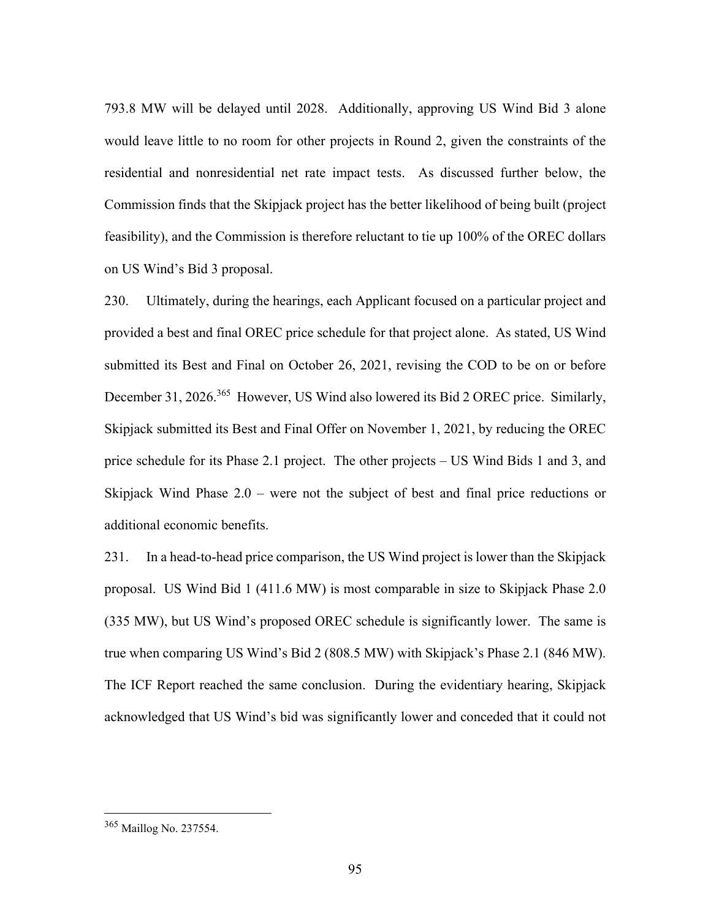793.8 MW will be delayed until 2028. Additionally, approving US Wind Bid 3 alone would leave little to no room for other projects in Round 2, given the constraints of the residential and nonresidential net rate impact tests. As discussed further below, the Commission finds that the Skipjack project has the better likelihood of being built (project feasibility), and the Commission is therefore reluctant to tie up 100% of the OREC dollars on US Wind's Bid 3 proposal.

230. Ultimately, during the hearings, each Applicant focused on a particular project and provided a best and final OREC price schedule for that project alone. As stated, US Wind submitted its Best and Final on October 26, 2021, revising the COD to be on or before December 31, 2026.[365] However, US Wind also lowered its Bid 2 OREC price. Similarly, Skipjack submitted its Best and Final Offer on November 1, 2021, by reducing the OREC price schedule for its Phase 2.1 project. The other projects – US Wind Bids 1 and 3, and Skipjack Wind Phase 2.0 – were not the subject of best and final price reductions or additional economic benefits.

231. In a head-to-head price comparison, the US Wind project is lower than the Skipjack proposal. US Wind Bid 1 (411.6 MW) is most comparable in size to Skipjack Phase 2.0 (335 MW), but US Wind's proposed OREC schedule is significantly lower. The same is true when comparing US Wind's Bid 2 (808.5 MW) with Skipjack's Phase 2.1 (846 MW). The ICF Report reached the same conclusion. During the evidentiary hearing, Skipjack acknowledged that US Wind's bid was significantly lower and conceded that it could not

[365] Maillog No. 237554.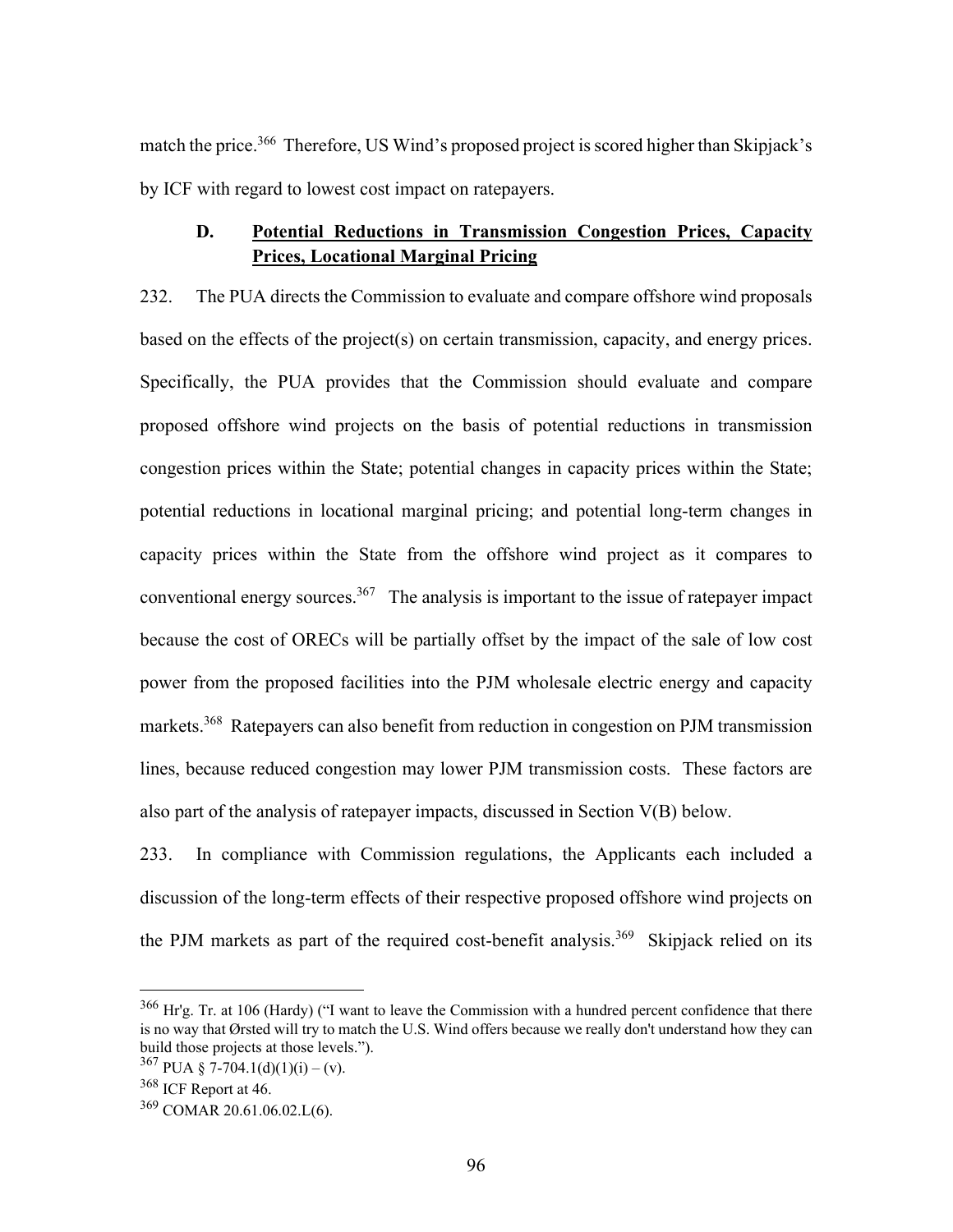match the price.[366] Therefore, US Wind's proposed project is scored higher than Skipjack's by ICF with regard to lowest cost impact on ratepayers.

### D. <u>Potential Reductions in Transmission Congestion Prices, Capacity Prices, Locational Marginal Pricing</u>

232. The PUA directs the Commission to evaluate and compare offshore wind proposals based on the effects of the project(s) on certain transmission, capacity, and energy prices. Specifically, the PUA provides that the Commission should evaluate and compare proposed offshore wind projects on the basis of potential reductions in transmission congestion prices within the State; potential changes in capacity prices within the State; potential reductions in locational marginal pricing; and potential long-term changes in capacity prices within the State from the offshore wind project as it compares to conventional energy sources.[367] The analysis is important to the issue of ratepayer impact because the cost of ORECs will be partially offset by the impact of the sale of low cost power from the proposed facilities into the PJM wholesale electric energy and capacity markets.[368] Ratepayers can also benefit from reduction in congestion on PJM transmission lines, because reduced congestion may lower PJM transmission costs. These factors are also part of the analysis of ratepayer impacts, discussed in Section V(B) below.

233. In compliance with Commission regulations, the Applicants each included a discussion of the long-term effects of their respective proposed offshore wind projects on the PJM markets as part of the required cost-benefit analysis.[369] Skipjack relied on its

---

[366] Hr'g. Tr. at 106 (Hardy) ("I want to leave the Commission with a hundred percent confidence that there is no way that Ørsted will try to match the U.S. Wind offers because we really don't understand how they can build those projects at those levels.").

[367] PUA § 7-704.1(d)(1)(i) – (v).

[368] ICF Report at 46.

[369] COMAR 20.61.06.02.L(6).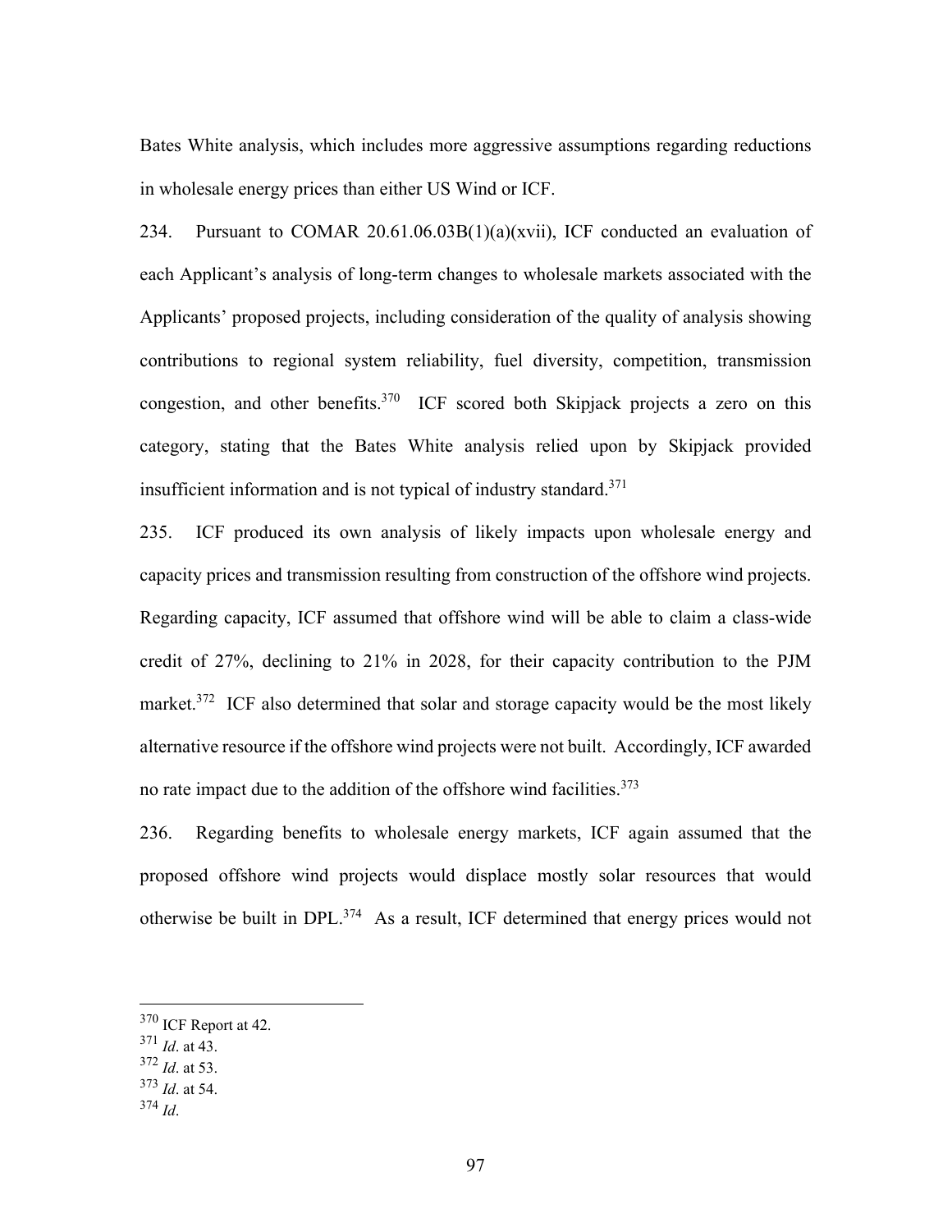Bates White analysis, which includes more aggressive assumptions regarding reductions in wholesale energy prices than either US Wind or ICF.

234. Pursuant to COMAR 20.61.06.03B(1)(a)(xvii), ICF conducted an evaluation of each Applicant's analysis of long-term changes to wholesale markets associated with the Applicants' proposed projects, including consideration of the quality of analysis showing contributions to regional system reliability, fuel diversity, competition, transmission congestion, and other benefits.[370] ICF scored both Skipjack projects a zero on this category, stating that the Bates White analysis relied upon by Skipjack provided insufficient information and is not typical of industry standard.[371]

235. ICF produced its own analysis of likely impacts upon wholesale energy and capacity prices and transmission resulting from construction of the offshore wind projects. Regarding capacity, ICF assumed that offshore wind will be able to claim a class-wide credit of 27%, declining to 21% in 2028, for their capacity contribution to the PJM market.[372] ICF also determined that solar and storage capacity would be the most likely alternative resource if the offshore wind projects were not built. Accordingly, ICF awarded no rate impact due to the addition of the offshore wind facilities.[373]

236. Regarding benefits to wholesale energy markets, ICF again assumed that the proposed offshore wind projects would displace mostly solar resources that would otherwise be built in DPL.[374] As a result, ICF determined that energy prices would not

---

[370] ICF Report at 42.

[371] *Id*. at 43.

[372] *Id*. at 53.

[373] *Id*. at 54.

[374] *Id*.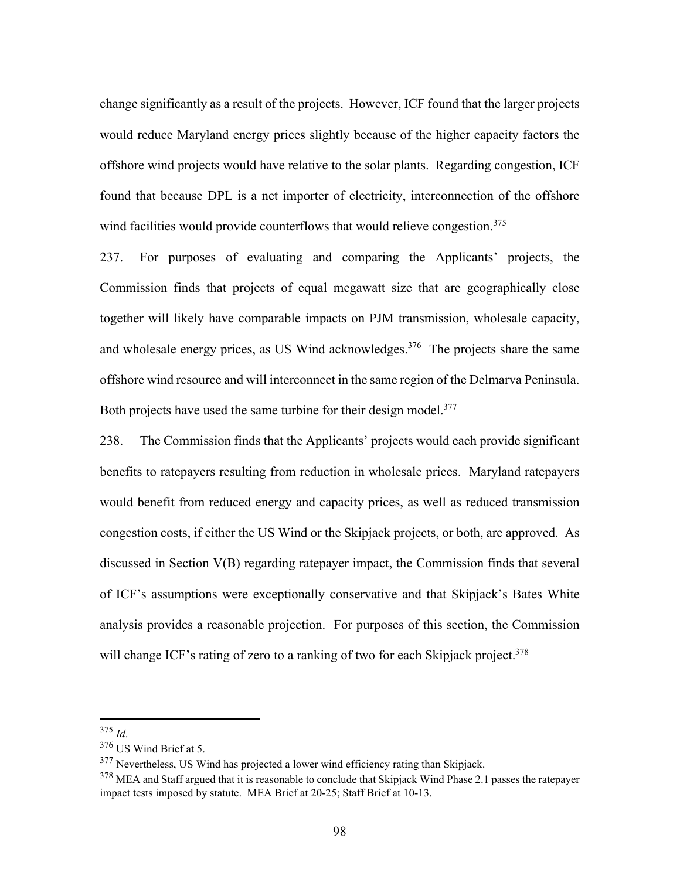change significantly as a result of the projects. However, ICF found that the larger projects would reduce Maryland energy prices slightly because of the higher capacity factors the offshore wind projects would have relative to the solar plants. Regarding congestion, ICF found that because DPL is a net importer of electricity, interconnection of the offshore wind facilities would provide counterflows that would relieve congestion.[375]

237. For purposes of evaluating and comparing the Applicants' projects, the Commission finds that projects of equal megawatt size that are geographically close together will likely have comparable impacts on PJM transmission, wholesale capacity, and wholesale energy prices, as US Wind acknowledges.[376] The projects share the same offshore wind resource and will interconnect in the same region of the Delmarva Peninsula. Both projects have used the same turbine for their design model.[377]

238. The Commission finds that the Applicants' projects would each provide significant benefits to ratepayers resulting from reduction in wholesale prices. Maryland ratepayers would benefit from reduced energy and capacity prices, as well as reduced transmission congestion costs, if either the US Wind or the Skipjack projects, or both, are approved. As discussed in Section V(B) regarding ratepayer impact, the Commission finds that several of ICF's assumptions were exceptionally conservative and that Skipjack's Bates White analysis provides a reasonable projection. For purposes of this section, the Commission will change ICF's rating of zero to a ranking of two for each Skipjack project.[378]

---

[375] *Id*.

[376] US Wind Brief at 5.

[377] Nevertheless, US Wind has projected a lower wind efficiency rating than Skipjack.

[378] MEA and Staff argued that it is reasonable to conclude that Skipjack Wind Phase 2.1 passes the ratepayer impact tests imposed by statute. MEA Brief at 20-25; Staff Brief at 10-13.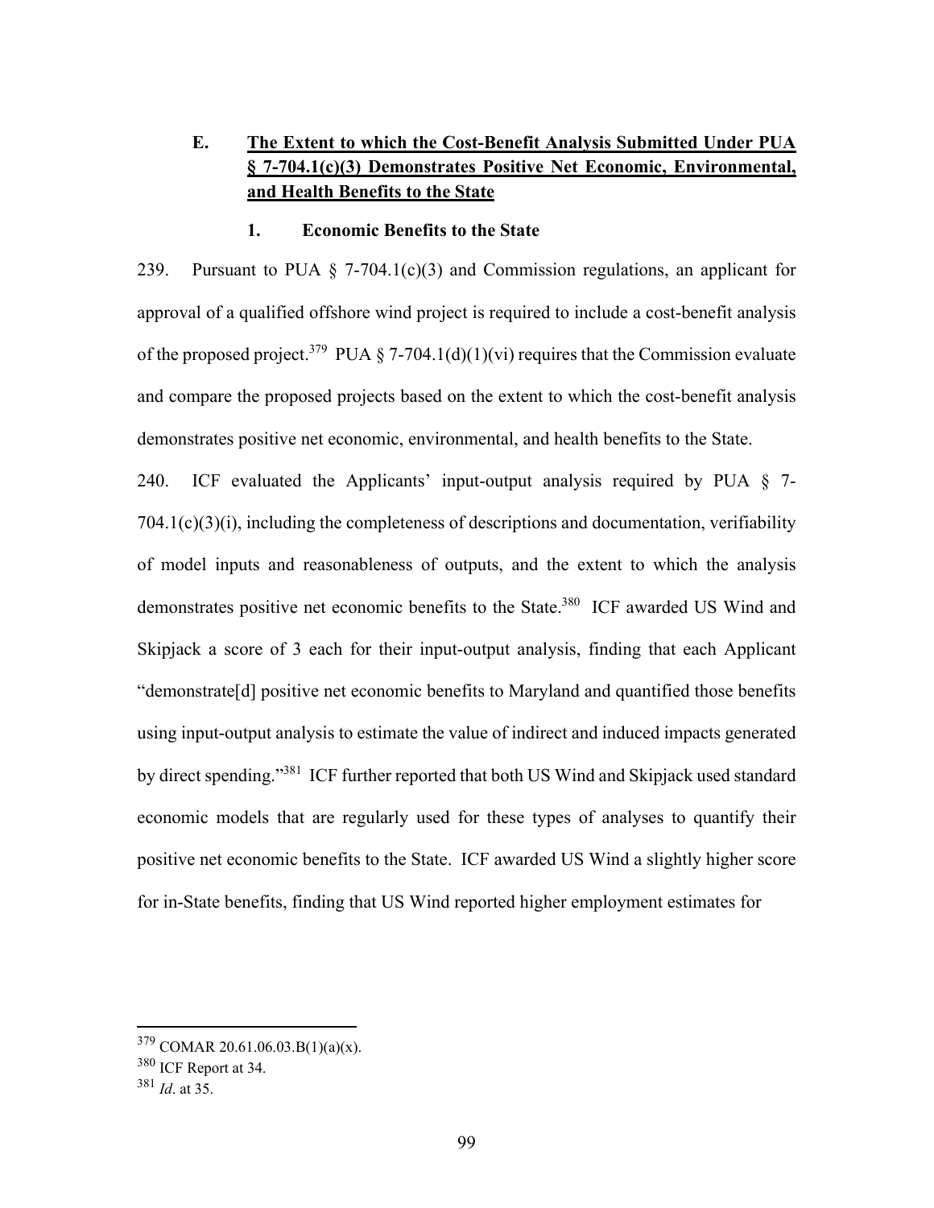### E. <u>The Extent to which the Cost-Benefit Analysis Submitted Under PUA § 7-704.1(c)(3) Demonstrates Positive Net Economic, Environmental, and Health Benefits to the State</u>

#### 1. Economic Benefits to the State

239. Pursuant to PUA § 7-704.1(c)(3) and Commission regulations, an applicant for approval of a qualified offshore wind project is required to include a cost-benefit analysis of the proposed project.[379] PUA § 7-704.1(d)(1)(vi) requires that the Commission evaluate and compare the proposed projects based on the extent to which the cost-benefit analysis demonstrates positive net economic, environmental, and health benefits to the State.

240. ICF evaluated the Applicants' input-output analysis required by PUA § 7-704.1(c)(3)(i), including the completeness of descriptions and documentation, verifiability of model inputs and reasonableness of outputs, and the extent to which the analysis demonstrates positive net economic benefits to the State.[380] ICF awarded US Wind and Skipjack a score of 3 each for their input-output analysis, finding that each Applicant "demonstrate[d] positive net economic benefits to Maryland and quantified those benefits using input-output analysis to estimate the value of indirect and induced impacts generated by direct spending."[381] ICF further reported that both US Wind and Skipjack used standard economic models that are regularly used for these types of analyses to quantify their positive net economic benefits to the State. ICF awarded US Wind a slightly higher score for in-State benefits, finding that US Wind reported higher employment estimates for

---

[379] COMAR 20.61.06.03.B(1)(a)(x).

[380] ICF Report at 34.

[381] *Id*. at 35.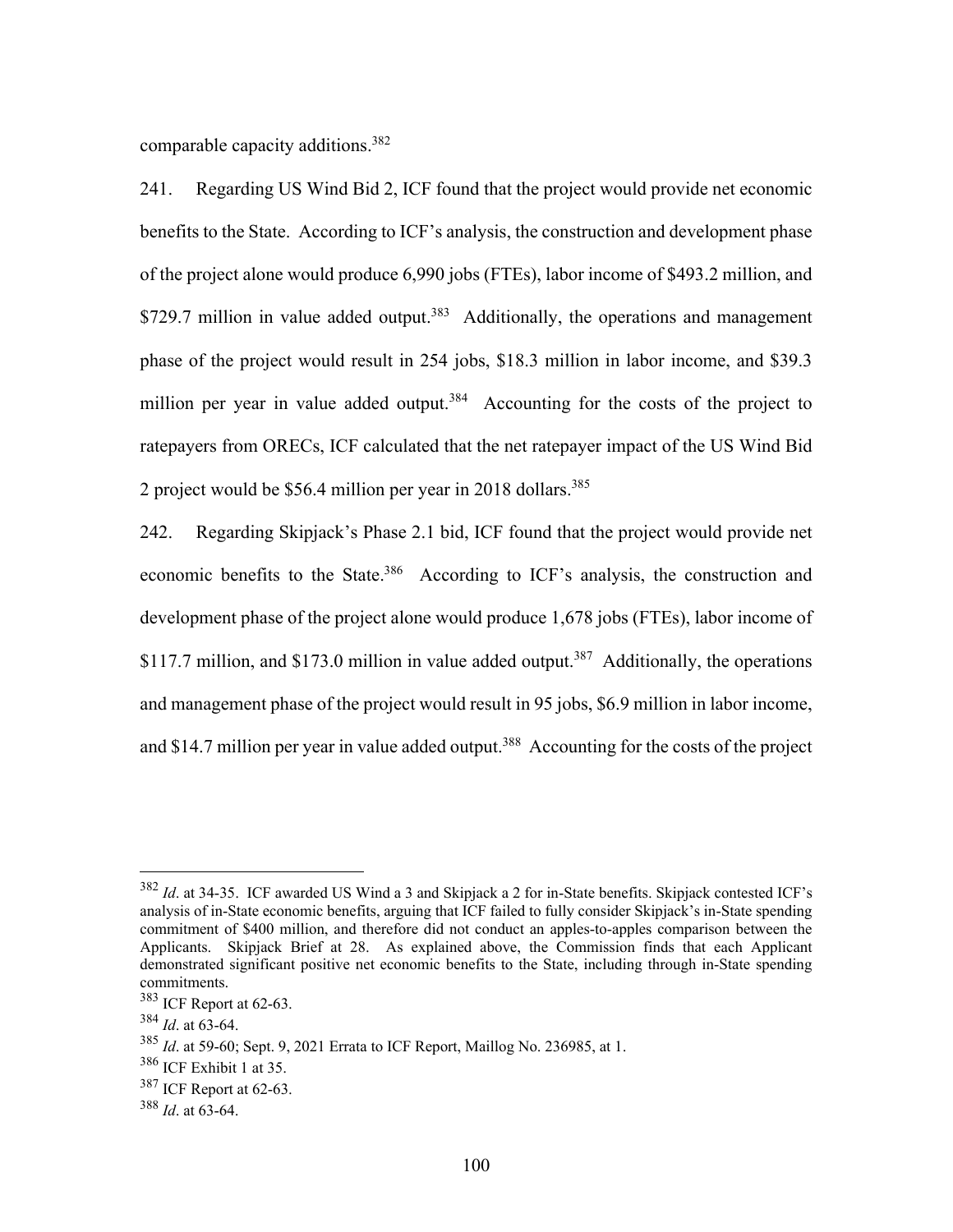comparable capacity additions.[382]

241. Regarding US Wind Bid 2, ICF found that the project would provide net economic benefits to the State. According to ICF's analysis, the construction and development phase of the project alone would produce 6,990 jobs (FTEs), labor income of $493.2 million, and $729.7 million in value added output.[383] Additionally, the operations and management phase of the project would result in 254 jobs, $18.3 million in labor income, and $39.3 million per year in value added output.[384] Accounting for the costs of the project to ratepayers from ORECs, ICF calculated that the net ratepayer impact of the US Wind Bid 2 project would be $56.4 million per year in 2018 dollars.[385]

242. Regarding Skipjack's Phase 2.1 bid, ICF found that the project would provide net economic benefits to the State.[386] According to ICF's analysis, the construction and development phase of the project alone would produce 1,678 jobs (FTEs), labor income of $117.7 million, and $173.0 million in value added output.[387] Additionally, the operations and management phase of the project would result in 95 jobs, $6.9 million in labor income, and $14.7 million per year in value added output.[388] Accounting for the costs of the project

---

[382] *Id*. at 34-35. ICF awarded US Wind a 3 and Skipjack a 2 for in-State benefits. Skipjack contested ICF's analysis of in-State economic benefits, arguing that ICF failed to fully consider Skipjack's in-State spending commitment of $400 million, and therefore did not conduct an apples-to-apples comparison between the Applicants. Skipjack Brief at 28. As explained above, the Commission finds that each Applicant demonstrated significant positive net economic benefits to the State, including through in-State spending commitments.

[383] ICF Report at 62-63.

[384] *Id*. at 63-64.

[385] *Id*. at 59-60; Sept. 9, 2021 Errata to ICF Report, Maillog No. 236985, at 1.

[386] ICF Exhibit 1 at 35.

[387] ICF Report at 62-63.

[388] *Id*. at 63-64.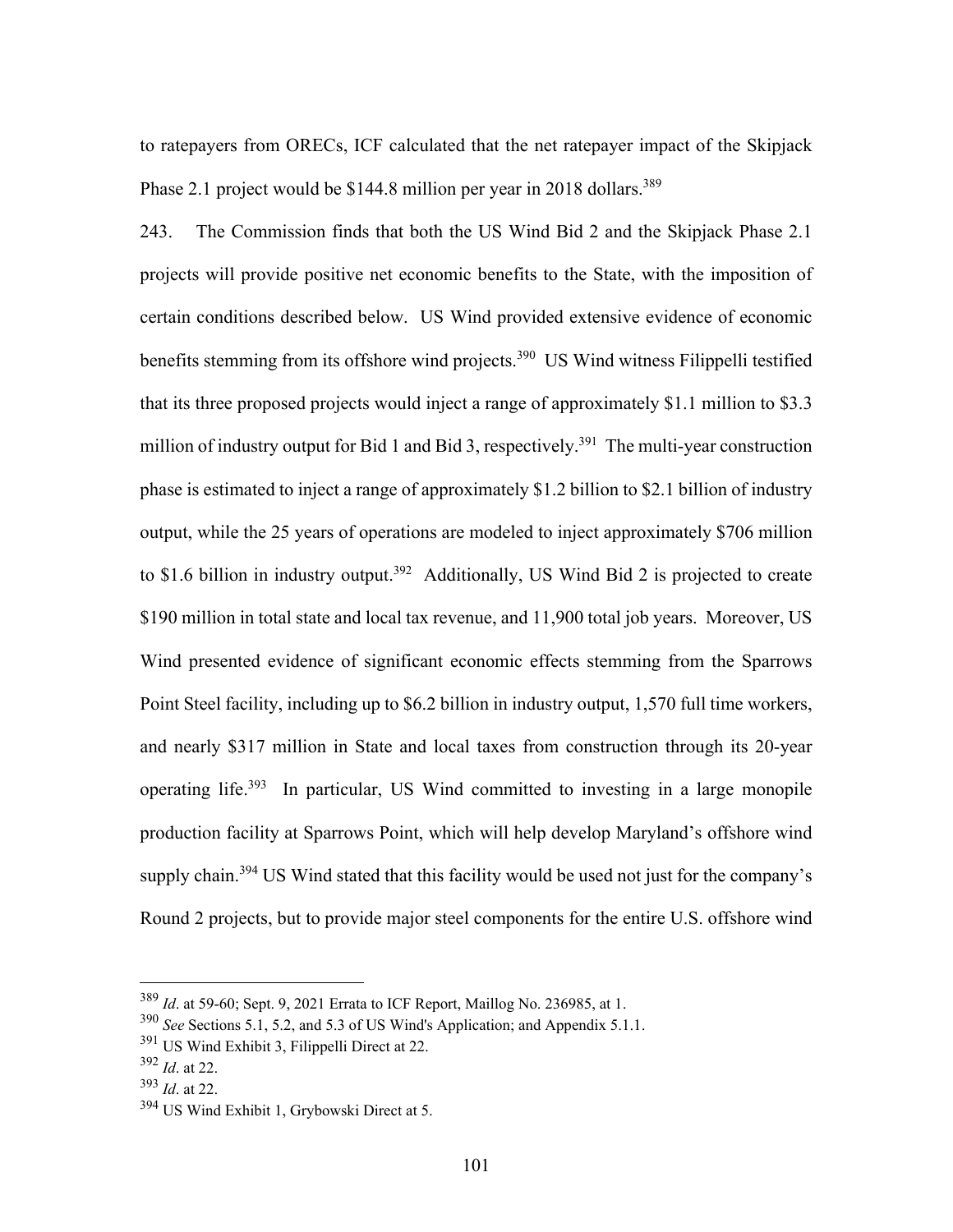to ratepayers from ORECs, ICF calculated that the net ratepayer impact of the Skipjack Phase 2.1 project would be $144.8 million per year in 2018 dollars.[389]

243. The Commission finds that both the US Wind Bid 2 and the Skipjack Phase 2.1 projects will provide positive net economic benefits to the State, with the imposition of certain conditions described below. US Wind provided extensive evidence of economic benefits stemming from its offshore wind projects.[390] US Wind witness Filippelli testified that its three proposed projects would inject a range of approximately $1.1 million to $3.3 million of industry output for Bid 1 and Bid 3, respectively.[391] The multi-year construction phase is estimated to inject a range of approximately $1.2 billion to $2.1 billion of industry output, while the 25 years of operations are modeled to inject approximately $706 million to $1.6 billion in industry output.[392] Additionally, US Wind Bid 2 is projected to create $190 million in total state and local tax revenue, and 11,900 total job years. Moreover, US Wind presented evidence of significant economic effects stemming from the Sparrows Point Steel facility, including up to $6.2 billion in industry output, 1,570 full time workers, and nearly $317 million in State and local taxes from construction through its 20-year operating life.[393] In particular, US Wind committed to investing in a large monopile production facility at Sparrows Point, which will help develop Maryland's offshore wind supply chain.[394] US Wind stated that this facility would be used not just for the company's Round 2 projects, but to provide major steel components for the entire U.S. offshore wind

---

[389] *Id*. at 59-60; Sept. 9, 2021 Errata to ICF Report, Maillog No. 236985, at 1.

[390] *See* Sections 5.1, 5.2, and 5.3 of US Wind's Application; and Appendix 5.1.1.

[391] US Wind Exhibit 3, Filippelli Direct at 22.

[392] *Id*. at 22.

[393] *Id*. at 22.

[394] US Wind Exhibit 1, Grybowski Direct at 5.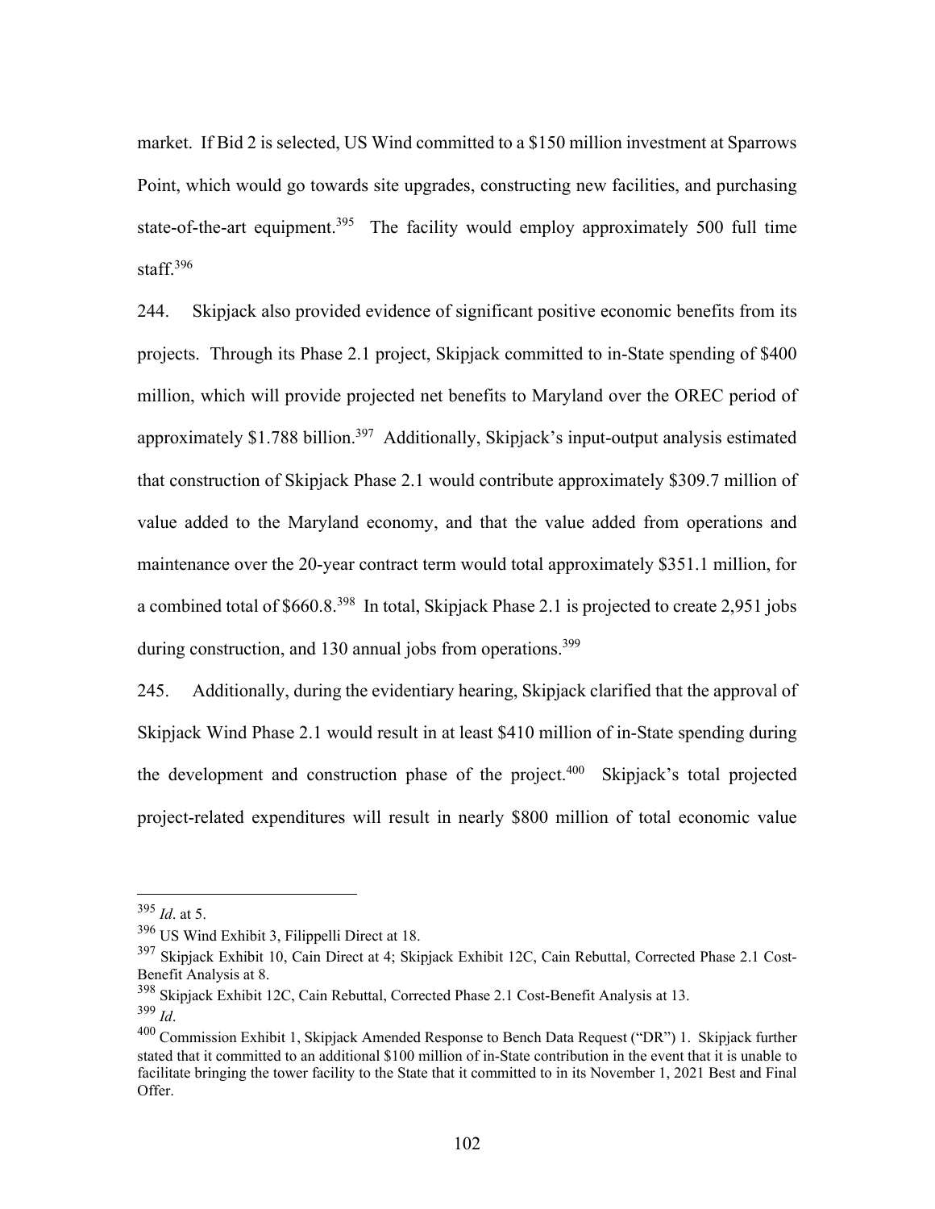market. If Bid 2 is selected, US Wind committed to a $150 million investment at Sparrows Point, which would go towards site upgrades, constructing new facilities, and purchasing state-of-the-art equipment.[395] The facility would employ approximately 500 full time staff.[396]

244. Skipjack also provided evidence of significant positive economic benefits from its projects. Through its Phase 2.1 project, Skipjack committed to in-State spending of $400 million, which will provide projected net benefits to Maryland over the OREC period of approximately $1.788 billion.[397] Additionally, Skipjack's input-output analysis estimated that construction of Skipjack Phase 2.1 would contribute approximately $309.7 million of value added to the Maryland economy, and that the value added from operations and maintenance over the 20-year contract term would total approximately $351.1 million, for a combined total of $660.8.[398] In total, Skipjack Phase 2.1 is projected to create 2,951 jobs during construction, and 130 annual jobs from operations.[399]

245. Additionally, during the evidentiary hearing, Skipjack clarified that the approval of Skipjack Wind Phase 2.1 would result in at least $410 million of in-State spending during the development and construction phase of the project.[400] Skipjack's total projected project-related expenditures will result in nearly $800 million of total economic value

---

[395] *Id*. at 5.

[396] US Wind Exhibit 3, Filippelli Direct at 18.

[397] Skipjack Exhibit 10, Cain Direct at 4; Skipjack Exhibit 12C, Cain Rebuttal, Corrected Phase 2.1 Cost-Benefit Analysis at 8.

[398] Skipjack Exhibit 12C, Cain Rebuttal, Corrected Phase 2.1 Cost-Benefit Analysis at 13.

[399] *Id*.

[400] Commission Exhibit 1, Skipjack Amended Response to Bench Data Request ("DR") 1. Skipjack further stated that it committed to an additional $100 million of in-State contribution in the event that it is unable to facilitate bringing the tower facility to the State that it committed to in its November 1, 2021 Best and Final Offer.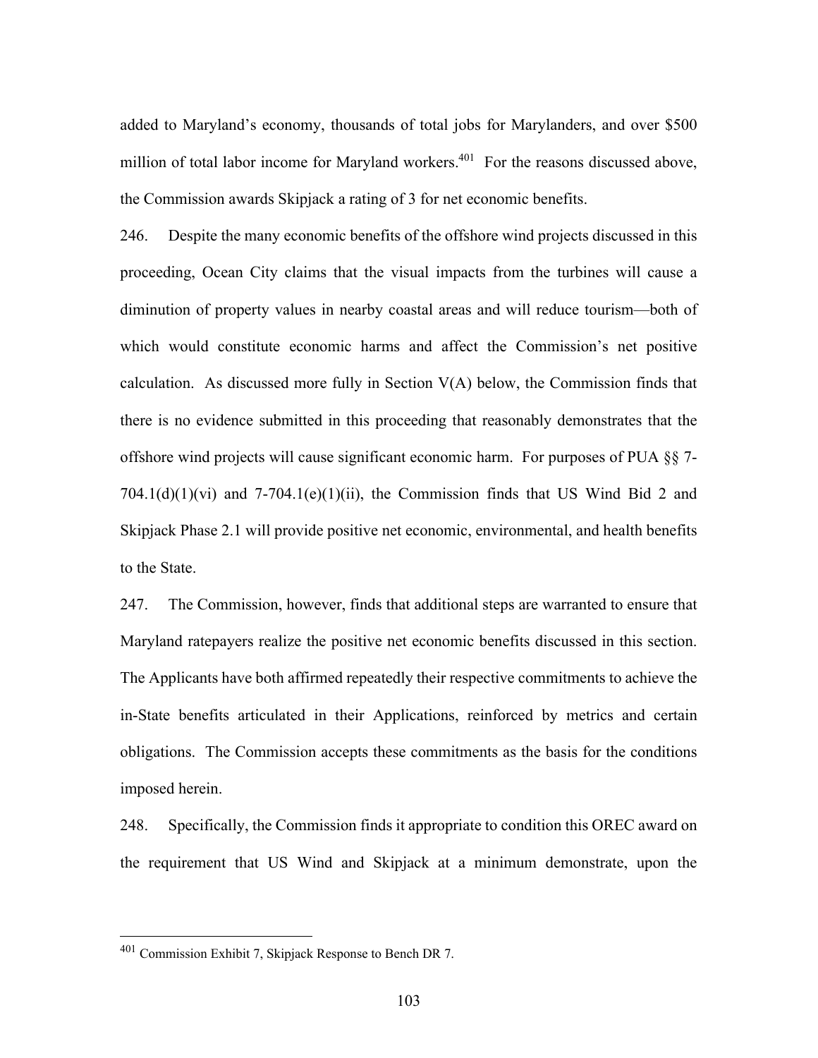added to Maryland's economy, thousands of total jobs for Marylanders, and over $500 million of total labor income for Maryland workers.[401] For the reasons discussed above, the Commission awards Skipjack a rating of 3 for net economic benefits.

246. Despite the many economic benefits of the offshore wind projects discussed in this proceeding, Ocean City claims that the visual impacts from the turbines will cause a diminution of property values in nearby coastal areas and will reduce tourism—both of which would constitute economic harms and affect the Commission's net positive calculation. As discussed more fully in Section V(A) below, the Commission finds that there is no evidence submitted in this proceeding that reasonably demonstrates that the offshore wind projects will cause significant economic harm. For purposes of PUA §§ 7-704.1(d)(1)(vi) and 7-704.1(e)(1)(ii), the Commission finds that US Wind Bid 2 and Skipjack Phase 2.1 will provide positive net economic, environmental, and health benefits to the State.

247. The Commission, however, finds that additional steps are warranted to ensure that Maryland ratepayers realize the positive net economic benefits discussed in this section. The Applicants have both affirmed repeatedly their respective commitments to achieve the in-State benefits articulated in their Applications, reinforced by metrics and certain obligations. The Commission accepts these commitments as the basis for the conditions imposed herein.

248. Specifically, the Commission finds it appropriate to condition this OREC award on the requirement that US Wind and Skipjack at a minimum demonstrate, upon the

---

[401] Commission Exhibit 7, Skipjack Response to Bench DR 7.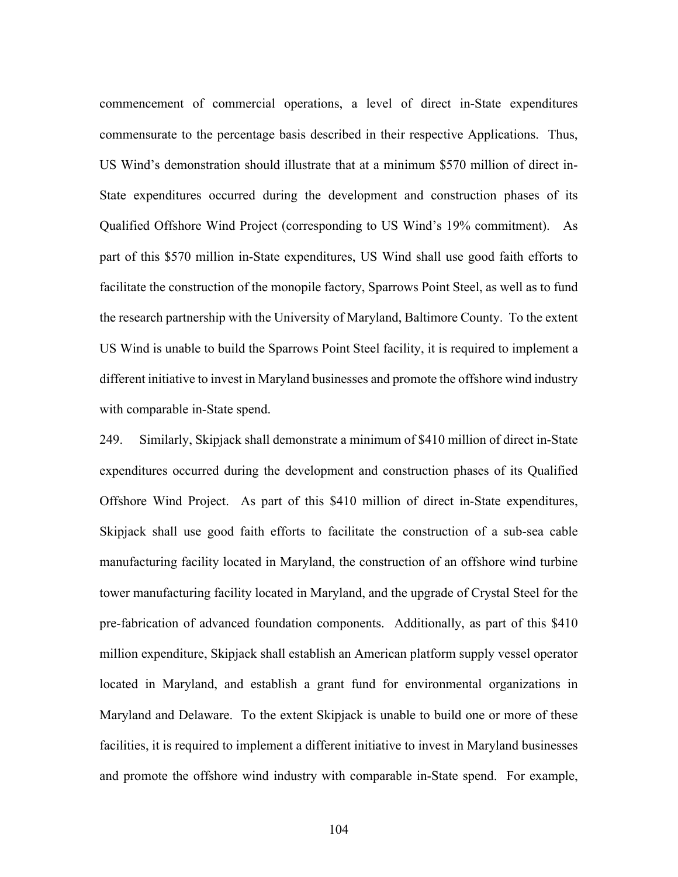commencement of commercial operations, a level of direct in-State expenditures commensurate to the percentage basis described in their respective Applications. Thus, US Wind's demonstration should illustrate that at a minimum $570 million of direct in-State expenditures occurred during the development and construction phases of its Qualified Offshore Wind Project (corresponding to US Wind's 19% commitment). As part of this $570 million in-State expenditures, US Wind shall use good faith efforts to facilitate the construction of the monopile factory, Sparrows Point Steel, as well as to fund the research partnership with the University of Maryland, Baltimore County. To the extent US Wind is unable to build the Sparrows Point Steel facility, it is required to implement a different initiative to invest in Maryland businesses and promote the offshore wind industry with comparable in-State spend.

249. Similarly, Skipjack shall demonstrate a minimum of $410 million of direct in-State expenditures occurred during the development and construction phases of its Qualified Offshore Wind Project. As part of this $410 million of direct in-State expenditures, Skipjack shall use good faith efforts to facilitate the construction of a sub-sea cable manufacturing facility located in Maryland, the construction of an offshore wind turbine tower manufacturing facility located in Maryland, and the upgrade of Crystal Steel for the pre-fabrication of advanced foundation components. Additionally, as part of this $410 million expenditure, Skipjack shall establish an American platform supply vessel operator located in Maryland, and establish a grant fund for environmental organizations in Maryland and Delaware. To the extent Skipjack is unable to build one or more of these facilities, it is required to implement a different initiative to invest in Maryland businesses and promote the offshore wind industry with comparable in-State spend. For example,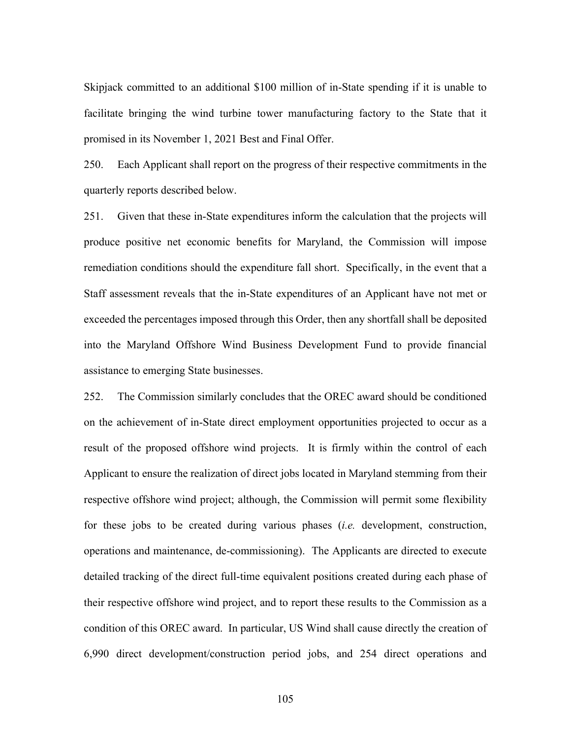Skipjack committed to an additional $100 million of in-State spending if it is unable to facilitate bringing the wind turbine tower manufacturing factory to the State that it promised in its November 1, 2021 Best and Final Offer.

250. Each Applicant shall report on the progress of their respective commitments in the quarterly reports described below.

251. Given that these in-State expenditures inform the calculation that the projects will produce positive net economic benefits for Maryland, the Commission will impose remediation conditions should the expenditure fall short. Specifically, in the event that a Staff assessment reveals that the in-State expenditures of an Applicant have not met or exceeded the percentages imposed through this Order, then any shortfall shall be deposited into the Maryland Offshore Wind Business Development Fund to provide financial assistance to emerging State businesses.

252. The Commission similarly concludes that the OREC award should be conditioned on the achievement of in-State direct employment opportunities projected to occur as a result of the proposed offshore wind projects. It is firmly within the control of each Applicant to ensure the realization of direct jobs located in Maryland stemming from their respective offshore wind project; although, the Commission will permit some flexibility for these jobs to be created during various phases (*i.e.* development, construction, operations and maintenance, de-commissioning). The Applicants are directed to execute detailed tracking of the direct full-time equivalent positions created during each phase of their respective offshore wind project, and to report these results to the Commission as a condition of this OREC award. In particular, US Wind shall cause directly the creation of 6,990 direct development/construction period jobs, and 254 direct operations and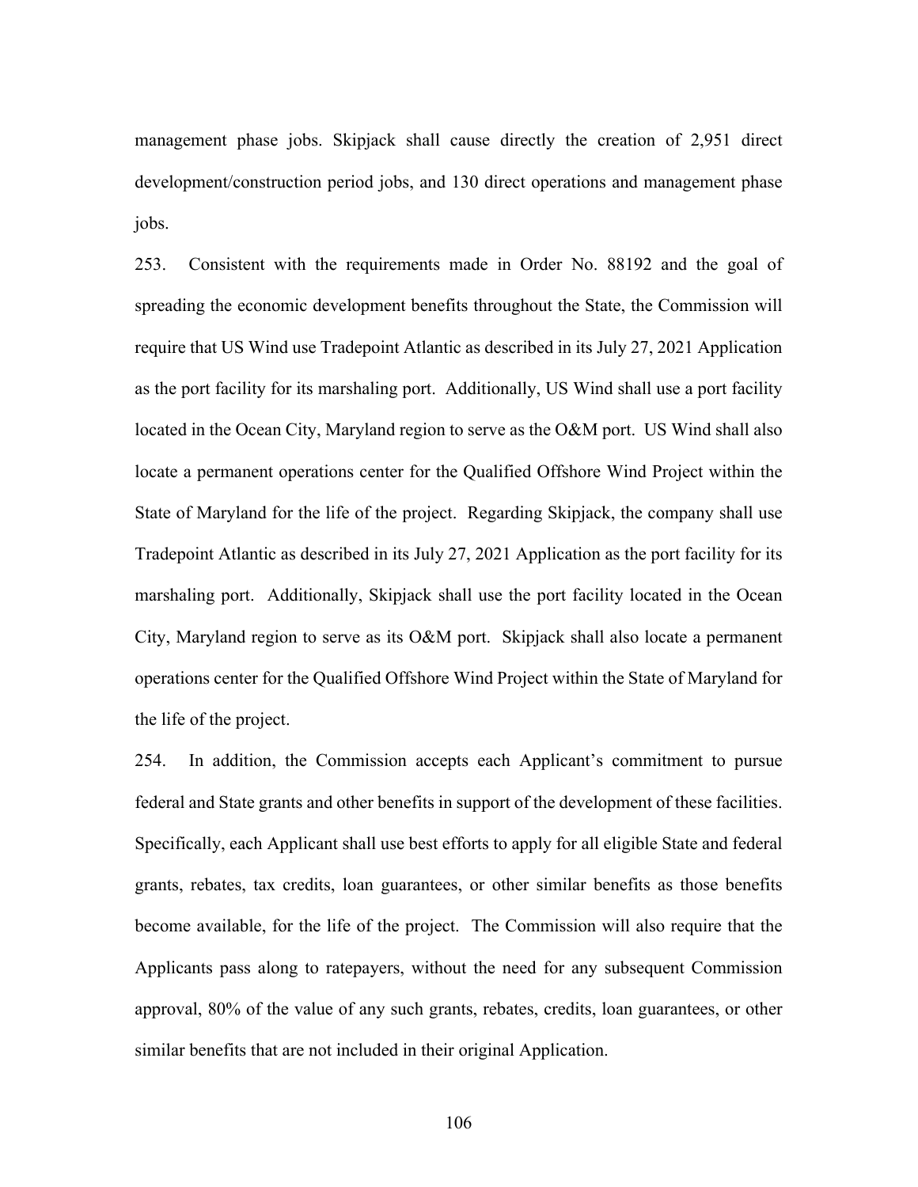management phase jobs. Skipjack shall cause directly the creation of 2,951 direct development/construction period jobs, and 130 direct operations and management phase jobs.

253. Consistent with the requirements made in Order No. 88192 and the goal of spreading the economic development benefits throughout the State, the Commission will require that US Wind use Tradepoint Atlantic as described in its July 27, 2021 Application as the port facility for its marshaling port. Additionally, US Wind shall use a port facility located in the Ocean City, Maryland region to serve as the O&M port. US Wind shall also locate a permanent operations center for the Qualified Offshore Wind Project within the State of Maryland for the life of the project. Regarding Skipjack, the company shall use Tradepoint Atlantic as described in its July 27, 2021 Application as the port facility for its marshaling port. Additionally, Skipjack shall use the port facility located in the Ocean City, Maryland region to serve as its O&M port. Skipjack shall also locate a permanent operations center for the Qualified Offshore Wind Project within the State of Maryland for the life of the project.

254. In addition, the Commission accepts each Applicant's commitment to pursue federal and State grants and other benefits in support of the development of these facilities. Specifically, each Applicant shall use best efforts to apply for all eligible State and federal grants, rebates, tax credits, loan guarantees, or other similar benefits as those benefits become available, for the life of the project. The Commission will also require that the Applicants pass along to ratepayers, without the need for any subsequent Commission approval, 80% of the value of any such grants, rebates, credits, loan guarantees, or other similar benefits that are not included in their original Application.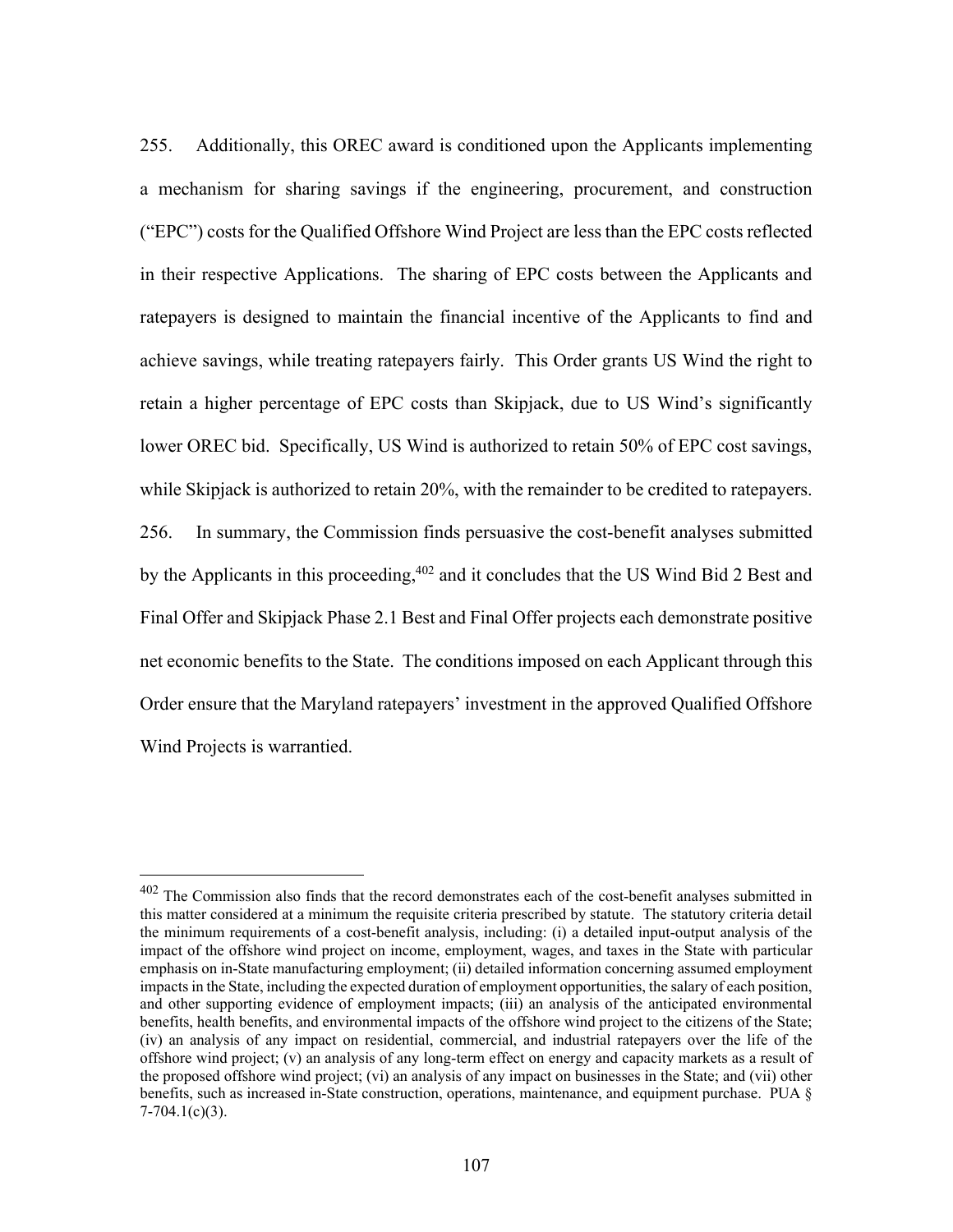255. Additionally, this OREC award is conditioned upon the Applicants implementing a mechanism for sharing savings if the engineering, procurement, and construction ("EPC") costs for the Qualified Offshore Wind Project are less than the EPC costs reflected in their respective Applications. The sharing of EPC costs between the Applicants and ratepayers is designed to maintain the financial incentive of the Applicants to find and achieve savings, while treating ratepayers fairly. This Order grants US Wind the right to retain a higher percentage of EPC costs than Skipjack, due to US Wind's significantly lower OREC bid. Specifically, US Wind is authorized to retain 50% of EPC cost savings, while Skipjack is authorized to retain 20%, with the remainder to be credited to ratepayers.

256. In summary, the Commission finds persuasive the cost-benefit analyses submitted by the Applicants in this proceeding,[402] and it concludes that the US Wind Bid 2 Best and Final Offer and Skipjack Phase 2.1 Best and Final Offer projects each demonstrate positive net economic benefits to the State. The conditions imposed on each Applicant through this Order ensure that the Maryland ratepayers' investment in the approved Qualified Offshore Wind Projects is warrantied.

---

[402] The Commission also finds that the record demonstrates each of the cost-benefit analyses submitted in this matter considered at a minimum the requisite criteria prescribed by statute. The statutory criteria detail the minimum requirements of a cost-benefit analysis, including: (i) a detailed input-output analysis of the impact of the offshore wind project on income, employment, wages, and taxes in the State with particular emphasis on in-State manufacturing employment; (ii) detailed information concerning assumed employment impacts in the State, including the expected duration of employment opportunities, the salary of each position, and other supporting evidence of employment impacts; (iii) an analysis of the anticipated environmental benefits, health benefits, and environmental impacts of the offshore wind project to the citizens of the State; (iv) an analysis of any impact on residential, commercial, and industrial ratepayers over the life of the offshore wind project; (v) an analysis of any long-term effect on energy and capacity markets as a result of the proposed offshore wind project; (vi) an analysis of any impact on businesses in the State; and (vii) other benefits, such as increased in-State construction, operations, maintenance, and equipment purchase. PUA § 7-704.1(c)(3).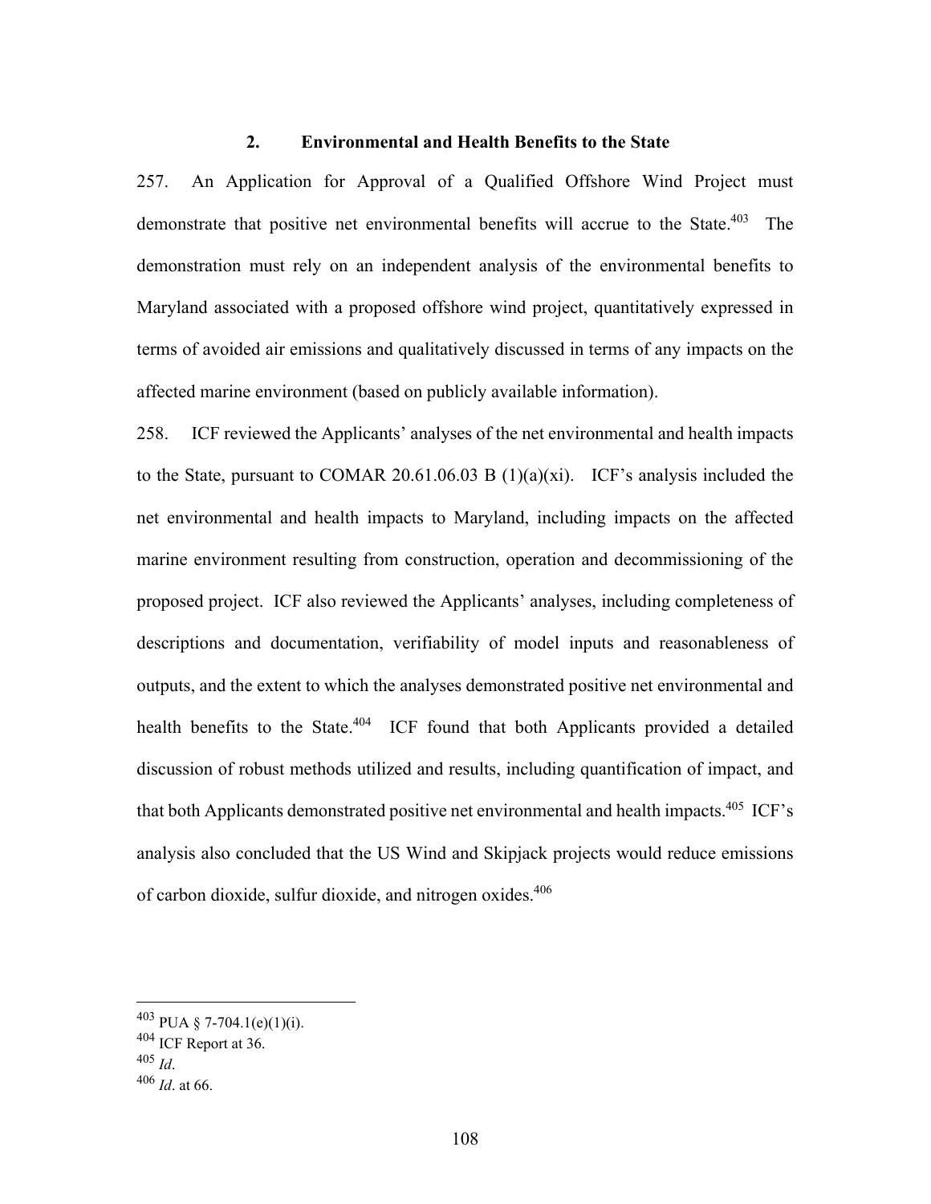### 2. Environmental and Health Benefits to the State

257. An Application for Approval of a Qualified Offshore Wind Project must demonstrate that positive net environmental benefits will accrue to the State.[403] The demonstration must rely on an independent analysis of the environmental benefits to Maryland associated with a proposed offshore wind project, quantitatively expressed in terms of avoided air emissions and qualitatively discussed in terms of any impacts on the affected marine environment (based on publicly available information).

258. ICF reviewed the Applicants' analyses of the net environmental and health impacts to the State, pursuant to COMAR 20.61.06.03 B (1)(a)(xi). ICF's analysis included the net environmental and health impacts to Maryland, including impacts on the affected marine environment resulting from construction, operation and decommissioning of the proposed project. ICF also reviewed the Applicants' analyses, including completeness of descriptions and documentation, verifiability of model inputs and reasonableness of outputs, and the extent to which the analyses demonstrated positive net environmental and health benefits to the State.[404] ICF found that both Applicants provided a detailed discussion of robust methods utilized and results, including quantification of impact, and that both Applicants demonstrated positive net environmental and health impacts.[405] ICF's analysis also concluded that the US Wind and Skipjack projects would reduce emissions of carbon dioxide, sulfur dioxide, and nitrogen oxides.[406]

---

[403] PUA § 7-704.1(e)(1)(i).

[404] ICF Report at 36.

[405] *Id*.

[406] *Id*. at 66.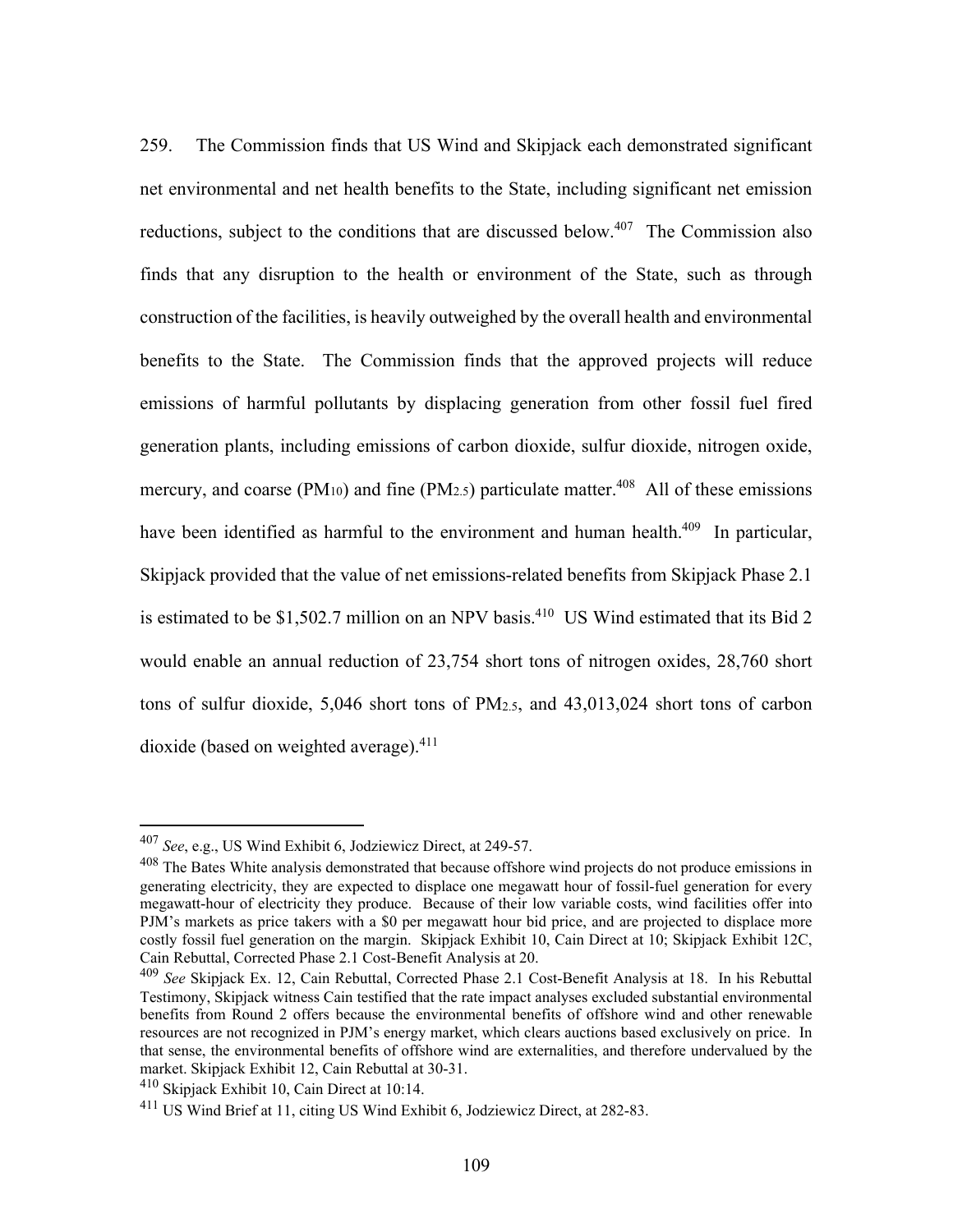259. The Commission finds that US Wind and Skipjack each demonstrated significant net environmental and net health benefits to the State, including significant net emission reductions, subject to the conditions that are discussed below.[407] The Commission also finds that any disruption to the health or environment of the State, such as through construction of the facilities, is heavily outweighed by the overall health and environmental benefits to the State. The Commission finds that the approved projects will reduce emissions of harmful pollutants by displacing generation from other fossil fuel fired generation plants, including emissions of carbon dioxide, sulfur dioxide, nitrogen oxide, mercury, and coarse ($PM_{10}$) and fine ($PM_{2.5}$) particulate matter.[408] All of these emissions have been identified as harmful to the environment and human health.[409] In particular, Skipjack provided that the value of net emissions-related benefits from Skipjack Phase 2.1 is estimated to be $1,502.7 million on an NPV basis.[410] US Wind estimated that its Bid 2 would enable an annual reduction of 23,754 short tons of nitrogen oxides, 28,760 short tons of sulfur dioxide, 5,046 short tons of $PM_{2.5}$, and 43,013,024 short tons of carbon dioxide (based on weighted average).[411]

---

[407] *See*, e.g., US Wind Exhibit 6, Jodziewicz Direct, at 249-57.

[408] The Bates White analysis demonstrated that because offshore wind projects do not produce emissions in generating electricity, they are expected to displace one megawatt hour of fossil-fuel generation for every megawatt-hour of electricity they produce. Because of their low variable costs, wind facilities offer into PJM's markets as price takers with a $0 per megawatt hour bid price, and are projected to displace more costly fossil fuel generation on the margin. Skipjack Exhibit 10, Cain Direct at 10; Skipjack Exhibit 12C, Cain Rebuttal, Corrected Phase 2.1 Cost-Benefit Analysis at 20.

[409] *See* Skipjack Ex. 12, Cain Rebuttal, Corrected Phase 2.1 Cost-Benefit Analysis at 18. In his Rebuttal Testimony, Skipjack witness Cain testified that the rate impact analyses excluded substantial environmental benefits from Round 2 offers because the environmental benefits of offshore wind and other renewable resources are not recognized in PJM's energy market, which clears auctions based exclusively on price. In that sense, the environmental benefits of offshore wind are externalities, and therefore undervalued by the market. Skipjack Exhibit 12, Cain Rebuttal at 30-31.

[410] Skipjack Exhibit 10, Cain Direct at 10:14.

[411] US Wind Brief at 11, citing US Wind Exhibit 6, Jodziewicz Direct, at 282-83.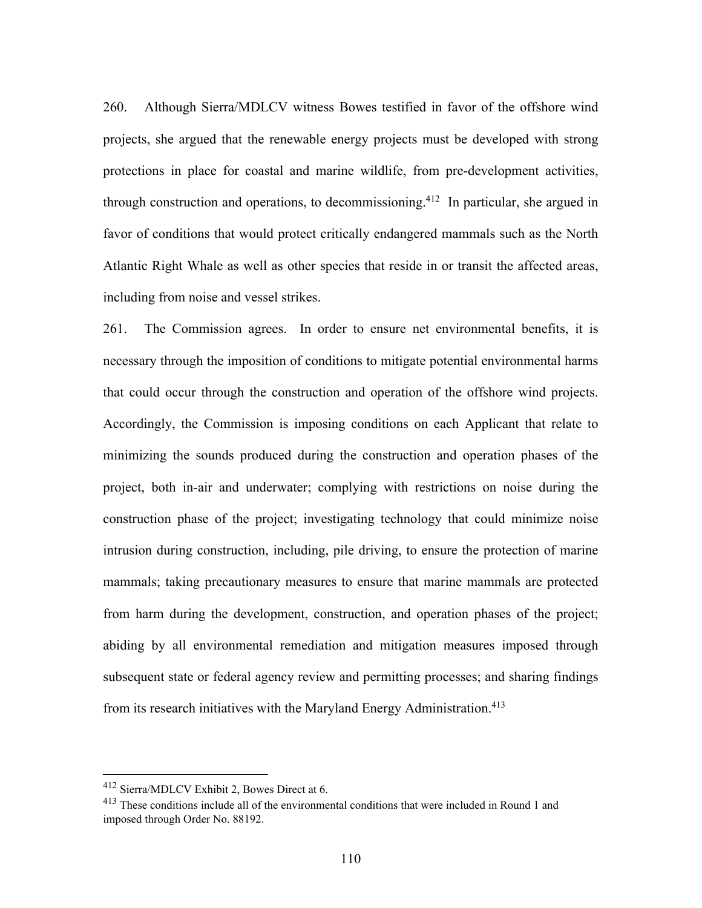260. Although Sierra/MDLCV witness Bowes testified in favor of the offshore wind projects, she argued that the renewable energy projects must be developed with strong protections in place for coastal and marine wildlife, from pre-development activities, through construction and operations, to decommissioning.[412] In particular, she argued in favor of conditions that would protect critically endangered mammals such as the North Atlantic Right Whale as well as other species that reside in or transit the affected areas, including from noise and vessel strikes.

261. The Commission agrees. In order to ensure net environmental benefits, it is necessary through the imposition of conditions to mitigate potential environmental harms that could occur through the construction and operation of the offshore wind projects. Accordingly, the Commission is imposing conditions on each Applicant that relate to minimizing the sounds produced during the construction and operation phases of the project, both in-air and underwater; complying with restrictions on noise during the construction phase of the project; investigating technology that could minimize noise intrusion during construction, including, pile driving, to ensure the protection of marine mammals; taking precautionary measures to ensure that marine mammals are protected from harm during the development, construction, and operation phases of the project; abiding by all environmental remediation and mitigation measures imposed through subsequent state or federal agency review and permitting processes; and sharing findings from its research initiatives with the Maryland Energy Administration.[413]

---

[412] Sierra/MDLCV Exhibit 2, Bowes Direct at 6.

[413] These conditions include all of the environmental conditions that were included in Round 1 and imposed through Order No. 88192.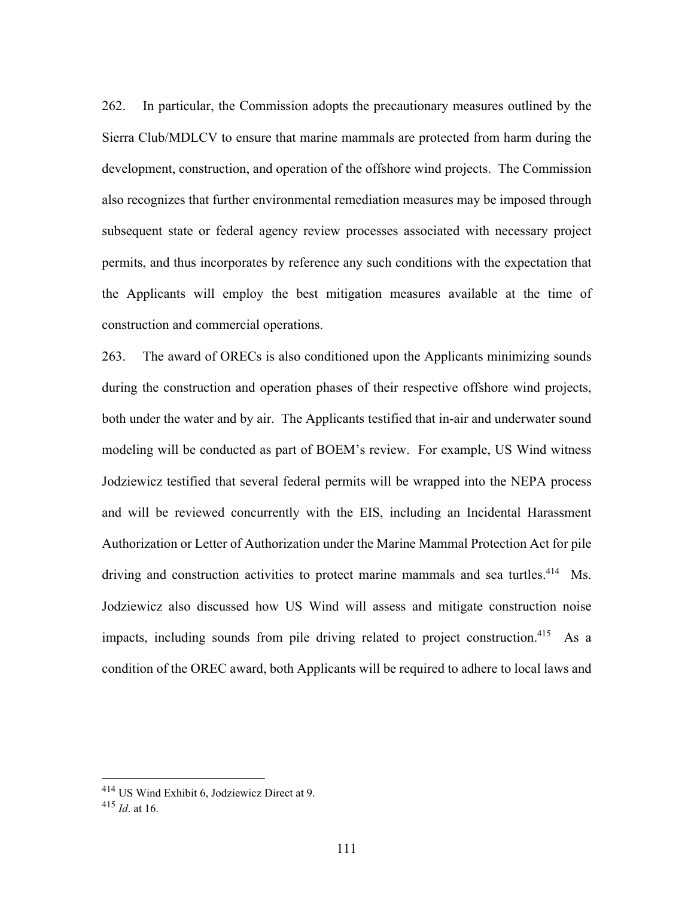262. In particular, the Commission adopts the precautionary measures outlined by the Sierra Club/MDLCV to ensure that marine mammals are protected from harm during the development, construction, and operation of the offshore wind projects. The Commission also recognizes that further environmental remediation measures may be imposed through subsequent state or federal agency review processes associated with necessary project permits, and thus incorporates by reference any such conditions with the expectation that the Applicants will employ the best mitigation measures available at the time of construction and commercial operations.

263. The award of ORECs is also conditioned upon the Applicants minimizing sounds during the construction and operation phases of their respective offshore wind projects, both under the water and by air. The Applicants testified that in-air and underwater sound modeling will be conducted as part of BOEM's review. For example, US Wind witness Jodziewicz testified that several federal permits will be wrapped into the NEPA process and will be reviewed concurrently with the EIS, including an Incidental Harassment Authorization or Letter of Authorization under the Marine Mammal Protection Act for pile driving and construction activities to protect marine mammals and sea turtles.[414] Ms. Jodziewicz also discussed how US Wind will assess and mitigate construction noise impacts, including sounds from pile driving related to project construction.[415] As a condition of the OREC award, both Applicants will be required to adhere to local laws and

---

[414] US Wind Exhibit 6, Jodziewicz Direct at 9.
[415] *Id*. at 16.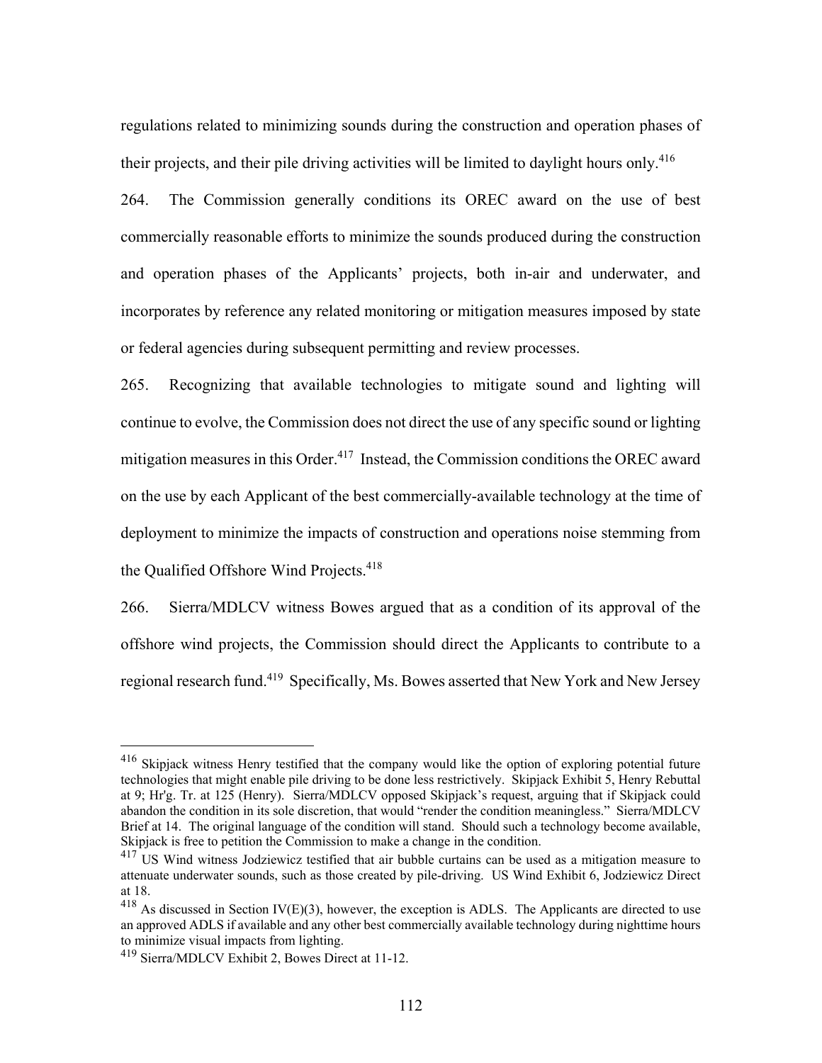regulations related to minimizing sounds during the construction and operation phases of their projects, and their pile driving activities will be limited to daylight hours only.[416]

264. The Commission generally conditions its OREC award on the use of best commercially reasonable efforts to minimize the sounds produced during the construction and operation phases of the Applicants' projects, both in-air and underwater, and incorporates by reference any related monitoring or mitigation measures imposed by state or federal agencies during subsequent permitting and review processes.

265. Recognizing that available technologies to mitigate sound and lighting will continue to evolve, the Commission does not direct the use of any specific sound or lighting mitigation measures in this Order.[417] Instead, the Commission conditions the OREC award on the use by each Applicant of the best commercially-available technology at the time of deployment to minimize the impacts of construction and operations noise stemming from the Qualified Offshore Wind Projects.[418]

266. Sierra/MDLCV witness Bowes argued that as a condition of its approval of the offshore wind projects, the Commission should direct the Applicants to contribute to a regional research fund.[419] Specifically, Ms. Bowes asserted that New York and New Jersey

---

[416] Skipjack witness Henry testified that the company would like the option of exploring potential future technologies that might enable pile driving to be done less restrictively. Skipjack Exhibit 5, Henry Rebuttal at 9; Hr'g. Tr. at 125 (Henry). Sierra/MDLCV opposed Skipjack's request, arguing that if Skipjack could abandon the condition in its sole discretion, that would "render the condition meaningless." Sierra/MDLCV Brief at 14. The original language of the condition will stand. Should such a technology become available, Skipjack is free to petition the Commission to make a change in the condition.

[417] US Wind witness Jodziewicz testified that air bubble curtains can be used as a mitigation measure to attenuate underwater sounds, such as those created by pile-driving. US Wind Exhibit 6, Jodziewicz Direct at 18.

[418] As discussed in Section IV(E)(3), however, the exception is ADLS. The Applicants are directed to use an approved ADLS if available and any other best commercially available technology during nighttime hours to minimize visual impacts from lighting.

[419] Sierra/MDLCV Exhibit 2, Bowes Direct at 11-12.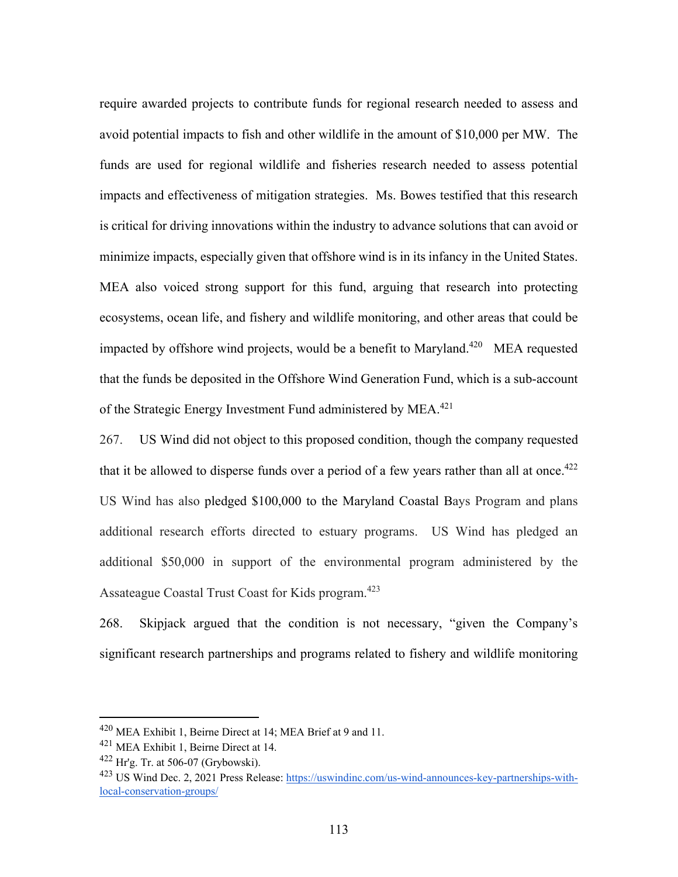require awarded projects to contribute funds for regional research needed to assess and avoid potential impacts to fish and other wildlife in the amount of $10,000 per MW. The funds are used for regional wildlife and fisheries research needed to assess potential impacts and effectiveness of mitigation strategies. Ms. Bowes testified that this research is critical for driving innovations within the industry to advance solutions that can avoid or minimize impacts, especially given that offshore wind is in its infancy in the United States. MEA also voiced strong support for this fund, arguing that research into protecting ecosystems, ocean life, and fishery and wildlife monitoring, and other areas that could be impacted by offshore wind projects, would be a benefit to Maryland.[420] MEA requested that the funds be deposited in the Offshore Wind Generation Fund, which is a sub-account of the Strategic Energy Investment Fund administered by MEA.[421]

267. US Wind did not object to this proposed condition, though the company requested that it be allowed to disperse funds over a period of a few years rather than all at once.[422] US Wind has also pledged $100,000 to the Maryland Coastal Bays Program and plans additional research efforts directed to estuary programs. US Wind has pledged an additional $50,000 in support of the environmental program administered by the Assateague Coastal Trust Coast for Kids program.[423]

268. Skipjack argued that the condition is not necessary, "given the Company's significant research partnerships and programs related to fishery and wildlife monitoring

---

[420] MEA Exhibit 1, Beirne Direct at 14; MEA Brief at 9 and 11.

[421] MEA Exhibit 1, Beirne Direct at 14.

[422] Hr'g. Tr. at 506-07 (Grybowski).

[423] US Wind Dec. 2, 2021 Press Release: https://uswindinc.com/us-wind-announces-key-partnerships-with-local-conservation-groups/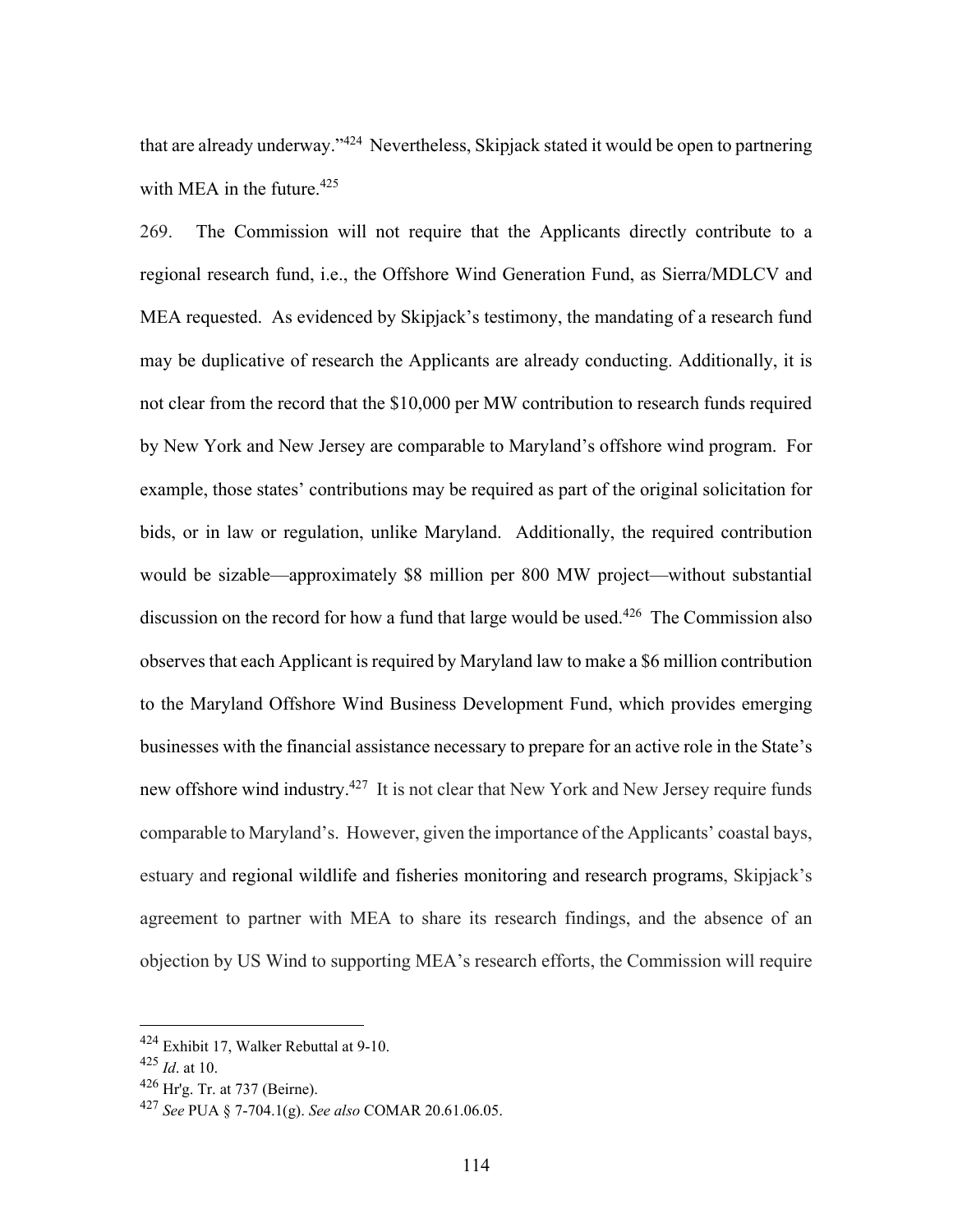that are already underway."[424] Nevertheless, Skipjack stated it would be open to partnering with MEA in the future.[425]

269. The Commission will not require that the Applicants directly contribute to a regional research fund, i.e., the Offshore Wind Generation Fund, as Sierra/MDLCV and MEA requested. As evidenced by Skipjack's testimony, the mandating of a research fund may be duplicative of research the Applicants are already conducting. Additionally, it is not clear from the record that the $10,000 per MW contribution to research funds required by New York and New Jersey are comparable to Maryland's offshore wind program. For example, those states' contributions may be required as part of the original solicitation for bids, or in law or regulation, unlike Maryland. Additionally, the required contribution would be sizable—approximately $8 million per 800 MW project—without substantial discussion on the record for how a fund that large would be used.[426] The Commission also observes that each Applicant is required by Maryland law to make a $6 million contribution to the Maryland Offshore Wind Business Development Fund, which provides emerging businesses with the financial assistance necessary to prepare for an active role in the State's new offshore wind industry.[427] It is not clear that New York and New Jersey require funds comparable to Maryland's. However, given the importance of the Applicants' coastal bays, estuary and regional wildlife and fisheries monitoring and research programs, Skipjack's agreement to partner with MEA to share its research findings, and the absence of an objection by US Wind to supporting MEA's research efforts, the Commission will require

---

[424] Exhibit 17, Walker Rebuttal at 9-10.

[425] *Id*. at 10.

[426] Hr'g. Tr. at 737 (Beirne).

[427] *See* PUA § 7-704.1(g). *See also* COMAR 20.61.06.05.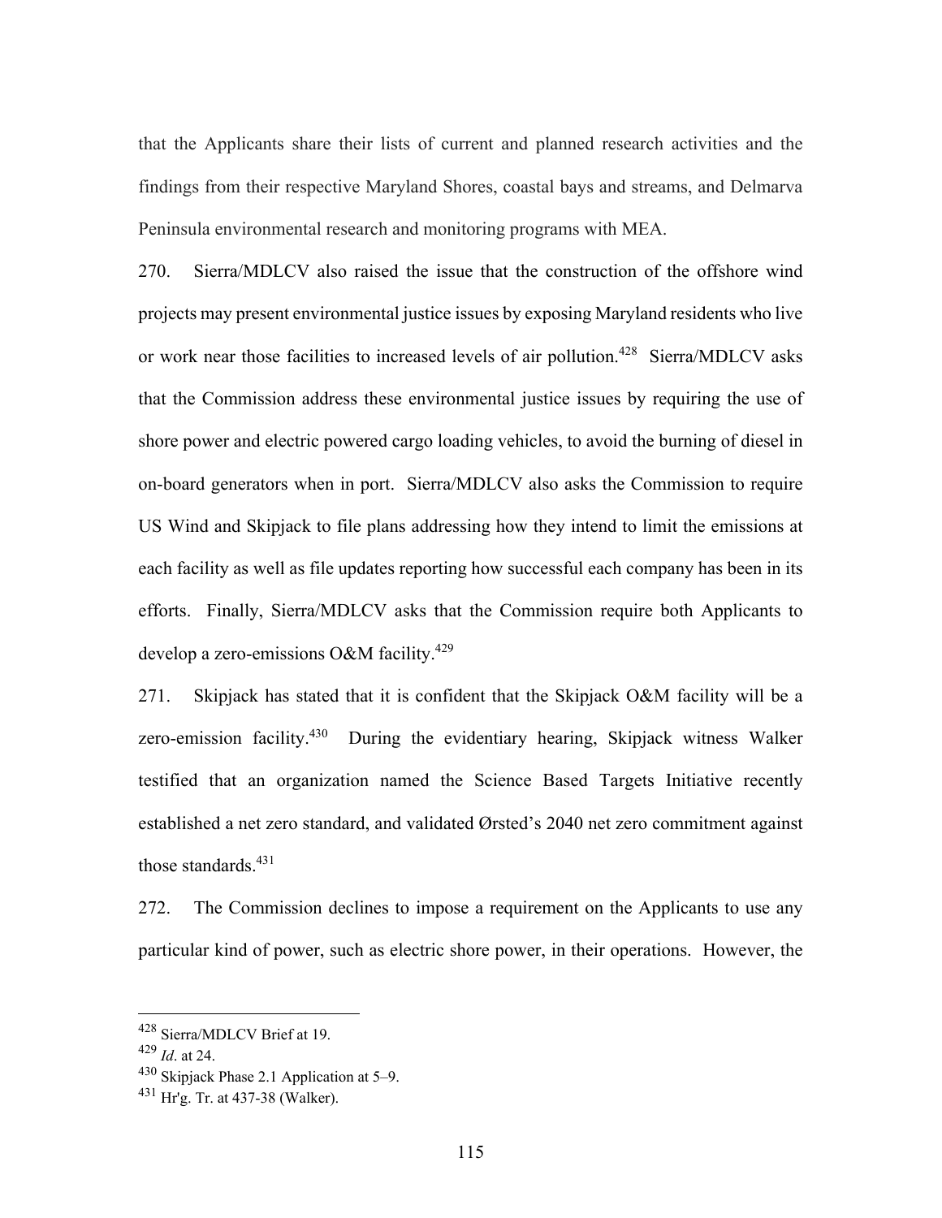that the Applicants share their lists of current and planned research activities and the findings from their respective Maryland Shores, coastal bays and streams, and Delmarva Peninsula environmental research and monitoring programs with MEA.

270. Sierra/MDLCV also raised the issue that the construction of the offshore wind projects may present environmental justice issues by exposing Maryland residents who live or work near those facilities to increased levels of air pollution.[428] Sierra/MDLCV asks that the Commission address these environmental justice issues by requiring the use of shore power and electric powered cargo loading vehicles, to avoid the burning of diesel in on-board generators when in port. Sierra/MDLCV also asks the Commission to require US Wind and Skipjack to file plans addressing how they intend to limit the emissions at each facility as well as file updates reporting how successful each company has been in its efforts. Finally, Sierra/MDLCV asks that the Commission require both Applicants to develop a zero-emissions O&M facility.[429]

271. Skipjack has stated that it is confident that the Skipjack O&M facility will be a zero-emission facility.[430] During the evidentiary hearing, Skipjack witness Walker testified that an organization named the Science Based Targets Initiative recently established a net zero standard, and validated Ørsted's 2040 net zero commitment against those standards.[431]

272. The Commission declines to impose a requirement on the Applicants to use any particular kind of power, such as electric shore power, in their operations. However, the

---

[428] Sierra/MDLCV Brief at 19.

[429] *Id*. at 24.

[430] Skipjack Phase 2.1 Application at 5–9.

[431] Hr'g. Tr. at 437-38 (Walker).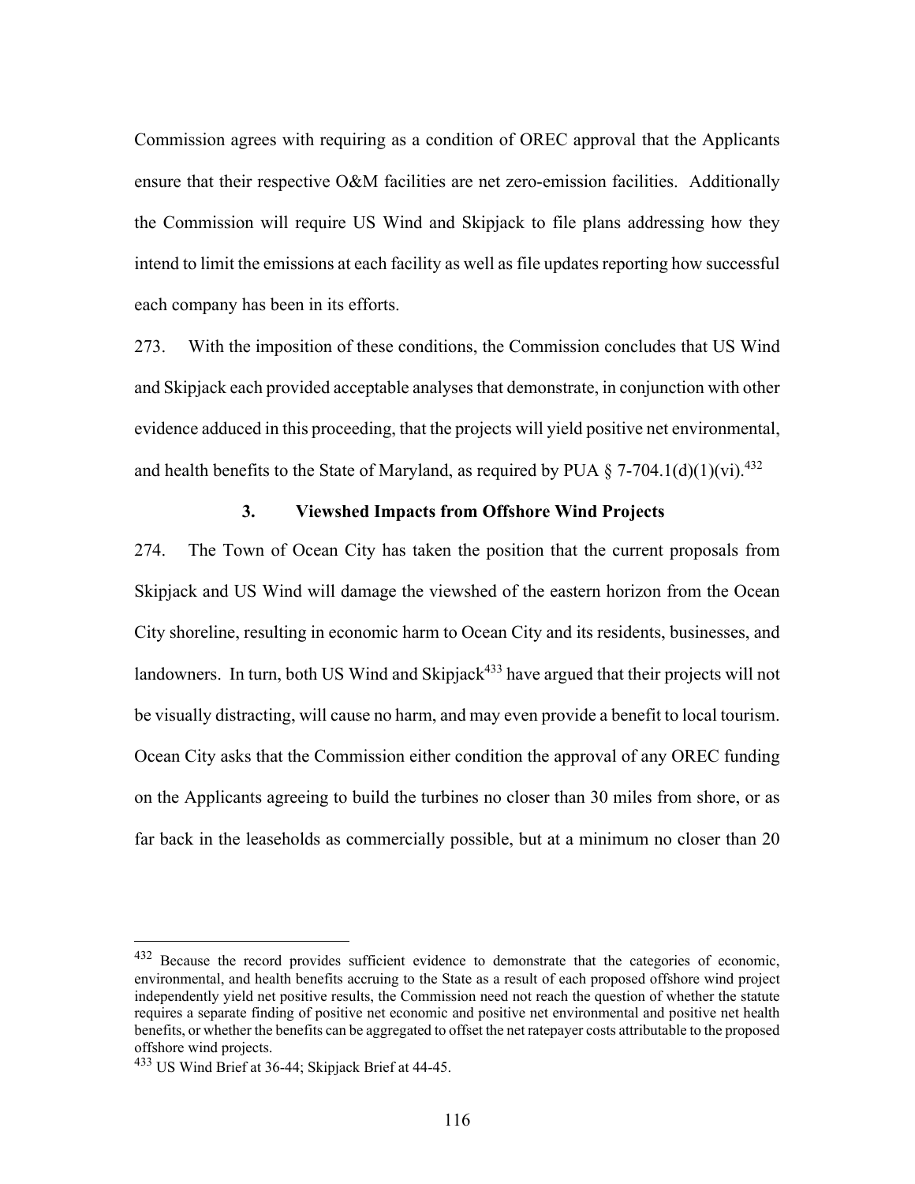Commission agrees with requiring as a condition of OREC approval that the Applicants ensure that their respective O&M facilities are net zero-emission facilities. Additionally the Commission will require US Wind and Skipjack to file plans addressing how they intend to limit the emissions at each facility as well as file updates reporting how successful each company has been in its efforts.

273. With the imposition of these conditions, the Commission concludes that US Wind and Skipjack each provided acceptable analyses that demonstrate, in conjunction with other evidence adduced in this proceeding, that the projects will yield positive net environmental, and health benefits to the State of Maryland, as required by PUA § 7-704.1(d)(1)(vi).[432]

### 3. Viewshed Impacts from Offshore Wind Projects

274. The Town of Ocean City has taken the position that the current proposals from Skipjack and US Wind will damage the viewshed of the eastern horizon from the Ocean City shoreline, resulting in economic harm to Ocean City and its residents, businesses, and landowners. In turn, both US Wind and Skipjack[433] have argued that their projects will not be visually distracting, will cause no harm, and may even provide a benefit to local tourism. Ocean City asks that the Commission either condition the approval of any OREC funding on the Applicants agreeing to build the turbines no closer than 30 miles from shore, or as far back in the leaseholds as commercially possible, but at a minimum no closer than 20

---

[432] Because the record provides sufficient evidence to demonstrate that the categories of economic, environmental, and health benefits accruing to the State as a result of each proposed offshore wind project independently yield net positive results, the Commission need not reach the question of whether the statute requires a separate finding of positive net economic and positive net environmental and positive net health benefits, or whether the benefits can be aggregated to offset the net ratepayer costs attributable to the proposed offshore wind projects.

[433] US Wind Brief at 36-44; Skipjack Brief at 44-45.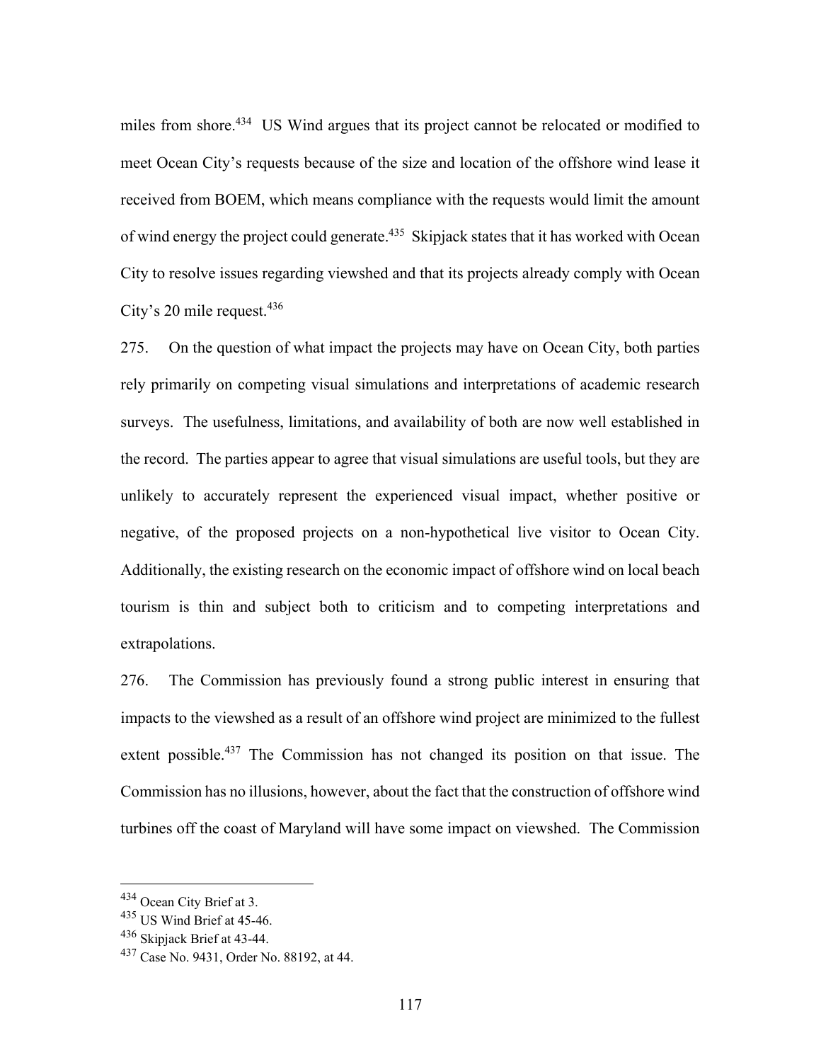miles from shore.[434] US Wind argues that its project cannot be relocated or modified to meet Ocean City's requests because of the size and location of the offshore wind lease it received from BOEM, which means compliance with the requests would limit the amount of wind energy the project could generate.[435] Skipjack states that it has worked with Ocean City to resolve issues regarding viewshed and that its projects already comply with Ocean City's 20 mile request.[436]

275. On the question of what impact the projects may have on Ocean City, both parties rely primarily on competing visual simulations and interpretations of academic research surveys. The usefulness, limitations, and availability of both are now well established in the record. The parties appear to agree that visual simulations are useful tools, but they are unlikely to accurately represent the experienced visual impact, whether positive or negative, of the proposed projects on a non-hypothetical live visitor to Ocean City. Additionally, the existing research on the economic impact of offshore wind on local beach tourism is thin and subject both to criticism and to competing interpretations and extrapolations.

276. The Commission has previously found a strong public interest in ensuring that impacts to the viewshed as a result of an offshore wind project are minimized to the fullest extent possible.[437] The Commission has not changed its position on that issue. The Commission has no illusions, however, about the fact that the construction of offshore wind turbines off the coast of Maryland will have some impact on viewshed. The Commission

---

[434] Ocean City Brief at 3.

[435] US Wind Brief at 45-46.

[436] Skipjack Brief at 43-44.

[437] Case No. 9431, Order No. 88192, at 44.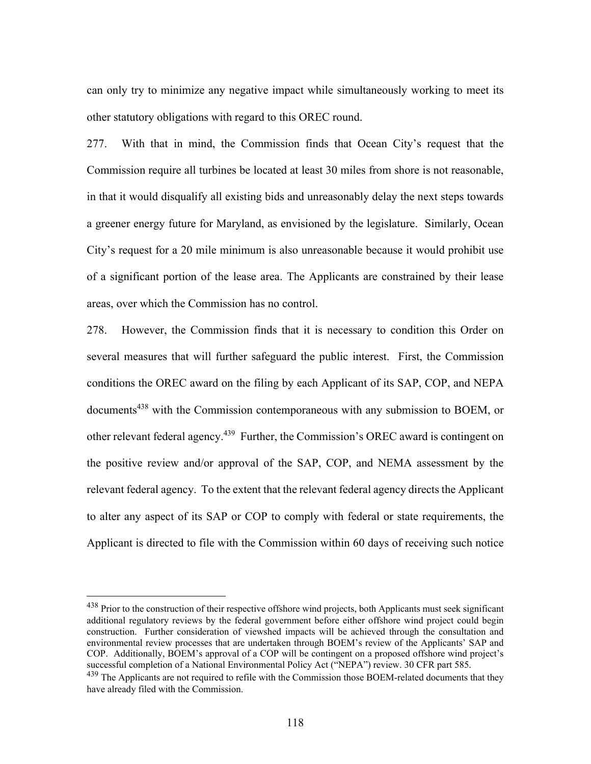can only try to minimize any negative impact while simultaneously working to meet its other statutory obligations with regard to this OREC round.

277. With that in mind, the Commission finds that Ocean City's request that the Commission require all turbines be located at least 30 miles from shore is not reasonable, in that it would disqualify all existing bids and unreasonably delay the next steps towards a greener energy future for Maryland, as envisioned by the legislature. Similarly, Ocean City's request for a 20 mile minimum is also unreasonable because it would prohibit use of a significant portion of the lease area. The Applicants are constrained by their lease areas, over which the Commission has no control.

278. However, the Commission finds that it is necessary to condition this Order on several measures that will further safeguard the public interest. First, the Commission conditions the OREC award on the filing by each Applicant of its SAP, COP, and NEPA documents[438] with the Commission contemporaneous with any submission to BOEM, or other relevant federal agency.[439] Further, the Commission's OREC award is contingent on the positive review and/or approval of the SAP, COP, and NEMA assessment by the relevant federal agency. To the extent that the relevant federal agency directs the Applicant to alter any aspect of its SAP or COP to comply with federal or state requirements, the Applicant is directed to file with the Commission within 60 days of receiving such notice

---

[438] Prior to the construction of their respective offshore wind projects, both Applicants must seek significant additional regulatory reviews by the federal government before either offshore wind project could begin construction. Further consideration of viewshed impacts will be achieved through the consultation and environmental review processes that are undertaken through BOEM's review of the Applicants' SAP and COP. Additionally, BOEM's approval of a COP will be contingent on a proposed offshore wind project's successful completion of a National Environmental Policy Act ("NEPA") review. 30 CFR part 585.

[439] The Applicants are not required to refile with the Commission those BOEM-related documents that they have already filed with the Commission.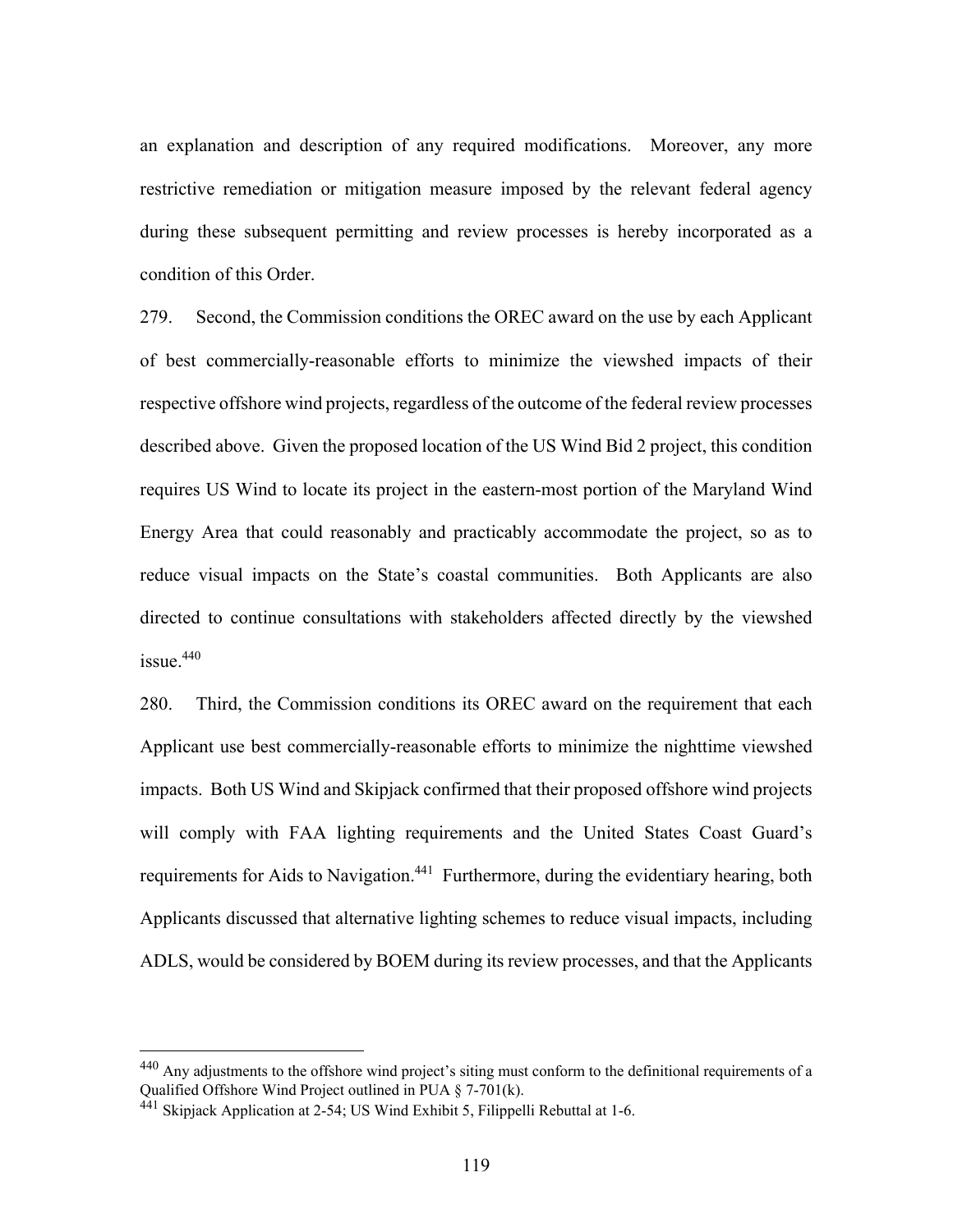an explanation and description of any required modifications. Moreover, any more restrictive remediation or mitigation measure imposed by the relevant federal agency during these subsequent permitting and review processes is hereby incorporated as a condition of this Order.

279. Second, the Commission conditions the OREC award on the use by each Applicant of best commercially-reasonable efforts to minimize the viewshed impacts of their respective offshore wind projects, regardless of the outcome of the federal review processes described above. Given the proposed location of the US Wind Bid 2 project, this condition requires US Wind to locate its project in the eastern-most portion of the Maryland Wind Energy Area that could reasonably and practicably accommodate the project, so as to reduce visual impacts on the State's coastal communities. Both Applicants are also directed to continue consultations with stakeholders affected directly by the viewshed issue.[440]

280. Third, the Commission conditions its OREC award on the requirement that each Applicant use best commercially-reasonable efforts to minimize the nighttime viewshed impacts. Both US Wind and Skipjack confirmed that their proposed offshore wind projects will comply with FAA lighting requirements and the United States Coast Guard's requirements for Aids to Navigation.[441] Furthermore, during the evidentiary hearing, both Applicants discussed that alternative lighting schemes to reduce visual impacts, including ADLS, would be considered by BOEM during its review processes, and that the Applicants

---

[440] Any adjustments to the offshore wind project's siting must conform to the definitional requirements of a Qualified Offshore Wind Project outlined in PUA § 7-701(k).

[441] Skipjack Application at 2-54; US Wind Exhibit 5, Filippelli Rebuttal at 1-6.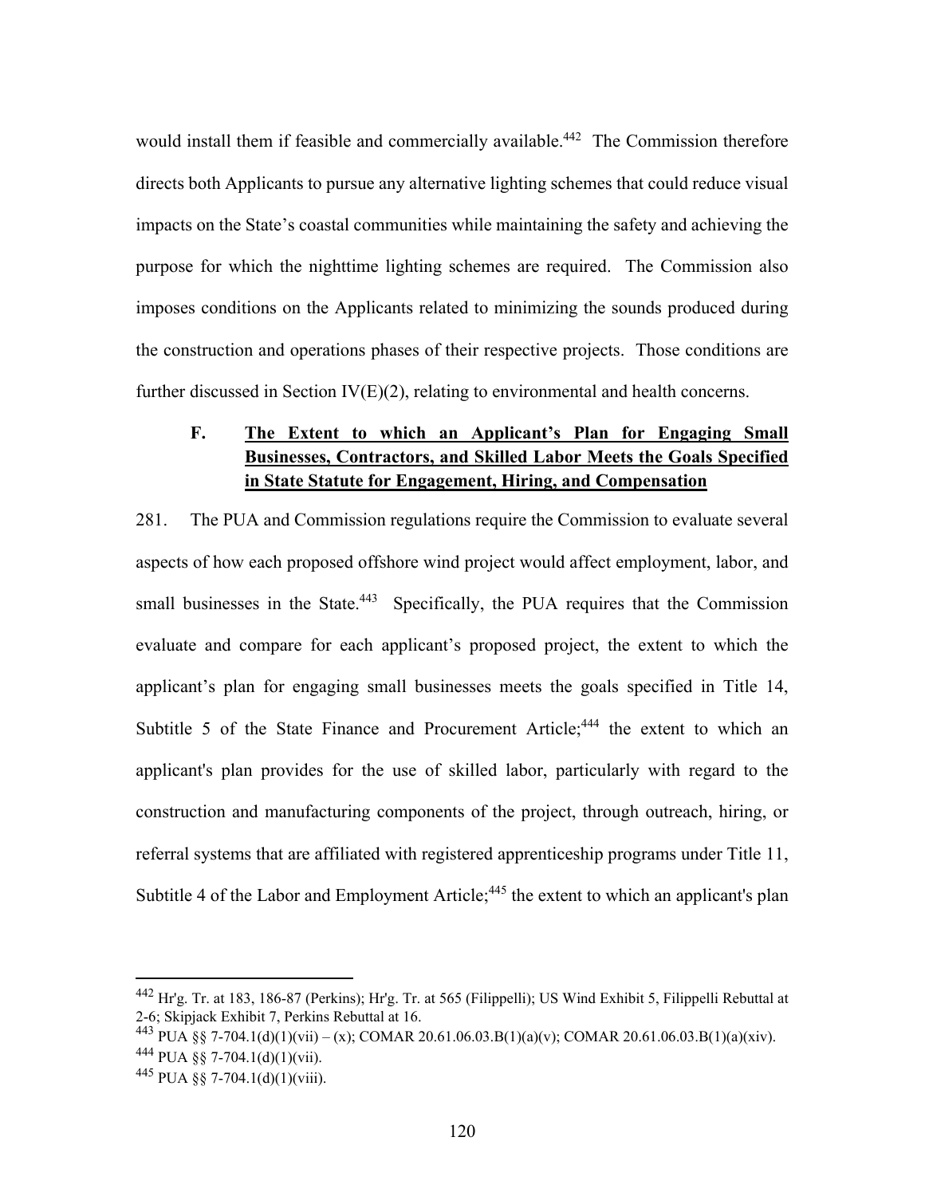would install them if feasible and commercially available.[442] The Commission therefore directs both Applicants to pursue any alternative lighting schemes that could reduce visual impacts on the State's coastal communities while maintaining the safety and achieving the purpose for which the nighttime lighting schemes are required. The Commission also imposes conditions on the Applicants related to minimizing the sounds produced during the construction and operations phases of their respective projects. Those conditions are further discussed in Section IV(E)(2), relating to environmental and health concerns.

### F. <u>The Extent to which an Applicant's Plan for Engaging Small Businesses, Contractors, and Skilled Labor Meets the Goals Specified in State Statute for Engagement, Hiring, and Compensation</u>

281. The PUA and Commission regulations require the Commission to evaluate several aspects of how each proposed offshore wind project would affect employment, labor, and small businesses in the State.[443] Specifically, the PUA requires that the Commission evaluate and compare for each applicant's proposed project, the extent to which the applicant's plan for engaging small businesses meets the goals specified in Title 14, Subtitle 5 of the State Finance and Procurement Article;[444] the extent to which an applicant's plan provides for the use of skilled labor, particularly with regard to the construction and manufacturing components of the project, through outreach, hiring, or referral systems that are affiliated with registered apprenticeship programs under Title 11, Subtitle 4 of the Labor and Employment Article;[445] the extent to which an applicant's plan

---

[442] Hr'g. Tr. at 183, 186-87 (Perkins); Hr'g. Tr. at 565 (Filippelli); US Wind Exhibit 5, Filippelli Rebuttal at 2-6; Skipjack Exhibit 7, Perkins Rebuttal at 16.

[443] PUA §§ 7-704.1(d)(1)(vii) – (x); COMAR 20.61.06.03.B(1)(a)(v); COMAR 20.61.06.03.B(1)(a)(xiv).

[444] PUA §§ 7-704.1(d)(1)(vii).

[445] PUA §§ 7-704.1(d)(1)(viii).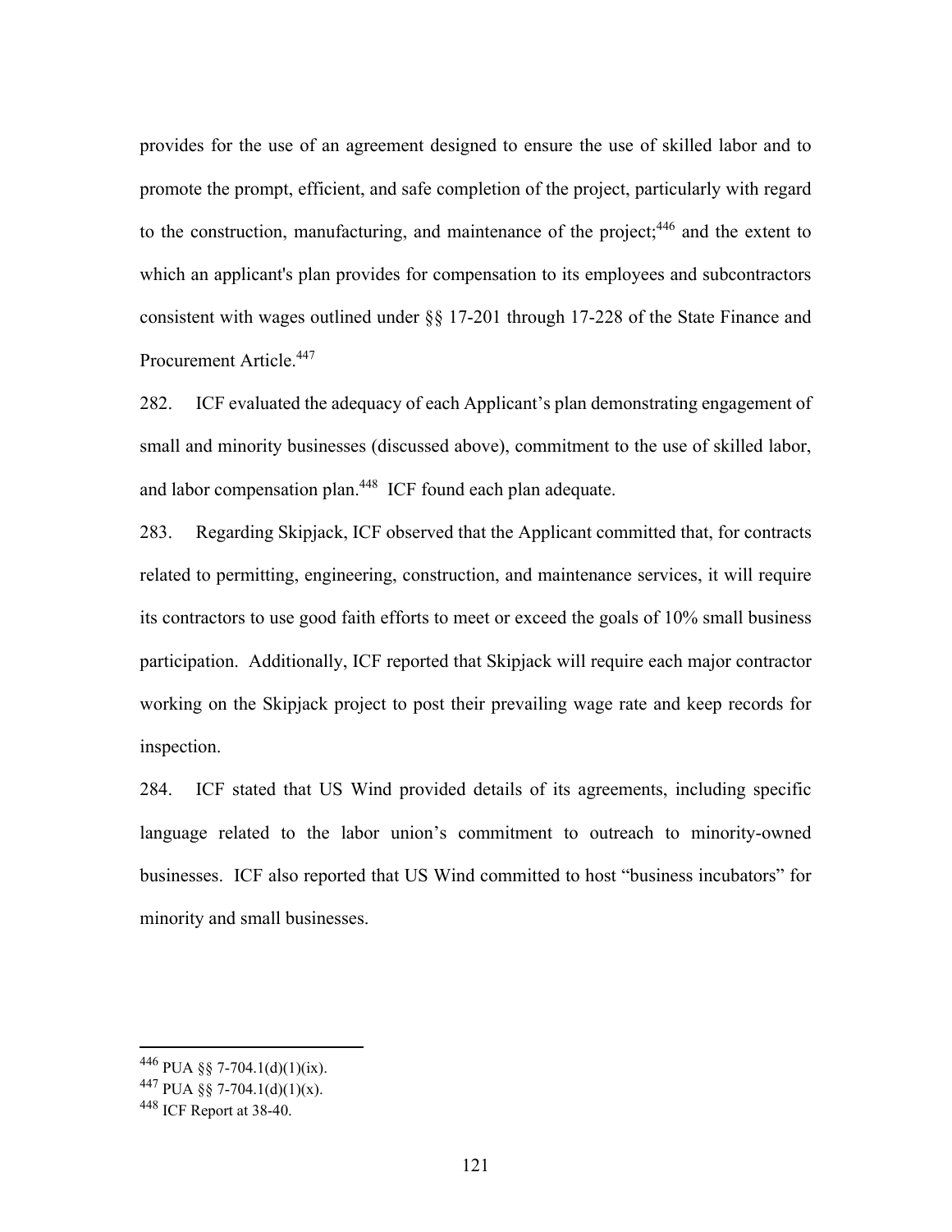provides for the use of an agreement designed to ensure the use of skilled labor and to promote the prompt, efficient, and safe completion of the project, particularly with regard to the construction, manufacturing, and maintenance of the project;[446] and the extent to which an applicant's plan provides for compensation to its employees and subcontractors consistent with wages outlined under §§ 17-201 through 17-228 of the State Finance and Procurement Article.[447]

282. ICF evaluated the adequacy of each Applicant's plan demonstrating engagement of small and minority businesses (discussed above), commitment to the use of skilled labor, and labor compensation plan.[448] ICF found each plan adequate.

283. Regarding Skipjack, ICF observed that the Applicant committed that, for contracts related to permitting, engineering, construction, and maintenance services, it will require its contractors to use good faith efforts to meet or exceed the goals of 10% small business participation. Additionally, ICF reported that Skipjack will require each major contractor working on the Skipjack project to post their prevailing wage rate and keep records for inspection.

284. ICF stated that US Wind provided details of its agreements, including specific language related to the labor union's commitment to outreach to minority-owned businesses. ICF also reported that US Wind committed to host "business incubators" for minority and small businesses.

---

[446] PUA §§ 7-704.1(d)(1)(ix).

[447] PUA §§ 7-704.1(d)(1)(x).

[448] ICF Report at 38-40.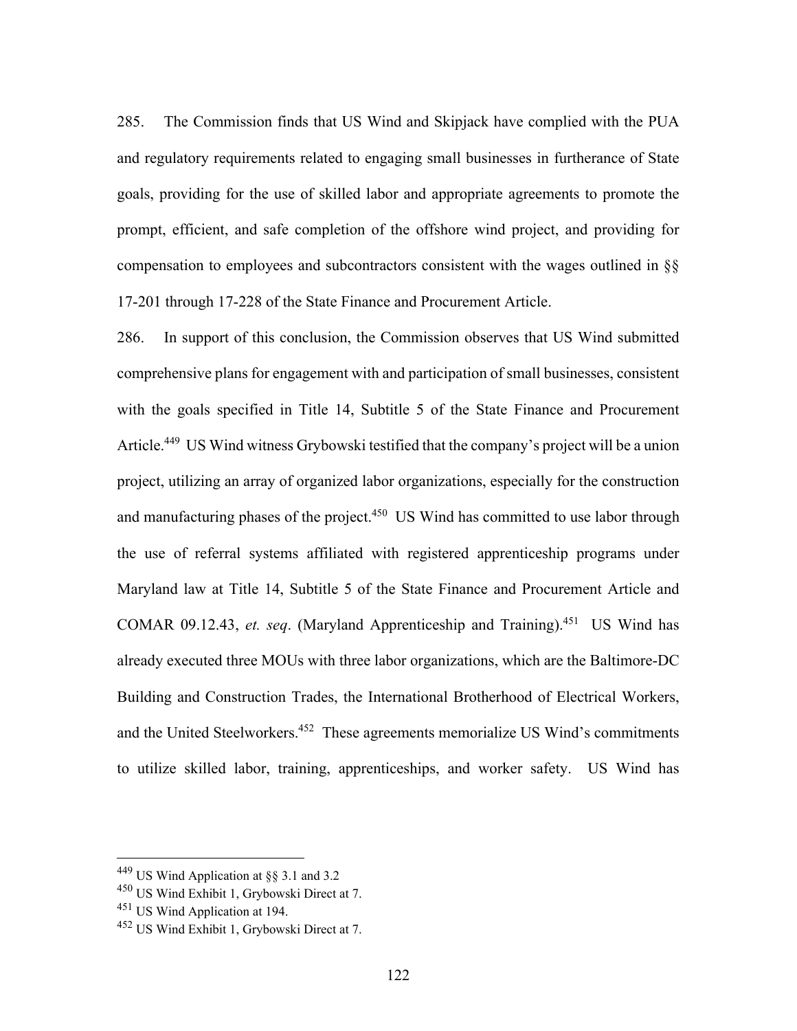285. The Commission finds that US Wind and Skipjack have complied with the PUA and regulatory requirements related to engaging small businesses in furtherance of State goals, providing for the use of skilled labor and appropriate agreements to promote the prompt, efficient, and safe completion of the offshore wind project, and providing for compensation to employees and subcontractors consistent with the wages outlined in §§ 17-201 through 17-228 of the State Finance and Procurement Article.

286. In support of this conclusion, the Commission observes that US Wind submitted comprehensive plans for engagement with and participation of small businesses, consistent with the goals specified in Title 14, Subtitle 5 of the State Finance and Procurement Article.[449] US Wind witness Grybowski testified that the company's project will be a union project, utilizing an array of organized labor organizations, especially for the construction and manufacturing phases of the project.[450] US Wind has committed to use labor through the use of referral systems affiliated with registered apprenticeship programs under Maryland law at Title 14, Subtitle 5 of the State Finance and Procurement Article and COMAR 09.12.43, *et. seq*. (Maryland Apprenticeship and Training).[451] US Wind has already executed three MOUs with three labor organizations, which are the Baltimore-DC Building and Construction Trades, the International Brotherhood of Electrical Workers, and the United Steelworkers.[452] These agreements memorialize US Wind's commitments to utilize skilled labor, training, apprenticeships, and worker safety. US Wind has

---

[449] US Wind Application at §§ 3.1 and 3.2

[450] US Wind Exhibit 1, Grybowski Direct at 7.

[451] US Wind Application at 194.

[452] US Wind Exhibit 1, Grybowski Direct at 7.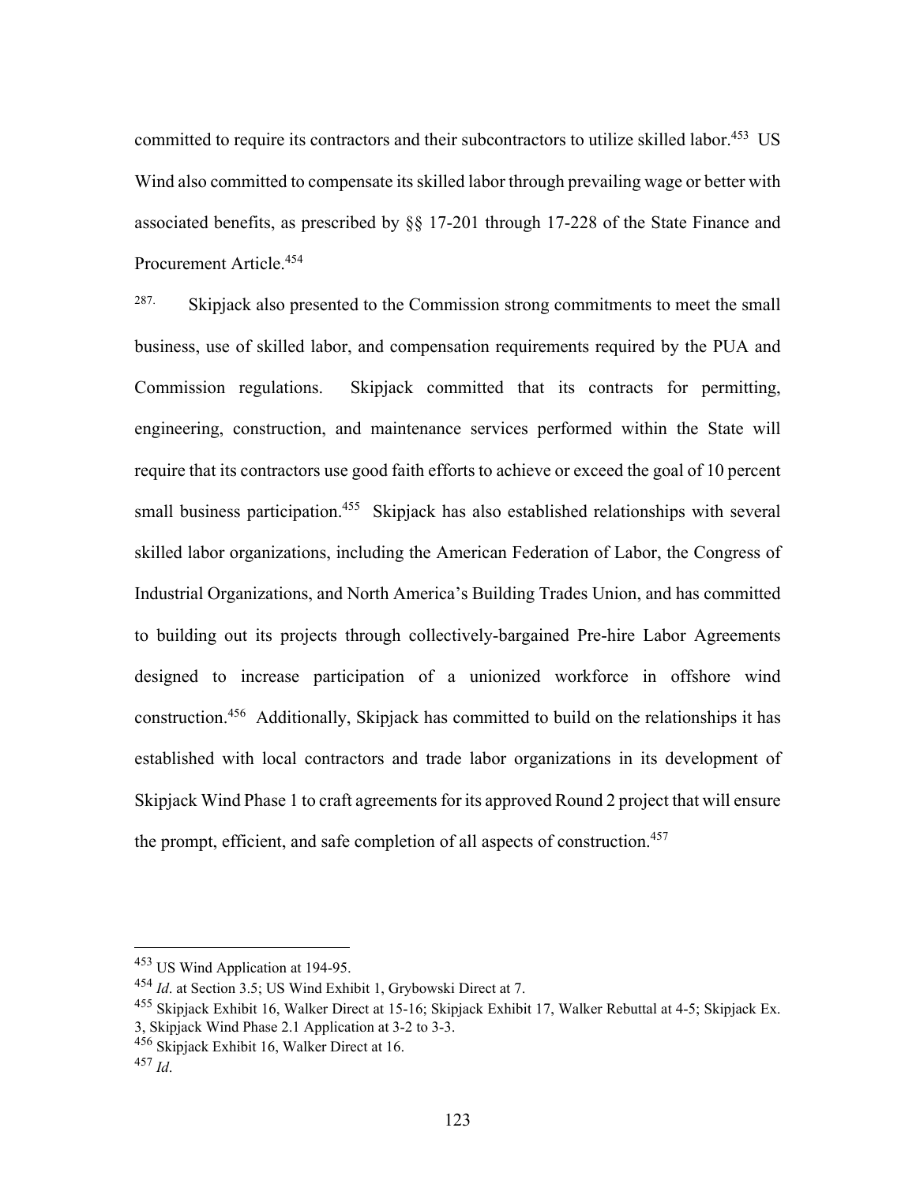committed to require its contractors and their subcontractors to utilize skilled labor.[453] US Wind also committed to compensate its skilled labor through prevailing wage or better with associated benefits, as prescribed by §§ 17-201 through 17-228 of the State Finance and Procurement Article.[454]

287. Skipjack also presented to the Commission strong commitments to meet the small business, use of skilled labor, and compensation requirements required by the PUA and Commission regulations. Skipjack committed that its contracts for permitting, engineering, construction, and maintenance services performed within the State will require that its contractors use good faith efforts to achieve or exceed the goal of 10 percent small business participation.[455] Skipjack has also established relationships with several skilled labor organizations, including the American Federation of Labor, the Congress of Industrial Organizations, and North America's Building Trades Union, and has committed to building out its projects through collectively-bargained Pre-hire Labor Agreements designed to increase participation of a unionized workforce in offshore wind construction.[456] Additionally, Skipjack has committed to build on the relationships it has established with local contractors and trade labor organizations in its development of Skipjack Wind Phase 1 to craft agreements for its approved Round 2 project that will ensure the prompt, efficient, and safe completion of all aspects of construction.[457]

---

[453] US Wind Application at 194-95.

[454] *Id*. at Section 3.5; US Wind Exhibit 1, Grybowski Direct at 7.

[455] Skipjack Exhibit 16, Walker Direct at 15-16; Skipjack Exhibit 17, Walker Rebuttal at 4-5; Skipjack Ex. 3, Skipjack Wind Phase 2.1 Application at 3-2 to 3-3.

[456] Skipjack Exhibit 16, Walker Direct at 16.

[457] *Id*.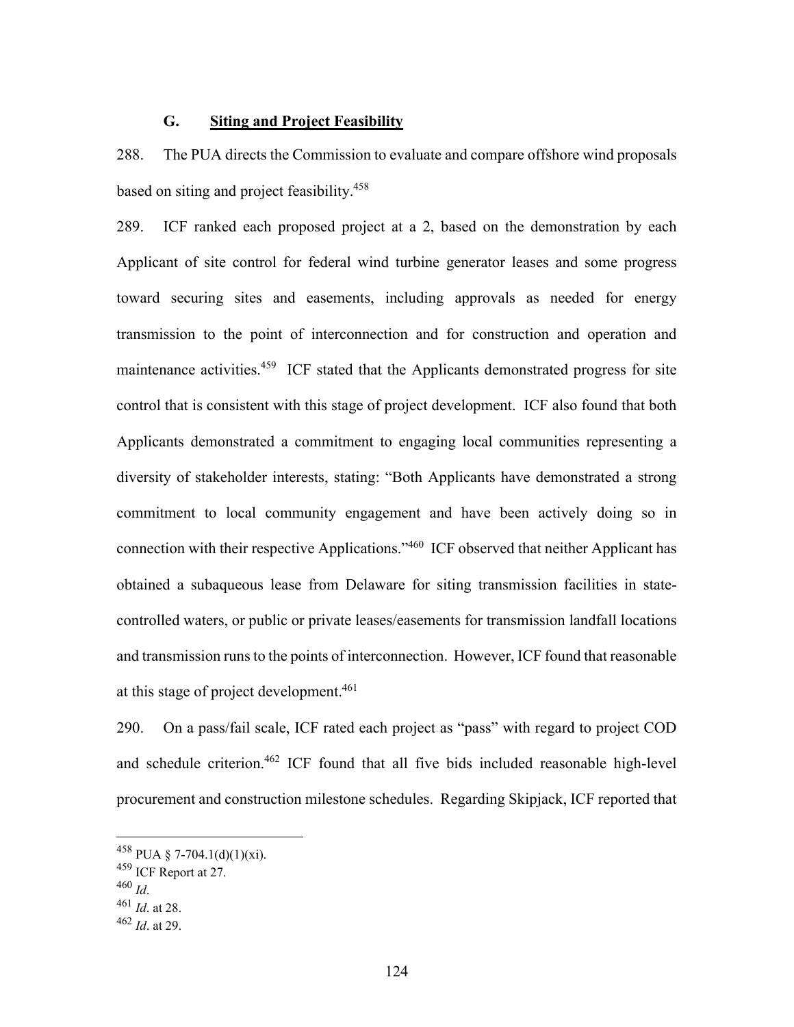### G. **Siting and Project Feasibility**

288. The PUA directs the Commission to evaluate and compare offshore wind proposals based on siting and project feasibility.[458]

289. ICF ranked each proposed project at a 2, based on the demonstration by each Applicant of site control for federal wind turbine generator leases and some progress toward securing sites and easements, including approvals as needed for energy transmission to the point of interconnection and for construction and operation and maintenance activities.[459] ICF stated that the Applicants demonstrated progress for site control that is consistent with this stage of project development. ICF also found that both Applicants demonstrated a commitment to engaging local communities representing a diversity of stakeholder interests, stating: "Both Applicants have demonstrated a strong commitment to local community engagement and have been actively doing so in connection with their respective Applications."[460] ICF observed that neither Applicant has obtained a subaqueous lease from Delaware for siting transmission facilities in state-controlled waters, or public or private leases/easements for transmission landfall locations and transmission runs to the points of interconnection. However, ICF found that reasonable at this stage of project development.[461]

290. On a pass/fail scale, ICF rated each project as "pass" with regard to project COD and schedule criterion.[462] ICF found that all five bids included reasonable high-level procurement and construction milestone schedules. Regarding Skipjack, ICF reported that

---

[458] PUA § 7-704.1(d)(1)(xi).

[459] ICF Report at 27.

[460] *Id*.

[461] *Id*. at 28.

[462] *Id*. at 29.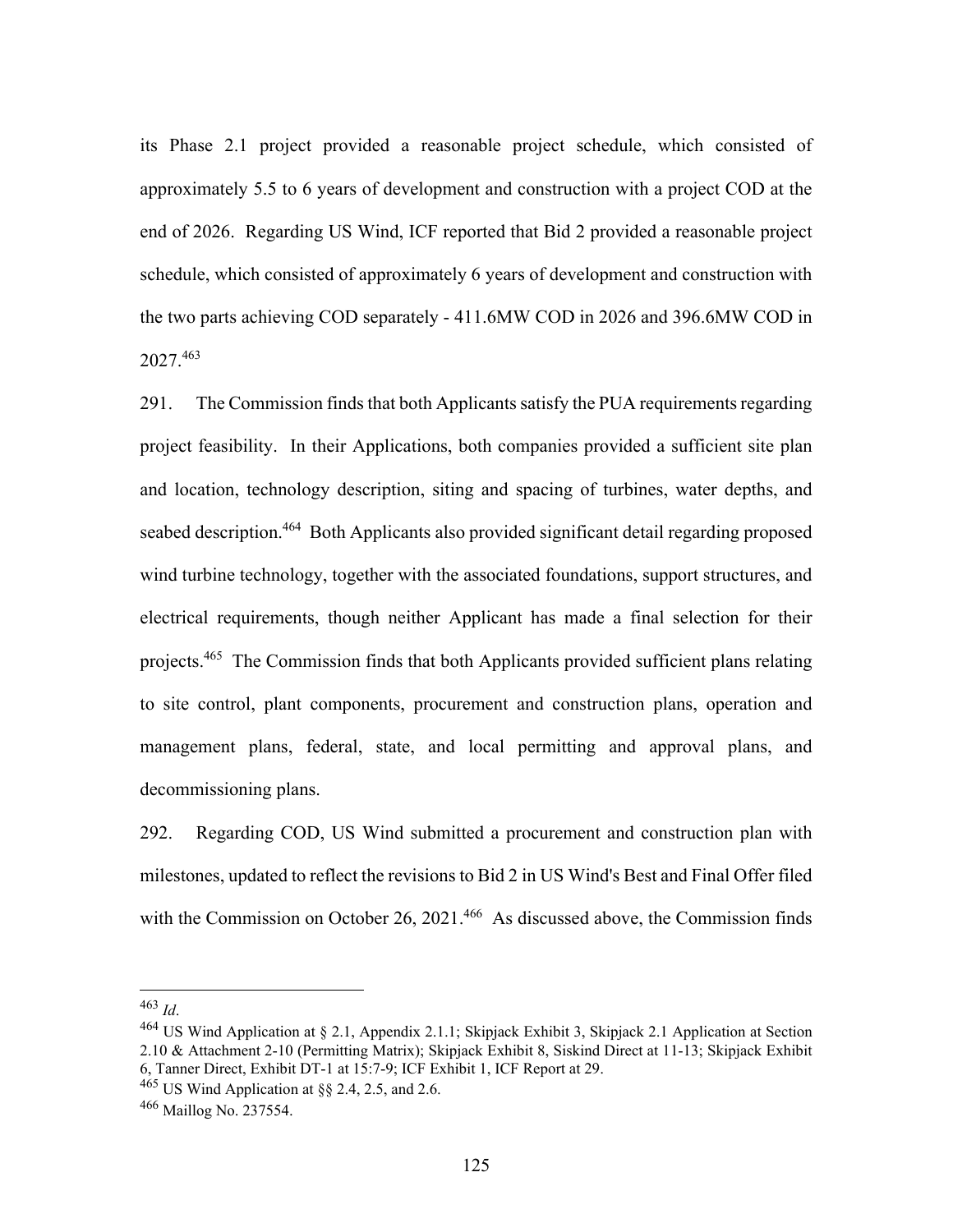its Phase 2.1 project provided a reasonable project schedule, which consisted of approximately 5.5 to 6 years of development and construction with a project COD at the end of 2026. Regarding US Wind, ICF reported that Bid 2 provided a reasonable project schedule, which consisted of approximately 6 years of development and construction with the two parts achieving COD separately - 411.6MW COD in 2026 and 396.6MW COD in 2027.[463]

291. The Commission finds that both Applicants satisfy the PUA requirements regarding project feasibility. In their Applications, both companies provided a sufficient site plan and location, technology description, siting and spacing of turbines, water depths, and seabed description.[464] Both Applicants also provided significant detail regarding proposed wind turbine technology, together with the associated foundations, support structures, and electrical requirements, though neither Applicant has made a final selection for their projects.[465] The Commission finds that both Applicants provided sufficient plans relating to site control, plant components, procurement and construction plans, operation and management plans, federal, state, and local permitting and approval plans, and decommissioning plans.

292. Regarding COD, US Wind submitted a procurement and construction plan with milestones, updated to reflect the revisions to Bid 2 in US Wind's Best and Final Offer filed with the Commission on October 26, 2021.[466] As discussed above, the Commission finds

---

[463] *Id*.

[464] US Wind Application at § 2.1, Appendix 2.1.1; Skipjack Exhibit 3, Skipjack 2.1 Application at Section 2.10 & Attachment 2-10 (Permitting Matrix); Skipjack Exhibit 8, Siskind Direct at 11-13; Skipjack Exhibit 6, Tanner Direct, Exhibit DT-1 at 15:7-9; ICF Exhibit 1, ICF Report at 29.

[465] US Wind Application at §§ 2.4, 2.5, and 2.6.

[466] Maillog No. 237554.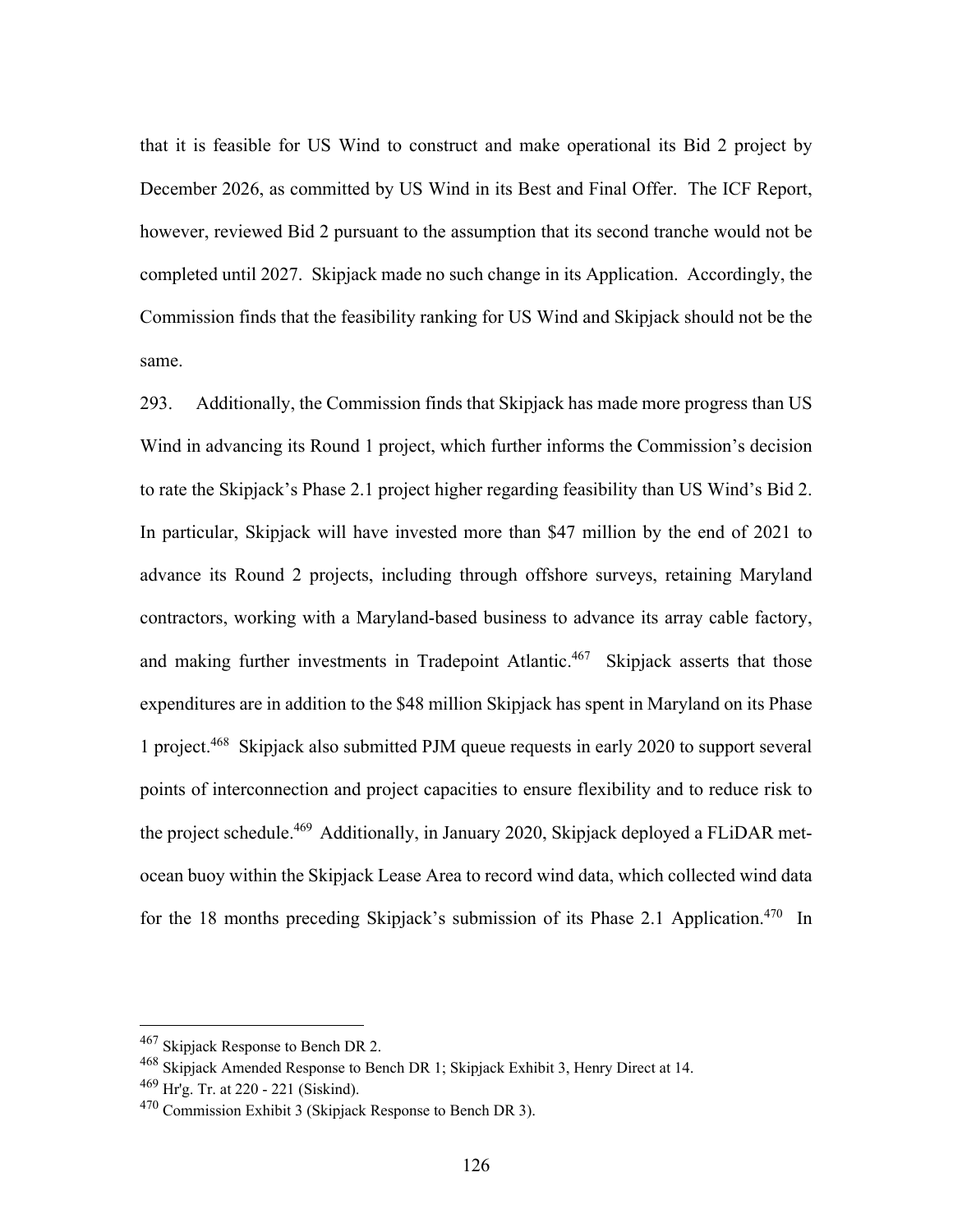that it is feasible for US Wind to construct and make operational its Bid 2 project by December 2026, as committed by US Wind in its Best and Final Offer. The ICF Report, however, reviewed Bid 2 pursuant to the assumption that its second tranche would not be completed until 2027. Skipjack made no such change in its Application. Accordingly, the Commission finds that the feasibility ranking for US Wind and Skipjack should not be the same.

293. Additionally, the Commission finds that Skipjack has made more progress than US Wind in advancing its Round 1 project, which further informs the Commission's decision to rate the Skipjack's Phase 2.1 project higher regarding feasibility than US Wind's Bid 2. In particular, Skipjack will have invested more than $47 million by the end of 2021 to advance its Round 2 projects, including through offshore surveys, retaining Maryland contractors, working with a Maryland-based business to advance its array cable factory, and making further investments in Tradepoint Atlantic.[467] Skipjack asserts that those expenditures are in addition to the $48 million Skipjack has spent in Maryland on its Phase 1 project.[468] Skipjack also submitted PJM queue requests in early 2020 to support several points of interconnection and project capacities to ensure flexibility and to reduce risk to the project schedule.[469] Additionally, in January 2020, Skipjack deployed a FLiDAR met-ocean buoy within the Skipjack Lease Area to record wind data, which collected wind data for the 18 months preceding Skipjack's submission of its Phase 2.1 Application.[470] In

---

[467] Skipjack Response to Bench DR 2.

[468] Skipjack Amended Response to Bench DR 1; Skipjack Exhibit 3, Henry Direct at 14.

[469] Hr'g. Tr. at 220 - 221 (Siskind).

[470] Commission Exhibit 3 (Skipjack Response to Bench DR 3).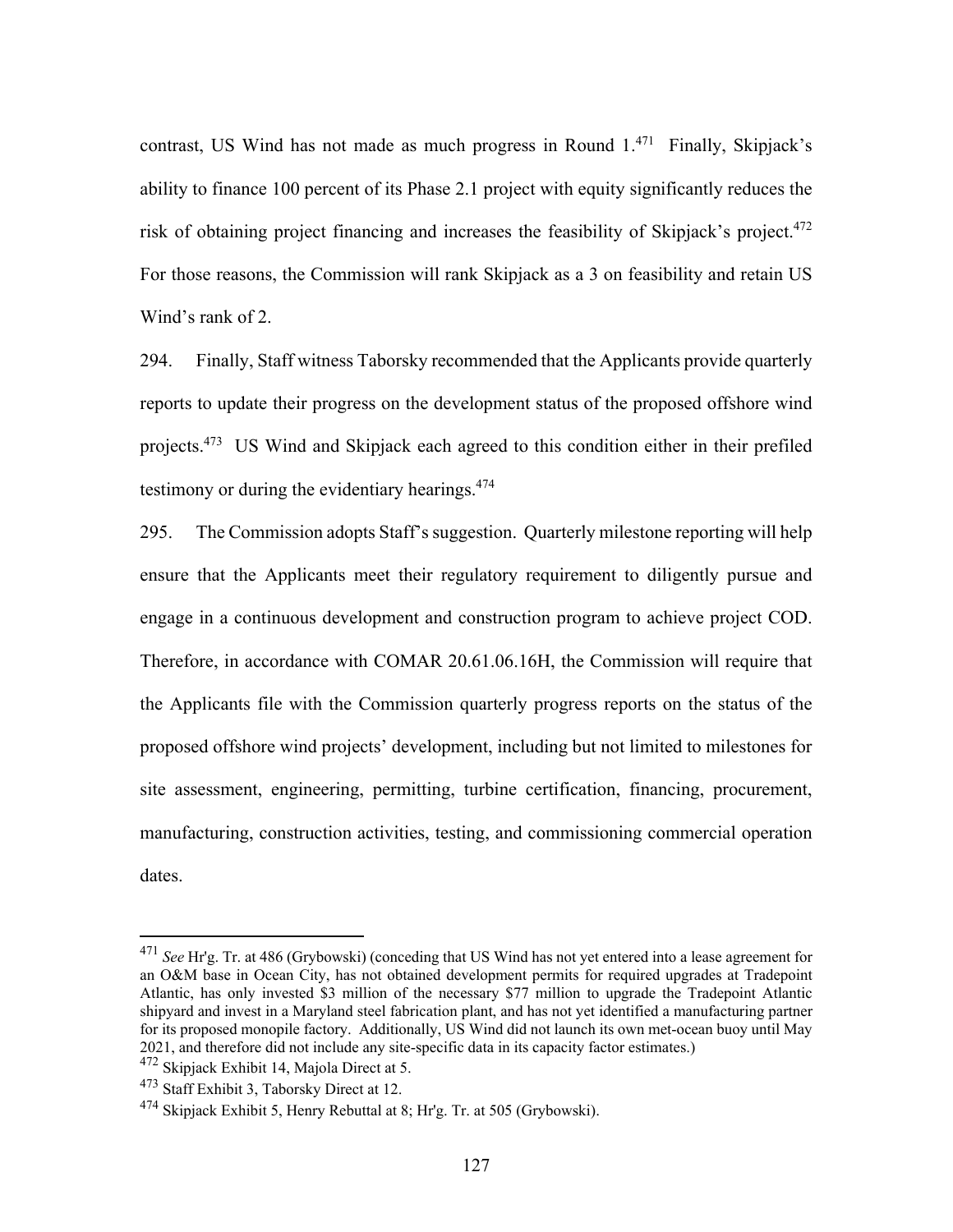contrast, US Wind has not made as much progress in Round 1.[471] Finally, Skipjack's ability to finance 100 percent of its Phase 2.1 project with equity significantly reduces the risk of obtaining project financing and increases the feasibility of Skipjack's project.[472] For those reasons, the Commission will rank Skipjack as a 3 on feasibility and retain US Wind's rank of 2.

294. Finally, Staff witness Taborsky recommended that the Applicants provide quarterly reports to update their progress on the development status of the proposed offshore wind projects.[473] US Wind and Skipjack each agreed to this condition either in their prefiled testimony or during the evidentiary hearings.[474]

295. The Commission adopts Staff's suggestion. Quarterly milestone reporting will help ensure that the Applicants meet their regulatory requirement to diligently pursue and engage in a continuous development and construction program to achieve project COD. Therefore, in accordance with COMAR 20.61.06.16H, the Commission will require that the Applicants file with the Commission quarterly progress reports on the status of the proposed offshore wind projects' development, including but not limited to milestones for site assessment, engineering, permitting, turbine certification, financing, procurement, manufacturing, construction activities, testing, and commissioning commercial operation dates.

---

[471] *See* Hr'g. Tr. at 486 (Grybowski) (conceding that US Wind has not yet entered into a lease agreement for an O&M base in Ocean City, has not obtained development permits for required upgrades at Tradepoint Atlantic, has only invested $3 million of the necessary $77 million to upgrade the Tradepoint Atlantic shipyard and invest in a Maryland steel fabrication plant, and has not yet identified a manufacturing partner for its proposed monopile factory. Additionally, US Wind did not launch its own met-ocean buoy until May 2021, and therefore did not include any site-specific data in its capacity factor estimates.)

[472] Skipjack Exhibit 14, Majola Direct at 5.

[473] Staff Exhibit 3, Taborsky Direct at 12.

[474] Skipjack Exhibit 5, Henry Rebuttal at 8; Hr'g. Tr. at 505 (Grybowski).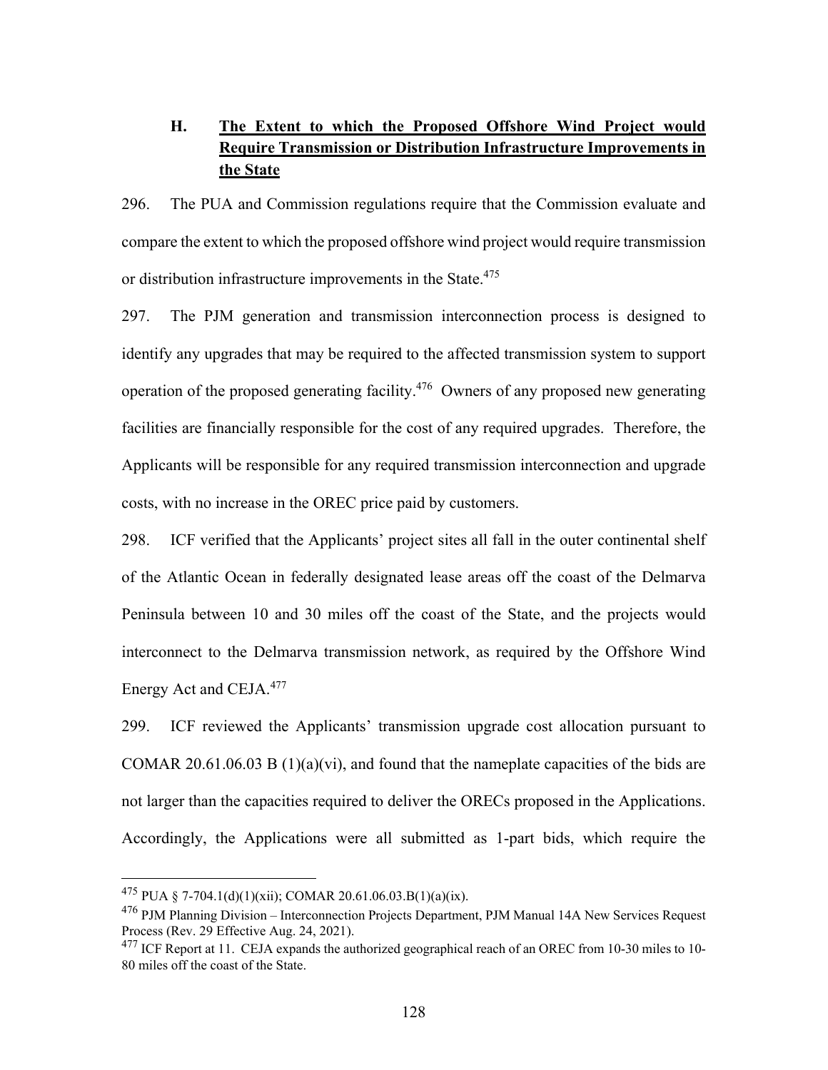### H. **The Extent to which the Proposed Offshore Wind Project would Require Transmission or Distribution Infrastructure Improvements in the State**

296. The PUA and Commission regulations require that the Commission evaluate and compare the extent to which the proposed offshore wind project would require transmission or distribution infrastructure improvements in the State.[475]

297. The PJM generation and transmission interconnection process is designed to identify any upgrades that may be required to the affected transmission system to support operation of the proposed generating facility.[476] Owners of any proposed new generating facilities are financially responsible for the cost of any required upgrades. Therefore, the Applicants will be responsible for any required transmission interconnection and upgrade costs, with no increase in the OREC price paid by customers.

298. ICF verified that the Applicants' project sites all fall in the outer continental shelf of the Atlantic Ocean in federally designated lease areas off the coast of the Delmarva Peninsula between 10 and 30 miles off the coast of the State, and the projects would interconnect to the Delmarva transmission network, as required by the Offshore Wind Energy Act and CEJA.[477]

299. ICF reviewed the Applicants' transmission upgrade cost allocation pursuant to COMAR 20.61.06.03 B (1)(a)(vi), and found that the nameplate capacities of the bids are not larger than the capacities required to deliver the ORECs proposed in the Applications. Accordingly, the Applications were all submitted as 1-part bids, which require the

---

[475] PUA § 7-704.1(d)(1)(xii); COMAR 20.61.06.03.B(1)(a)(ix).

[476] PJM Planning Division – Interconnection Projects Department, PJM Manual 14A New Services Request Process (Rev. 29 Effective Aug. 24, 2021).

[477] ICF Report at 11. CEJA expands the authorized geographical reach of an OREC from 10-30 miles to 10-80 miles off the coast of the State.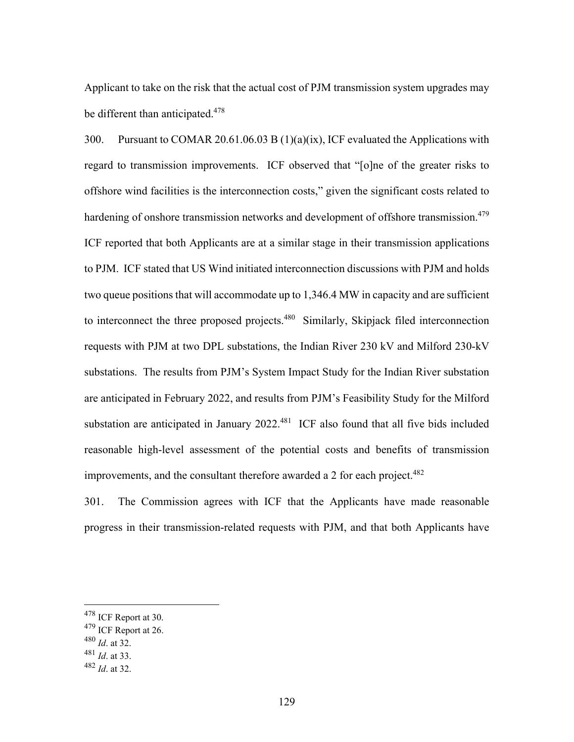Applicant to take on the risk that the actual cost of PJM transmission system upgrades may be different than anticipated.[478]

300. Pursuant to COMAR 20.61.06.03 B (1)(a)(ix), ICF evaluated the Applications with regard to transmission improvements. ICF observed that "[o]ne of the greater risks to offshore wind facilities is the interconnection costs," given the significant costs related to hardening of onshore transmission networks and development of offshore transmission.[479] ICF reported that both Applicants are at a similar stage in their transmission applications to PJM. ICF stated that US Wind initiated interconnection discussions with PJM and holds two queue positions that will accommodate up to 1,346.4 MW in capacity and are sufficient to interconnect the three proposed projects.[480] Similarly, Skipjack filed interconnection requests with PJM at two DPL substations, the Indian River 230 kV and Milford 230-kV substations. The results from PJM's System Impact Study for the Indian River substation are anticipated in February 2022, and results from PJM's Feasibility Study for the Milford substation are anticipated in January 2022.[481] ICF also found that all five bids included reasonable high-level assessment of the potential costs and benefits of transmission improvements, and the consultant therefore awarded a 2 for each project.[482]

301. The Commission agrees with ICF that the Applicants have made reasonable progress in their transmission-related requests with PJM, and that both Applicants have

---

[478] ICF Report at 30.
[479] ICF Report at 26.
[480] *Id*. at 32.
[481] *Id*. at 33.
[482] *Id*. at 32.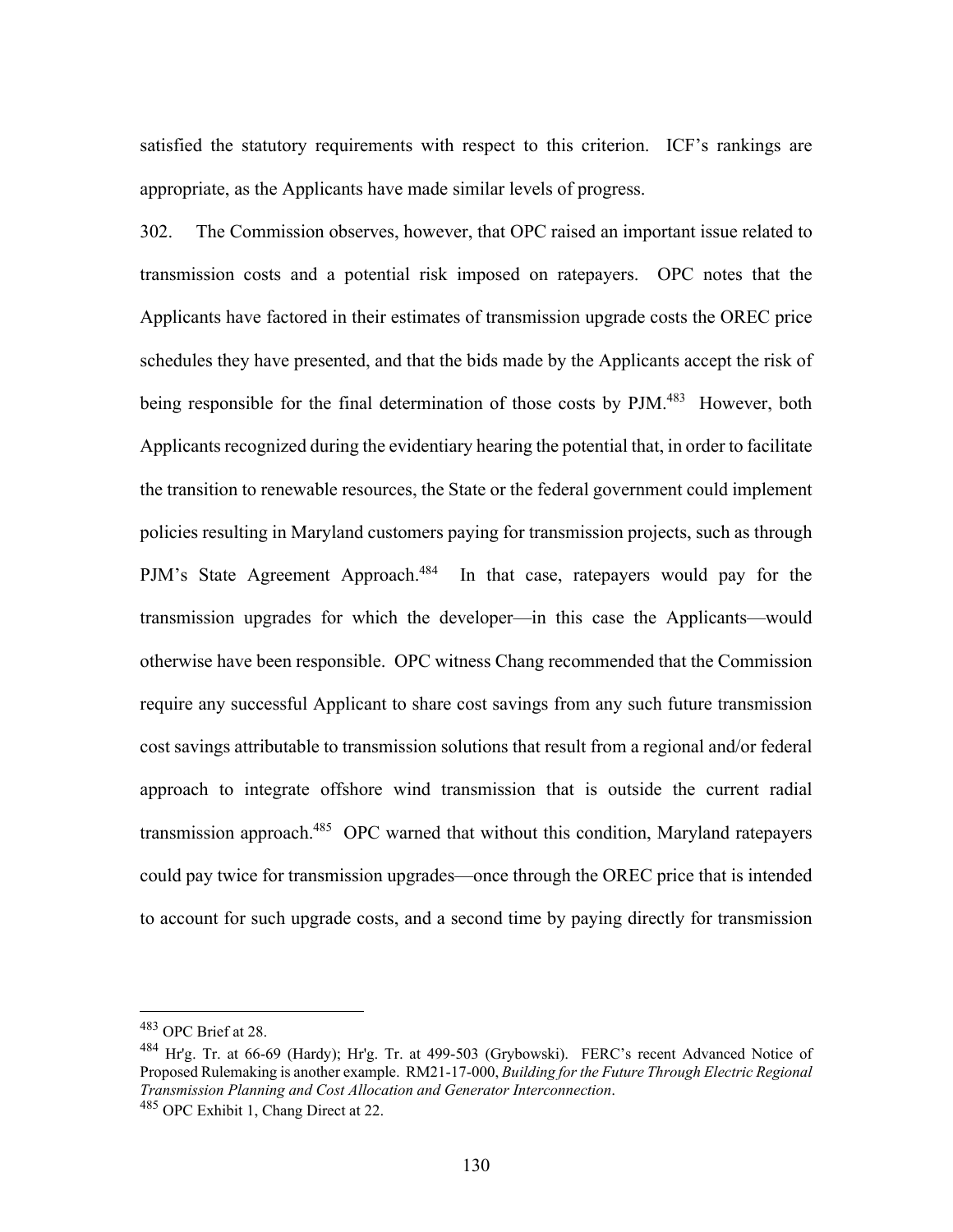satisfied the statutory requirements with respect to this criterion. ICF's rankings are appropriate, as the Applicants have made similar levels of progress.

302. The Commission observes, however, that OPC raised an important issue related to transmission costs and a potential risk imposed on ratepayers. OPC notes that the Applicants have factored in their estimates of transmission upgrade costs the OREC price schedules they have presented, and that the bids made by the Applicants accept the risk of being responsible for the final determination of those costs by PJM.[483] However, both Applicants recognized during the evidentiary hearing the potential that, in order to facilitate the transition to renewable resources, the State or the federal government could implement policies resulting in Maryland customers paying for transmission projects, such as through PJM's State Agreement Approach.[484] In that case, ratepayers would pay for the transmission upgrades for which the developer—in this case the Applicants—would otherwise have been responsible. OPC witness Chang recommended that the Commission require any successful Applicant to share cost savings from any such future transmission cost savings attributable to transmission solutions that result from a regional and/or federal approach to integrate offshore wind transmission that is outside the current radial transmission approach.[485] OPC warned that without this condition, Maryland ratepayers could pay twice for transmission upgrades—once through the OREC price that is intended to account for such upgrade costs, and a second time by paying directly for transmission

---

[483] OPC Brief at 28.

[484] Hr'g. Tr. at 66-69 (Hardy); Hr'g. Tr. at 499-503 (Grybowski). FERC's recent Advanced Notice of Proposed Rulemaking is another example. RM21-17-000, *Building for the Future Through Electric Regional Transmission Planning and Cost Allocation and Generator Interconnection*.

[485] OPC Exhibit 1, Chang Direct at 22.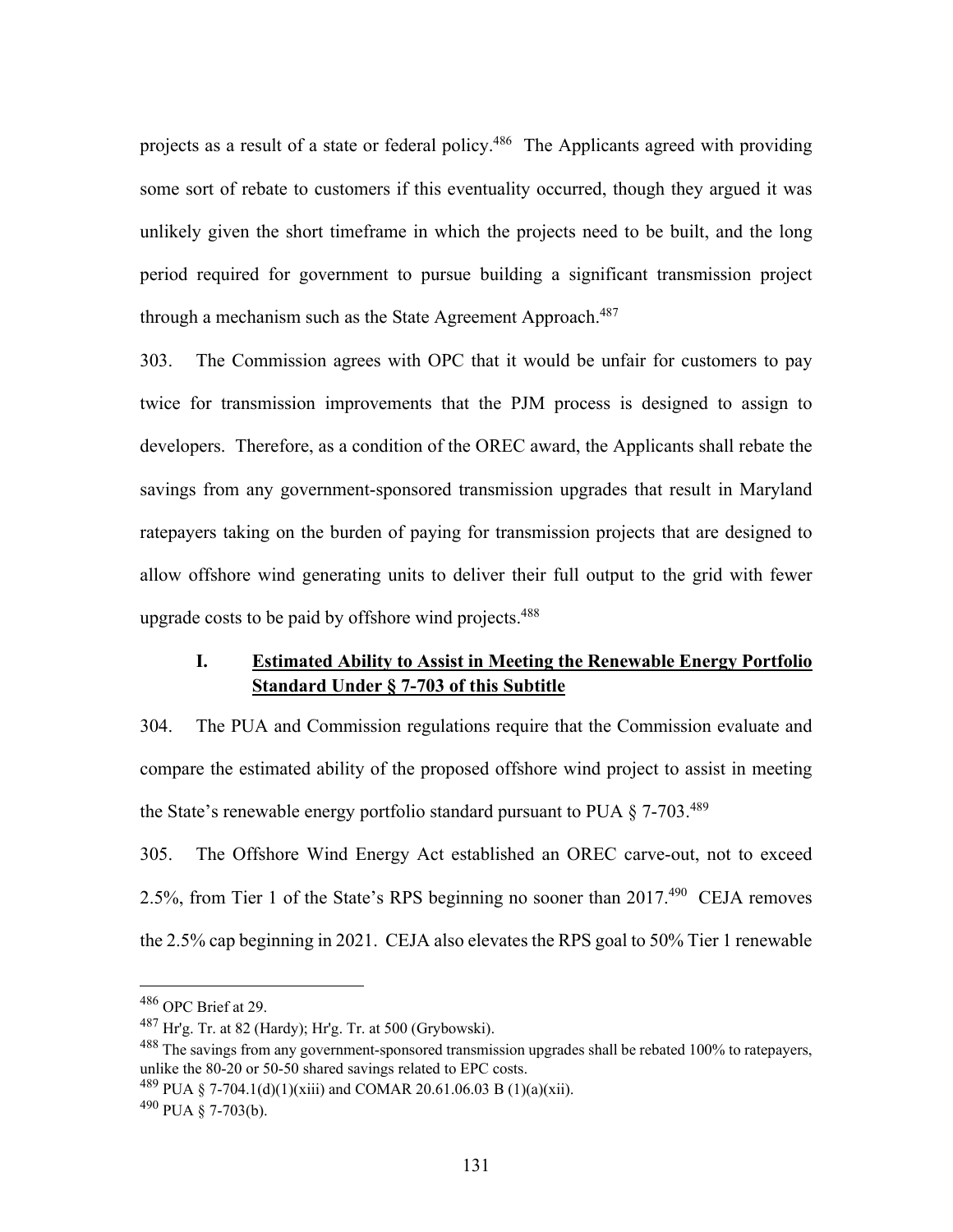projects as a result of a state or federal policy.[486] The Applicants agreed with providing some sort of rebate to customers if this eventuality occurred, though they argued it was unlikely given the short timeframe in which the projects need to be built, and the long period required for government to pursue building a significant transmission project through a mechanism such as the State Agreement Approach.[487]

303. The Commission agrees with OPC that it would be unfair for customers to pay twice for transmission improvements that the PJM process is designed to assign to developers. Therefore, as a condition of the OREC award, the Applicants shall rebate the savings from any government-sponsored transmission upgrades that result in Maryland ratepayers taking on the burden of paying for transmission projects that are designed to allow offshore wind generating units to deliver their full output to the grid with fewer upgrade costs to be paid by offshore wind projects.[488]

### I. Estimated Ability to Assist in Meeting the Renewable Energy Portfolio Standard Under § 7-703 of this Subtitle

304. The PUA and Commission regulations require that the Commission evaluate and compare the estimated ability of the proposed offshore wind project to assist in meeting the State's renewable energy portfolio standard pursuant to PUA § 7-703.[489]

305. The Offshore Wind Energy Act established an OREC carve-out, not to exceed 2.5%, from Tier 1 of the State's RPS beginning no sooner than 2017.[490] CEJA removes the 2.5% cap beginning in 2021. CEJA also elevates the RPS goal to 50% Tier 1 renewable

---

[486] OPC Brief at 29.

[487] Hr'g. Tr. at 82 (Hardy); Hr'g. Tr. at 500 (Grybowski).

[488] The savings from any government-sponsored transmission upgrades shall be rebated 100% to ratepayers, unlike the 80-20 or 50-50 shared savings related to EPC costs.

[489] PUA § 7-704.1(d)(1)(xiii) and COMAR 20.61.06.03 B (1)(a)(xii).

[490] PUA § 7-703(b).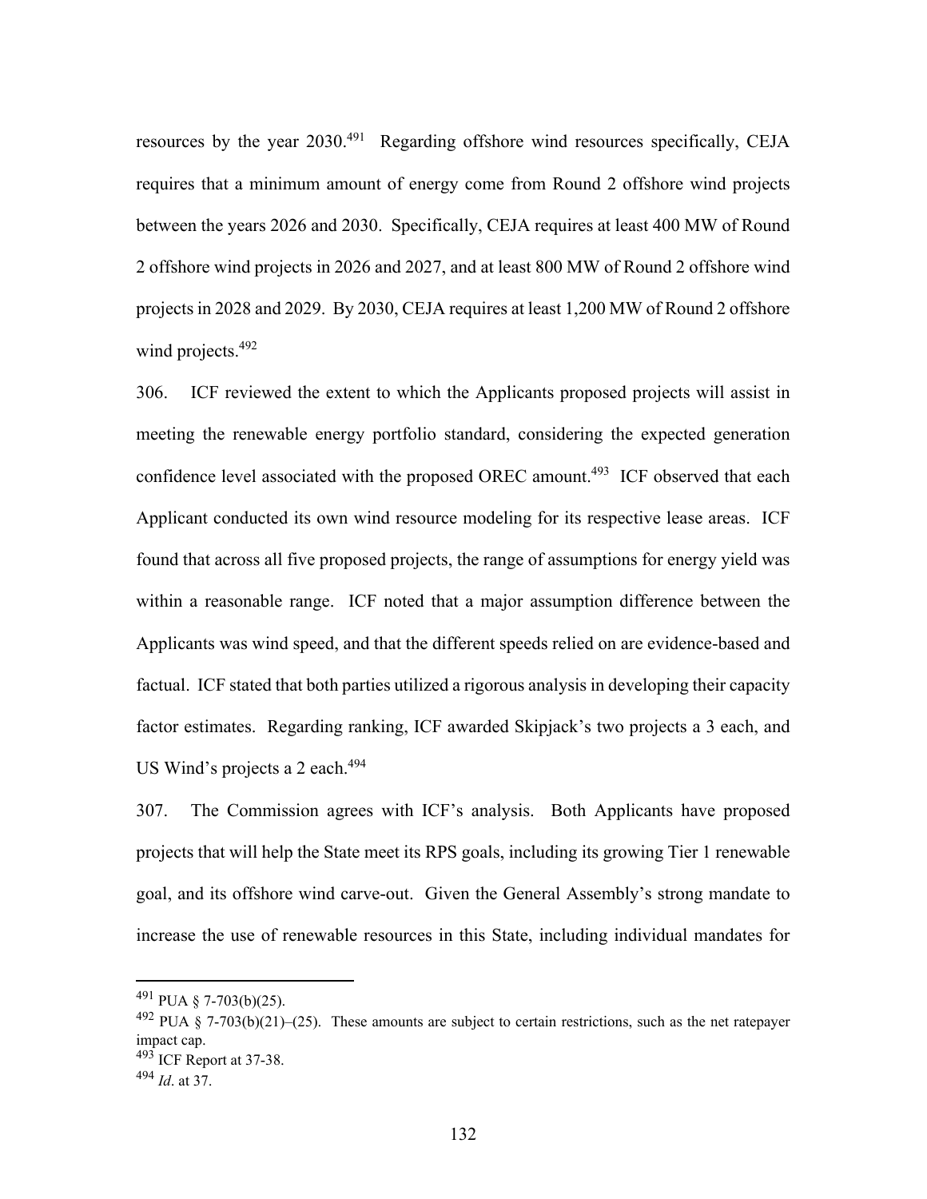resources by the year 2030.[491] Regarding offshore wind resources specifically, CEJA requires that a minimum amount of energy come from Round 2 offshore wind projects between the years 2026 and 2030. Specifically, CEJA requires at least 400 MW of Round 2 offshore wind projects in 2026 and 2027, and at least 800 MW of Round 2 offshore wind projects in 2028 and 2029. By 2030, CEJA requires at least 1,200 MW of Round 2 offshore wind projects.[492]

306. ICF reviewed the extent to which the Applicants proposed projects will assist in meeting the renewable energy portfolio standard, considering the expected generation confidence level associated with the proposed OREC amount.[493] ICF observed that each Applicant conducted its own wind resource modeling for its respective lease areas. ICF found that across all five proposed projects, the range of assumptions for energy yield was within a reasonable range. ICF noted that a major assumption difference between the Applicants was wind speed, and that the different speeds relied on are evidence-based and factual. ICF stated that both parties utilized a rigorous analysis in developing their capacity factor estimates. Regarding ranking, ICF awarded Skipjack's two projects a 3 each, and US Wind's projects a 2 each.[494]

307. The Commission agrees with ICF's analysis. Both Applicants have proposed projects that will help the State meet its RPS goals, including its growing Tier 1 renewable goal, and its offshore wind carve-out. Given the General Assembly's strong mandate to increase the use of renewable resources in this State, including individual mandates for

---

[491] PUA § 7-703(b)(25).

[492] PUA § 7-703(b)(21)–(25). These amounts are subject to certain restrictions, such as the net ratepayer impact cap.

[493] ICF Report at 37-38.

[494] *Id*. at 37.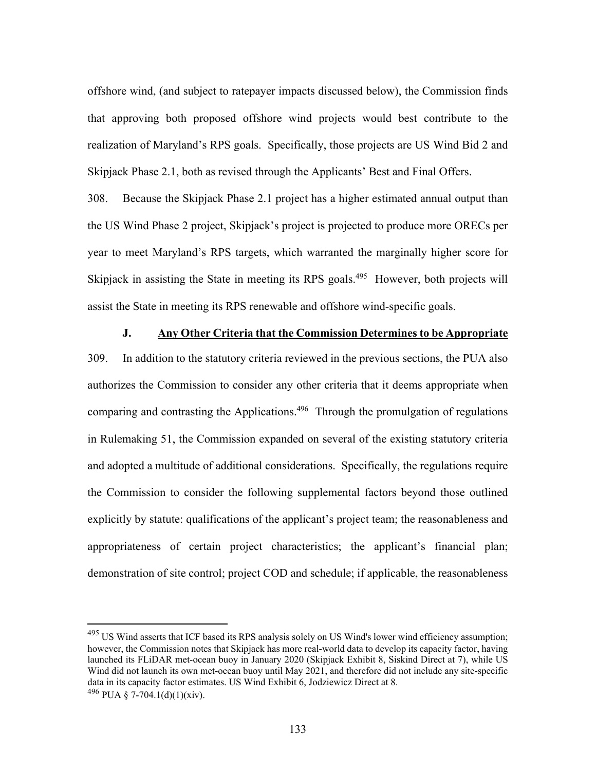offshore wind, (and subject to ratepayer impacts discussed below), the Commission finds that approving both proposed offshore wind projects would best contribute to the realization of Maryland's RPS goals. Specifically, those projects are US Wind Bid 2 and Skipjack Phase 2.1, both as revised through the Applicants' Best and Final Offers.

308. Because the Skipjack Phase 2.1 project has a higher estimated annual output than the US Wind Phase 2 project, Skipjack's project is projected to produce more ORECs per year to meet Maryland's RPS targets, which warranted the marginally higher score for Skipjack in assisting the State in meeting its RPS goals.[495] However, both projects will assist the State in meeting its RPS renewable and offshore wind-specific goals.

### J. <u>Any Other Criteria that the Commission Determines to be Appropriate</u>

309. In addition to the statutory criteria reviewed in the previous sections, the PUA also authorizes the Commission to consider any other criteria that it deems appropriate when comparing and contrasting the Applications.[496] Through the promulgation of regulations in Rulemaking 51, the Commission expanded on several of the existing statutory criteria and adopted a multitude of additional considerations. Specifically, the regulations require the Commission to consider the following supplemental factors beyond those outlined explicitly by statute: qualifications of the applicant's project team; the reasonableness and appropriateness of certain project characteristics; the applicant's financial plan; demonstration of site control; project COD and schedule; if applicable, the reasonableness

---

[495] US Wind asserts that ICF based its RPS analysis solely on US Wind's lower wind efficiency assumption; however, the Commission notes that Skipjack has more real-world data to develop its capacity factor, having launched its FLiDAR met-ocean buoy in January 2020 (Skipjack Exhibit 8, Siskind Direct at 7), while US Wind did not launch its own met-ocean buoy until May 2021, and therefore did not include any site-specific data in its capacity factor estimates. US Wind Exhibit 6, Jodziewicz Direct at 8.

[496] PUA § 7-704.1(d)(1)(xiv).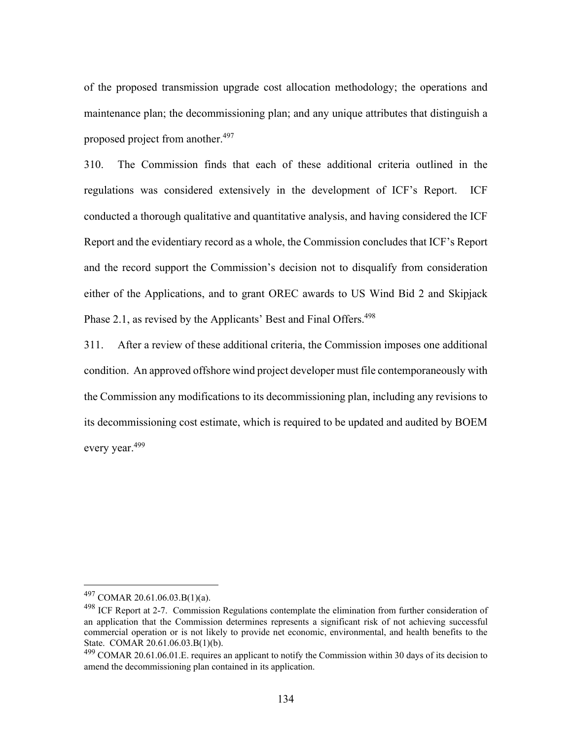of the proposed transmission upgrade cost allocation methodology; the operations and maintenance plan; the decommissioning plan; and any unique attributes that distinguish a proposed project from another.[497]

310. The Commission finds that each of these additional criteria outlined in the regulations was considered extensively in the development of ICF's Report. ICF conducted a thorough qualitative and quantitative analysis, and having considered the ICF Report and the evidentiary record as a whole, the Commission concludes that ICF's Report and the record support the Commission's decision not to disqualify from consideration either of the Applications, and to grant OREC awards to US Wind Bid 2 and Skipjack Phase 2.1, as revised by the Applicants' Best and Final Offers.[498]

311. After a review of these additional criteria, the Commission imposes one additional condition. An approved offshore wind project developer must file contemporaneously with the Commission any modifications to its decommissioning plan, including any revisions to its decommissioning cost estimate, which is required to be updated and audited by BOEM every year.[499]

---

[497] COMAR 20.61.06.03.B(1)(a).

[498] ICF Report at 2-7. Commission Regulations contemplate the elimination from further consideration of an application that the Commission determines represents a significant risk of not achieving successful commercial operation or is not likely to provide net economic, environmental, and health benefits to the State. COMAR 20.61.06.03.B(1)(b).

[499] COMAR 20.61.06.01.E. requires an applicant to notify the Commission within 30 days of its decision to amend the decommissioning plan contained in its application.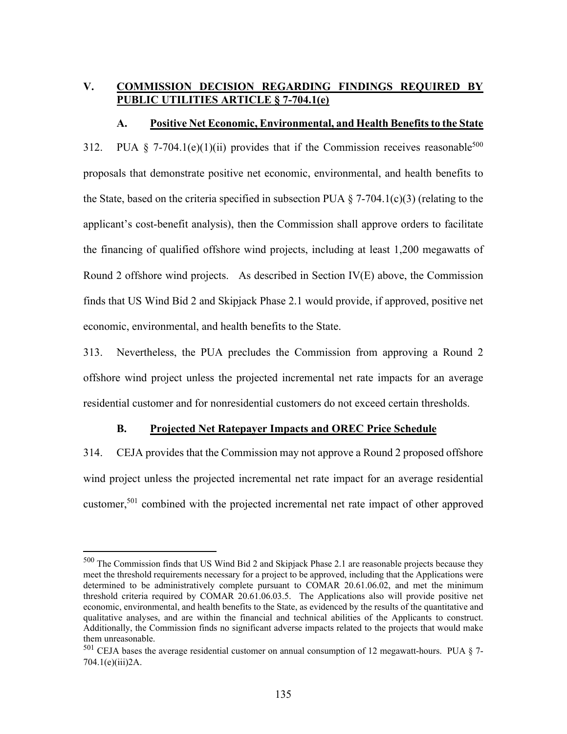## V. COMMISSION DECISION REGARDING FINDINGS REQUIRED BY PUBLIC UTILITIES ARTICLE § 7-704.1(e)

### A. Positive Net Economic, Environmental, and Health Benefits to the State

312. PUA § 7-704.1(e)(1)(ii) provides that if the Commission receives reasonable[500] proposals that demonstrate positive net economic, environmental, and health benefits to the State, based on the criteria specified in subsection PUA § 7-704.1(c)(3) (relating to the applicant's cost-benefit analysis), then the Commission shall approve orders to facilitate the financing of qualified offshore wind projects, including at least 1,200 megawatts of Round 2 offshore wind projects. As described in Section IV(E) above, the Commission finds that US Wind Bid 2 and Skipjack Phase 2.1 would provide, if approved, positive net economic, environmental, and health benefits to the State.

313. Nevertheless, the PUA precludes the Commission from approving a Round 2 offshore wind project unless the projected incremental net rate impacts for an average residential customer and for nonresidential customers do not exceed certain thresholds.

### B. Projected Net Ratepayer Impacts and OREC Price Schedule

314. CEJA provides that the Commission may not approve a Round 2 proposed offshore wind project unless the projected incremental net rate impact for an average residential customer,[501] combined with the projected incremental net rate impact of other approved

---

[500] The Commission finds that US Wind Bid 2 and Skipjack Phase 2.1 are reasonable projects because they meet the threshold requirements necessary for a project to be approved, including that the Applications were determined to be administratively complete pursuant to COMAR 20.61.06.02, and met the minimum threshold criteria required by COMAR 20.61.06.03.5. The Applications also will provide positive net economic, environmental, and health benefits to the State, as evidenced by the results of the quantitative and qualitative analyses, and are within the financial and technical abilities of the Applicants to construct. Additionally, the Commission finds no significant adverse impacts related to the projects that would make them unreasonable.

[501] CEJA bases the average residential customer on annual consumption of 12 megawatt-hours. PUA § 7-704.1(e)(iii)2A.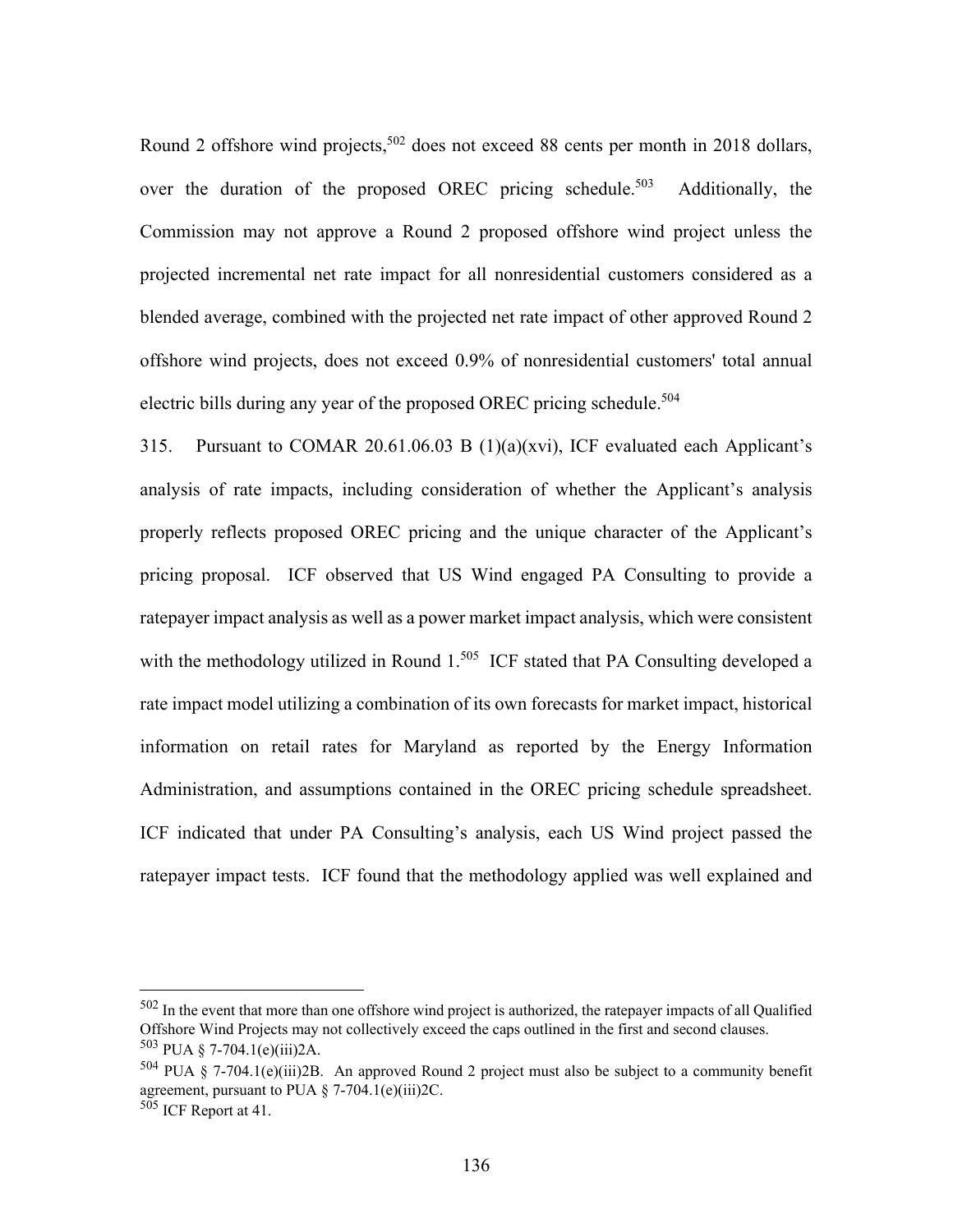Round 2 offshore wind projects,[502] does not exceed 88 cents per month in 2018 dollars, over the duration of the proposed OREC pricing schedule.[503] Additionally, the Commission may not approve a Round 2 proposed offshore wind project unless the projected incremental net rate impact for all nonresidential customers considered as a blended average, combined with the projected net rate impact of other approved Round 2 offshore wind projects, does not exceed 0.9% of nonresidential customers' total annual electric bills during any year of the proposed OREC pricing schedule.[504]

315. Pursuant to COMAR 20.61.06.03 B (1)(a)(xvi), ICF evaluated each Applicant's analysis of rate impacts, including consideration of whether the Applicant's analysis properly reflects proposed OREC pricing and the unique character of the Applicant's pricing proposal. ICF observed that US Wind engaged PA Consulting to provide a ratepayer impact analysis as well as a power market impact analysis, which were consistent with the methodology utilized in Round 1.[505] ICF stated that PA Consulting developed a rate impact model utilizing a combination of its own forecasts for market impact, historical information on retail rates for Maryland as reported by the Energy Information Administration, and assumptions contained in the OREC pricing schedule spreadsheet. ICF indicated that under PA Consulting's analysis, each US Wind project passed the ratepayer impact tests. ICF found that the methodology applied was well explained and

---

[502] In the event that more than one offshore wind project is authorized, the ratepayer impacts of all Qualified Offshore Wind Projects may not collectively exceed the caps outlined in the first and second clauses.

[503] PUA § 7-704.1(e)(iii)2A.

[504] PUA § 7-704.1(e)(iii)2B. An approved Round 2 project must also be subject to a community benefit agreement, pursuant to PUA § 7-704.1(e)(iii)2C.

[505] ICF Report at 41.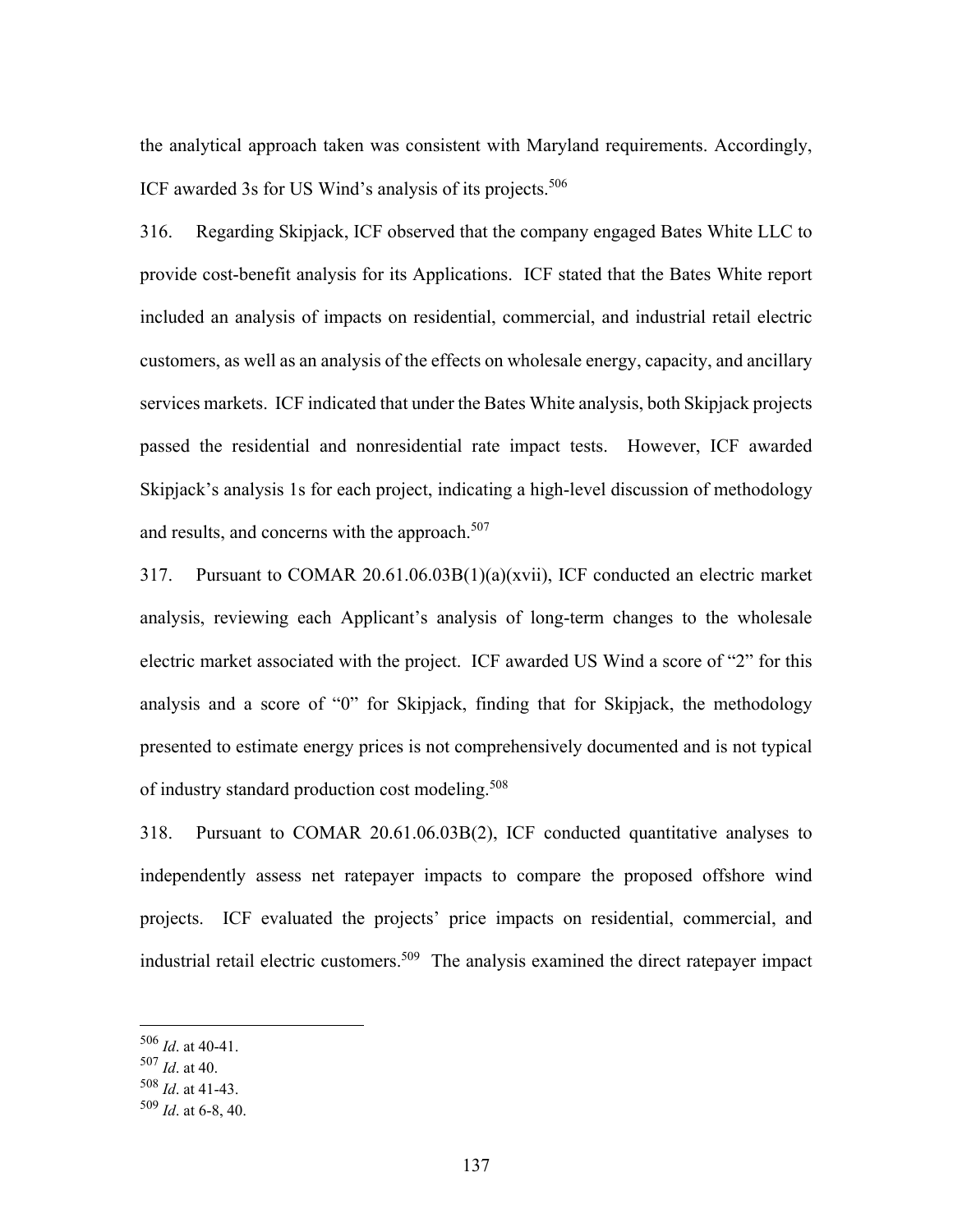the analytical approach taken was consistent with Maryland requirements. Accordingly, ICF awarded 3s for US Wind's analysis of its projects.[506]

316. Regarding Skipjack, ICF observed that the company engaged Bates White LLC to provide cost-benefit analysis for its Applications. ICF stated that the Bates White report included an analysis of impacts on residential, commercial, and industrial retail electric customers, as well as an analysis of the effects on wholesale energy, capacity, and ancillary services markets. ICF indicated that under the Bates White analysis, both Skipjack projects passed the residential and nonresidential rate impact tests. However, ICF awarded Skipjack's analysis 1s for each project, indicating a high-level discussion of methodology and results, and concerns with the approach.[507]

317. Pursuant to COMAR 20.61.06.03B(1)(a)(xvii), ICF conducted an electric market analysis, reviewing each Applicant's analysis of long-term changes to the wholesale electric market associated with the project. ICF awarded US Wind a score of "2" for this analysis and a score of "0" for Skipjack, finding that for Skipjack, the methodology presented to estimate energy prices is not comprehensively documented and is not typical of industry standard production cost modeling.[508]

318. Pursuant to COMAR 20.61.06.03B(2), ICF conducted quantitative analyses to independently assess net ratepayer impacts to compare the proposed offshore wind projects. ICF evaluated the projects' price impacts on residential, commercial, and industrial retail electric customers.[509] The analysis examined the direct ratepayer impact

---

[506] *Id*. at 40-41.
[507] *Id*. at 40.
[508] *Id*. at 41-43.
[509] *Id*. at 6-8, 40.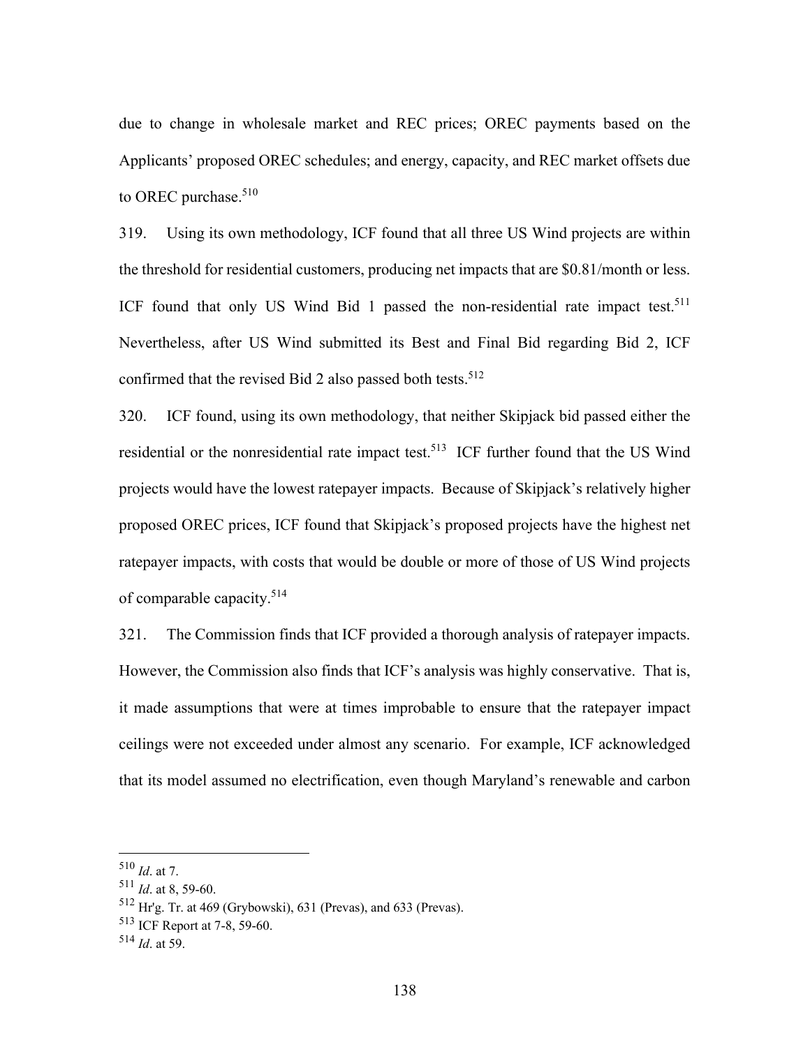due to change in wholesale market and REC prices; OREC payments based on the Applicants' proposed OREC schedules; and energy, capacity, and REC market offsets due to OREC purchase.[510]

319. Using its own methodology, ICF found that all three US Wind projects are within the threshold for residential customers, producing net impacts that are $0.81/month or less. ICF found that only US Wind Bid 1 passed the non-residential rate impact test.[511] Nevertheless, after US Wind submitted its Best and Final Bid regarding Bid 2, ICF confirmed that the revised Bid 2 also passed both tests.[512]

320. ICF found, using its own methodology, that neither Skipjack bid passed either the residential or the nonresidential rate impact test.[513] ICF further found that the US Wind projects would have the lowest ratepayer impacts. Because of Skipjack's relatively higher proposed OREC prices, ICF found that Skipjack's proposed projects have the highest net ratepayer impacts, with costs that would be double or more of those of US Wind projects of comparable capacity.[514]

321. The Commission finds that ICF provided a thorough analysis of ratepayer impacts. However, the Commission also finds that ICF's analysis was highly conservative. That is, it made assumptions that were at times improbable to ensure that the ratepayer impact ceilings were not exceeded under almost any scenario. For example, ICF acknowledged that its model assumed no electrification, even though Maryland's renewable and carbon

---

[510] *Id*. at 7.

[511] *Id*. at 8, 59-60.

[512] Hr'g. Tr. at 469 (Grybowski), 631 (Prevas), and 633 (Prevas).

[513] ICF Report at 7-8, 59-60.

[514] *Id*. at 59.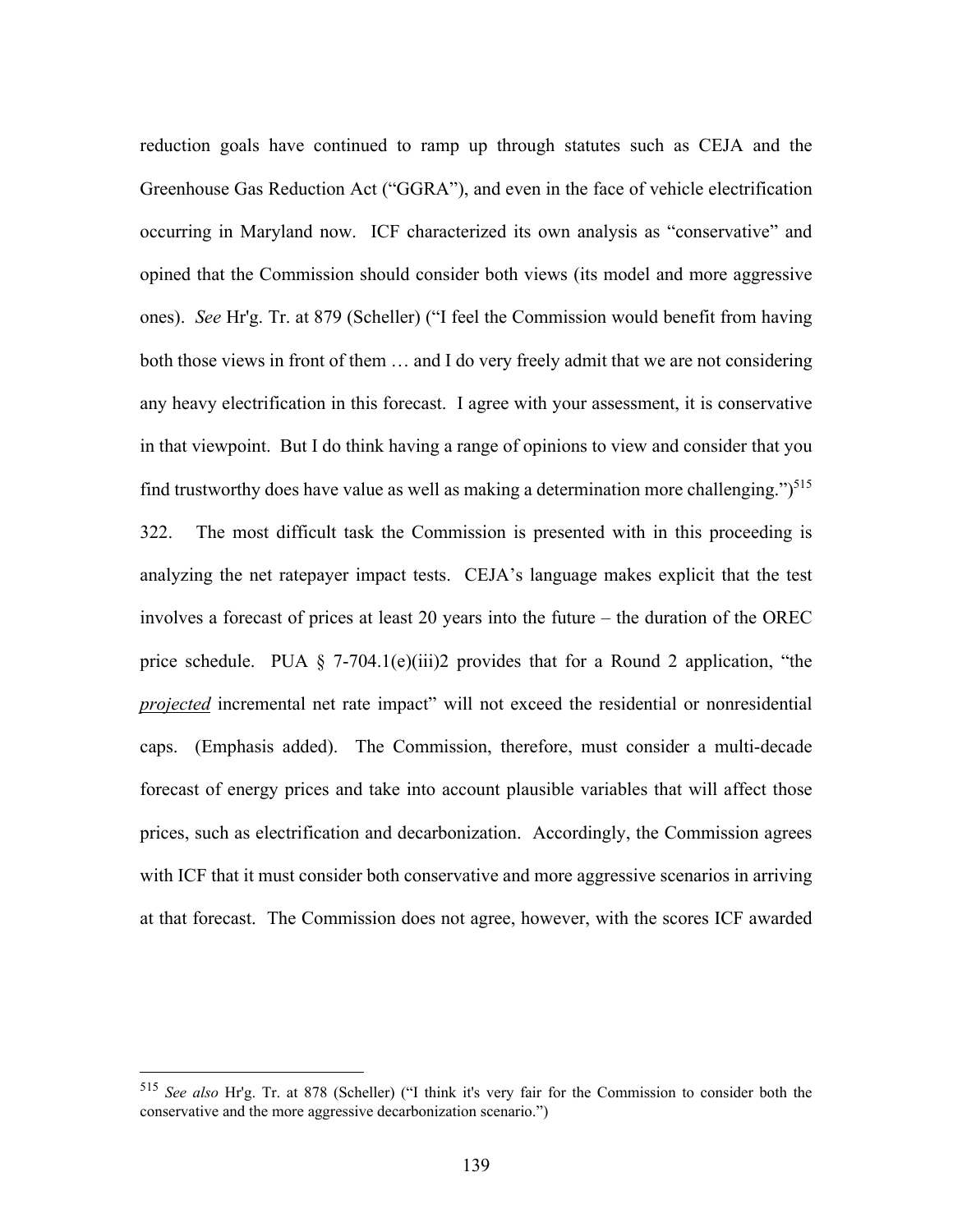reduction goals have continued to ramp up through statutes such as CEJA and the Greenhouse Gas Reduction Act ("GGRA"), and even in the face of vehicle electrification occurring in Maryland now. ICF characterized its own analysis as "conservative" and opined that the Commission should consider both views (its model and more aggressive ones). *See* Hr'g. Tr. at 879 (Scheller) ("I feel the Commission would benefit from having both those views in front of them … and I do very freely admit that we are not considering any heavy electrification in this forecast. I agree with your assessment, it is conservative in that viewpoint. But I do think having a range of opinions to view and consider that you find trustworthy does have value as well as making a determination more challenging.")[515]

322. The most difficult task the Commission is presented with in this proceeding is analyzing the net ratepayer impact tests. CEJA's language makes explicit that the test involves a forecast of prices at least 20 years into the future – the duration of the OREC price schedule. PUA § 7-704.1(e)(iii)2 provides that for a Round 2 application, "the ***projected*** incremental net rate impact" will not exceed the residential or nonresidential caps. (Emphasis added). The Commission, therefore, must consider a multi-decade forecast of energy prices and take into account plausible variables that will affect those prices, such as electrification and decarbonization. Accordingly, the Commission agrees with ICF that it must consider both conservative and more aggressive scenarios in arriving at that forecast. The Commission does not agree, however, with the scores ICF awarded

---

[515] *See also* Hr'g. Tr. at 878 (Scheller) ("I think it's very fair for the Commission to consider both the conservative and the more aggressive decarbonization scenario.")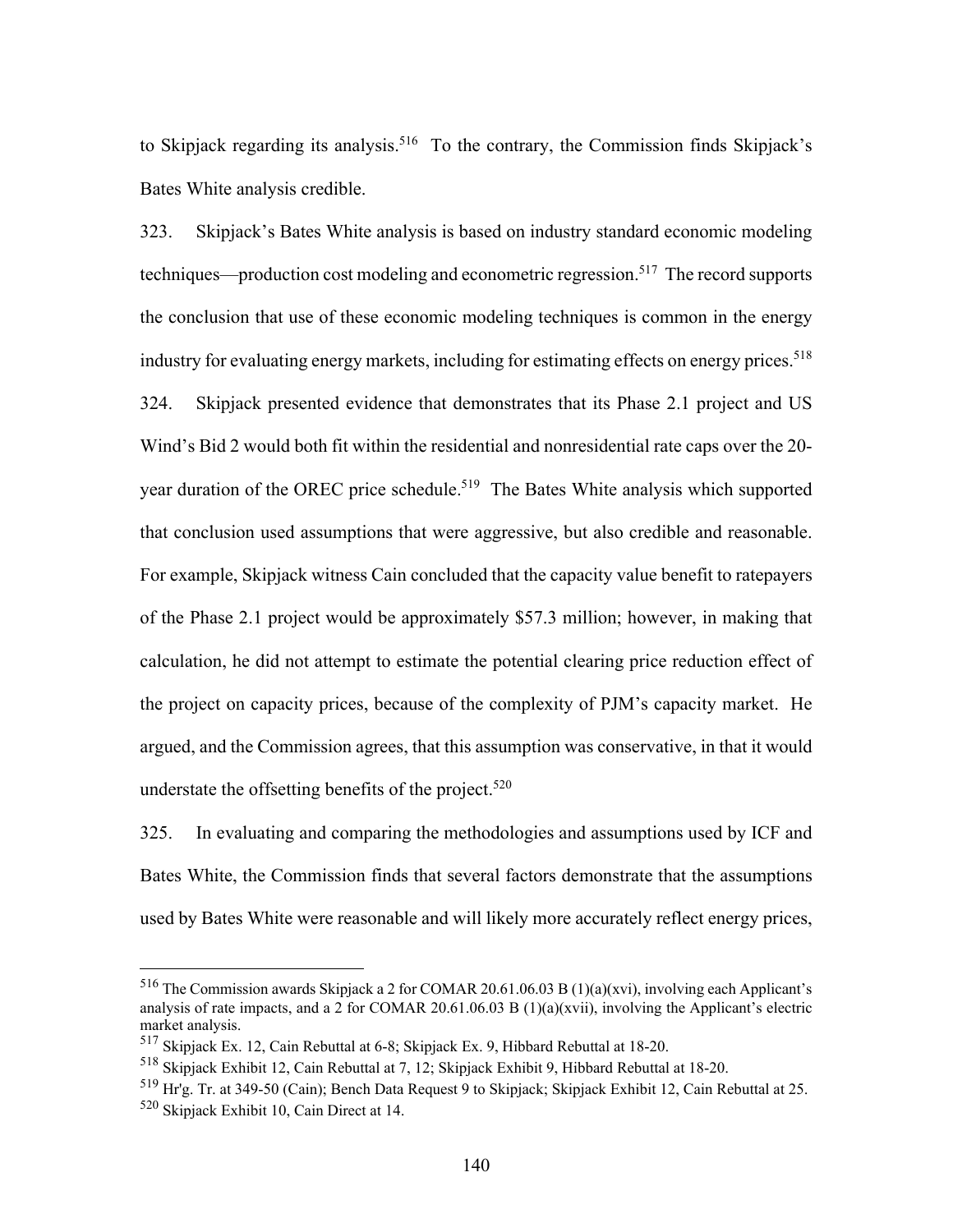to Skipjack regarding its analysis.[516] To the contrary, the Commission finds Skipjack's Bates White analysis credible.

323. Skipjack's Bates White analysis is based on industry standard economic modeling techniques—production cost modeling and econometric regression.[517] The record supports the conclusion that use of these economic modeling techniques is common in the energy industry for evaluating energy markets, including for estimating effects on energy prices.[518]

324. Skipjack presented evidence that demonstrates that its Phase 2.1 project and US Wind's Bid 2 would both fit within the residential and nonresidential rate caps over the 20-year duration of the OREC price schedule.[519] The Bates White analysis which supported that conclusion used assumptions that were aggressive, but also credible and reasonable. For example, Skipjack witness Cain concluded that the capacity value benefit to ratepayers of the Phase 2.1 project would be approximately $57.3 million; however, in making that calculation, he did not attempt to estimate the potential clearing price reduction effect of the project on capacity prices, because of the complexity of PJM's capacity market. He argued, and the Commission agrees, that this assumption was conservative, in that it would understate the offsetting benefits of the project.[520]

325. In evaluating and comparing the methodologies and assumptions used by ICF and Bates White, the Commission finds that several factors demonstrate that the assumptions used by Bates White were reasonable and will likely more accurately reflect energy prices,

---

[516] The Commission awards Skipjack a 2 for COMAR 20.61.06.03 B (1)(a)(xvi), involving each Applicant's analysis of rate impacts, and a 2 for COMAR 20.61.06.03 B (1)(a)(xvii), involving the Applicant's electric market analysis.

[517] Skipjack Ex. 12, Cain Rebuttal at 6-8; Skipjack Ex. 9, Hibbard Rebuttal at 18-20.

[518] Skipjack Exhibit 12, Cain Rebuttal at 7, 12; Skipjack Exhibit 9, Hibbard Rebuttal at 18-20.

[519] Hr'g. Tr. at 349-50 (Cain); Bench Data Request 9 to Skipjack; Skipjack Exhibit 12, Cain Rebuttal at 25.

[520] Skipjack Exhibit 10, Cain Direct at 14.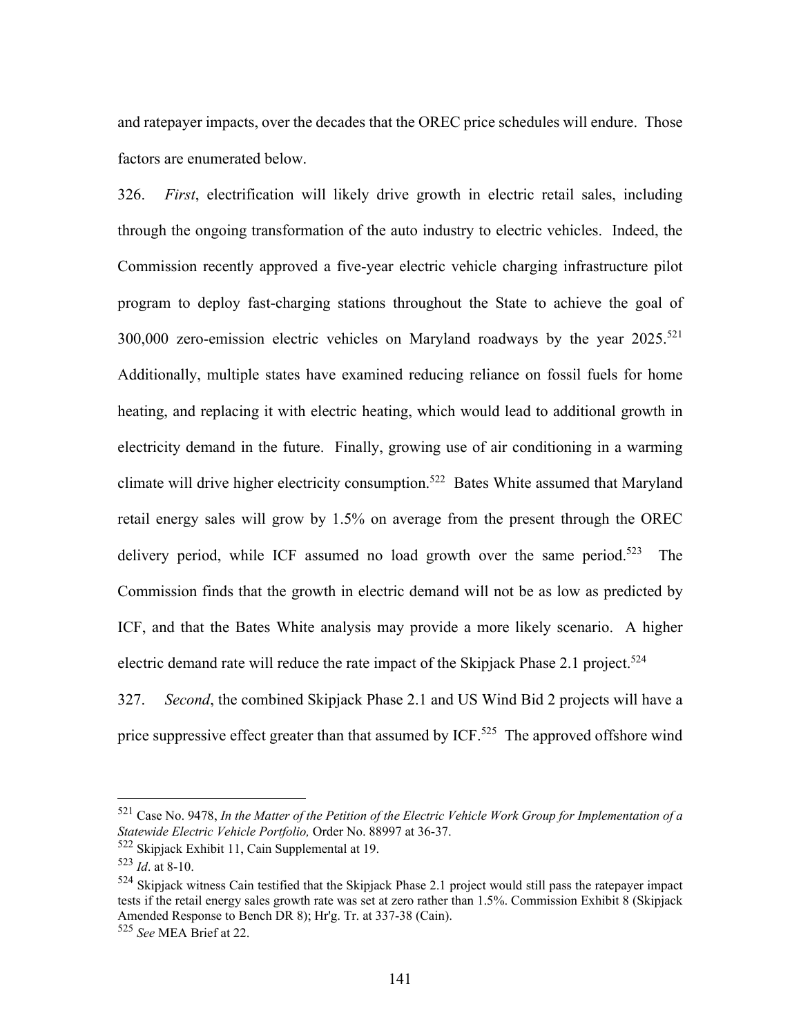and ratepayer impacts, over the decades that the OREC price schedules will endure. Those factors are enumerated below.

326. *First*, electrification will likely drive growth in electric retail sales, including through the ongoing transformation of the auto industry to electric vehicles. Indeed, the Commission recently approved a five-year electric vehicle charging infrastructure pilot program to deploy fast-charging stations throughout the State to achieve the goal of 300,000 zero-emission electric vehicles on Maryland roadways by the year 2025.[521] Additionally, multiple states have examined reducing reliance on fossil fuels for home heating, and replacing it with electric heating, which would lead to additional growth in electricity demand in the future. Finally, growing use of air conditioning in a warming climate will drive higher electricity consumption.[522] Bates White assumed that Maryland retail energy sales will grow by 1.5% on average from the present through the OREC delivery period, while ICF assumed no load growth over the same period.[523] The Commission finds that the growth in electric demand will not be as low as predicted by ICF, and that the Bates White analysis may provide a more likely scenario. A higher electric demand rate will reduce the rate impact of the Skipjack Phase 2.1 project.[524]

327. *Second*, the combined Skipjack Phase 2.1 and US Wind Bid 2 projects will have a price suppressive effect greater than that assumed by ICF.[525] The approved offshore wind

---

[521] Case No. 9478, *In the Matter of the Petition of the Electric Vehicle Work Group for Implementation of a Statewide Electric Vehicle Portfolio,* Order No. 88997 at 36-37.

[522] Skipjack Exhibit 11, Cain Supplemental at 19.

[523] *Id*. at 8-10.

[524] Skipjack witness Cain testified that the Skipjack Phase 2.1 project would still pass the ratepayer impact tests if the retail energy sales growth rate was set at zero rather than 1.5%. Commission Exhibit 8 (Skipjack Amended Response to Bench DR 8); Hr'g. Tr. at 337-38 (Cain).

[525] *See* MEA Brief at 22.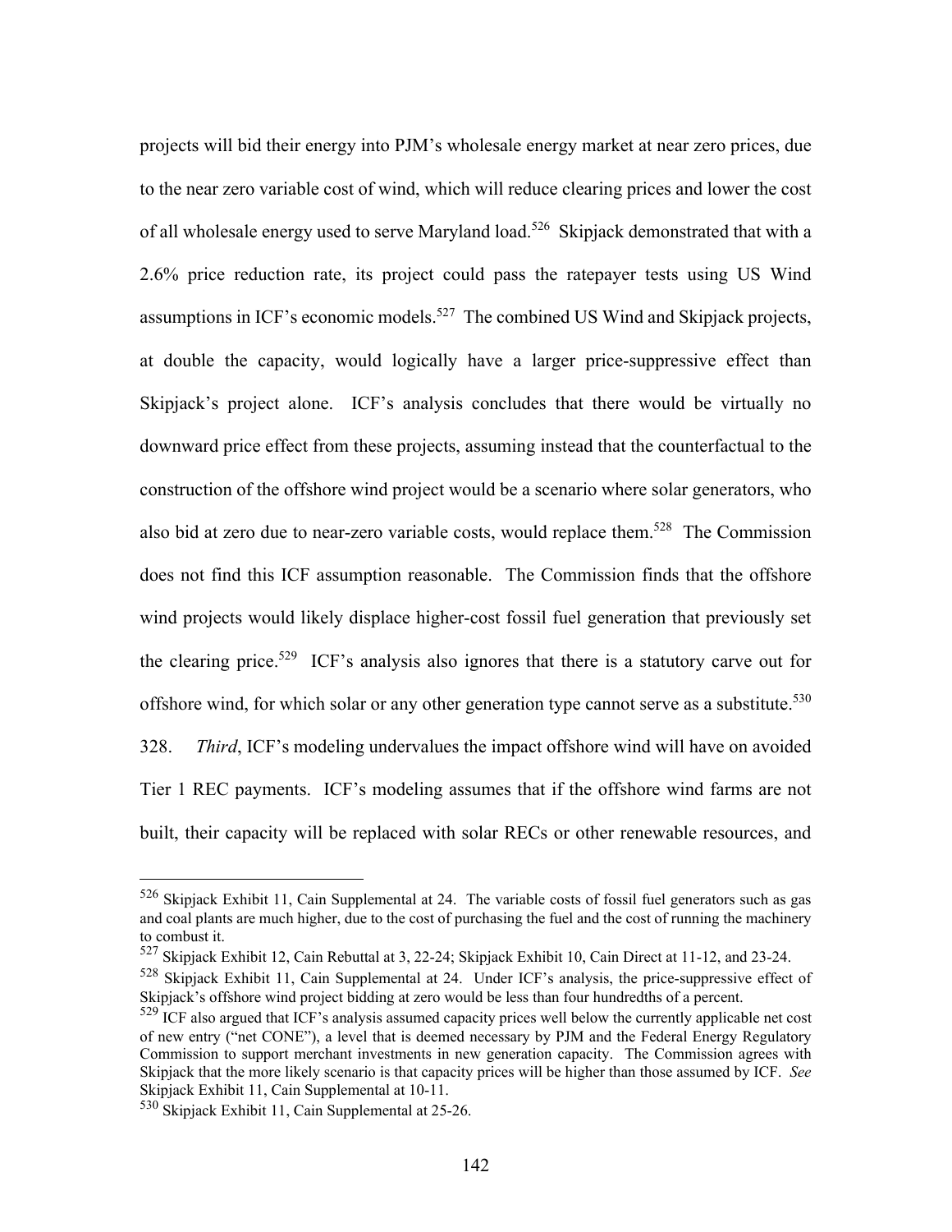projects will bid their energy into PJM's wholesale energy market at near zero prices, due to the near zero variable cost of wind, which will reduce clearing prices and lower the cost of all wholesale energy used to serve Maryland load.[526] Skipjack demonstrated that with a 2.6% price reduction rate, its project could pass the ratepayer tests using US Wind assumptions in ICF's economic models.[527] The combined US Wind and Skipjack projects, at double the capacity, would logically have a larger price-suppressive effect than Skipjack's project alone. ICF's analysis concludes that there would be virtually no downward price effect from these projects, assuming instead that the counterfactual to the construction of the offshore wind project would be a scenario where solar generators, who also bid at zero due to near-zero variable costs, would replace them.[528] The Commission does not find this ICF assumption reasonable. The Commission finds that the offshore wind projects would likely displace higher-cost fossil fuel generation that previously set the clearing price.[529] ICF's analysis also ignores that there is a statutory carve out for offshore wind, for which solar or any other generation type cannot serve as a substitute.[530]

328. *Third*, ICF's modeling undervalues the impact offshore wind will have on avoided Tier 1 REC payments. ICF's modeling assumes that if the offshore wind farms are not built, their capacity will be replaced with solar RECs or other renewable resources, and

---

[526] Skipjack Exhibit 11, Cain Supplemental at 24. The variable costs of fossil fuel generators such as gas and coal plants are much higher, due to the cost of purchasing the fuel and the cost of running the machinery to combust it.

[527] Skipjack Exhibit 12, Cain Rebuttal at 3, 22-24; Skipjack Exhibit 10, Cain Direct at 11-12, and 23-24.

[528] Skipjack Exhibit 11, Cain Supplemental at 24. Under ICF's analysis, the price-suppressive effect of Skipjack's offshore wind project bidding at zero would be less than four hundredths of a percent.

[529] ICF also argued that ICF's analysis assumed capacity prices well below the currently applicable net cost of new entry ("net CONE"), a level that is deemed necessary by PJM and the Federal Energy Regulatory Commission to support merchant investments in new generation capacity. The Commission agrees with Skipjack that the more likely scenario is that capacity prices will be higher than those assumed by ICF. *See* Skipjack Exhibit 11, Cain Supplemental at 10-11.

[530] Skipjack Exhibit 11, Cain Supplemental at 25-26.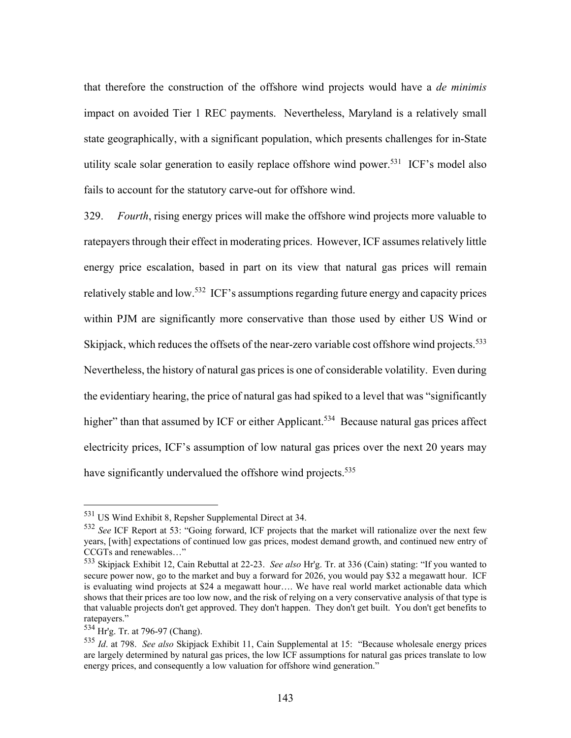that therefore the construction of the offshore wind projects would have a *de minimis* impact on avoided Tier 1 REC payments. Nevertheless, Maryland is a relatively small state geographically, with a significant population, which presents challenges for in-State utility scale solar generation to easily replace offshore wind power.[531] ICF's model also fails to account for the statutory carve-out for offshore wind.

329. *Fourth*, rising energy prices will make the offshore wind projects more valuable to ratepayers through their effect in moderating prices. However, ICF assumes relatively little energy price escalation, based in part on its view that natural gas prices will remain relatively stable and low.[532] ICF's assumptions regarding future energy and capacity prices within PJM are significantly more conservative than those used by either US Wind or Skipjack, which reduces the offsets of the near-zero variable cost offshore wind projects.[533] Nevertheless, the history of natural gas prices is one of considerable volatility. Even during the evidentiary hearing, the price of natural gas had spiked to a level that was "significantly higher" than that assumed by ICF or either Applicant.[534] Because natural gas prices affect electricity prices, ICF's assumption of low natural gas prices over the next 20 years may have significantly undervalued the offshore wind projects.[535]

---

[531] US Wind Exhibit 8, Repsher Supplemental Direct at 34.

[532] *See* ICF Report at 53: "Going forward, ICF projects that the market will rationalize over the next few years, [with] expectations of continued low gas prices, modest demand growth, and continued new entry of CCGTs and renewables…"

[533] Skipjack Exhibit 12, Cain Rebuttal at 22-23. *See also* Hr'g. Tr. at 336 (Cain) stating: "If you wanted to secure power now, go to the market and buy a forward for 2026, you would pay $32 a megawatt hour. ICF is evaluating wind projects at $24 a megawatt hour…. We have real world market actionable data which shows that their prices are too low now, and the risk of relying on a very conservative analysis of that type is that valuable projects don't get approved. They don't happen. They don't get built. You don't get benefits to ratepayers."

[534] Hr'g. Tr. at 796-97 (Chang).

[535] *Id*. at 798. *See also* Skipjack Exhibit 11, Cain Supplemental at 15: "Because wholesale energy prices are largely determined by natural gas prices, the low ICF assumptions for natural gas prices translate to low energy prices, and consequently a low valuation for offshore wind generation."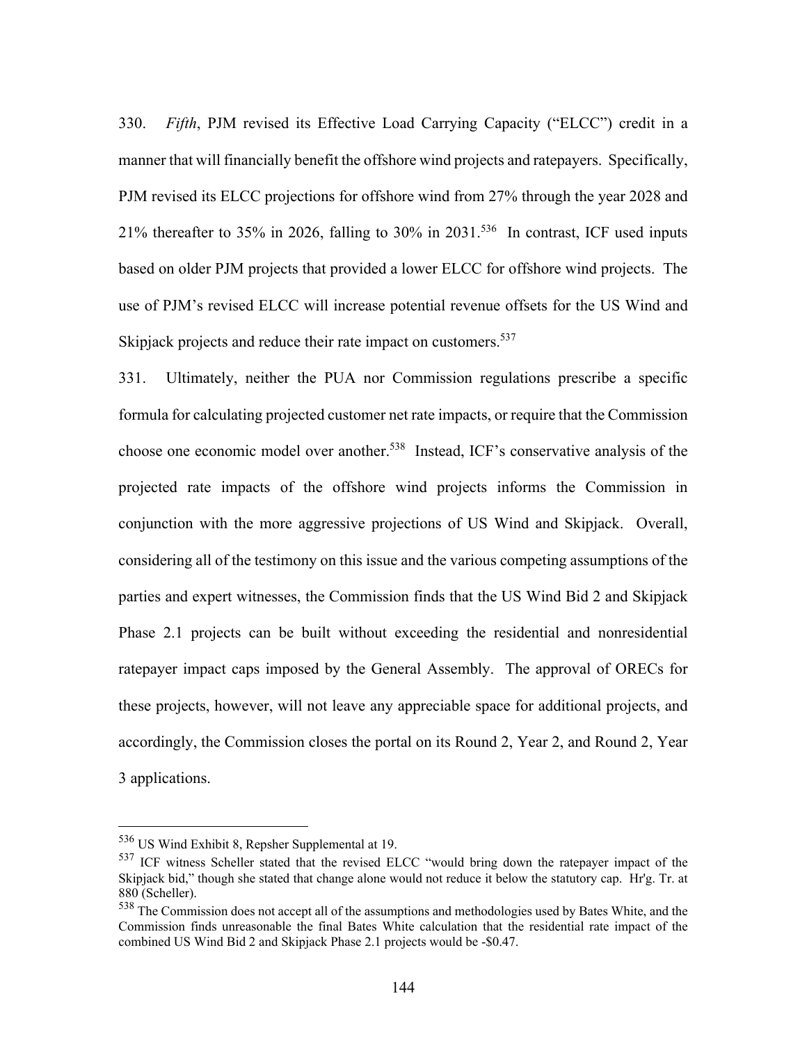330. *Fifth*, PJM revised its Effective Load Carrying Capacity ("ELCC") credit in a manner that will financially benefit the offshore wind projects and ratepayers. Specifically, PJM revised its ELCC projections for offshore wind from 27% through the year 2028 and 21% thereafter to 35% in 2026, falling to 30% in 2031.[536] In contrast, ICF used inputs based on older PJM projects that provided a lower ELCC for offshore wind projects. The use of PJM's revised ELCC will increase potential revenue offsets for the US Wind and Skipjack projects and reduce their rate impact on customers.[537]

331. Ultimately, neither the PUA nor Commission regulations prescribe a specific formula for calculating projected customer net rate impacts, or require that the Commission choose one economic model over another.[538] Instead, ICF's conservative analysis of the projected rate impacts of the offshore wind projects informs the Commission in conjunction with the more aggressive projections of US Wind and Skipjack. Overall, considering all of the testimony on this issue and the various competing assumptions of the parties and expert witnesses, the Commission finds that the US Wind Bid 2 and Skipjack Phase 2.1 projects can be built without exceeding the residential and nonresidential ratepayer impact caps imposed by the General Assembly. The approval of ORECs for these projects, however, will not leave any appreciable space for additional projects, and accordingly, the Commission closes the portal on its Round 2, Year 2, and Round 2, Year 3 applications.

---

[536] US Wind Exhibit 8, Repsher Supplemental at 19.

[537] ICF witness Scheller stated that the revised ELCC "would bring down the ratepayer impact of the Skipjack bid," though she stated that change alone would not reduce it below the statutory cap. Hr'g. Tr. at 880 (Scheller).

[538] The Commission does not accept all of the assumptions and methodologies used by Bates White, and the Commission finds unreasonable the final Bates White calculation that the residential rate impact of the combined US Wind Bid 2 and Skipjack Phase 2.1 projects would be -$0.47.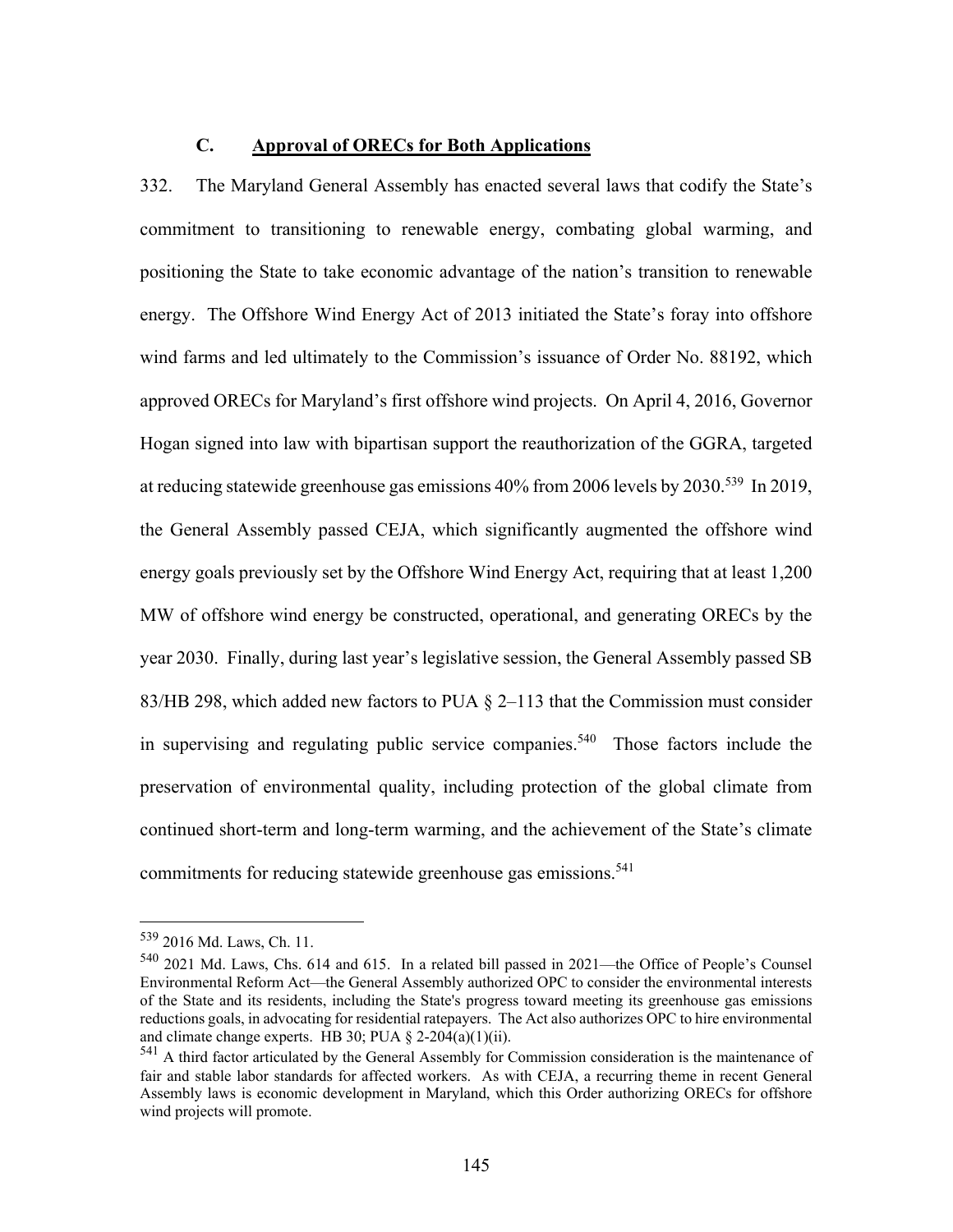### C. Approval of ORECs for Both Applications

332. The Maryland General Assembly has enacted several laws that codify the State's commitment to transitioning to renewable energy, combating global warming, and positioning the State to take economic advantage of the nation's transition to renewable energy. The Offshore Wind Energy Act of 2013 initiated the State's foray into offshore wind farms and led ultimately to the Commission's issuance of Order No. 88192, which approved ORECs for Maryland's first offshore wind projects. On April 4, 2016, Governor Hogan signed into law with bipartisan support the reauthorization of the GGRA, targeted at reducing statewide greenhouse gas emissions 40% from 2006 levels by 2030.[539] In 2019, the General Assembly passed CEJA, which significantly augmented the offshore wind energy goals previously set by the Offshore Wind Energy Act, requiring that at least 1,200 MW of offshore wind energy be constructed, operational, and generating ORECs by the year 2030. Finally, during last year's legislative session, the General Assembly passed SB 83/HB 298, which added new factors to PUA § 2–113 that the Commission must consider in supervising and regulating public service companies.[540] Those factors include the preservation of environmental quality, including protection of the global climate from continued short-term and long-term warming, and the achievement of the State's climate commitments for reducing statewide greenhouse gas emissions.[541]

---

[539] 2016 Md. Laws, Ch. 11.

[540] 2021 Md. Laws, Chs. 614 and 615. In a related bill passed in 2021—the Office of People's Counsel Environmental Reform Act—the General Assembly authorized OPC to consider the environmental interests of the State and its residents, including the State's progress toward meeting its greenhouse gas emissions reductions goals, in advocating for residential ratepayers. The Act also authorizes OPC to hire environmental and climate change experts. HB 30; PUA § 2-204(a)(1)(ii).

[541] A third factor articulated by the General Assembly for Commission consideration is the maintenance of fair and stable labor standards for affected workers. As with CEJA, a recurring theme in recent General Assembly laws is economic development in Maryland, which this Order authorizing ORECs for offshore wind projects will promote.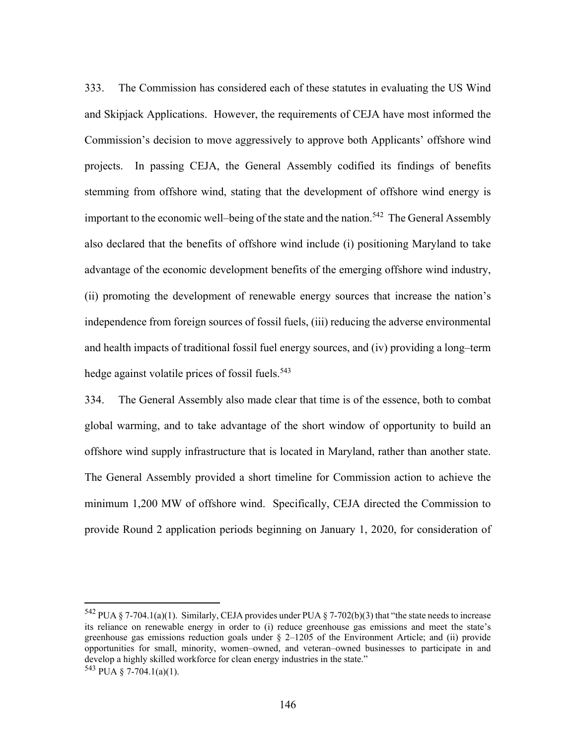333. The Commission has considered each of these statutes in evaluating the US Wind and Skipjack Applications. However, the requirements of CEJA have most informed the Commission's decision to move aggressively to approve both Applicants' offshore wind projects. In passing CEJA, the General Assembly codified its findings of benefits stemming from offshore wind, stating that the development of offshore wind energy is important to the economic well–being of the state and the nation.[542] The General Assembly also declared that the benefits of offshore wind include (i) positioning Maryland to take advantage of the economic development benefits of the emerging offshore wind industry, (ii) promoting the development of renewable energy sources that increase the nation's independence from foreign sources of fossil fuels, (iii) reducing the adverse environmental and health impacts of traditional fossil fuel energy sources, and (iv) providing a long–term hedge against volatile prices of fossil fuels.[543]

334. The General Assembly also made clear that time is of the essence, both to combat global warming, and to take advantage of the short window of opportunity to build an offshore wind supply infrastructure that is located in Maryland, rather than another state. The General Assembly provided a short timeline for Commission action to achieve the minimum 1,200 MW of offshore wind. Specifically, CEJA directed the Commission to provide Round 2 application periods beginning on January 1, 2020, for consideration of

---

[542] PUA § 7-704.1(a)(1). Similarly, CEJA provides under PUA § 7-702(b)(3) that "the state needs to increase its reliance on renewable energy in order to (i) reduce greenhouse gas emissions and meet the state's greenhouse gas emissions reduction goals under § 2–1205 of the Environment Article; and (ii) provide opportunities for small, minority, women–owned, and veteran–owned businesses to participate in and develop a highly skilled workforce for clean energy industries in the state."

[543] PUA § 7-704.1(a)(1).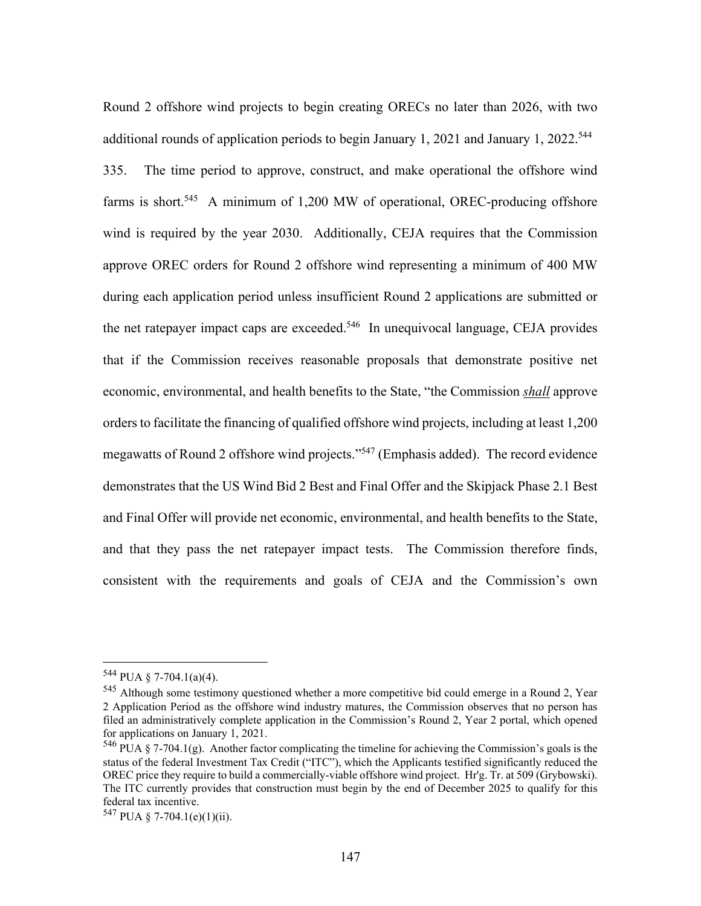Round 2 offshore wind projects to begin creating ORECs no later than 2026, with two additional rounds of application periods to begin January 1, 2021 and January 1, 2022.[544]

335. The time period to approve, construct, and make operational the offshore wind farms is short.[545] A minimum of 1,200 MW of operational, OREC-producing offshore wind is required by the year 2030. Additionally, CEJA requires that the Commission approve OREC orders for Round 2 offshore wind representing a minimum of 400 MW during each application period unless insufficient Round 2 applications are submitted or the net ratepayer impact caps are exceeded.[546] In unequivocal language, CEJA provides that if the Commission receives reasonable proposals that demonstrate positive net economic, environmental, and health benefits to the State, "the Commission ***shall*** approve orders to facilitate the financing of qualified offshore wind projects, including at least 1,200 megawatts of Round 2 offshore wind projects."[547] (Emphasis added). The record evidence demonstrates that the US Wind Bid 2 Best and Final Offer and the Skipjack Phase 2.1 Best and Final Offer will provide net economic, environmental, and health benefits to the State, and that they pass the net ratepayer impact tests. The Commission therefore finds, consistent with the requirements and goals of CEJA and the Commission's own

---

[544] PUA § 7-704.1(a)(4).

[545] Although some testimony questioned whether a more competitive bid could emerge in a Round 2, Year 2 Application Period as the offshore wind industry matures, the Commission observes that no person has filed an administratively complete application in the Commission's Round 2, Year 2 portal, which opened for applications on January 1, 2021.

[546] PUA § 7-704.1(g). Another factor complicating the timeline for achieving the Commission's goals is the status of the federal Investment Tax Credit ("ITC"), which the Applicants testified significantly reduced the OREC price they require to build a commercially-viable offshore wind project. Hr'g. Tr. at 509 (Grybowski). The ITC currently provides that construction must begin by the end of December 2025 to qualify for this federal tax incentive.

[547] PUA § 7-704.1(e)(1)(ii).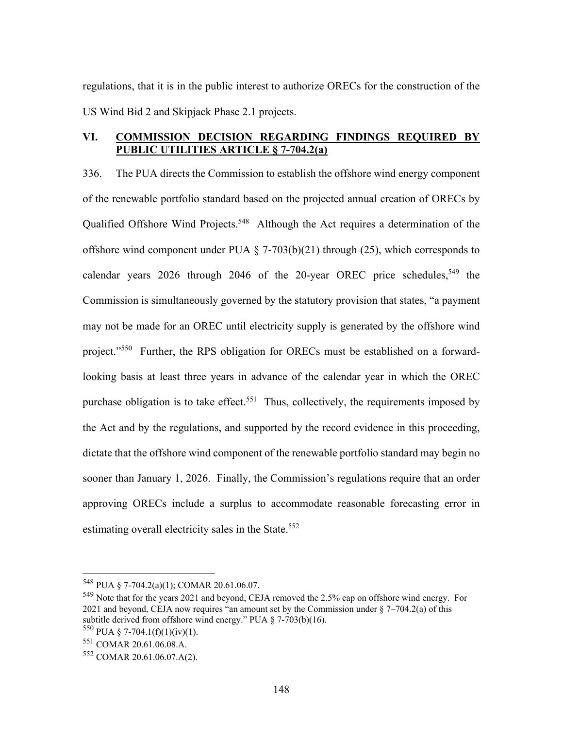regulations, that it is in the public interest to authorize ORECs for the construction of the US Wind Bid 2 and Skipjack Phase 2.1 projects.

## VI. COMMISSION DECISION REGARDING FINDINGS REQUIRED BY PUBLIC UTILITIES ARTICLE § 7-704.2(a)

336. The PUA directs the Commission to establish the offshore wind energy component of the renewable portfolio standard based on the projected annual creation of ORECs by Qualified Offshore Wind Projects.[548] Although the Act requires a determination of the offshore wind component under PUA § 7-703(b)(21) through (25), which corresponds to calendar years 2026 through 2046 of the 20-year OREC price schedules,[549] the Commission is simultaneously governed by the statutory provision that states, "a payment may not be made for an OREC until electricity supply is generated by the offshore wind project."[550] Further, the RPS obligation for ORECs must be established on a forward-looking basis at least three years in advance of the calendar year in which the OREC purchase obligation is to take effect.[551] Thus, collectively, the requirements imposed by the Act and by the regulations, and supported by the record evidence in this proceeding, dictate that the offshore wind component of the renewable portfolio standard may begin no sooner than January 1, 2026. Finally, the Commission's regulations require that an order approving ORECs include a surplus to accommodate reasonable forecasting error in estimating overall electricity sales in the State.[552]

---

[548] PUA § 7-704.2(a)(1); COMAR 20.61.06.07.

[549] Note that for the years 2021 and beyond, CEJA removed the 2.5% cap on offshore wind energy. For 2021 and beyond, CEJA now requires "an amount set by the Commission under § 7–704.2(a) of this subtitle derived from offshore wind energy." PUA § 7-703(b)(16).

[550] PUA § 7-704.1(f)(1)(iv)(1).

[551] COMAR 20.61.06.08.A.

[552] COMAR 20.61.06.07.A(2).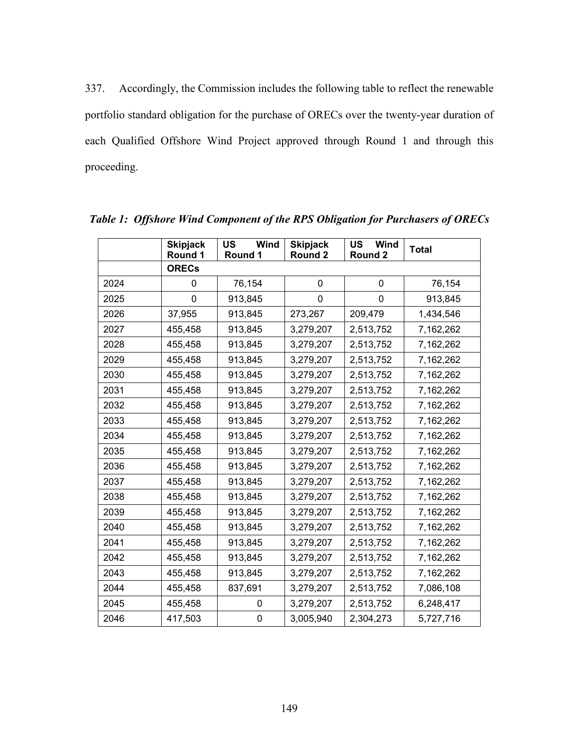337. Accordingly, the Commission includes the following table to reflect the renewable portfolio standard obligation for the purchase of ORECs over the twenty-year duration of each Qualified Offshore Wind Project approved through Round 1 and through this proceeding.

*Table 1: Offshore Wind Component of the RPS Obligation for Purchasers of ORECs*

| | Skipjack Round 1 | US Wind Round 1 | Skipjack Round 2 | US Wind Round 2 | Total |
|---|---|---|---|---|---|
| | **ORECs** | | | | |
| 2024 | 0 | 76,154 | 0 | 0 | 76,154 |
| 2025 | 0 | 913,845 | 0 | 0 | 913,845 |
| 2026 | 37,955 | 913,845 | 273,267 | 209,479 | 1,434,546 |
| 2027 | 455,458 | 913,845 | 3,279,207 | 2,513,752 | 7,162,262 |
| 2028 | 455,458 | 913,845 | 3,279,207 | 2,513,752 | 7,162,262 |
| 2029 | 455,458 | 913,845 | 3,279,207 | 2,513,752 | 7,162,262 |
| 2030 | 455,458 | 913,845 | 3,279,207 | 2,513,752 | 7,162,262 |
| 2031 | 455,458 | 913,845 | 3,279,207 | 2,513,752 | 7,162,262 |
| 2032 | 455,458 | 913,845 | 3,279,207 | 2,513,752 | 7,162,262 |
| 2033 | 455,458 | 913,845 | 3,279,207 | 2,513,752 | 7,162,262 |
| 2034 | 455,458 | 913,845 | 3,279,207 | 2,513,752 | 7,162,262 |
| 2035 | 455,458 | 913,845 | 3,279,207 | 2,513,752 | 7,162,262 |
| 2036 | 455,458 | 913,845 | 3,279,207 | 2,513,752 | 7,162,262 |
| 2037 | 455,458 | 913,845 | 3,279,207 | 2,513,752 | 7,162,262 |
| 2038 | 455,458 | 913,845 | 3,279,207 | 2,513,752 | 7,162,262 |
| 2039 | 455,458 | 913,845 | 3,279,207 | 2,513,752 | 7,162,262 |
| 2040 | 455,458 | 913,845 | 3,279,207 | 2,513,752 | 7,162,262 |
| 2041 | 455,458 | 913,845 | 3,279,207 | 2,513,752 | 7,162,262 |
| 2042 | 455,458 | 913,845 | 3,279,207 | 2,513,752 | 7,162,262 |
| 2043 | 455,458 | 913,845 | 3,279,207 | 2,513,752 | 7,162,262 |
| 2044 | 455,458 | 837,691 | 3,279,207 | 2,513,752 | 7,086,108 |
| 2045 | 455,458 | 0 | 3,279,207 | 2,513,752 | 6,248,417 |
| 2046 | 417,503 | 0 | 3,005,940 | 2,304,273 | 5,727,716 |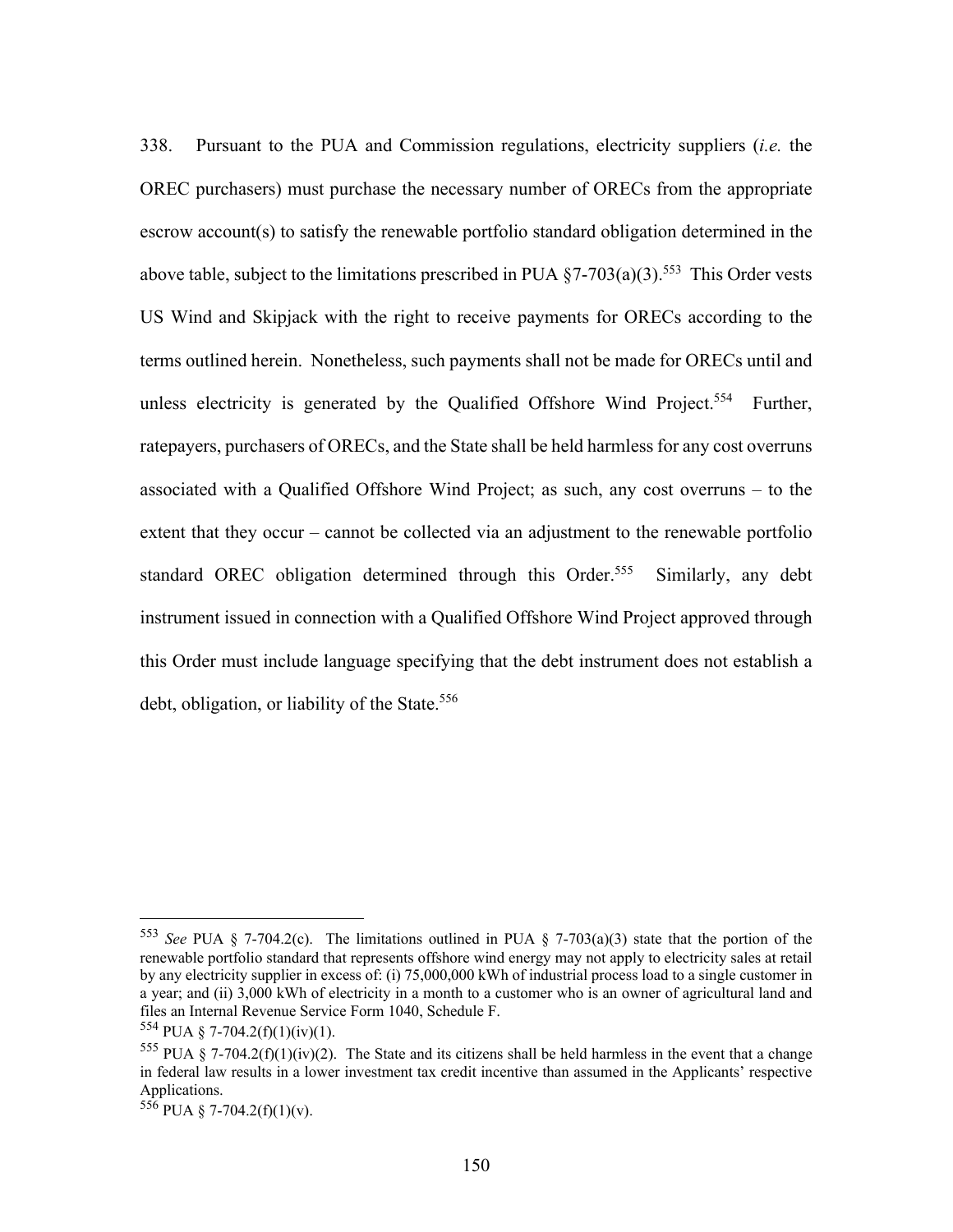338. Pursuant to the PUA and Commission regulations, electricity suppliers (*i.e.* the OREC purchasers) must purchase the necessary number of ORECs from the appropriate escrow account(s) to satisfy the renewable portfolio standard obligation determined in the above table, subject to the limitations prescribed in PUA §7-703(a)(3).[553] This Order vests US Wind and Skipjack with the right to receive payments for ORECs according to the terms outlined herein. Nonetheless, such payments shall not be made for ORECs until and unless electricity is generated by the Qualified Offshore Wind Project.[554] Further, ratepayers, purchasers of ORECs, and the State shall be held harmless for any cost overruns associated with a Qualified Offshore Wind Project; as such, any cost overruns – to the extent that they occur – cannot be collected via an adjustment to the renewable portfolio standard OREC obligation determined through this Order.[555] Similarly, any debt instrument issued in connection with a Qualified Offshore Wind Project approved through this Order must include language specifying that the debt instrument does not establish a debt, obligation, or liability of the State.[556]

---

[553] *See* PUA § 7-704.2(c). The limitations outlined in PUA § 7-703(a)(3) state that the portion of the renewable portfolio standard that represents offshore wind energy may not apply to electricity sales at retail by any electricity supplier in excess of: (i) 75,000,000 kWh of industrial process load to a single customer in a year; and (ii) 3,000 kWh of electricity in a month to a customer who is an owner of agricultural land and files an Internal Revenue Service Form 1040, Schedule F.

[554] PUA § 7-704.2(f)(1)(iv)(1).

[555] PUA § 7-704.2(f)(1)(iv)(2). The State and its citizens shall be held harmless in the event that a change in federal law results in a lower investment tax credit incentive than assumed in the Applicants' respective Applications.

[556] PUA § 7-704.2(f)(1)(v).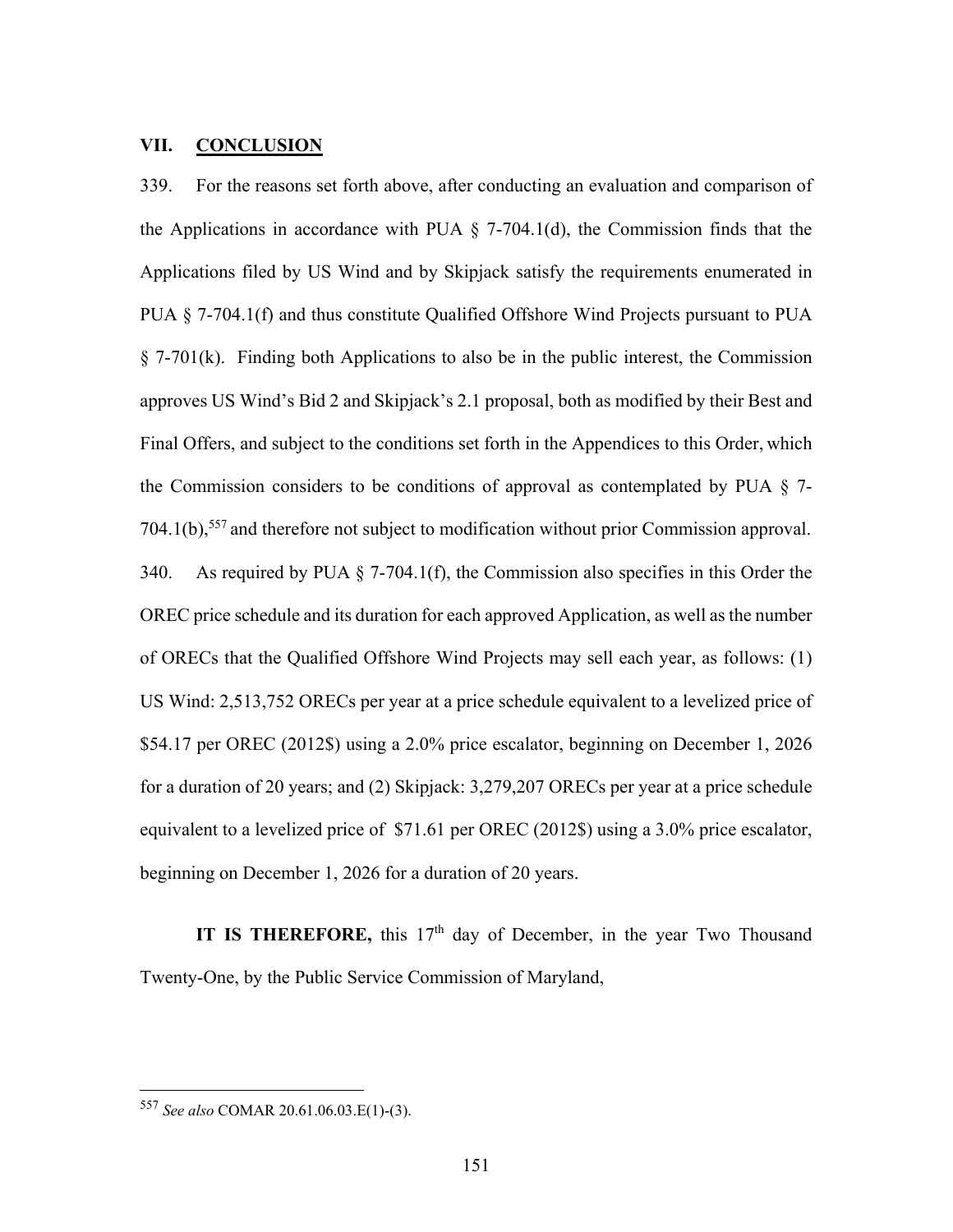## VII. CONCLUSION

339. For the reasons set forth above, after conducting an evaluation and comparison of the Applications in accordance with PUA § 7-704.1(d), the Commission finds that the Applications filed by US Wind and by Skipjack satisfy the requirements enumerated in PUA § 7-704.1(f) and thus constitute Qualified Offshore Wind Projects pursuant to PUA § 7-701(k). Finding both Applications to also be in the public interest, the Commission approves US Wind's Bid 2 and Skipjack's 2.1 proposal, both as modified by their Best and Final Offers, and subject to the conditions set forth in the Appendices to this Order, which the Commission considers to be conditions of approval as contemplated by PUA § 7-704.1(b),[557] and therefore not subject to modification without prior Commission approval.

340. As required by PUA § 7-704.1(f), the Commission also specifies in this Order the OREC price schedule and its duration for each approved Application, as well as the number of ORECs that the Qualified Offshore Wind Projects may sell each year, as follows: (1) US Wind: 2,513,752 ORECs per year at a price schedule equivalent to a levelized price of $54.17 per OREC (2012$) using a 2.0% price escalator, beginning on December 1, 2026 for a duration of 20 years; and (2) Skipjack: 3,279,207 ORECs per year at a price schedule equivalent to a levelized price of $71.61 per OREC (2012$) using a 3.0% price escalator, beginning on December 1, 2026 for a duration of 20 years.

**IT IS THEREFORE,** this 17th day of December, in the year Two Thousand Twenty-One, by the Public Service Commission of Maryland,

---

[557] *See also* COMAR 20.61.06.03.E(1)-(3).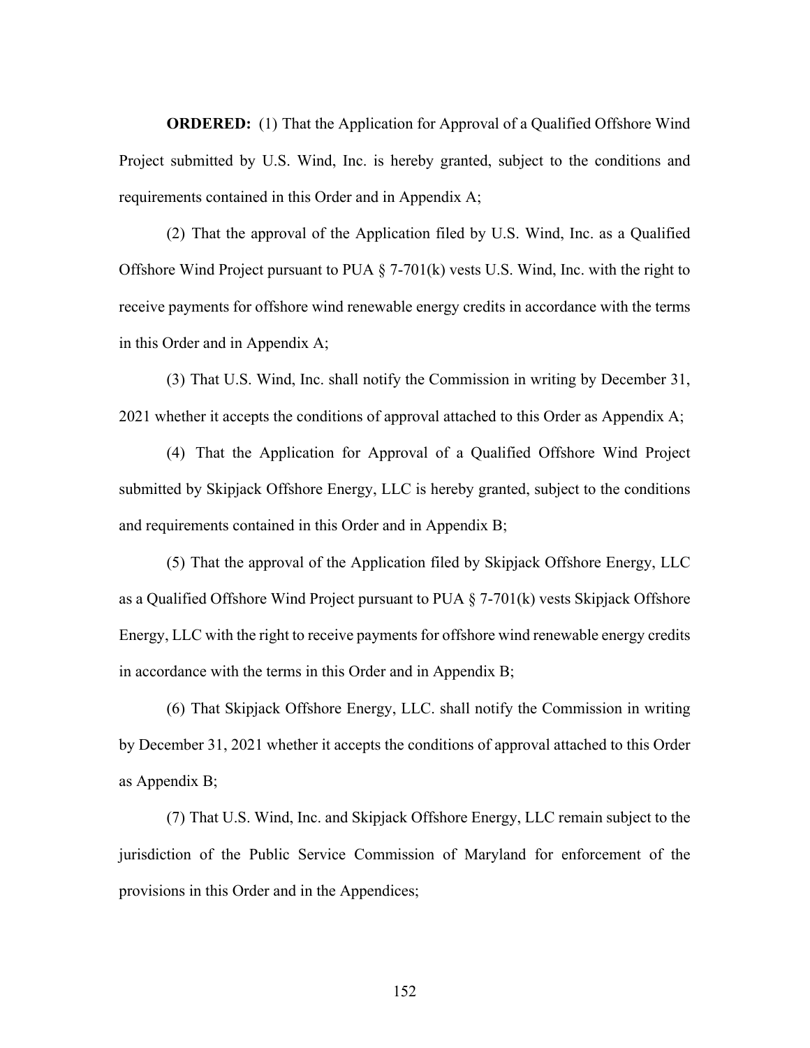**ORDERED:** (1) That the Application for Approval of a Qualified Offshore Wind Project submitted by U.S. Wind, Inc. is hereby granted, subject to the conditions and requirements contained in this Order and in Appendix A;

(2) That the approval of the Application filed by U.S. Wind, Inc. as a Qualified Offshore Wind Project pursuant to PUA § 7-701(k) vests U.S. Wind, Inc. with the right to receive payments for offshore wind renewable energy credits in accordance with the terms in this Order and in Appendix A;

(3) That U.S. Wind, Inc. shall notify the Commission in writing by December 31, 2021 whether it accepts the conditions of approval attached to this Order as Appendix A;

(4) That the Application for Approval of a Qualified Offshore Wind Project submitted by Skipjack Offshore Energy, LLC is hereby granted, subject to the conditions and requirements contained in this Order and in Appendix B;

(5) That the approval of the Application filed by Skipjack Offshore Energy, LLC as a Qualified Offshore Wind Project pursuant to PUA § 7-701(k) vests Skipjack Offshore Energy, LLC with the right to receive payments for offshore wind renewable energy credits in accordance with the terms in this Order and in Appendix B;

(6) That Skipjack Offshore Energy, LLC. shall notify the Commission in writing by December 31, 2021 whether it accepts the conditions of approval attached to this Order as Appendix B;

(7) That U.S. Wind, Inc. and Skipjack Offshore Energy, LLC remain subject to the jurisdiction of the Public Service Commission of Maryland for enforcement of the provisions in this Order and in the Appendices;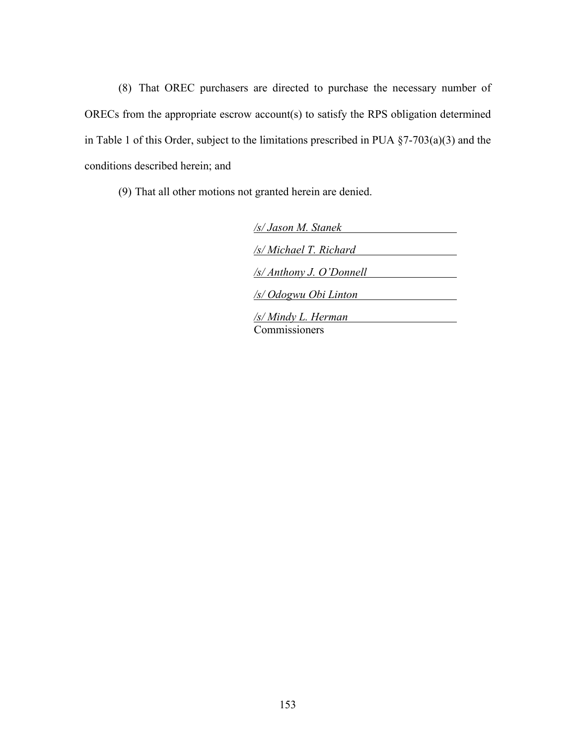(8) That OREC purchasers are directed to purchase the necessary number of ORECs from the appropriate escrow account(s) to satisfy the RPS obligation determined in Table 1 of this Order, subject to the limitations prescribed in PUA §7-703(a)(3) and the conditions described herein; and

(9) That all other motions not granted herein are denied.

*/s/ Jason M. Stanek*

*/s/ Michael T. Richard*

*/s/ Anthony J. O'Donnell*

*/s/ Odogwu Obi Linton*

*/s/ Mindy L. Herman*

Commissioners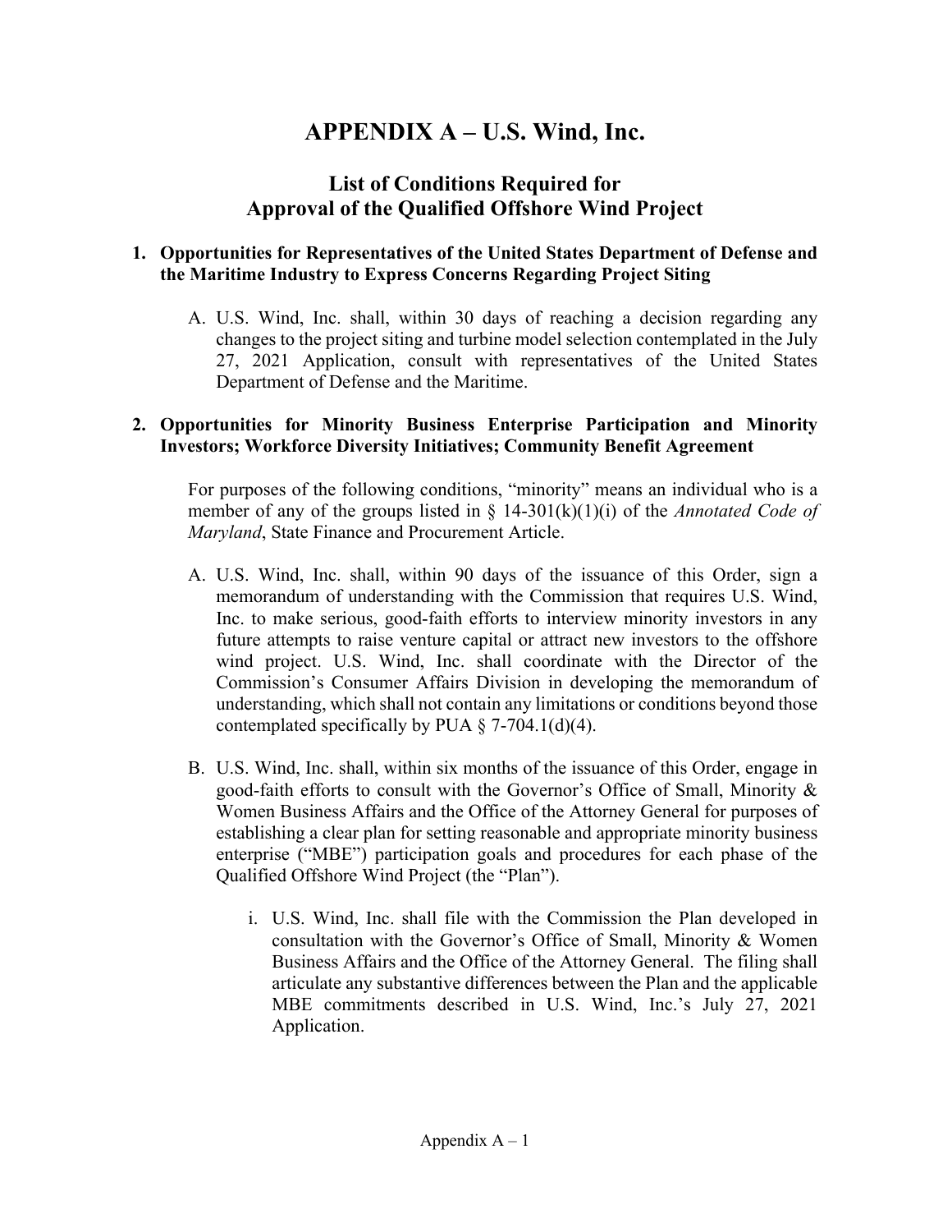# APPENDIX A – U.S. Wind, Inc.

## List of Conditions Required for Approval of the Qualified Offshore Wind Project

### 1. Opportunities for Representatives of the United States Department of Defense and the Maritime Industry to Express Concerns Regarding Project Siting

A. U.S. Wind, Inc. shall, within 30 days of reaching a decision regarding any changes to the project siting and turbine model selection contemplated in the July 27, 2021 Application, consult with representatives of the United States Department of Defense and the Maritime.

### 2. Opportunities for Minority Business Enterprise Participation and Minority Investors; Workforce Diversity Initiatives; Community Benefit Agreement

For purposes of the following conditions, "minority" means an individual who is a member of any of the groups listed in § 14-301(k)(1)(i) of the *Annotated Code of Maryland*, State Finance and Procurement Article.

A. U.S. Wind, Inc. shall, within 90 days of the issuance of this Order, sign a memorandum of understanding with the Commission that requires U.S. Wind, Inc. to make serious, good-faith efforts to interview minority investors in any future attempts to raise venture capital or attract new investors to the offshore wind project. U.S. Wind, Inc. shall coordinate with the Director of the Commission's Consumer Affairs Division in developing the memorandum of understanding, which shall not contain any limitations or conditions beyond those contemplated specifically by PUA § 7-704.1(d)(4).

B. U.S. Wind, Inc. shall, within six months of the issuance of this Order, engage in good-faith efforts to consult with the Governor's Office of Small, Minority & Women Business Affairs and the Office of the Attorney General for purposes of establishing a clear plan for setting reasonable and appropriate minority business enterprise ("MBE") participation goals and procedures for each phase of the Qualified Offshore Wind Project (the "Plan").

   i. U.S. Wind, Inc. shall file with the Commission the Plan developed in consultation with the Governor's Office of Small, Minority & Women Business Affairs and the Office of the Attorney General. The filing shall articulate any substantive differences between the Plan and the applicable MBE commitments described in U.S. Wind, Inc.'s July 27, 2021 Application.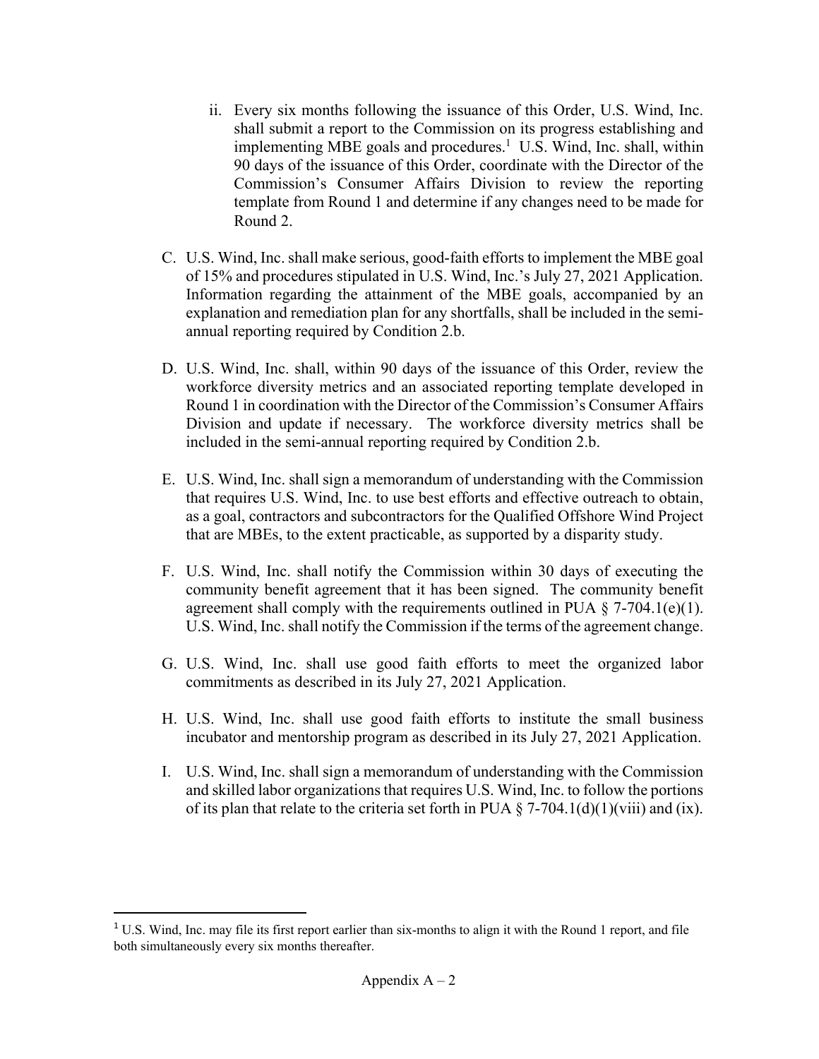ii. Every six months following the issuance of this Order, U.S. Wind, Inc. shall submit a report to the Commission on its progress establishing and implementing MBE goals and procedures.[1] U.S. Wind, Inc. shall, within 90 days of the issuance of this Order, coordinate with the Director of the Commission's Consumer Affairs Division to review the reporting template from Round 1 and determine if any changes need to be made for Round 2.

C. U.S. Wind, Inc. shall make serious, good-faith efforts to implement the MBE goal of 15% and procedures stipulated in U.S. Wind, Inc.'s July 27, 2021 Application. Information regarding the attainment of the MBE goals, accompanied by an explanation and remediation plan for any shortfalls, shall be included in the semi-annual reporting required by Condition 2.b.

D. U.S. Wind, Inc. shall, within 90 days of the issuance of this Order, review the workforce diversity metrics and an associated reporting template developed in Round 1 in coordination with the Director of the Commission's Consumer Affairs Division and update if necessary. The workforce diversity metrics shall be included in the semi-annual reporting required by Condition 2.b.

E. U.S. Wind, Inc. shall sign a memorandum of understanding with the Commission that requires U.S. Wind, Inc. to use best efforts and effective outreach to obtain, as a goal, contractors and subcontractors for the Qualified Offshore Wind Project that are MBEs, to the extent practicable, as supported by a disparity study.

F. U.S. Wind, Inc. shall notify the Commission within 30 days of executing the community benefit agreement that it has been signed. The community benefit agreement shall comply with the requirements outlined in PUA § 7-704.1(e)(1). U.S. Wind, Inc. shall notify the Commission if the terms of the agreement change.

G. U.S. Wind, Inc. shall use good faith efforts to meet the organized labor commitments as described in its July 27, 2021 Application.

H. U.S. Wind, Inc. shall use good faith efforts to institute the small business incubator and mentorship program as described in its July 27, 2021 Application.

I. U.S. Wind, Inc. shall sign a memorandum of understanding with the Commission and skilled labor organizations that requires U.S. Wind, Inc. to follow the portions of its plan that relate to the criteria set forth in PUA § 7-704.1(d)(1)(viii) and (ix).

[1] U.S. Wind, Inc. may file its first report earlier than six-months to align it with the Round 1 report, and file both simultaneously every six months thereafter.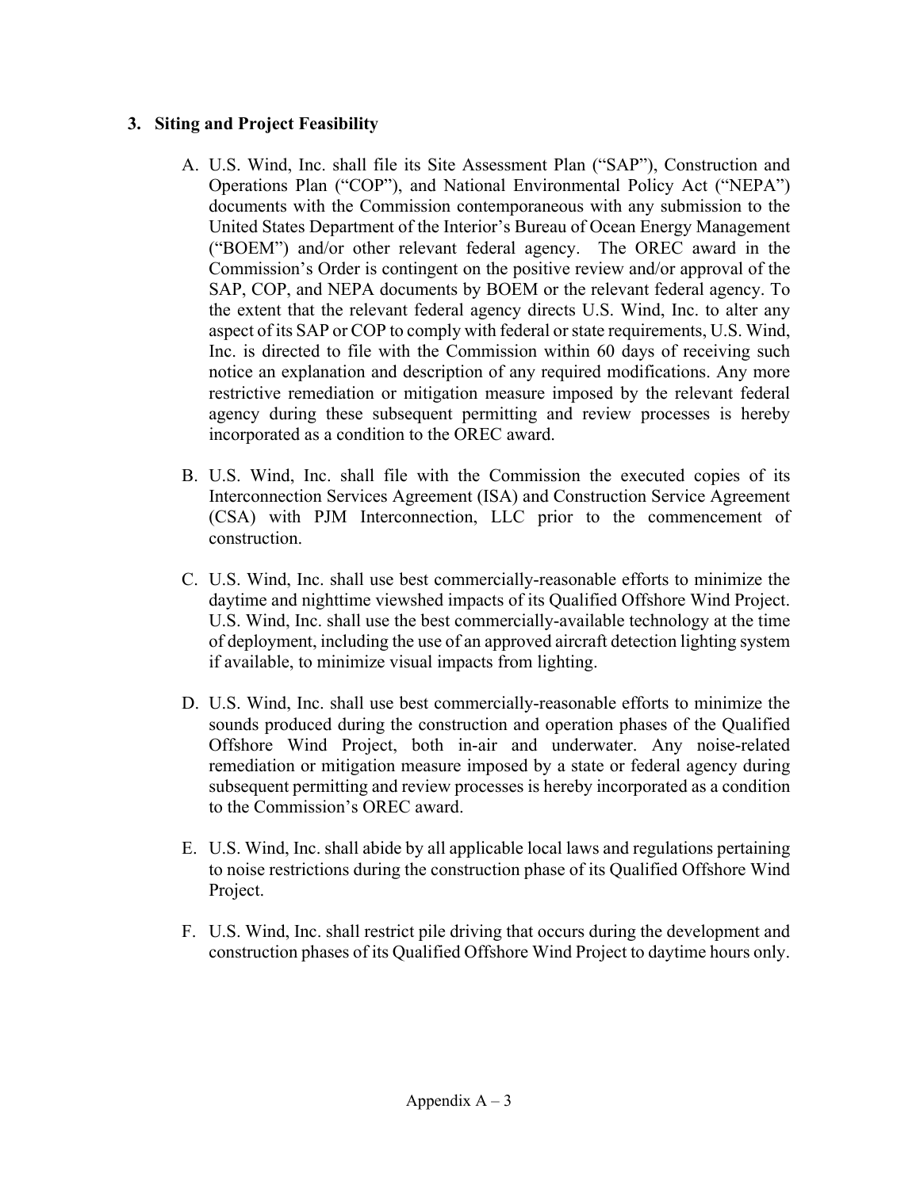### 3. Siting and Project Feasibility

A. U.S. Wind, Inc. shall file its Site Assessment Plan ("SAP"), Construction and Operations Plan ("COP"), and National Environmental Policy Act ("NEPA") documents with the Commission contemporaneous with any submission to the United States Department of the Interior's Bureau of Ocean Energy Management ("BOEM") and/or other relevant federal agency. The OREC award in the Commission's Order is contingent on the positive review and/or approval of the SAP, COP, and NEPA documents by BOEM or the relevant federal agency. To the extent that the relevant federal agency directs U.S. Wind, Inc. to alter any aspect of its SAP or COP to comply with federal or state requirements, U.S. Wind, Inc. is directed to file with the Commission within 60 days of receiving such notice an explanation and description of any required modifications. Any more restrictive remediation or mitigation measure imposed by the relevant federal agency during these subsequent permitting and review processes is hereby incorporated as a condition to the OREC award.

B. U.S. Wind, Inc. shall file with the Commission the executed copies of its Interconnection Services Agreement (ISA) and Construction Service Agreement (CSA) with PJM Interconnection, LLC prior to the commencement of construction.

C. U.S. Wind, Inc. shall use best commercially-reasonable efforts to minimize the daytime and nighttime viewshed impacts of its Qualified Offshore Wind Project. U.S. Wind, Inc. shall use the best commercially-available technology at the time of deployment, including the use of an approved aircraft detection lighting system if available, to minimize visual impacts from lighting.

D. U.S. Wind, Inc. shall use best commercially-reasonable efforts to minimize the sounds produced during the construction and operation phases of the Qualified Offshore Wind Project, both in-air and underwater. Any noise-related remediation or mitigation measure imposed by a state or federal agency during subsequent permitting and review processes is hereby incorporated as a condition to the Commission's OREC award.

E. U.S. Wind, Inc. shall abide by all applicable local laws and regulations pertaining to noise restrictions during the construction phase of its Qualified Offshore Wind Project.

F. U.S. Wind, Inc. shall restrict pile driving that occurs during the development and construction phases of its Qualified Offshore Wind Project to daytime hours only.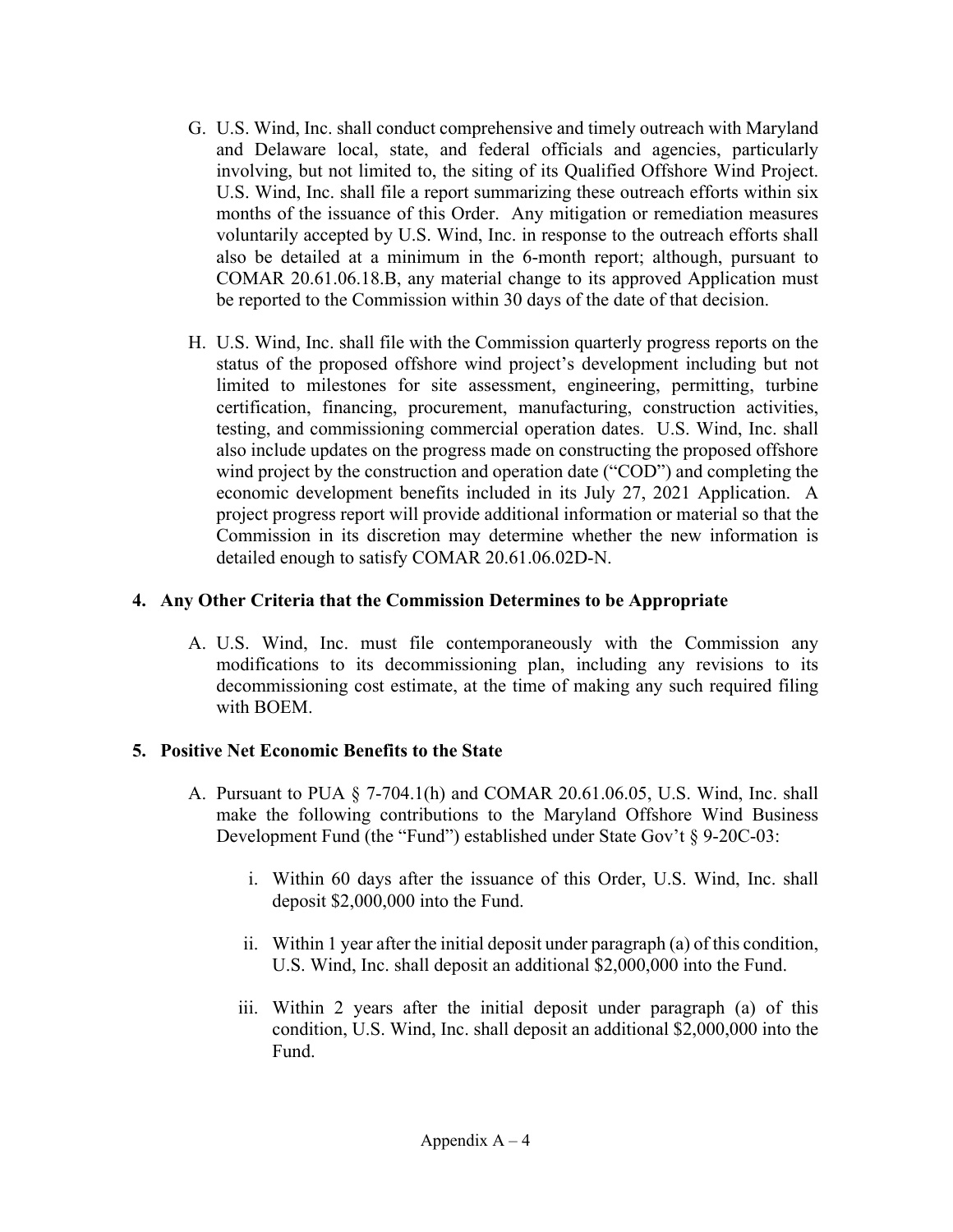G. U.S. Wind, Inc. shall conduct comprehensive and timely outreach with Maryland and Delaware local, state, and federal officials and agencies, particularly involving, but not limited to, the siting of its Qualified Offshore Wind Project. U.S. Wind, Inc. shall file a report summarizing these outreach efforts within six months of the issuance of this Order. Any mitigation or remediation measures voluntarily accepted by U.S. Wind, Inc. in response to the outreach efforts shall also be detailed at a minimum in the 6-month report; although, pursuant to COMAR 20.61.06.18.B, any material change to its approved Application must be reported to the Commission within 30 days of the date of that decision.

H. U.S. Wind, Inc. shall file with the Commission quarterly progress reports on the status of the proposed offshore wind project's development including but not limited to milestones for site assessment, engineering, permitting, turbine certification, financing, procurement, manufacturing, construction activities, testing, and commissioning commercial operation dates. U.S. Wind, Inc. shall also include updates on the progress made on constructing the proposed offshore wind project by the construction and operation date ("COD") and completing the economic development benefits included in its July 27, 2021 Application. A project progress report will provide additional information or material so that the Commission in its discretion may determine whether the new information is detailed enough to satisfy COMAR 20.61.06.02D-N.

**4. Any Other Criteria that the Commission Determines to be Appropriate**

A. U.S. Wind, Inc. must file contemporaneously with the Commission any modifications to its decommissioning plan, including any revisions to its decommissioning cost estimate, at the time of making any such required filing with BOEM.

**5. Positive Net Economic Benefits to the State**

A. Pursuant to PUA § 7-704.1(h) and COMAR 20.61.06.05, U.S. Wind, Inc. shall make the following contributions to the Maryland Offshore Wind Business Development Fund (the "Fund") established under State Gov't § 9-20C-03:

i. Within 60 days after the issuance of this Order, U.S. Wind, Inc. shall deposit $2,000,000 into the Fund.

ii. Within 1 year after the initial deposit under paragraph (a) of this condition, U.S. Wind, Inc. shall deposit an additional $2,000,000 into the Fund.

iii. Within 2 years after the initial deposit under paragraph (a) of this condition, U.S. Wind, Inc. shall deposit an additional $2,000,000 into the Fund.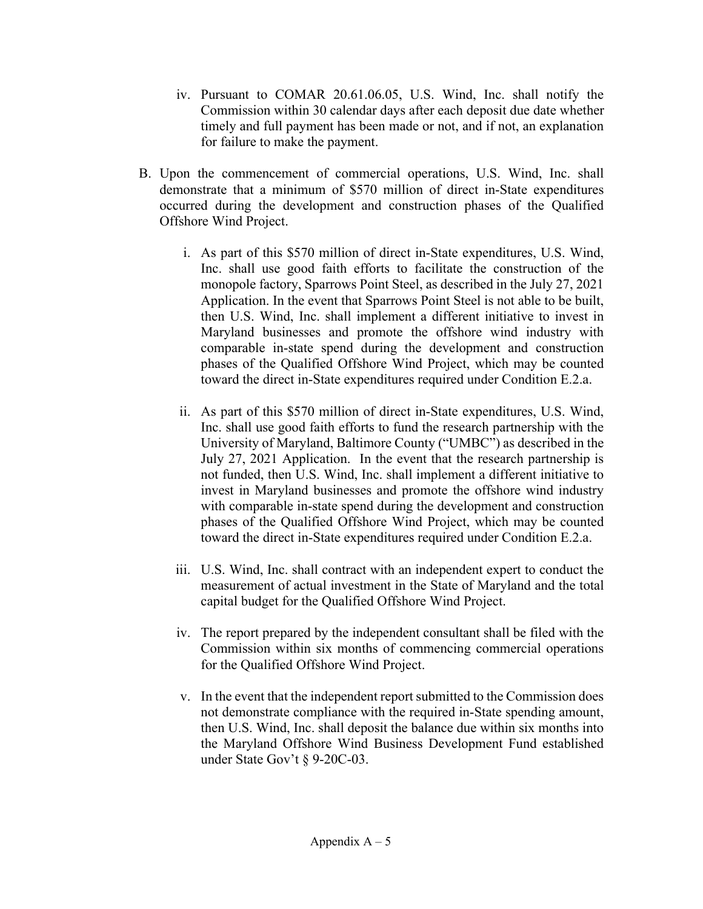iv. Pursuant to COMAR 20.61.06.05, U.S. Wind, Inc. shall notify the Commission within 30 calendar days after each deposit due date whether timely and full payment has been made or not, and if not, an explanation for failure to make the payment.

B. Upon the commencement of commercial operations, U.S. Wind, Inc. shall demonstrate that a minimum of $570 million of direct in-State expenditures occurred during the development and construction phases of the Qualified Offshore Wind Project.

   i. As part of this $570 million of direct in-State expenditures, U.S. Wind, Inc. shall use good faith efforts to facilitate the construction of the monopole factory, Sparrows Point Steel, as described in the July 27, 2021 Application. In the event that Sparrows Point Steel is not able to be built, then U.S. Wind, Inc. shall implement a different initiative to invest in Maryland businesses and promote the offshore wind industry with comparable in-state spend during the development and construction phases of the Qualified Offshore Wind Project, which may be counted toward the direct in-State expenditures required under Condition E.2.a.

   ii. As part of this $570 million of direct in-State expenditures, U.S. Wind, Inc. shall use good faith efforts to fund the research partnership with the University of Maryland, Baltimore County ("UMBC") as described in the July 27, 2021 Application. In the event that the research partnership is not funded, then U.S. Wind, Inc. shall implement a different initiative to invest in Maryland businesses and promote the offshore wind industry with comparable in-state spend during the development and construction phases of the Qualified Offshore Wind Project, which may be counted toward the direct in-State expenditures required under Condition E.2.a.

   iii. U.S. Wind, Inc. shall contract with an independent expert to conduct the measurement of actual investment in the State of Maryland and the total capital budget for the Qualified Offshore Wind Project.

   iv. The report prepared by the independent consultant shall be filed with the Commission within six months of commencing commercial operations for the Qualified Offshore Wind Project.

   v. In the event that the independent report submitted to the Commission does not demonstrate compliance with the required in-State spending amount, then U.S. Wind, Inc. shall deposit the balance due within six months into the Maryland Offshore Wind Business Development Fund established under State Gov't § 9-20C-03.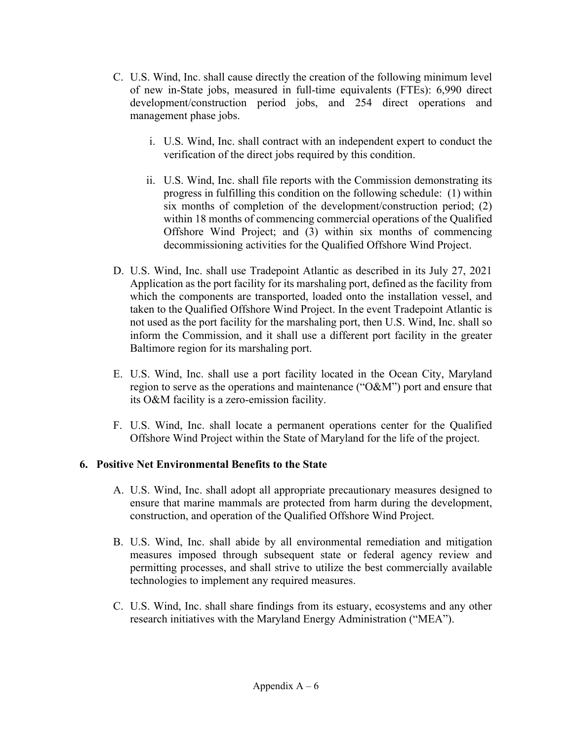C. U.S. Wind, Inc. shall cause directly the creation of the following minimum level of new in-State jobs, measured in full-time equivalents (FTEs): 6,990 direct development/construction period jobs, and 254 direct operations and management phase jobs.

   i. U.S. Wind, Inc. shall contract with an independent expert to conduct the verification of the direct jobs required by this condition.

   ii. U.S. Wind, Inc. shall file reports with the Commission demonstrating its progress in fulfilling this condition on the following schedule: (1) within six months of completion of the development/construction period; (2) within 18 months of commencing commercial operations of the Qualified Offshore Wind Project; and (3) within six months of commencing decommissioning activities for the Qualified Offshore Wind Project.

D. U.S. Wind, Inc. shall use Tradepoint Atlantic as described in its July 27, 2021 Application as the port facility for its marshaling port, defined as the facility from which the components are transported, loaded onto the installation vessel, and taken to the Qualified Offshore Wind Project. In the event Tradepoint Atlantic is not used as the port facility for the marshaling port, then U.S. Wind, Inc. shall so inform the Commission, and it shall use a different port facility in the greater Baltimore region for its marshaling port.

E. U.S. Wind, Inc. shall use a port facility located in the Ocean City, Maryland region to serve as the operations and maintenance ("O&M") port and ensure that its O&M facility is a zero-emission facility.

F. U.S. Wind, Inc. shall locate a permanent operations center for the Qualified Offshore Wind Project within the State of Maryland for the life of the project.

**6. Positive Net Environmental Benefits to the State**

A. U.S. Wind, Inc. shall adopt all appropriate precautionary measures designed to ensure that marine mammals are protected from harm during the development, construction, and operation of the Qualified Offshore Wind Project.

B. U.S. Wind, Inc. shall abide by all environmental remediation and mitigation measures imposed through subsequent state or federal agency review and permitting processes, and shall strive to utilize the best commercially available technologies to implement any required measures.

C. U.S. Wind, Inc. shall share findings from its estuary, ecosystems and any other research initiatives with the Maryland Energy Administration ("MEA").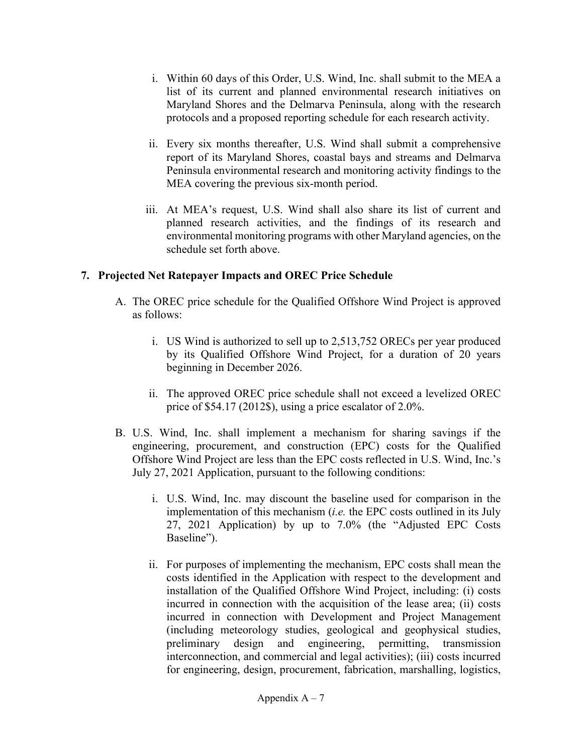i. Within 60 days of this Order, U.S. Wind, Inc. shall submit to the MEA a list of its current and planned environmental research initiatives on Maryland Shores and the Delmarva Peninsula, along with the research protocols and a proposed reporting schedule for each research activity.

ii. Every six months thereafter, U.S. Wind shall submit a comprehensive report of its Maryland Shores, coastal bays and streams and Delmarva Peninsula environmental research and monitoring activity findings to the MEA covering the previous six-month period.

iii. At MEA's request, U.S. Wind shall also share its list of current and planned research activities, and the findings of its research and environmental monitoring programs with other Maryland agencies, on the schedule set forth above.

## 7. Projected Net Ratepayer Impacts and OREC Price Schedule

A. The OREC price schedule for the Qualified Offshore Wind Project is approved as follows:

i. US Wind is authorized to sell up to 2,513,752 ORECs per year produced by its Qualified Offshore Wind Project, for a duration of 20 years beginning in December 2026.

ii. The approved OREC price schedule shall not exceed a levelized OREC price of $54.17 (2012$), using a price escalator of 2.0%.

B. U.S. Wind, Inc. shall implement a mechanism for sharing savings if the engineering, procurement, and construction (EPC) costs for the Qualified Offshore Wind Project are less than the EPC costs reflected in U.S. Wind, Inc.'s July 27, 2021 Application, pursuant to the following conditions:

i. U.S. Wind, Inc. may discount the baseline used for comparison in the implementation of this mechanism (*i.e.* the EPC costs outlined in its July 27, 2021 Application) by up to 7.0% (the "Adjusted EPC Costs Baseline").

ii. For purposes of implementing the mechanism, EPC costs shall mean the costs identified in the Application with respect to the development and installation of the Qualified Offshore Wind Project, including: (i) costs incurred in connection with the acquisition of the lease area; (ii) costs incurred in connection with Development and Project Management (including meteorology studies, geological and geophysical studies, preliminary design and engineering, permitting, transmission interconnection, and commercial and legal activities); (iii) costs incurred for engineering, design, procurement, fabrication, marshalling, logistics,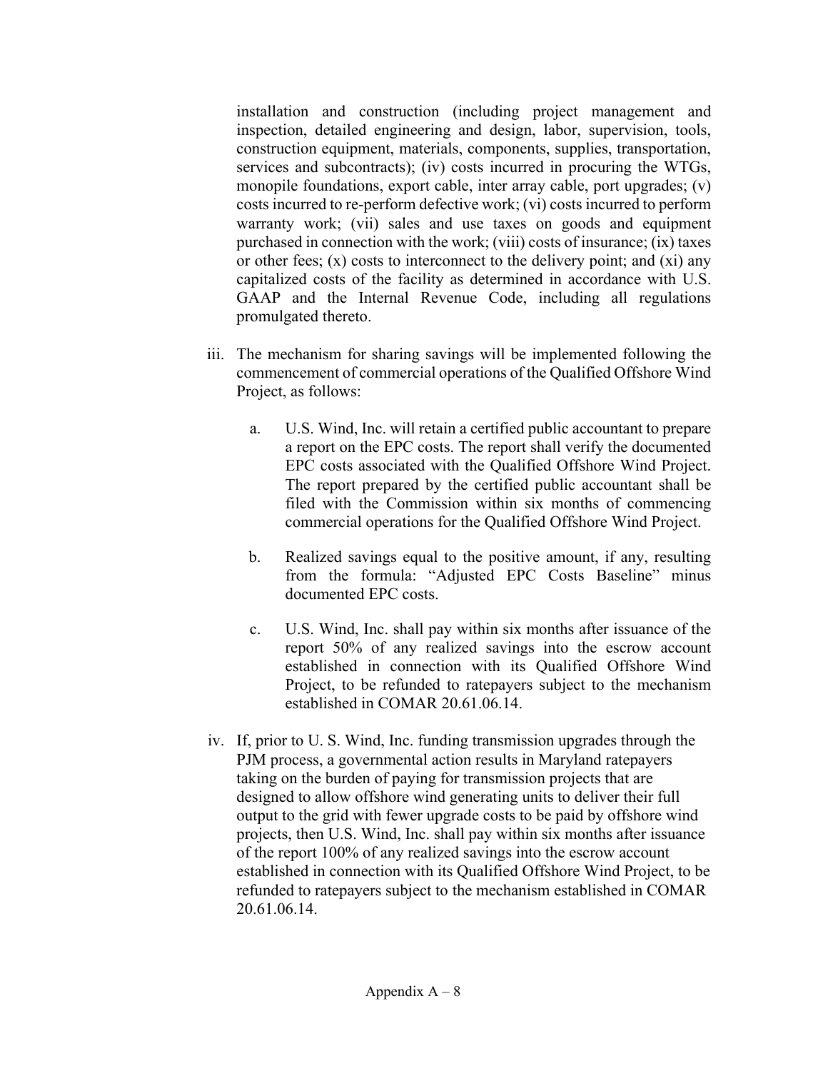installation and construction (including project management and inspection, detailed engineering and design, labor, supervision, tools, construction equipment, materials, components, supplies, transportation, services and subcontracts); (iv) costs incurred in procuring the WTGs, monopile foundations, export cable, inter array cable, port upgrades; (v) costs incurred to re-perform defective work; (vi) costs incurred to perform warranty work; (vii) sales and use taxes on goods and equipment purchased in connection with the work; (viii) costs of insurance; (ix) taxes or other fees; (x) costs to interconnect to the delivery point; and (xi) any capitalized costs of the facility as determined in accordance with U.S. GAAP and the Internal Revenue Code, including all regulations promulgated thereto.

iii. The mechanism for sharing savings will be implemented following the commencement of commercial operations of the Qualified Offshore Wind Project, as follows:

   a. U.S. Wind, Inc. will retain a certified public accountant to prepare a report on the EPC costs. The report shall verify the documented EPC costs associated with the Qualified Offshore Wind Project. The report prepared by the certified public accountant shall be filed with the Commission within six months of commencing commercial operations for the Qualified Offshore Wind Project.

   b. Realized savings equal to the positive amount, if any, resulting from the formula: "Adjusted EPC Costs Baseline" minus documented EPC costs.

   c. U.S. Wind, Inc. shall pay within six months after issuance of the report 50% of any realized savings into the escrow account established in connection with its Qualified Offshore Wind Project, to be refunded to ratepayers subject to the mechanism established in COMAR 20.61.06.14.

iv. If, prior to U. S. Wind, Inc. funding transmission upgrades through the PJM process, a governmental action results in Maryland ratepayers taking on the burden of paying for transmission projects that are designed to allow offshore wind generating units to deliver their full output to the grid with fewer upgrade costs to be paid by offshore wind projects, then U.S. Wind, Inc. shall pay within six months after issuance of the report 100% of any realized savings into the escrow account established in connection with its Qualified Offshore Wind Project, to be refunded to ratepayers subject to the mechanism established in COMAR 20.61.06.14.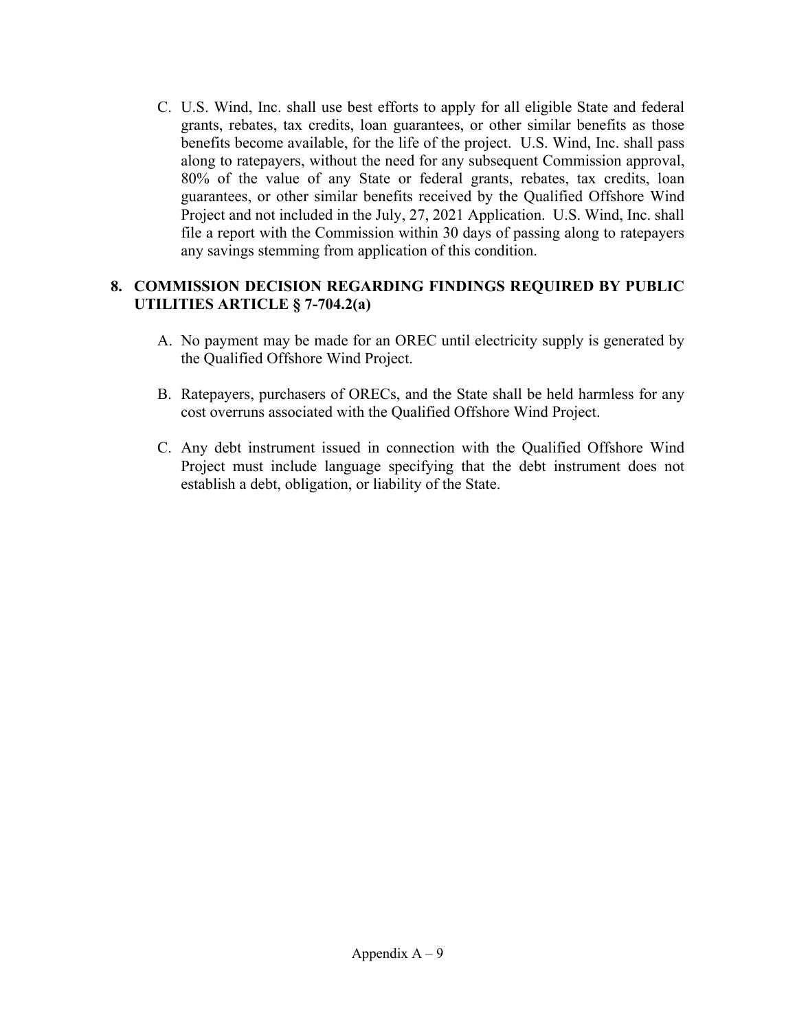C. U.S. Wind, Inc. shall use best efforts to apply for all eligible State and federal grants, rebates, tax credits, loan guarantees, or other similar benefits as those benefits become available, for the life of the project. U.S. Wind, Inc. shall pass along to ratepayers, without the need for any subsequent Commission approval, 80% of the value of any State or federal grants, rebates, tax credits, loan guarantees, or other similar benefits received by the Qualified Offshore Wind Project and not included in the July, 27, 2021 Application. U.S. Wind, Inc. shall file a report with the Commission within 30 days of passing along to ratepayers any savings stemming from application of this condition.

## 8. COMMISSION DECISION REGARDING FINDINGS REQUIRED BY PUBLIC UTILITIES ARTICLE § 7-704.2(a)

A. No payment may be made for an OREC until electricity supply is generated by the Qualified Offshore Wind Project.

B. Ratepayers, purchasers of ORECs, and the State shall be held harmless for any cost overruns associated with the Qualified Offshore Wind Project.

C. Any debt instrument issued in connection with the Qualified Offshore Wind Project must include language specifying that the debt instrument does not establish a debt, obligation, or liability of the State.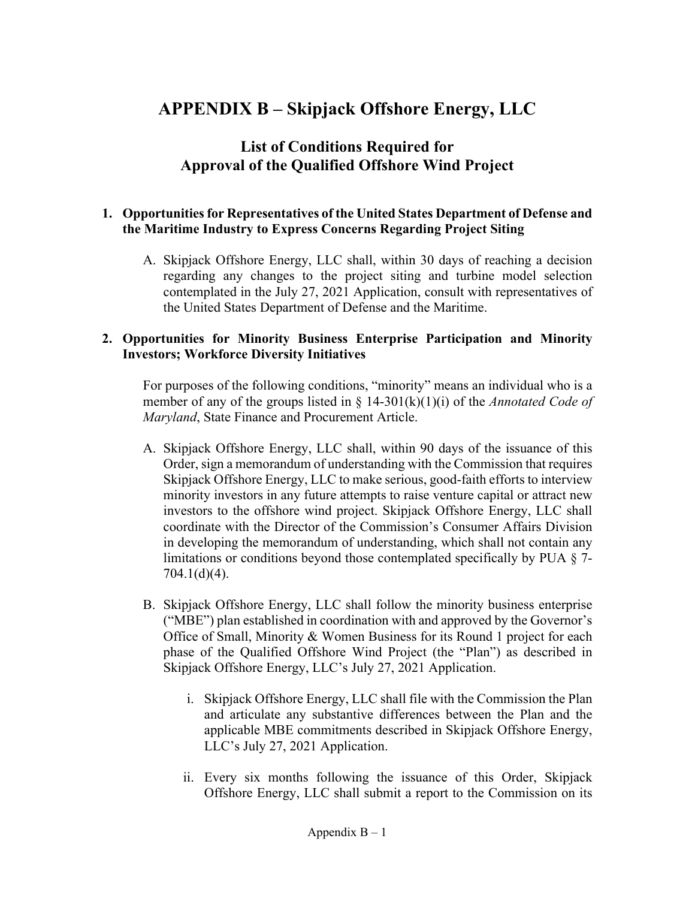# APPENDIX B – Skipjack Offshore Energy, LLC

## List of Conditions Required for Approval of the Qualified Offshore Wind Project

### 1. Opportunities for Representatives of the United States Department of Defense and the Maritime Industry to Express Concerns Regarding Project Siting

A. Skipjack Offshore Energy, LLC shall, within 30 days of reaching a decision regarding any changes to the project siting and turbine model selection contemplated in the July 27, 2021 Application, consult with representatives of the United States Department of Defense and the Maritime.

### 2. Opportunities for Minority Business Enterprise Participation and Minority Investors; Workforce Diversity Initiatives

For purposes of the following conditions, "minority" means an individual who is a member of any of the groups listed in § 14-301(k)(1)(i) of the *Annotated Code of Maryland*, State Finance and Procurement Article.

A. Skipjack Offshore Energy, LLC shall, within 90 days of the issuance of this Order, sign a memorandum of understanding with the Commission that requires Skipjack Offshore Energy, LLC to make serious, good-faith efforts to interview minority investors in any future attempts to raise venture capital or attract new investors to the offshore wind project. Skipjack Offshore Energy, LLC shall coordinate with the Director of the Commission's Consumer Affairs Division in developing the memorandum of understanding, which shall not contain any limitations or conditions beyond those contemplated specifically by PUA § 7-704.1(d)(4).

B. Skipjack Offshore Energy, LLC shall follow the minority business enterprise ("MBE") plan established in coordination with and approved by the Governor's Office of Small, Minority & Women Business for its Round 1 project for each phase of the Qualified Offshore Wind Project (the "Plan") as described in Skipjack Offshore Energy, LLC's July 27, 2021 Application.

   i. Skipjack Offshore Energy, LLC shall file with the Commission the Plan and articulate any substantive differences between the Plan and the applicable MBE commitments described in Skipjack Offshore Energy, LLC's July 27, 2021 Application.

   ii. Every six months following the issuance of this Order, Skipjack Offshore Energy, LLC shall submit a report to the Commission on its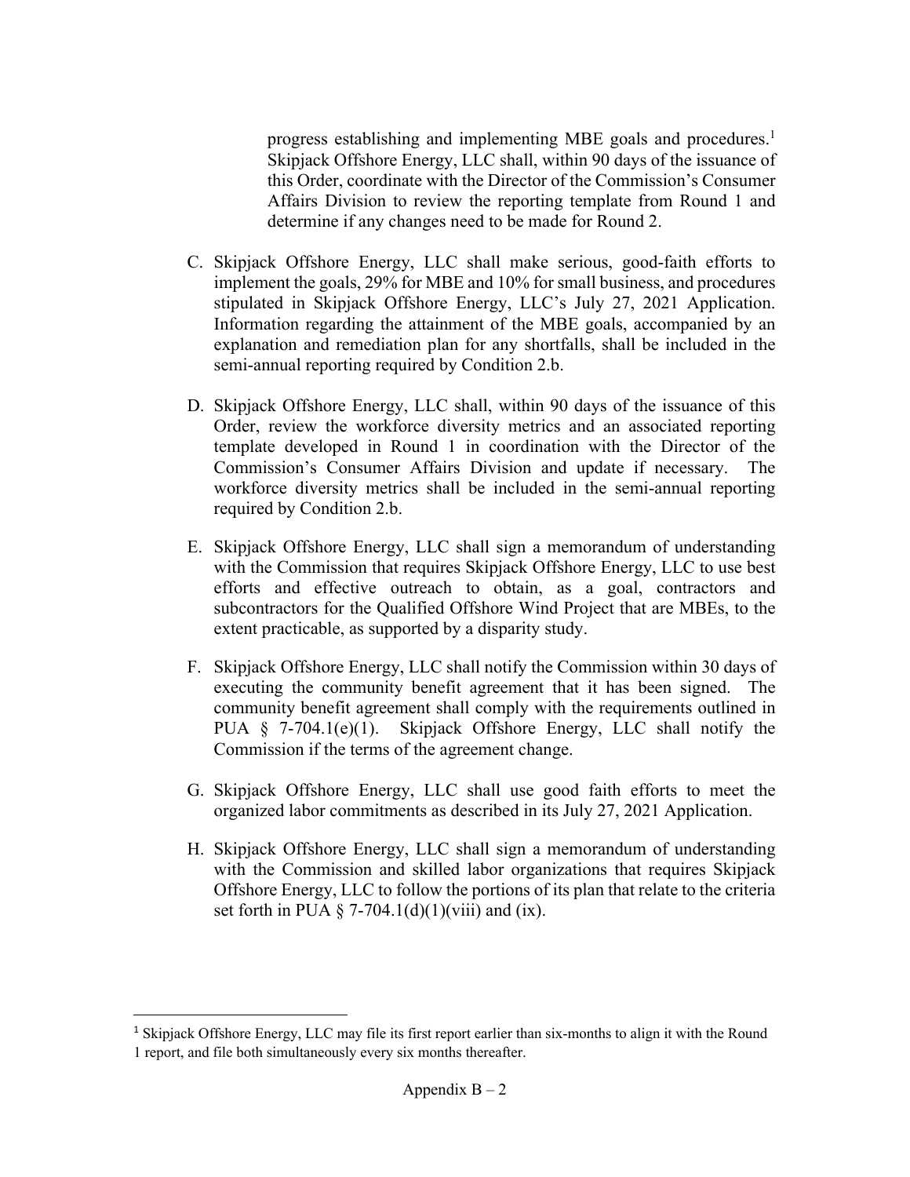progress establishing and implementing MBE goals and procedures.[1] Skipjack Offshore Energy, LLC shall, within 90 days of the issuance of this Order, coordinate with the Director of the Commission's Consumer Affairs Division to review the reporting template from Round 1 and determine if any changes need to be made for Round 2.

C. Skipjack Offshore Energy, LLC shall make serious, good-faith efforts to implement the goals, 29% for MBE and 10% for small business, and procedures stipulated in Skipjack Offshore Energy, LLC's July 27, 2021 Application. Information regarding the attainment of the MBE goals, accompanied by an explanation and remediation plan for any shortfalls, shall be included in the semi-annual reporting required by Condition 2.b.

D. Skipjack Offshore Energy, LLC shall, within 90 days of the issuance of this Order, review the workforce diversity metrics and an associated reporting template developed in Round 1 in coordination with the Director of the Commission's Consumer Affairs Division and update if necessary. The workforce diversity metrics shall be included in the semi-annual reporting required by Condition 2.b.

E. Skipjack Offshore Energy, LLC shall sign a memorandum of understanding with the Commission that requires Skipjack Offshore Energy, LLC to use best efforts and effective outreach to obtain, as a goal, contractors and subcontractors for the Qualified Offshore Wind Project that are MBEs, to the extent practicable, as supported by a disparity study.

F. Skipjack Offshore Energy, LLC shall notify the Commission within 30 days of executing the community benefit agreement that it has been signed. The community benefit agreement shall comply with the requirements outlined in PUA § 7-704.1(e)(1). Skipjack Offshore Energy, LLC shall notify the Commission if the terms of the agreement change.

G. Skipjack Offshore Energy, LLC shall use good faith efforts to meet the organized labor commitments as described in its July 27, 2021 Application.

H. Skipjack Offshore Energy, LLC shall sign a memorandum of understanding with the Commission and skilled labor organizations that requires Skipjack Offshore Energy, LLC to follow the portions of its plan that relate to the criteria set forth in PUA § 7-704.1(d)(1)(viii) and (ix).

[1] Skipjack Offshore Energy, LLC may file its first report earlier than six-months to align it with the Round 1 report, and file both simultaneously every six months thereafter.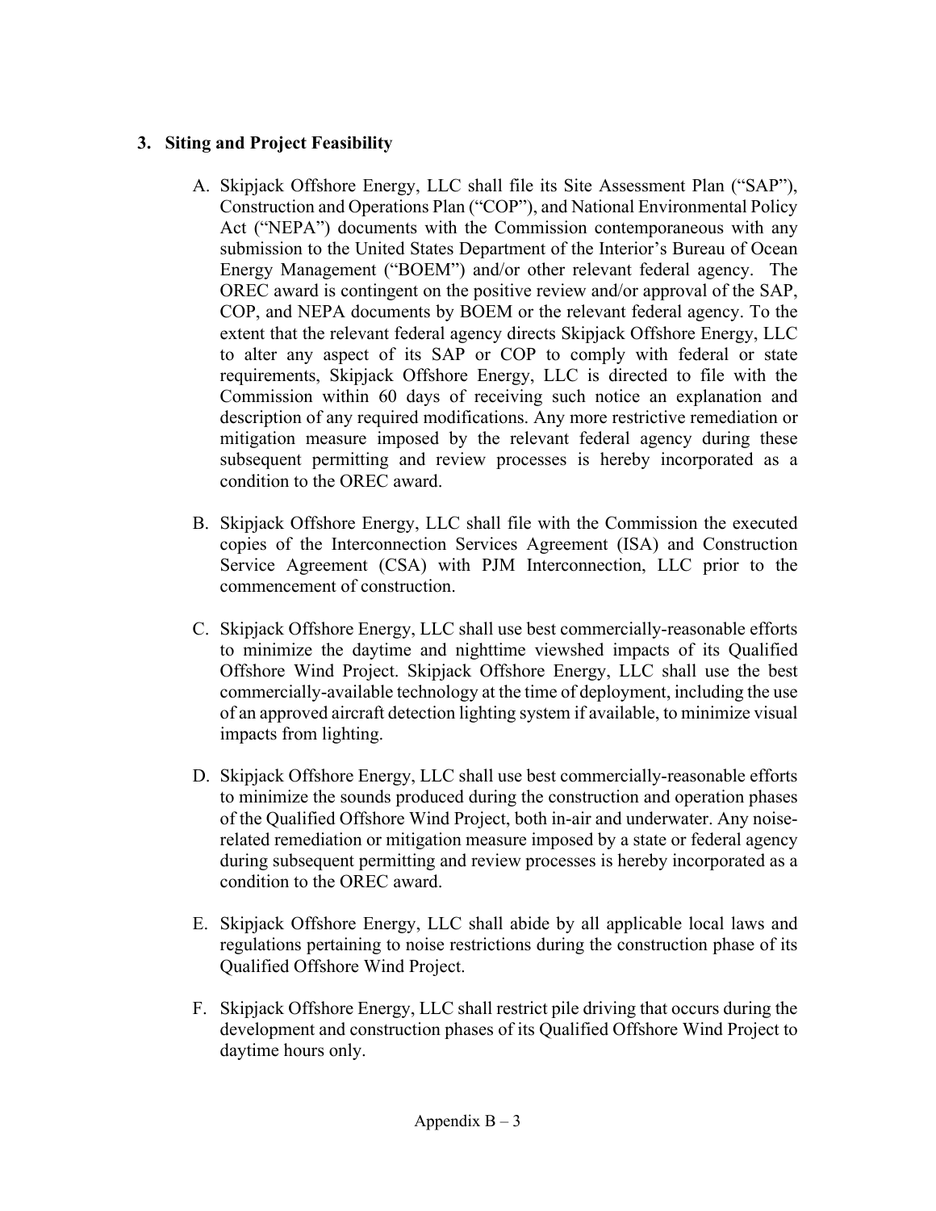### 3. Siting and Project Feasibility

A. Skipjack Offshore Energy, LLC shall file its Site Assessment Plan ("SAP"), Construction and Operations Plan ("COP"), and National Environmental Policy Act ("NEPA") documents with the Commission contemporaneous with any submission to the United States Department of the Interior's Bureau of Ocean Energy Management ("BOEM") and/or other relevant federal agency. The OREC award is contingent on the positive review and/or approval of the SAP, COP, and NEPA documents by BOEM or the relevant federal agency. To the extent that the relevant federal agency directs Skipjack Offshore Energy, LLC to alter any aspect of its SAP or COP to comply with federal or state requirements, Skipjack Offshore Energy, LLC is directed to file with the Commission within 60 days of receiving such notice an explanation and description of any required modifications. Any more restrictive remediation or mitigation measure imposed by the relevant federal agency during these subsequent permitting and review processes is hereby incorporated as a condition to the OREC award.

B. Skipjack Offshore Energy, LLC shall file with the Commission the executed copies of the Interconnection Services Agreement (ISA) and Construction Service Agreement (CSA) with PJM Interconnection, LLC prior to the commencement of construction.

C. Skipjack Offshore Energy, LLC shall use best commercially-reasonable efforts to minimize the daytime and nighttime viewshed impacts of its Qualified Offshore Wind Project. Skipjack Offshore Energy, LLC shall use the best commercially-available technology at the time of deployment, including the use of an approved aircraft detection lighting system if available, to minimize visual impacts from lighting.

D. Skipjack Offshore Energy, LLC shall use best commercially-reasonable efforts to minimize the sounds produced during the construction and operation phases of the Qualified Offshore Wind Project, both in-air and underwater. Any noise-related remediation or mitigation measure imposed by a state or federal agency during subsequent permitting and review processes is hereby incorporated as a condition to the OREC award.

E. Skipjack Offshore Energy, LLC shall abide by all applicable local laws and regulations pertaining to noise restrictions during the construction phase of its Qualified Offshore Wind Project.

F. Skipjack Offshore Energy, LLC shall restrict pile driving that occurs during the development and construction phases of its Qualified Offshore Wind Project to daytime hours only.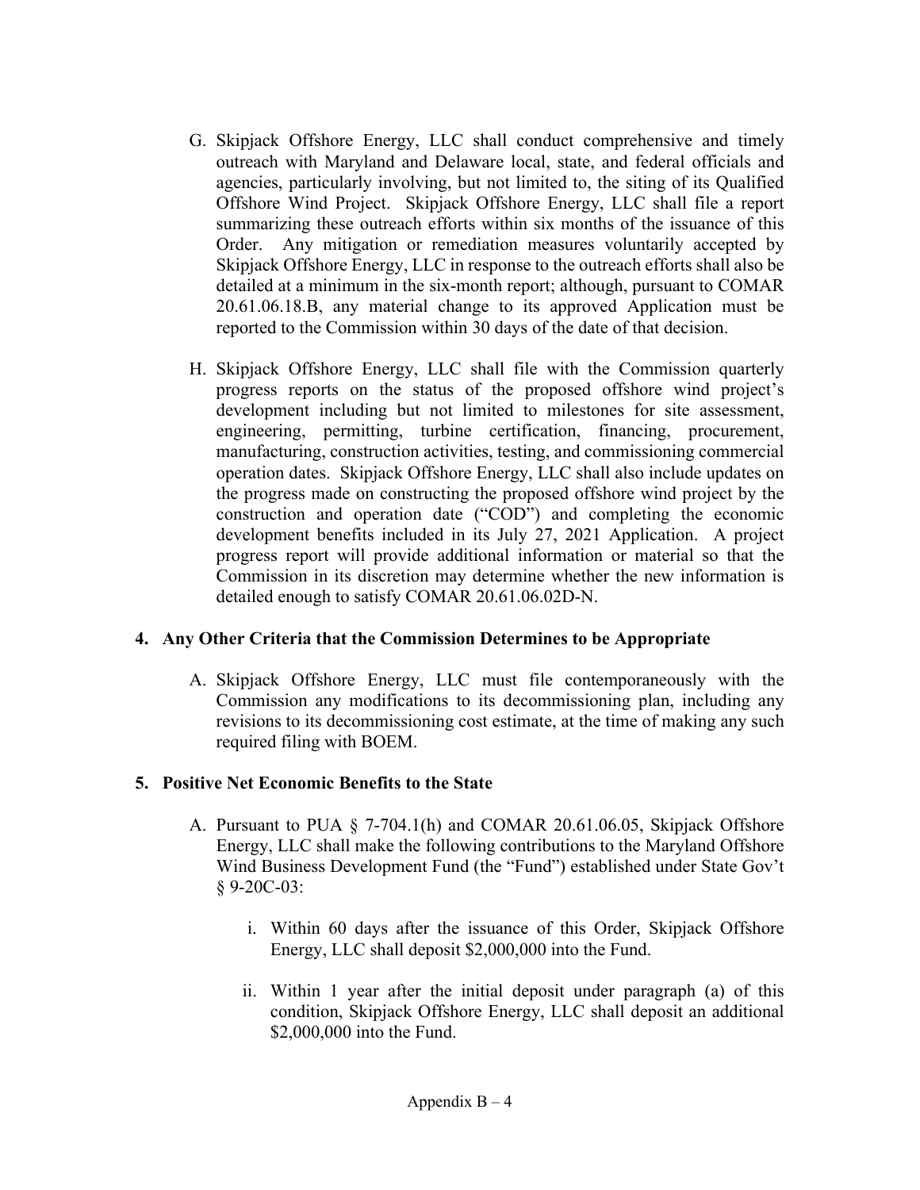G. Skipjack Offshore Energy, LLC shall conduct comprehensive and timely outreach with Maryland and Delaware local, state, and federal officials and agencies, particularly involving, but not limited to, the siting of its Qualified Offshore Wind Project. Skipjack Offshore Energy, LLC shall file a report summarizing these outreach efforts within six months of the issuance of this Order. Any mitigation or remediation measures voluntarily accepted by Skipjack Offshore Energy, LLC in response to the outreach efforts shall also be detailed at a minimum in the six-month report; although, pursuant to COMAR 20.61.06.18.B, any material change to its approved Application must be reported to the Commission within 30 days of the date of that decision.

H. Skipjack Offshore Energy, LLC shall file with the Commission quarterly progress reports on the status of the proposed offshore wind project's development including but not limited to milestones for site assessment, engineering, permitting, turbine certification, financing, procurement, manufacturing, construction activities, testing, and commissioning commercial operation dates. Skipjack Offshore Energy, LLC shall also include updates on the progress made on constructing the proposed offshore wind project by the construction and operation date ("COD") and completing the economic development benefits included in its July 27, 2021 Application. A project progress report will provide additional information or material so that the Commission in its discretion may determine whether the new information is detailed enough to satisfy COMAR 20.61.06.02D-N.

### 4. Any Other Criteria that the Commission Determines to be Appropriate

A. Skipjack Offshore Energy, LLC must file contemporaneously with the Commission any modifications to its decommissioning plan, including any revisions to its decommissioning cost estimate, at the time of making any such required filing with BOEM.

### 5. Positive Net Economic Benefits to the State

A. Pursuant to PUA § 7-704.1(h) and COMAR 20.61.06.05, Skipjack Offshore Energy, LLC shall make the following contributions to the Maryland Offshore Wind Business Development Fund (the "Fund") established under State Gov't § 9-20C-03:

   i. Within 60 days after the issuance of this Order, Skipjack Offshore Energy, LLC shall deposit $2,000,000 into the Fund.

   ii. Within 1 year after the initial deposit under paragraph (a) of this condition, Skipjack Offshore Energy, LLC shall deposit an additional $2,000,000 into the Fund.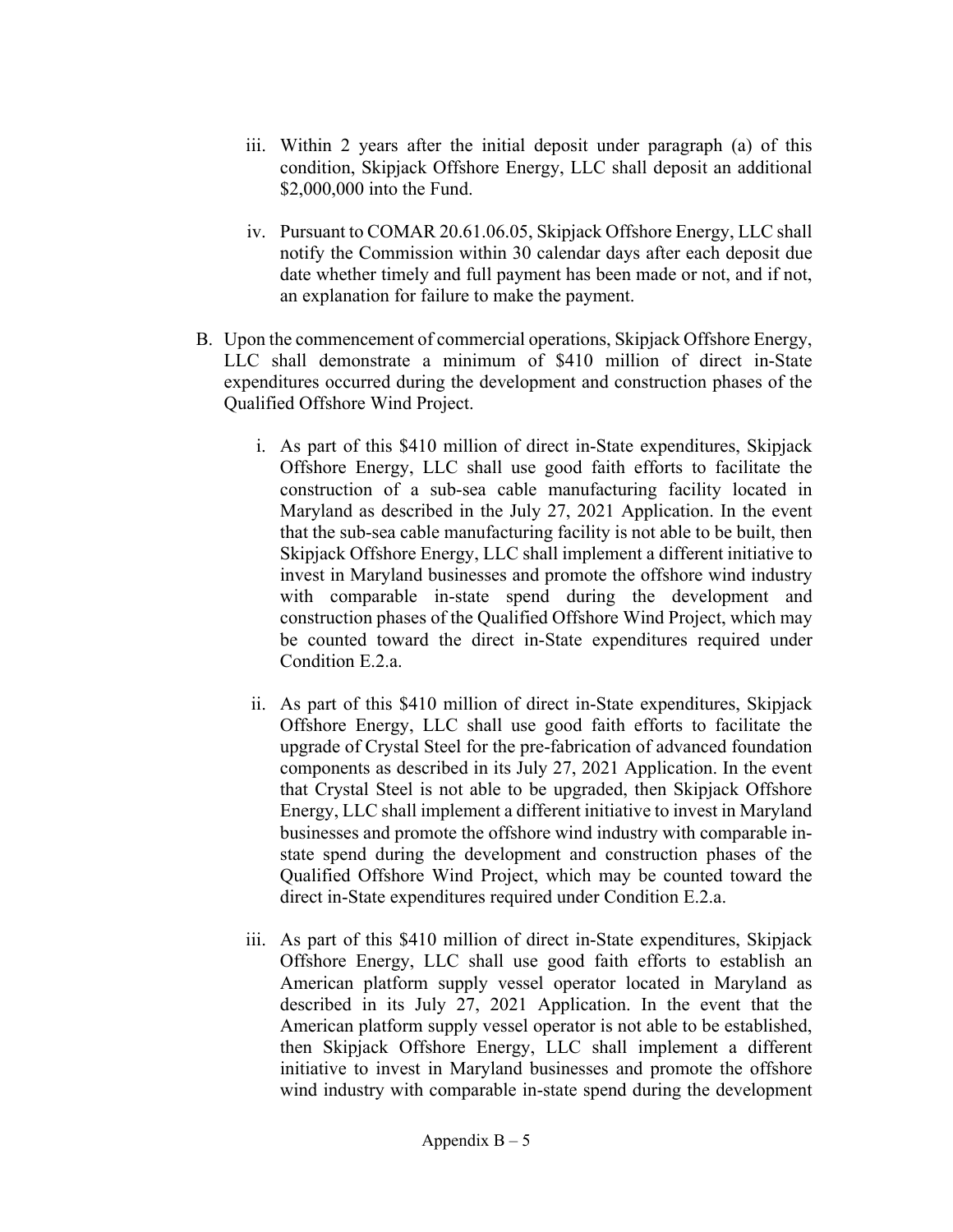iii. Within 2 years after the initial deposit under paragraph (a) of this condition, Skipjack Offshore Energy, LLC shall deposit an additional $2,000,000 into the Fund.

iv. Pursuant to COMAR 20.61.06.05, Skipjack Offshore Energy, LLC shall notify the Commission within 30 calendar days after each deposit due date whether timely and full payment has been made or not, and if not, an explanation for failure to make the payment.

B. Upon the commencement of commercial operations, Skipjack Offshore Energy, LLC shall demonstrate a minimum of $410 million of direct in-State expenditures occurred during the development and construction phases of the Qualified Offshore Wind Project.

   i. As part of this $410 million of direct in-State expenditures, Skipjack Offshore Energy, LLC shall use good faith efforts to facilitate the construction of a sub-sea cable manufacturing facility located in Maryland as described in the July 27, 2021 Application. In the event that the sub-sea cable manufacturing facility is not able to be built, then Skipjack Offshore Energy, LLC shall implement a different initiative to invest in Maryland businesses and promote the offshore wind industry with comparable in-state spend during the development and construction phases of the Qualified Offshore Wind Project, which may be counted toward the direct in-State expenditures required under Condition E.2.a.

   ii. As part of this $410 million of direct in-State expenditures, Skipjack Offshore Energy, LLC shall use good faith efforts to facilitate the upgrade of Crystal Steel for the pre-fabrication of advanced foundation components as described in its July 27, 2021 Application. In the event that Crystal Steel is not able to be upgraded, then Skipjack Offshore Energy, LLC shall implement a different initiative to invest in Maryland businesses and promote the offshore wind industry with comparable in-state spend during the development and construction phases of the Qualified Offshore Wind Project, which may be counted toward the direct in-State expenditures required under Condition E.2.a.

   iii. As part of this $410 million of direct in-State expenditures, Skipjack Offshore Energy, LLC shall use good faith efforts to establish an American platform supply vessel operator located in Maryland as described in its July 27, 2021 Application. In the event that the American platform supply vessel operator is not able to be established, then Skipjack Offshore Energy, LLC shall implement a different initiative to invest in Maryland businesses and promote the offshore wind industry with comparable in-state spend during the development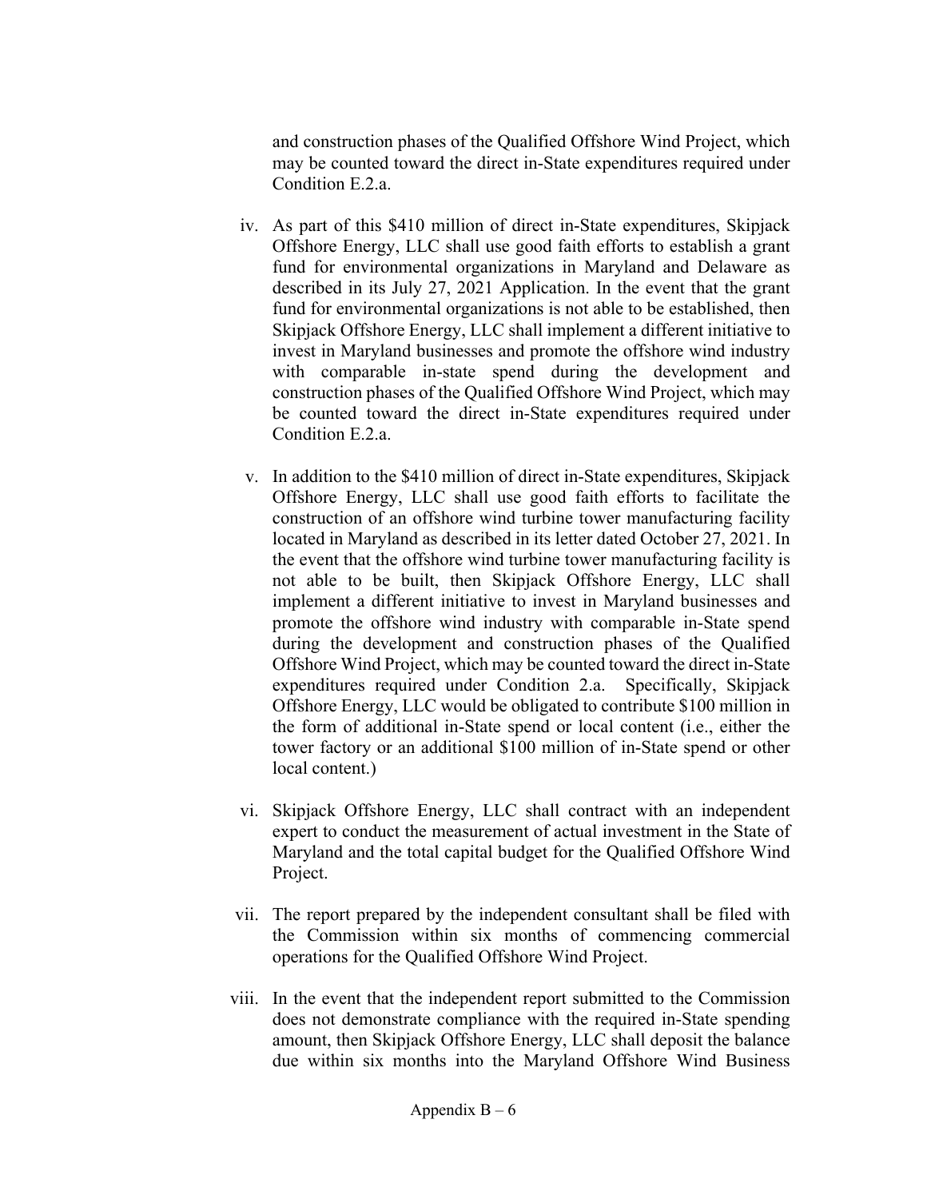and construction phases of the Qualified Offshore Wind Project, which may be counted toward the direct in-State expenditures required under Condition E.2.a.

iv. As part of this $410 million of direct in-State expenditures, Skipjack Offshore Energy, LLC shall use good faith efforts to establish a grant fund for environmental organizations in Maryland and Delaware as described in its July 27, 2021 Application. In the event that the grant fund for environmental organizations is not able to be established, then Skipjack Offshore Energy, LLC shall implement a different initiative to invest in Maryland businesses and promote the offshore wind industry with comparable in-state spend during the development and construction phases of the Qualified Offshore Wind Project, which may be counted toward the direct in-State expenditures required under Condition E.2.a.

v. In addition to the $410 million of direct in-State expenditures, Skipjack Offshore Energy, LLC shall use good faith efforts to facilitate the construction of an offshore wind turbine tower manufacturing facility located in Maryland as described in its letter dated October 27, 2021. In the event that the offshore wind turbine tower manufacturing facility is not able to be built, then Skipjack Offshore Energy, LLC shall implement a different initiative to invest in Maryland businesses and promote the offshore wind industry with comparable in-State spend during the development and construction phases of the Qualified Offshore Wind Project, which may be counted toward the direct in-State expenditures required under Condition 2.a. Specifically, Skipjack Offshore Energy, LLC would be obligated to contribute $100 million in the form of additional in-State spend or local content (i.e., either the tower factory or an additional $100 million of in-State spend or other local content.)

vi. Skipjack Offshore Energy, LLC shall contract with an independent expert to conduct the measurement of actual investment in the State of Maryland and the total capital budget for the Qualified Offshore Wind Project.

vii. The report prepared by the independent consultant shall be filed with the Commission within six months of commencing commercial operations for the Qualified Offshore Wind Project.

viii. In the event that the independent report submitted to the Commission does not demonstrate compliance with the required in-State spending amount, then Skipjack Offshore Energy, LLC shall deposit the balance due within six months into the Maryland Offshore Wind Business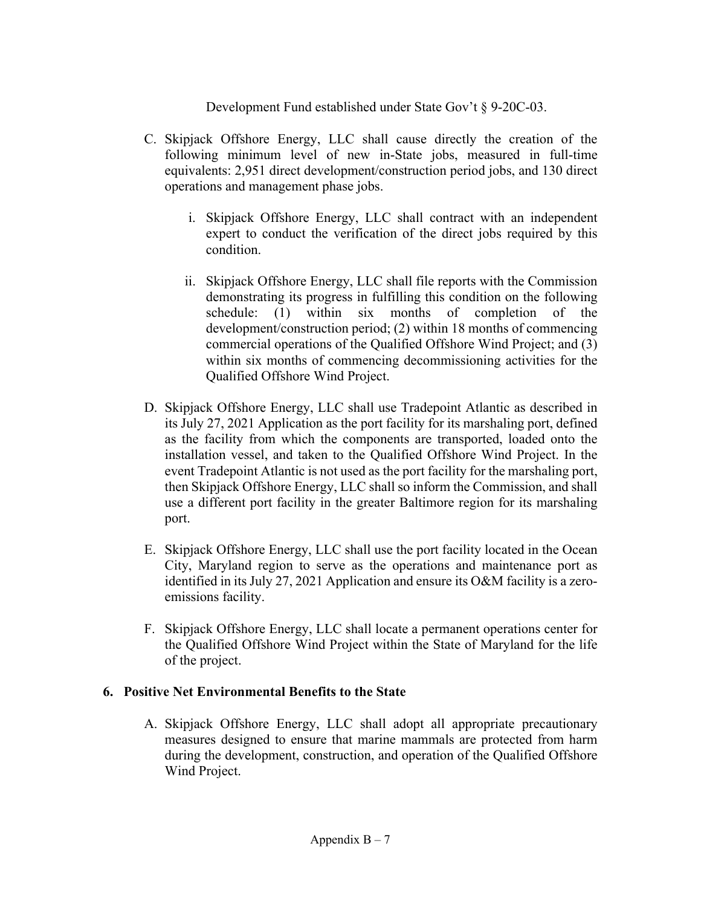Development Fund established under State Gov't § 9-20C-03.

C. Skipjack Offshore Energy, LLC shall cause directly the creation of the following minimum level of new in-State jobs, measured in full-time equivalents: 2,951 direct development/construction period jobs, and 130 direct operations and management phase jobs.

    i. Skipjack Offshore Energy, LLC shall contract with an independent expert to conduct the verification of the direct jobs required by this condition.

    ii. Skipjack Offshore Energy, LLC shall file reports with the Commission demonstrating its progress in fulfilling this condition on the following schedule: (1) within six months of completion of the development/construction period; (2) within 18 months of commencing commercial operations of the Qualified Offshore Wind Project; and (3) within six months of commencing decommissioning activities for the Qualified Offshore Wind Project.

D. Skipjack Offshore Energy, LLC shall use Tradepoint Atlantic as described in its July 27, 2021 Application as the port facility for its marshaling port, defined as the facility from which the components are transported, loaded onto the installation vessel, and taken to the Qualified Offshore Wind Project. In the event Tradepoint Atlantic is not used as the port facility for the marshaling port, then Skipjack Offshore Energy, LLC shall so inform the Commission, and shall use a different port facility in the greater Baltimore region for its marshaling port.

E. Skipjack Offshore Energy, LLC shall use the port facility located in the Ocean City, Maryland region to serve as the operations and maintenance port as identified in its July 27, 2021 Application and ensure its O&M facility is a zero-emissions facility.

F. Skipjack Offshore Energy, LLC shall locate a permanent operations center for the Qualified Offshore Wind Project within the State of Maryland for the life of the project.

### 6. Positive Net Environmental Benefits to the State

A. Skipjack Offshore Energy, LLC shall adopt all appropriate precautionary measures designed to ensure that marine mammals are protected from harm during the development, construction, and operation of the Qualified Offshore Wind Project.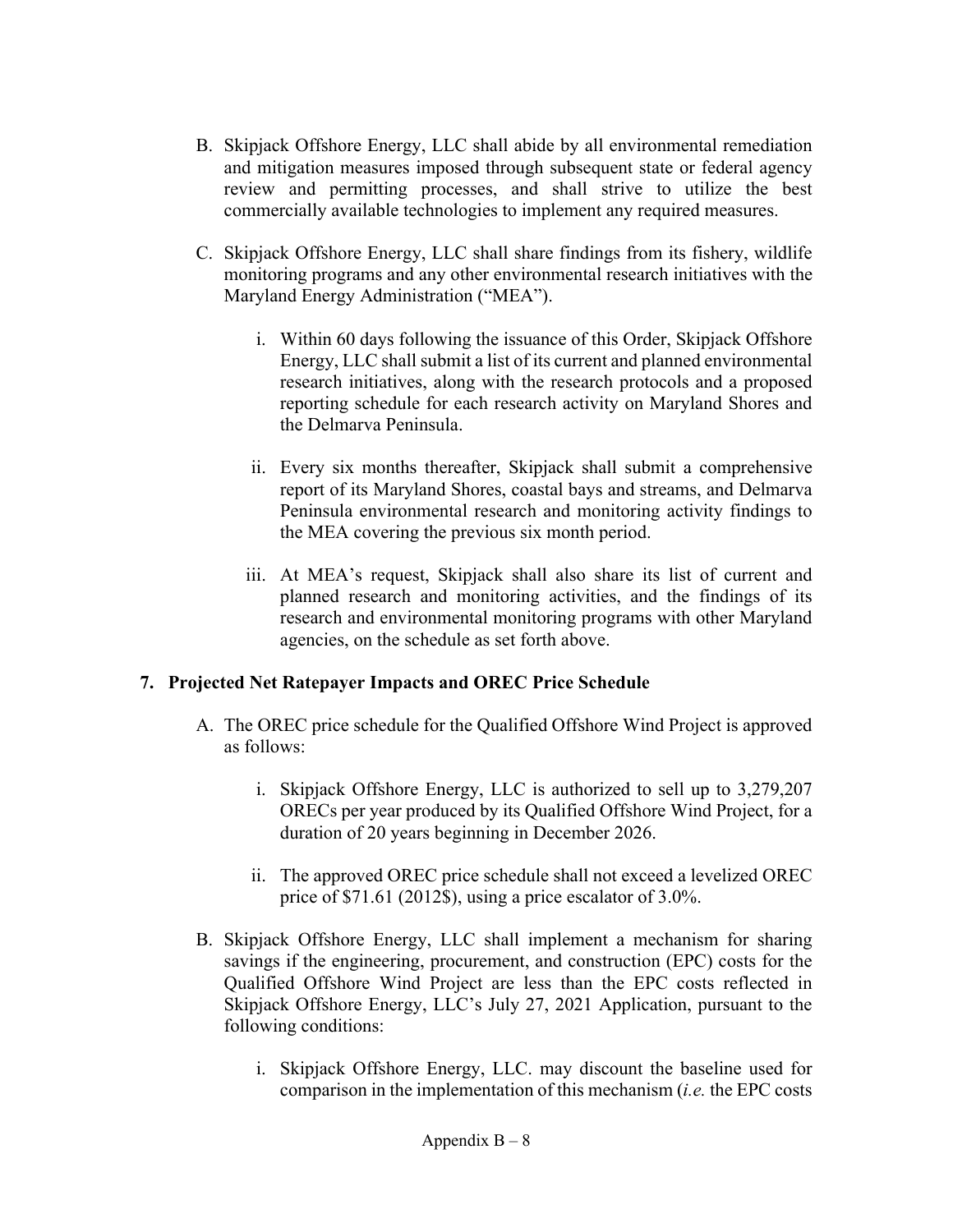B. Skipjack Offshore Energy, LLC shall abide by all environmental remediation and mitigation measures imposed through subsequent state or federal agency review and permitting processes, and shall strive to utilize the best commercially available technologies to implement any required measures.

C. Skipjack Offshore Energy, LLC shall share findings from its fishery, wildlife monitoring programs and any other environmental research initiatives with the Maryland Energy Administration ("MEA").

   i. Within 60 days following the issuance of this Order, Skipjack Offshore Energy, LLC shall submit a list of its current and planned environmental research initiatives, along with the research protocols and a proposed reporting schedule for each research activity on Maryland Shores and the Delmarva Peninsula.

   ii. Every six months thereafter, Skipjack shall submit a comprehensive report of its Maryland Shores, coastal bays and streams, and Delmarva Peninsula environmental research and monitoring activity findings to the MEA covering the previous six month period.

   iii. At MEA's request, Skipjack shall also share its list of current and planned research and monitoring activities, and the findings of its research and environmental monitoring programs with other Maryland agencies, on the schedule as set forth above.

**7. Projected Net Ratepayer Impacts and OREC Price Schedule**

A. The OREC price schedule for the Qualified Offshore Wind Project is approved as follows:

   i. Skipjack Offshore Energy, LLC is authorized to sell up to 3,279,207 ORECs per year produced by its Qualified Offshore Wind Project, for a duration of 20 years beginning in December 2026.

   ii. The approved OREC price schedule shall not exceed a levelized OREC price of $71.61 (2012$), using a price escalator of 3.0%.

B. Skipjack Offshore Energy, LLC shall implement a mechanism for sharing savings if the engineering, procurement, and construction (EPC) costs for the Qualified Offshore Wind Project are less than the EPC costs reflected in Skipjack Offshore Energy, LLC's July 27, 2021 Application, pursuant to the following conditions:

   i. Skipjack Offshore Energy, LLC. may discount the baseline used for comparison in the implementation of this mechanism (*i.e.* the EPC costs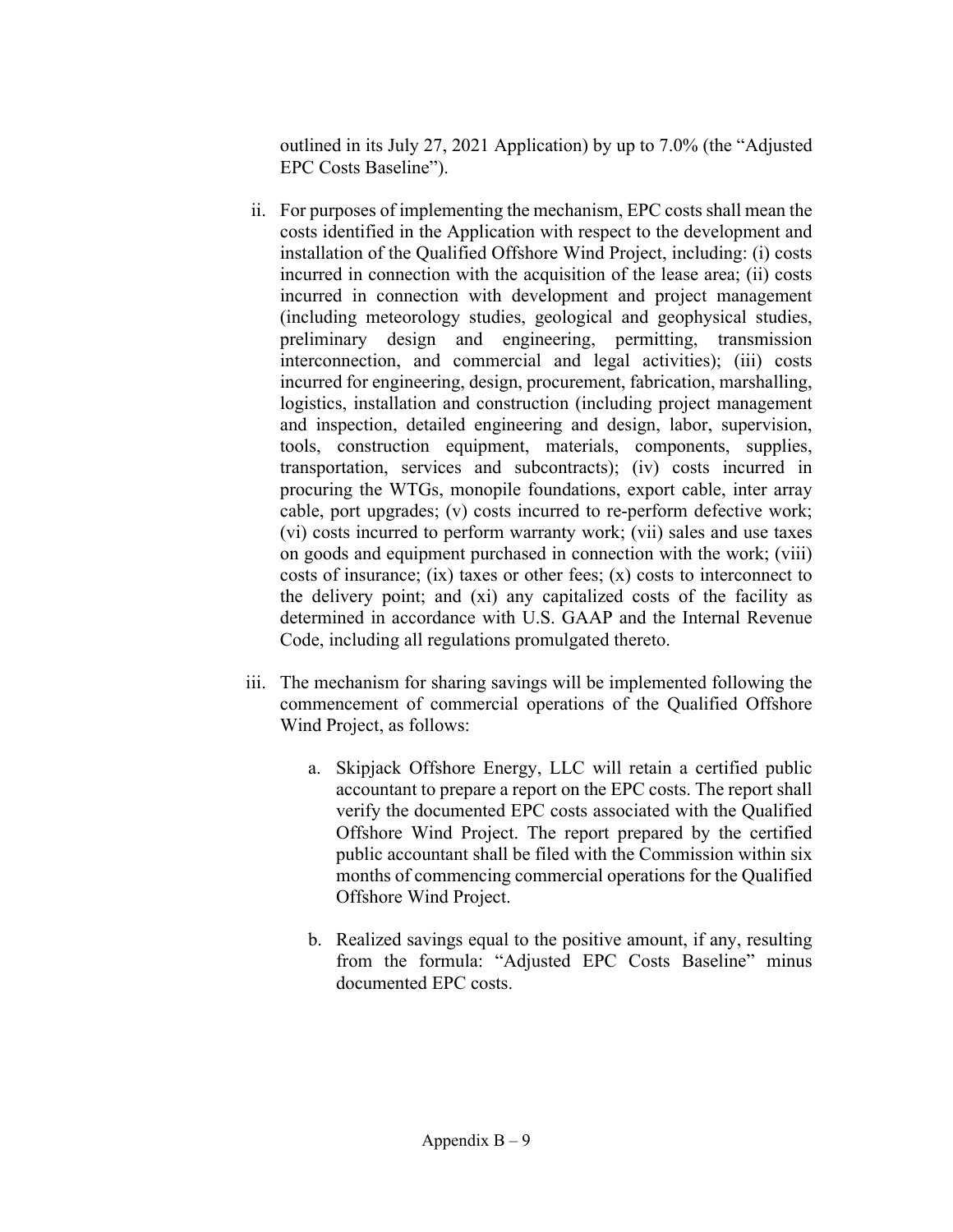outlined in its July 27, 2021 Application) by up to 7.0% (the "Adjusted EPC Costs Baseline").

ii. For purposes of implementing the mechanism, EPC costs shall mean the costs identified in the Application with respect to the development and installation of the Qualified Offshore Wind Project, including: (i) costs incurred in connection with the acquisition of the lease area; (ii) costs incurred in connection with development and project management (including meteorology studies, geological and geophysical studies, preliminary design and engineering, permitting, transmission interconnection, and commercial and legal activities); (iii) costs incurred for engineering, design, procurement, fabrication, marshalling, logistics, installation and construction (including project management and inspection, detailed engineering and design, labor, supervision, tools, construction equipment, materials, components, supplies, transportation, services and subcontracts); (iv) costs incurred in procuring the WTGs, monopile foundations, export cable, inter array cable, port upgrades; (v) costs incurred to re-perform defective work; (vi) costs incurred to perform warranty work; (vii) sales and use taxes on goods and equipment purchased in connection with the work; (viii) costs of insurance; (ix) taxes or other fees; (x) costs to interconnect to the delivery point; and (xi) any capitalized costs of the facility as determined in accordance with U.S. GAAP and the Internal Revenue Code, including all regulations promulgated thereto.

iii. The mechanism for sharing savings will be implemented following the commencement of commercial operations of the Qualified Offshore Wind Project, as follows:

   a. Skipjack Offshore Energy, LLC will retain a certified public accountant to prepare a report on the EPC costs. The report shall verify the documented EPC costs associated with the Qualified Offshore Wind Project. The report prepared by the certified public accountant shall be filed with the Commission within six months of commencing commercial operations for the Qualified Offshore Wind Project.

   b. Realized savings equal to the positive amount, if any, resulting from the formula: "Adjusted EPC Costs Baseline" minus documented EPC costs.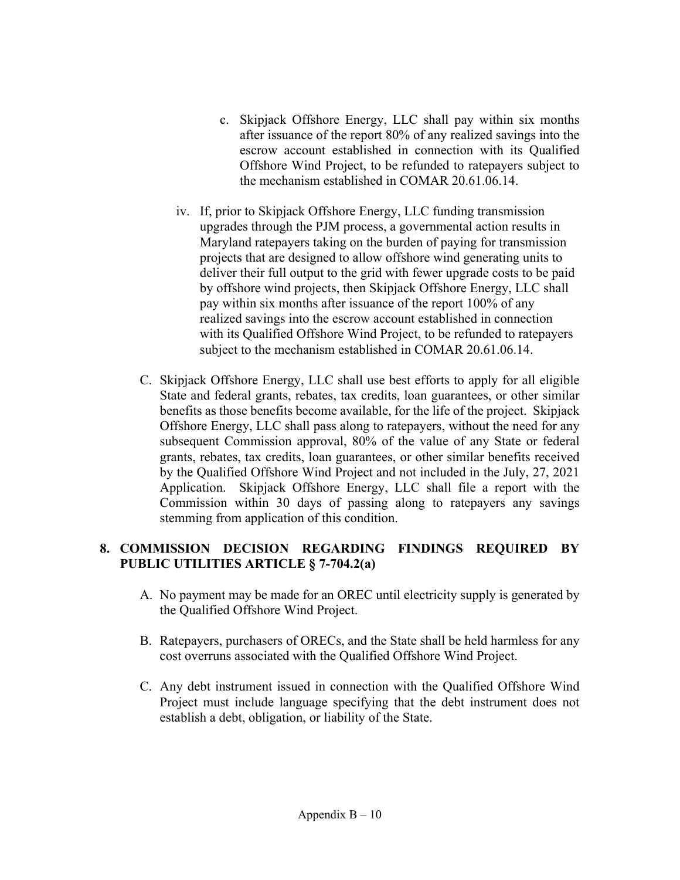c. Skipjack Offshore Energy, LLC shall pay within six months after issuance of the report 80% of any realized savings into the escrow account established in connection with its Qualified Offshore Wind Project, to be refunded to ratepayers subject to the mechanism established in COMAR 20.61.06.14.

iv. If, prior to Skipjack Offshore Energy, LLC funding transmission upgrades through the PJM process, a governmental action results in Maryland ratepayers taking on the burden of paying for transmission projects that are designed to allow offshore wind generating units to deliver their full output to the grid with fewer upgrade costs to be paid by offshore wind projects, then Skipjack Offshore Energy, LLC shall pay within six months after issuance of the report 100% of any realized savings into the escrow account established in connection with its Qualified Offshore Wind Project, to be refunded to ratepayers subject to the mechanism established in COMAR 20.61.06.14.

C. Skipjack Offshore Energy, LLC shall use best efforts to apply for all eligible State and federal grants, rebates, tax credits, loan guarantees, or other similar benefits as those benefits become available, for the life of the project. Skipjack Offshore Energy, LLC shall pass along to ratepayers, without the need for any subsequent Commission approval, 80% of the value of any State or federal grants, rebates, tax credits, loan guarantees, or other similar benefits received by the Qualified Offshore Wind Project and not included in the July, 27, 2021 Application. Skipjack Offshore Energy, LLC shall file a report with the Commission within 30 days of passing along to ratepayers any savings stemming from application of this condition.

## 8. COMMISSION DECISION REGARDING FINDINGS REQUIRED BY PUBLIC UTILITIES ARTICLE § 7-704.2(a)

A. No payment may be made for an OREC until electricity supply is generated by the Qualified Offshore Wind Project.

B. Ratepayers, purchasers of ORECs, and the State shall be held harmless for any cost overruns associated with the Qualified Offshore Wind Project.

C. Any debt instrument issued in connection with the Qualified Offshore Wind Project must include language specifying that the debt instrument does not establish a debt, obligation, or liability of the State.